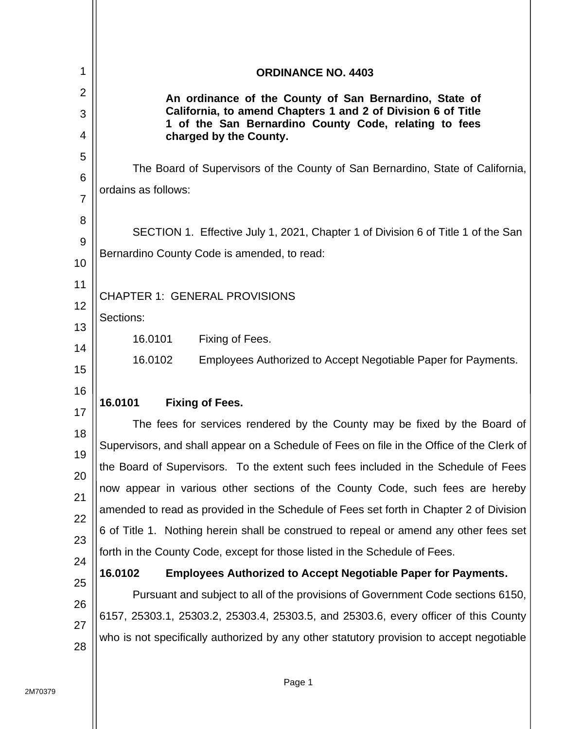# ORDINANCE NO. 4403

**An ordinance of the County of San Bernardino, State of California, to amend Chapters 1 and 2 of Division 6 of Title 1 of the San Bernardino County Code, relating to fees charged by the County.**

The Board of Supervisors of the County of San Bernardino, State of California, ordains as follows:

SECTION 1. Effective July 1, 2021, Chapter 1 of Division 6 of Title 1 of the San Bernardino County Code is amended, to read:

CHAPTER 1: GENERAL PROVISIONS

Sections:

16.0101 Fixing of Fees.

16.0102 Employees Authorized to Accept Negotiable Paper for Payments.

**16.0101 Fixing of Fees.**

The fees for services rendered by the County may be fixed by the Board of Supervisors, and shall appear on a Schedule of Fees on file in the Office of the Clerk of the Board of Supervisors. To the extent such fees included in the Schedule of Fees now appear in various other sections of the County Code, such fees are hereby amended to read as provided in the Schedule of Fees set forth in Chapter 2 of Division 6 of Title 1. Nothing herein shall be construed to repeal or amend any other fees set forth in the County Code, except for those listed in the Schedule of Fees.

**16.0102 Employees Authorized to Accept Negotiable Paper for Payments.**

Pursuant and subject to all of the provisions of Government Code sections 6150, 6157, 25303.1, 25303.2, 25303.4, 25303.5, and 25303.6, every officer of this County who is not specifically authorized by any other statutory provision to accept negotiable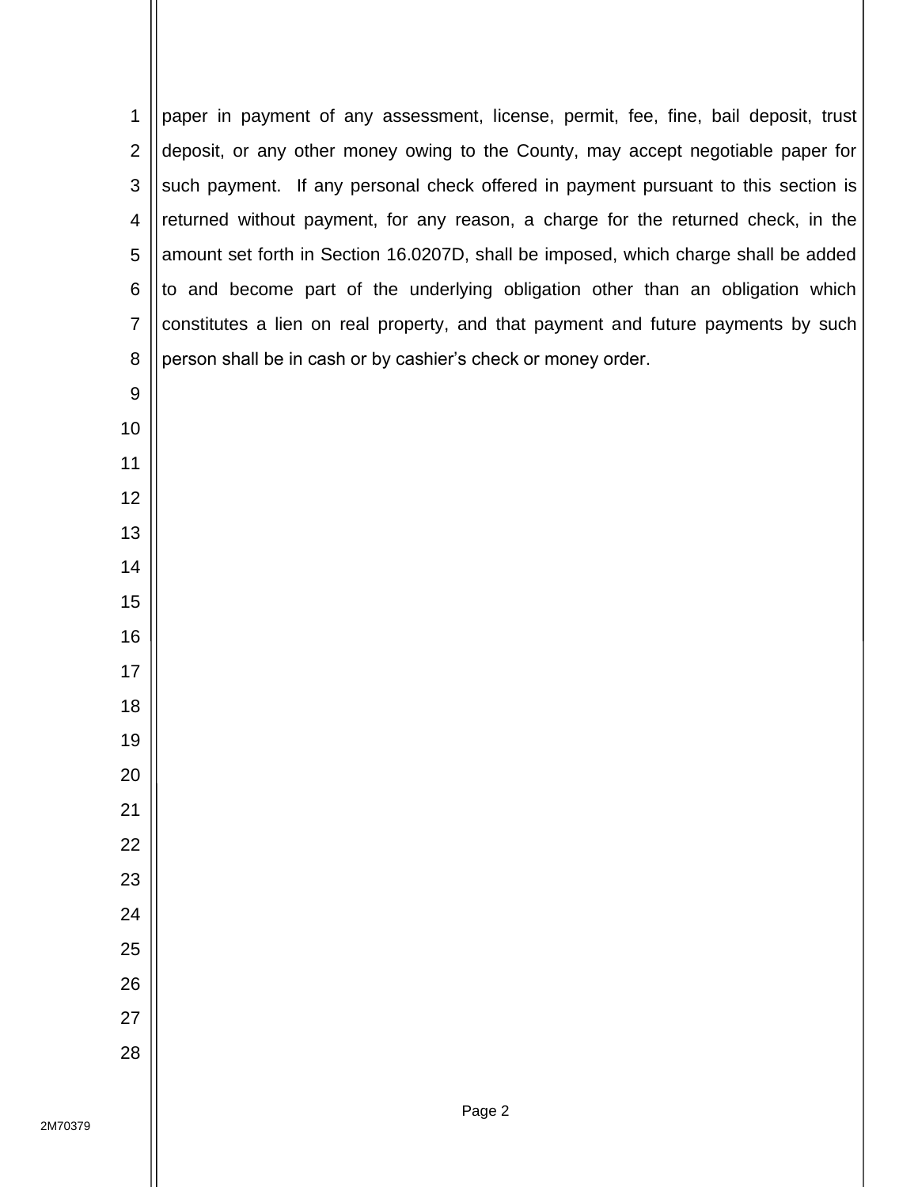paper in payment of any assessment, license, permit, fee, fine, bail deposit, trust deposit, or any other money owing to the County, may accept negotiable paper for such payment. If any personal check offered in payment pursuant to this section is returned without payment, for any reason, a charge for the returned check, in the amount set forth in Section 16.0207D, shall be imposed, which charge shall be added to and become part of the underlying obligation other than an obligation which constitutes a lien on real property, and that payment and future payments by such person shall be in cash or by cashier's check or money order.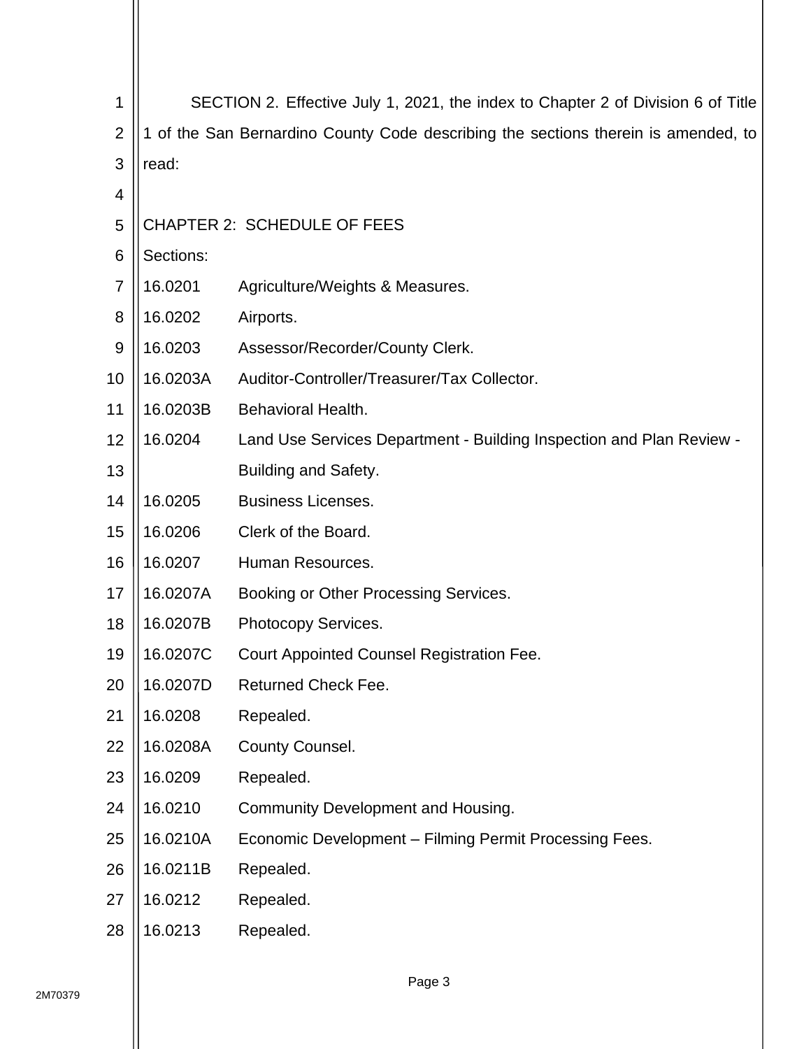SECTION 2. Effective July 1, 2021, the index to Chapter 2 of Division 6 of Title 1 of the San Bernardino County Code describing the sections therein is amended, to read:

CHAPTER 2: SCHEDULE OF FEES

Sections:

| | |
|---|---|
| 16.0201 | Agriculture/Weights & Measures. |
| 16.0202 | Airports. |
| 16.0203 | Assessor/Recorder/County Clerk. |
| 16.0203A | Auditor-Controller/Treasurer/Tax Collector. |
| 16.0203B | Behavioral Health. |
| 16.0204 | Land Use Services Department - Building Inspection and Plan Review - Building and Safety. |
| 16.0205 | Business Licenses. |
| 16.0206 | Clerk of the Board. |
| 16.0207 | Human Resources. |
| 16.0207A | Booking or Other Processing Services. |
| 16.0207B | Photocopy Services. |
| 16.0207C | Court Appointed Counsel Registration Fee. |
| 16.0207D | Returned Check Fee. |
| 16.0208 | Repealed. |
| 16.0208A | County Counsel. |
| 16.0209 | Repealed. |
| 16.0210 | Community Development and Housing. |
| 16.0210A | Economic Development – Filming Permit Processing Fees. |
| 16.0211B | Repealed. |
| 16.0212 | Repealed. |
| 16.0213 | Repealed. |

2M70379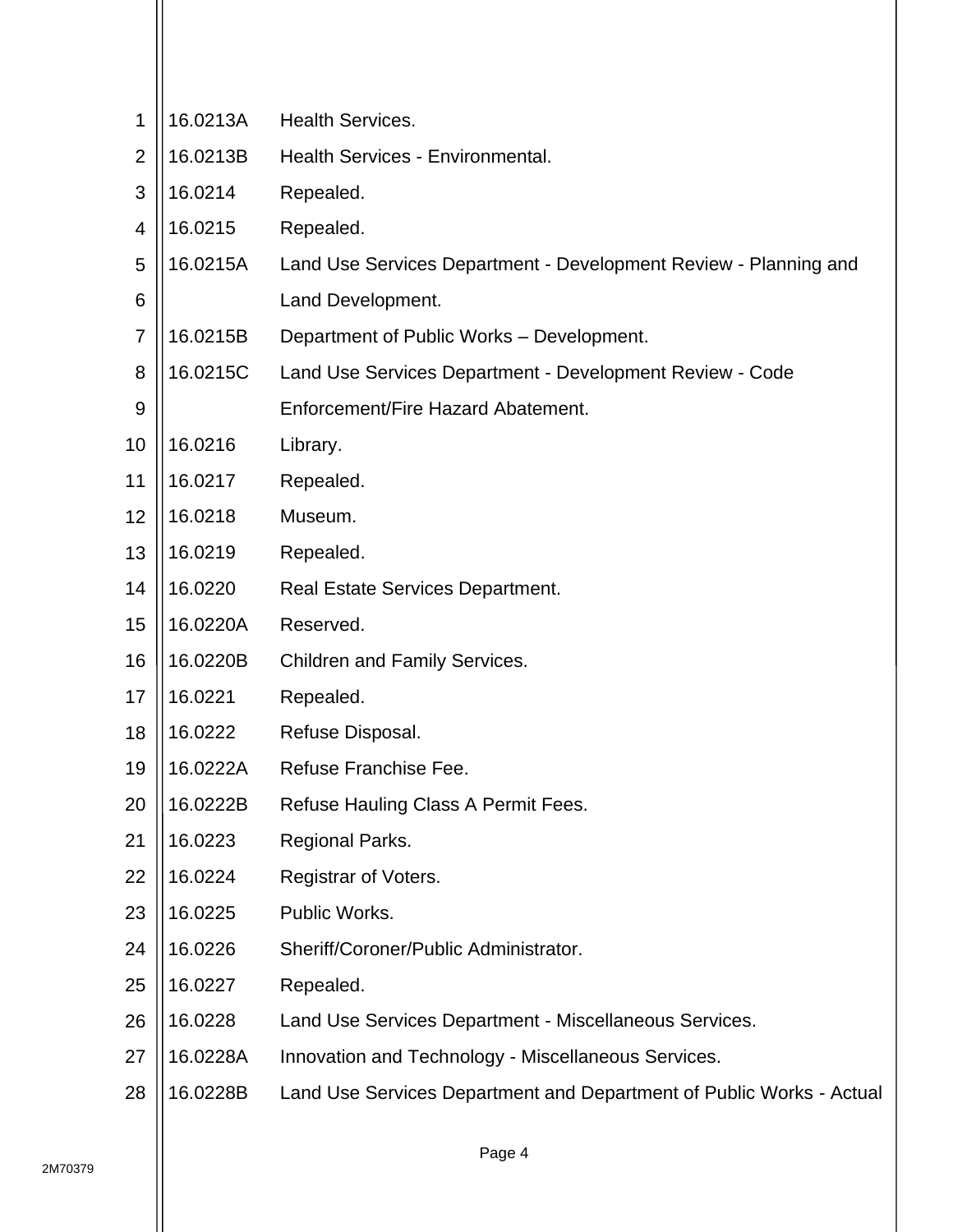16.0213A Health Services.
16.0213B Health Services - Environmental.
16.0214 Repealed.
16.0215 Repealed.
16.0215A Land Use Services Department - Development Review - Planning and Land Development.
16.0215B Department of Public Works – Development.
16.0215C Land Use Services Department - Development Review - Code Enforcement/Fire Hazard Abatement.
16.0216 Library.
16.0217 Repealed.
16.0218 Museum.
16.0219 Repealed.
16.0220 Real Estate Services Department.
16.0220A Reserved.
16.0220B Children and Family Services.
16.0221 Repealed.
16.0222 Refuse Disposal.
16.0222A Refuse Franchise Fee.
16.0222B Refuse Hauling Class A Permit Fees.
16.0223 Regional Parks.
16.0224 Registrar of Voters.
16.0225 Public Works.
16.0226 Sheriff/Coroner/Public Administrator.
16.0227 Repealed.
16.0228 Land Use Services Department - Miscellaneous Services.
16.0228A Innovation and Technology - Miscellaneous Services.
16.0228B Land Use Services Department and Department of Public Works - Actual

2M70379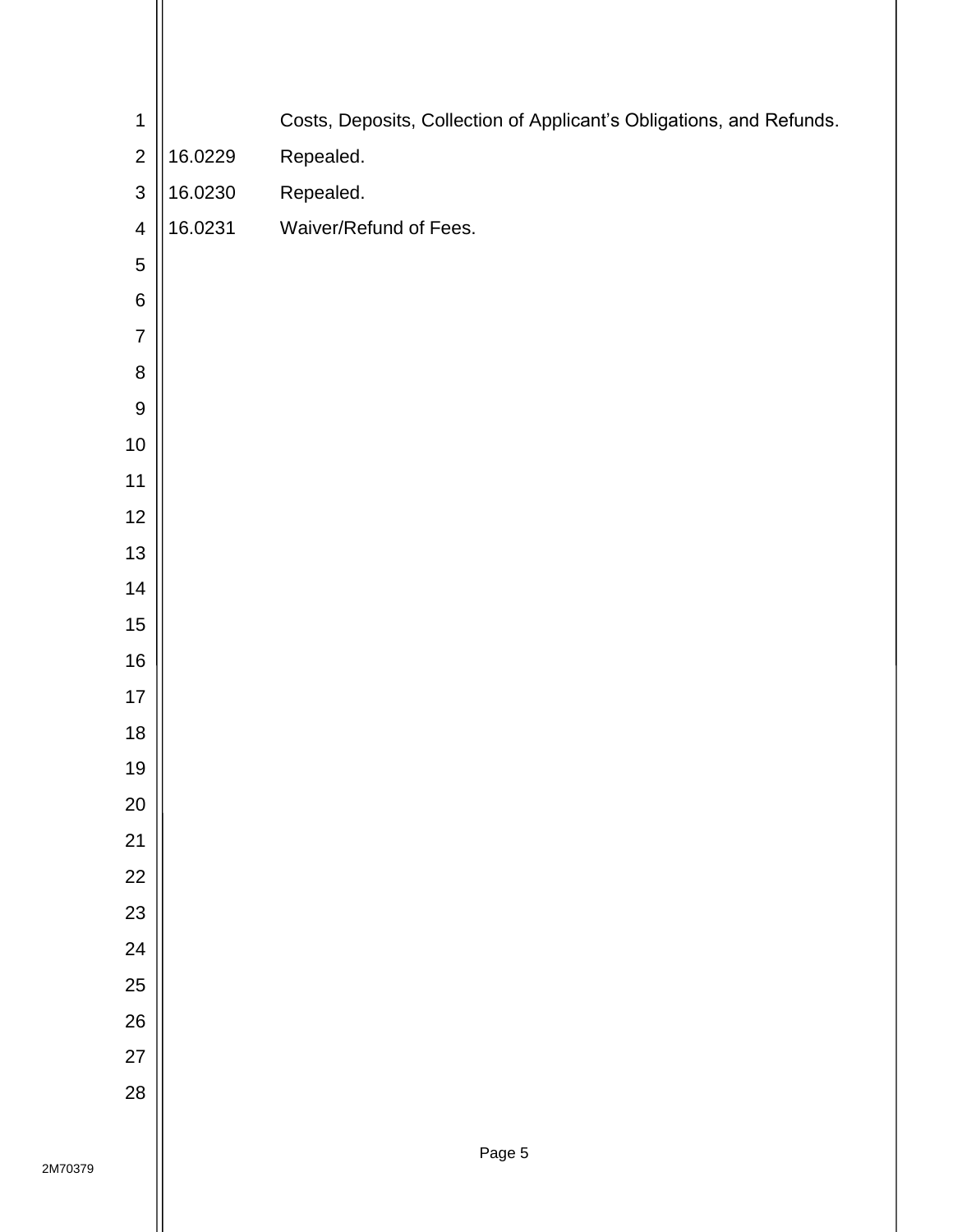Costs, Deposits, Collection of Applicant's Obligations, and Refunds.

16.0229 Repealed.

16.0230 Repealed.

16.0231 Waiver/Refund of Fees.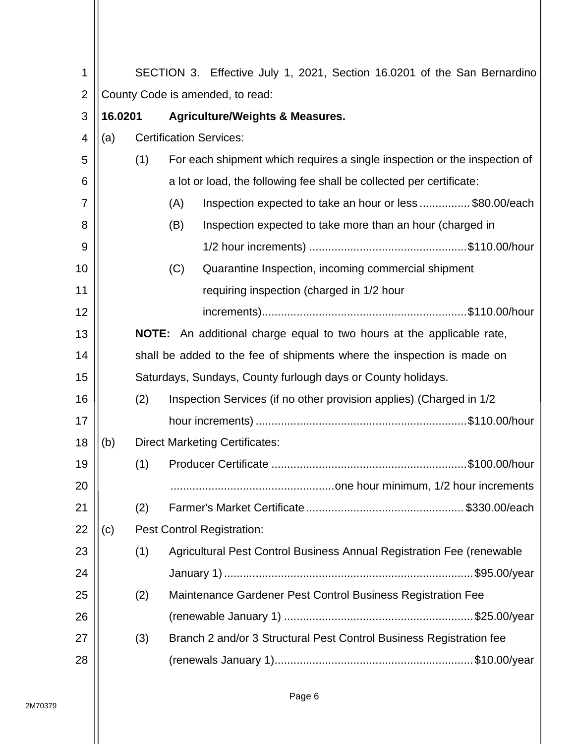SECTION 3. Effective July 1, 2021, Section 16.0201 of the San Bernardino County Code is amended, to read:

**16.0201 Agriculture/Weights & Measures.**

(a) Certification Services:

(1) For each shipment which requires a single inspection or the inspection of a lot or load, the following fee shall be collected per certificate:

(A) Inspection expected to take an hour or less ................ $80.00/each

(B) Inspection expected to take more than an hour (charged in 1/2 hour increments) ................................................. $110.00/hour

(C) Quarantine Inspection, incoming commercial shipment requiring inspection (charged in 1/2 hour increments)................................................................ $110.00/hour

**NOTE:** An additional charge equal to two hours at the applicable rate, shall be added to the fee of shipments where the inspection is made on Saturdays, Sundays, County furlough days or County holidays.

(2) Inspection Services (if no other provision applies) (Charged in 1/2 hour increments) .................................................................. $110.00/hour

(b) Direct Marketing Certificates:

(1) Producer Certificate ............................................................. $100.00/hour
.................................................. one hour minimum, 1/2 hour increments

(2) Farmer's Market Certificate ................................................. $330.00/each

(c) Pest Control Registration:

(1) Agricultural Pest Control Business Annual Registration Fee (renewable January 1) .............................................................................. $95.00/year

(2) Maintenance Gardener Pest Control Business Registration Fee (renewable January 1) ........................................................... $25.00/year

(3) Branch 2 and/or 3 Structural Pest Control Business Registration fee (renewals January 1).............................................................. $10.00/year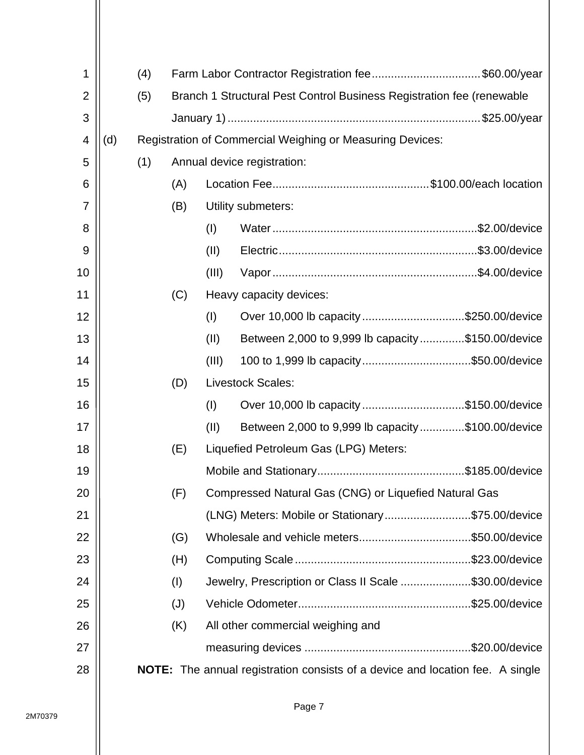(4) Farm Labor Contractor Registration fee................................. $60.00/year

(5) Branch 1 Structural Pest Control Business Registration fee (renewable January 1)............................................................................. $25.00/year

(d) Registration of Commercial Weighing or Measuring Devices:

(1) Annual device registration:

(A) Location Fee................................................ $100.00/each location

(B) Utility submeters:

(I) Water............................................................... $2.00/device

(II) Electric............................................................ $3.00/device

(III) Vapor............................................................... $4.00/device

(C) Heavy capacity devices:

(I) Over 10,000 lb capacity............................... $250.00/device

(II) Between 2,000 to 9,999 lb capacity............. $150.00/device

(III) 100 to 1,999 lb capacity.................................. $50.00/device

(D) Livestock Scales:

(I) Over 10,000 lb capacity............................... $150.00/device

(II) Between 2,000 to 9,999 lb capacity............. $100.00/device

(E) Liquefied Petroleum Gas (LPG) Meters:

Mobile and Stationary............................................. $185.00/device

(F) Compressed Natural Gas (CNG) or Liquefied Natural Gas (LNG) Meters: Mobile or Stationary........................... $75.00/device

(G) Wholesale and vehicle meters.................................. $50.00/device

(H) Computing Scale...................................................... $23.00/device

(I) Jewelry, Prescription or Class II Scale ...................... $30.00/device

(J) Vehicle Odometer..................................................... $25.00/device

(K) All other commercial weighing and measuring devices ................................................... $20.00/device

**NOTE:** The annual registration consists of a device and location fee. A single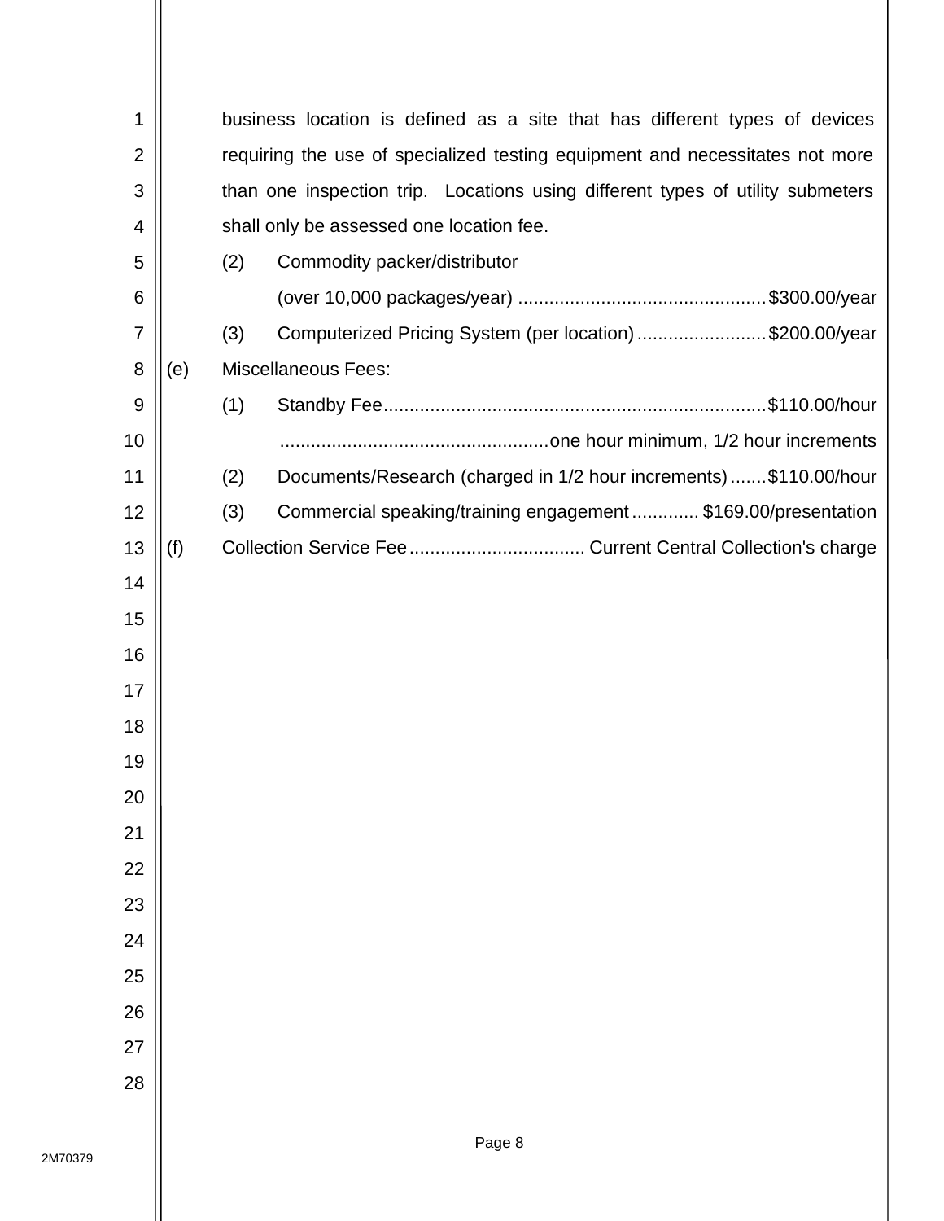business location is defined as a site that has different types of devices requiring the use of specialized testing equipment and necessitates not more than one inspection trip. Locations using different types of utility submeters shall only be assessed one location fee.

(2) Commodity packer/distributor (over 10,000 packages/year) ............................................... $300.00/year

(3) Computerized Pricing System (per location) ......................... $200.00/year

(e) Miscellaneous Fees:

(1) Standby Fee ......................................................................... $110.00/hour
.................................................... one hour minimum, 1/2 hour increments

(2) Documents/Research (charged in 1/2 hour increments) ....... $110.00/hour

(3) Commercial speaking/training engagement ............. $169.00/presentation

(f) Collection Service Fee .................................. Current Central Collection's charge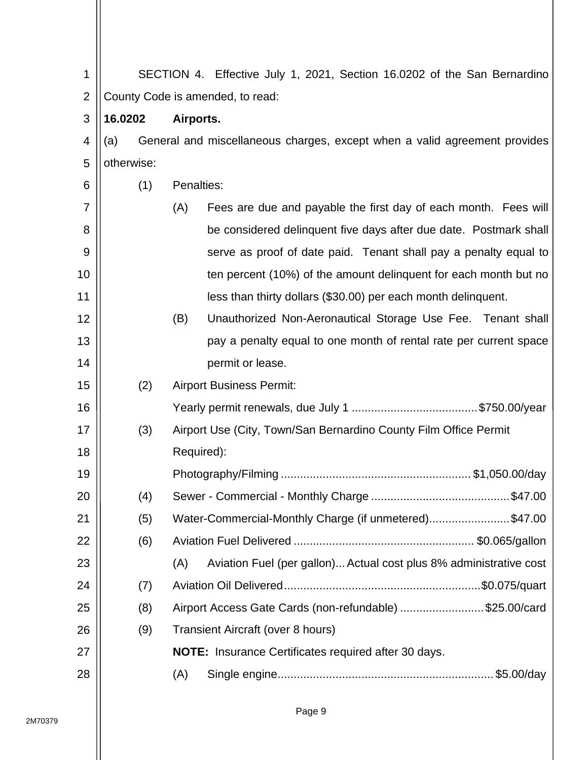SECTION 4. Effective July 1, 2021, Section 16.0202 of the San Bernardino County Code is amended, to read:

**16.0202 Airports.**

(a) General and miscellaneous charges, except when a valid agreement provides otherwise:

(1) Penalties:

(A) Fees are due and payable the first day of each month. Fees will be considered delinquent five days after due date. Postmark shall serve as proof of date paid. Tenant shall pay a penalty equal to ten percent (10%) of the amount delinquent for each month but no less than thirty dollars ($30.00) per each month delinquent.

(B) Unauthorized Non-Aeronautical Storage Use Fee. Tenant shall pay a penalty equal to one month of rental rate per current space permit or lease.

(2) Airport Business Permit:

Yearly permit renewals, due July 1 ....................................... $750.00/year

(3) Airport Use (City, Town/San Bernardino County Film Office Permit Required):

Photography/Filming .......................................................... $1,050.00/day

(4) Sewer - Commercial - Monthly Charge ........................................... $47.00

(5) Water-Commercial-Monthly Charge (if unmetered)......................... $47.00

(6) Aviation Fuel Delivered ........................................................ $0.065/gallon

(A) Aviation Fuel (per gallon)... Actual cost plus 8% administrative cost

(7) Aviation Oil Delivered............................................................ $0.075/quart

(8) Airport Access Gate Cards (non-refundable) .......................... $25.00/card

(9) Transient Aircraft (over 8 hours)

**NOTE:** Insurance Certificates required after 30 days.

(A) Single engine.................................................................. $5.00/day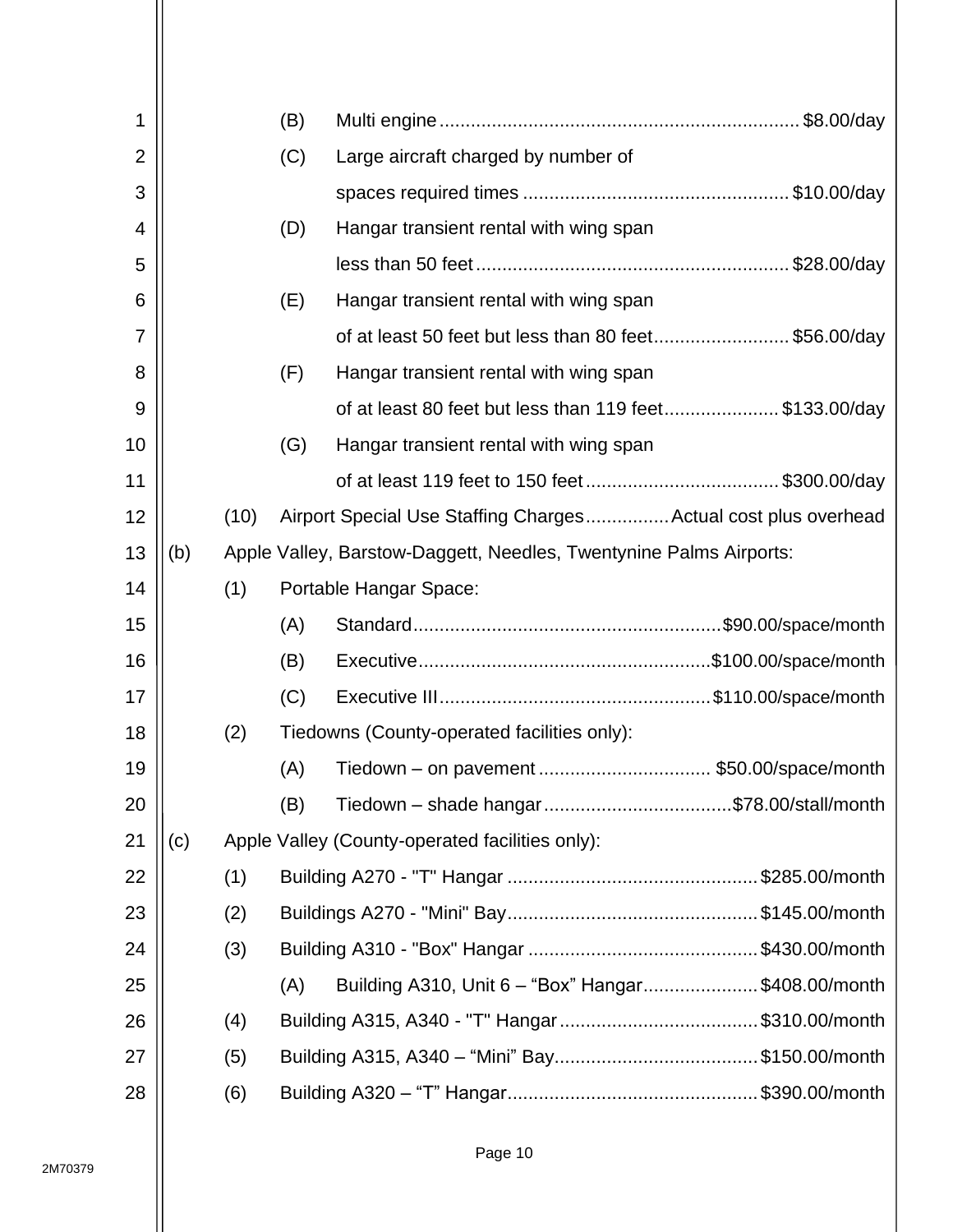(B) Multi engine .................................................................... $8.00/day

(C) Large aircraft charged by number of spaces required times .................................................. $10.00/day

(D) Hangar transient rental with wing span less than 50 feet ............................................................ $28.00/day

(E) Hangar transient rental with wing span of at least 50 feet but less than 80 feet .......................... $56.00/day

(F) Hangar transient rental with wing span of at least 80 feet but less than 119 feet ...................... $133.00/day

(G) Hangar transient rental with wing span of at least 119 feet to 150 feet ..................................... $300.00/day

(10) Airport Special Use Staffing Charges ................ Actual cost plus overhead

(b) Apple Valley, Barstow-Daggett, Needles, Twentynine Palms Airports:

(1) Portable Hangar Space:

(A) Standard ........................................................... $90.00/space/month

(B) Executive ........................................................ $100.00/space/month

(C) Executive III .................................................... $110.00/space/month

(2) Tiedowns (County-operated facilities only):

(A) Tiedown – on pavement ................................. $50.00/space/month

(B) Tiedown – shade hangar .................................... $78.00/stall/month

(c) Apple Valley (County-operated facilities only):

(1) Building A270 - "T" Hangar ................................................ $285.00/month

(2) Buildings A270 - "Mini" Bay ................................................ $145.00/month

(3) Building A310 - "Box" Hangar ............................................ $430.00/month

(A) Building A310, Unit 6 – “Box” Hangar ...................... $408.00/month

(4) Building A315, A340 - "T" Hangar ...................................... $310.00/month

(5) Building A315, A340 – “Mini” Bay ....................................... $150.00/month

(6) Building A320 – “T” Hangar ................................................ $390.00/month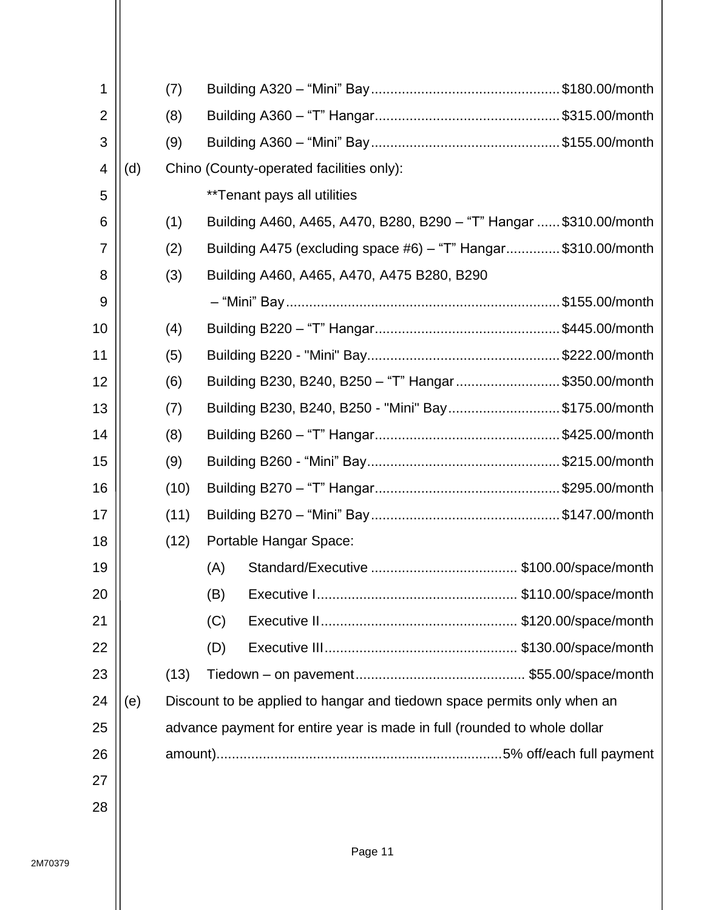(7) Building A320 – “Mini” Bay................................................ $180.00/month

(8) Building A360 – “T” Hangar............................................... $315.00/month

(9) Building A360 – “Mini” Bay................................................ $155.00/month

(d) Chino (County-operated facilities only):

**Tenant pays all utilities

(1) Building A460, A465, A470, B280, B290 – “T” Hangar ...... $310.00/month

(2) Building A475 (excluding space #6) – “T” Hangar............. $310.00/month

(3) Building A460, A465, A470, A475 B280, B290 – “Mini” Bay...................................................................... $155.00/month

(4) Building B220 – “T” Hangar............................................... $445.00/month

(5) Building B220 - "Mini" Bay................................................. $222.00/month

(6) Building B230, B240, B250 – “T” Hangar.......................... $350.00/month

(7) Building B230, B240, B250 - "Mini" Bay............................ $175.00/month

(8) Building B260 – “T” Hangar............................................... $425.00/month

(9) Building B260 - “Mini” Bay................................................. $215.00/month

(10) Building B270 – “T” Hangar............................................... $295.00/month

(11) Building B270 – “Mini” Bay................................................ $147.00/month

(12) Portable Hangar Space:

(A) Standard/Executive ..................................... $100.00/space/month

(B) Executive I................................................... $110.00/space/month

(C) Executive II.................................................. $120.00/space/month

(D) Executive III................................................. $130.00/space/month

(13) Tiedown – on pavement............................................ $55.00/space/month

(e) Discount to be applied to hangar and tiedown space permits only when an advance payment for entire year is made in full (rounded to whole dollar amount)......................................................................... 5% off/each full payment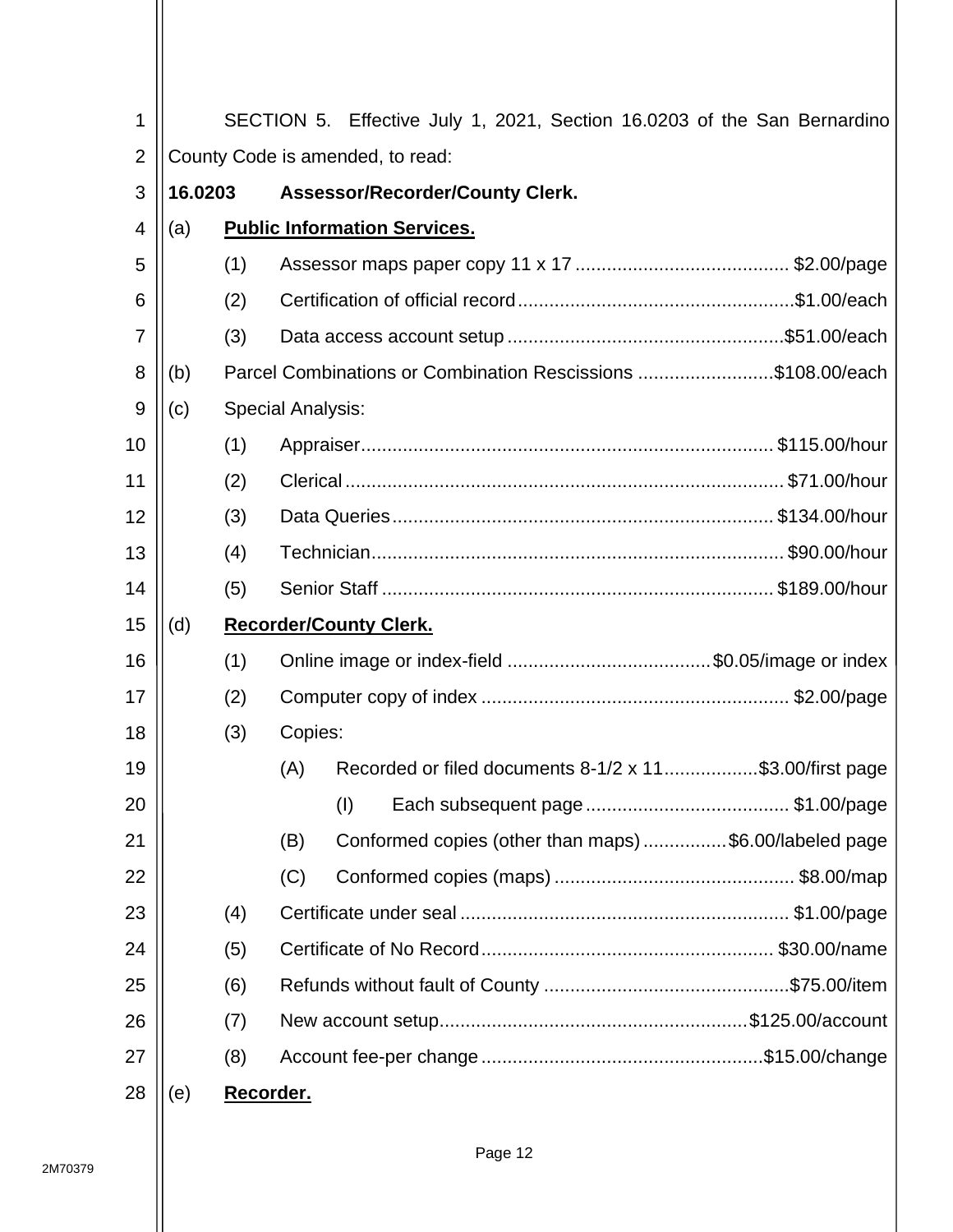SECTION 5. Effective July 1, 2021, Section 16.0203 of the San Bernardino County Code is amended, to read:

**16.0203 Assessor/Recorder/County Clerk.**

(a) **Public Information Services.**

(1) Assessor maps paper copy 11 x 17 .......................................... $2.00/page

(2) Certification of official record ..................................................... $1.00/each

(3) Data access account setup ..................................................... $51.00/each

(b) Parcel Combinations or Combination Rescissions .......................... $108.00/each

(c) Special Analysis:

(1) Appraiser.............................................................................. $115.00/hour

(2) Clerical .................................................................................. $71.00/hour

(3) Data Queries ........................................................................ $134.00/hour

(4) Technician.............................................................................. $90.00/hour

(5) Senior Staff .......................................................................... $189.00/hour

(d) **Recorder/County Clerk.**

(1) Online image or index-field ....................................... $0.05/image or index

(2) Computer copy of index ............................................................ $2.00/page

(3) Copies:

(A) Recorded or filed documents 8-1/2 x 11.................. $3.00/first page

(I) Each subsequent page ....................................... $1.00/page

(B) Conformed copies (other than maps) ................ $6.00/labeled page

(C) Conformed copies (maps) ............................................. $8.00/map

(4) Certificate under seal ............................................................... $1.00/page

(5) Certificate of No Record ........................................................ $30.00/name

(6) Refunds without fault of County ............................................... $75.00/item

(7) New account setup........................................................... $125.00/account

(8) Account fee-per change ...................................................... $15.00/change

(e) **Recorder.**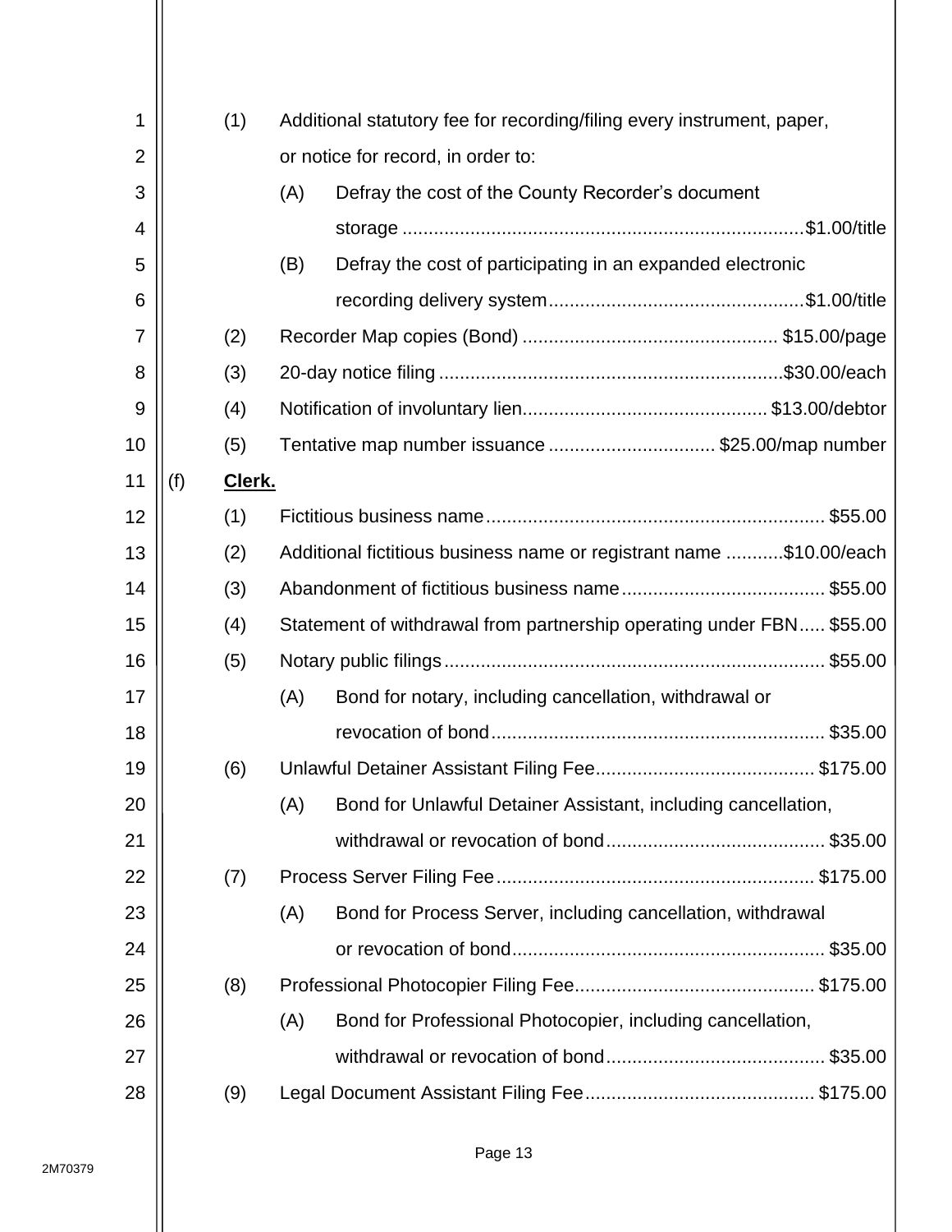(1) Additional statutory fee for recording/filing every instrument, paper, or notice for record, in order to:

   (A) Defray the cost of the County Recorder's document storage ............................................................................ $1.00/title

   (B) Defray the cost of participating in an expanded electronic recording delivery system ................................................ $1.00/title

(2) Recorder Map copies (Bond) ................................................ $15.00/page

(3) 20-day notice filing ................................................................ $30.00/each

(4) Notification of involuntary lien.............................................. $13.00/debtor

(5) Tentative map number issuance ................................ $25.00/map number

(f) **Clerk.**

(1) Fictitious business name................................................................ $55.00

(2) Additional fictitious business name or registrant name ........... $10.00/each

(3) Abandonment of fictitious business name....................................... $55.00

(4) Statement of withdrawal from partnership operating under FBN..... $55.00

(5) Notary public filings........................................................................ $55.00

   (A) Bond for notary, including cancellation, withdrawal or revocation of bond................................................................ $35.00

(6) Unlawful Detainer Assistant Filing Fee.......................................... $175.00

   (A) Bond for Unlawful Detainer Assistant, including cancellation, withdrawal or revocation of bond.......................................... $35.00

(7) Process Server Filing Fee............................................................ $175.00

   (A) Bond for Process Server, including cancellation, withdrawal or revocation of bond............................................................ $35.00

(8) Professional Photocopier Filing Fee............................................. $175.00

   (A) Bond for Professional Photocopier, including cancellation, withdrawal or revocation of bond.......................................... $35.00

(9) Legal Document Assistant Filing Fee............................................ $175.00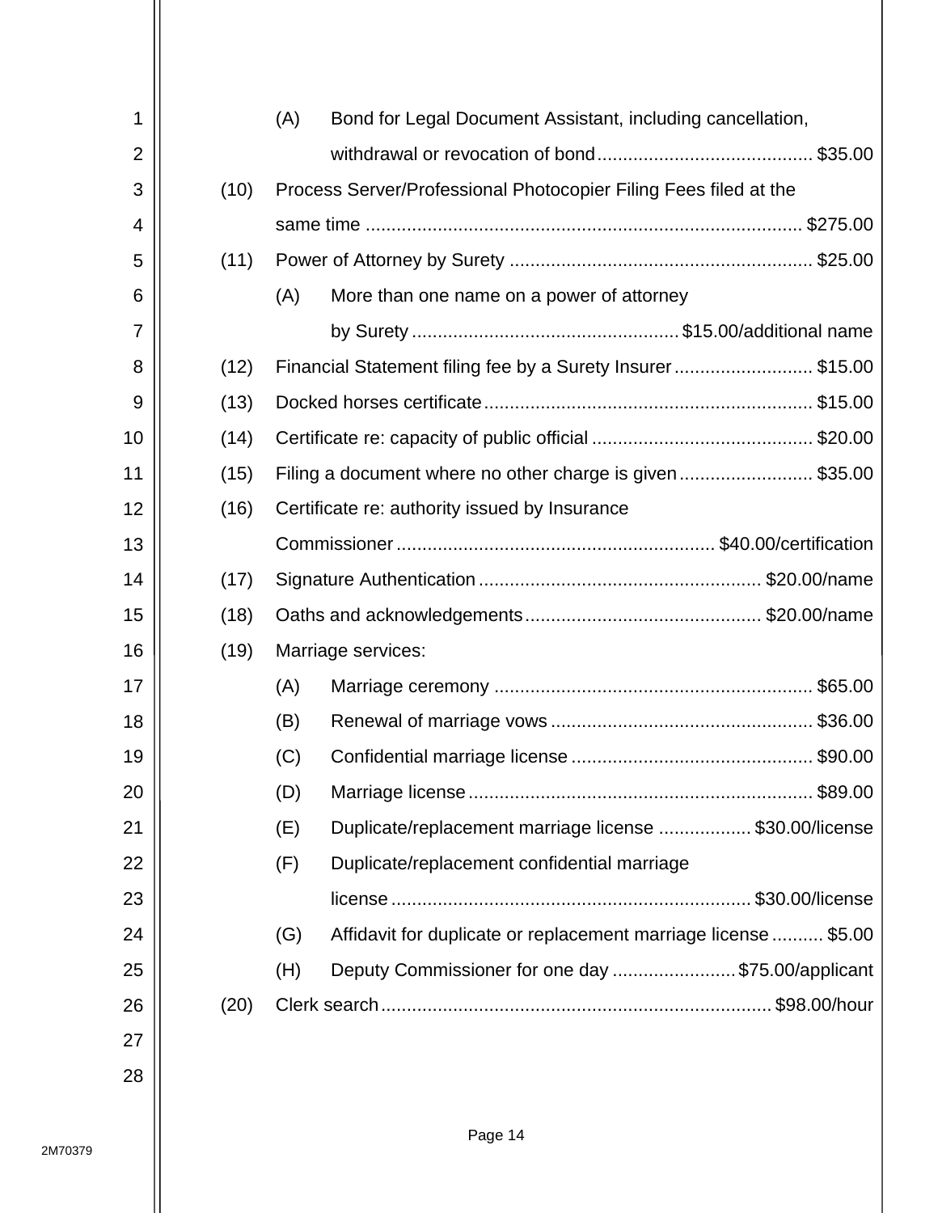(A) Bond for Legal Document Assistant, including cancellation, withdrawal or revocation of bond .......................................... $35.00

(10) Process Server/Professional Photocopier Filing Fees filed at the same time .................................................................................... $275.00

(11) Power of Attorney by Surety ........................................................... $25.00

(A) More than one name on a power of attorney by Surety .................................................. $15.00/additional name

(12) Financial Statement filing fee by a Surety Insurer ........................... $15.00

(13) Docked horses certificate ................................................................ $15.00

(14) Certificate re: capacity of public official ........................................... $20.00

(15) Filing a document where no other charge is given .......................... $35.00

(16) Certificate re: authority issued by Insurance Commissioner ............................................................. $40.00/certification

(17) Signature Authentication ...................................................... $20.00/name

(18) Oaths and acknowledgements ............................................. $20.00/name

(19) Marriage services:

(A) Marriage ceremony ............................................................. $65.00

(B) Renewal of marriage vows .................................................. $36.00

(C) Confidential marriage license .............................................. $90.00

(D) Marriage license ................................................................. $89.00

(E) Duplicate/replacement marriage license .................. $30.00/license

(F) Duplicate/replacement confidential marriage license ..................................................................... $30.00/license

(G) Affidavit for duplicate or replacement marriage license .......... $5.00

(H) Deputy Commissioner for one day ........................ $75.00/applicant

(20) Clerk search ............................................................................ $98.00/hour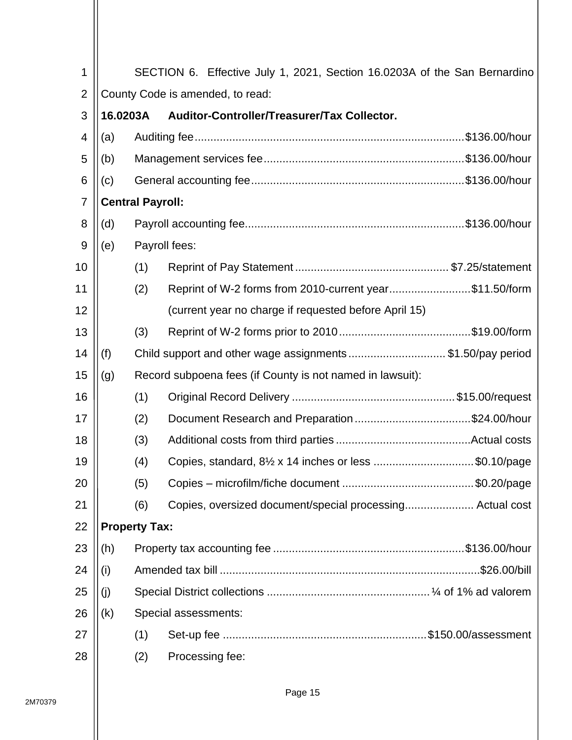SECTION 6. Effective July 1, 2021, Section 16.0203A of the San Bernardino County Code is amended, to read:

**16.0203A Auditor-Controller/Treasurer/Tax Collector.**

(a) Auditing fee....................................................................................$136.00/hour

(b) Management services fee..............................................................$136.00/hour

(c) General accounting fee..................................................................$136.00/hour

**Central Payroll:**

(d) Payroll accounting fee.....................................................................$136.00/hour

(e) Payroll fees:

(1) Reprint of Pay Statement ................................................ $7.25/statement

(2) Reprint of W-2 forms from 2010-current year..........................$11.50/form (current year no charge if requested before April 15)

(3) Reprint of W-2 forms prior to 2010..........................................$19.00/form

(f) Child support and other wage assignments ............................... $1.50/pay period

(g) Record subpoena fees (if County is not named in lawsuit):

(1) Original Record Delivery ...................................................$15.00/request

(2) Document Research and Preparation.....................................$24.00/hour

(3) Additional costs from third parties ..........................................Actual costs

(4) Copies, standard, 8½ x 14 inches or less ................................$0.10/page

(5) Copies – microfilm/fiche document ..........................................$0.20/page

(6) Copies, oversized document/special processing...................... Actual cost

**Property Tax:**

(h) Property tax accounting fee ............................................................$136.00/hour

(i) Amended tax bill ..................................................................................$26.00/bill

(j) Special District collections .................................................... ¼ of 1% ad valorem

(k) Special assessments:

(1) Set-up fee ................................................................$150.00/assessment

(2) Processing fee: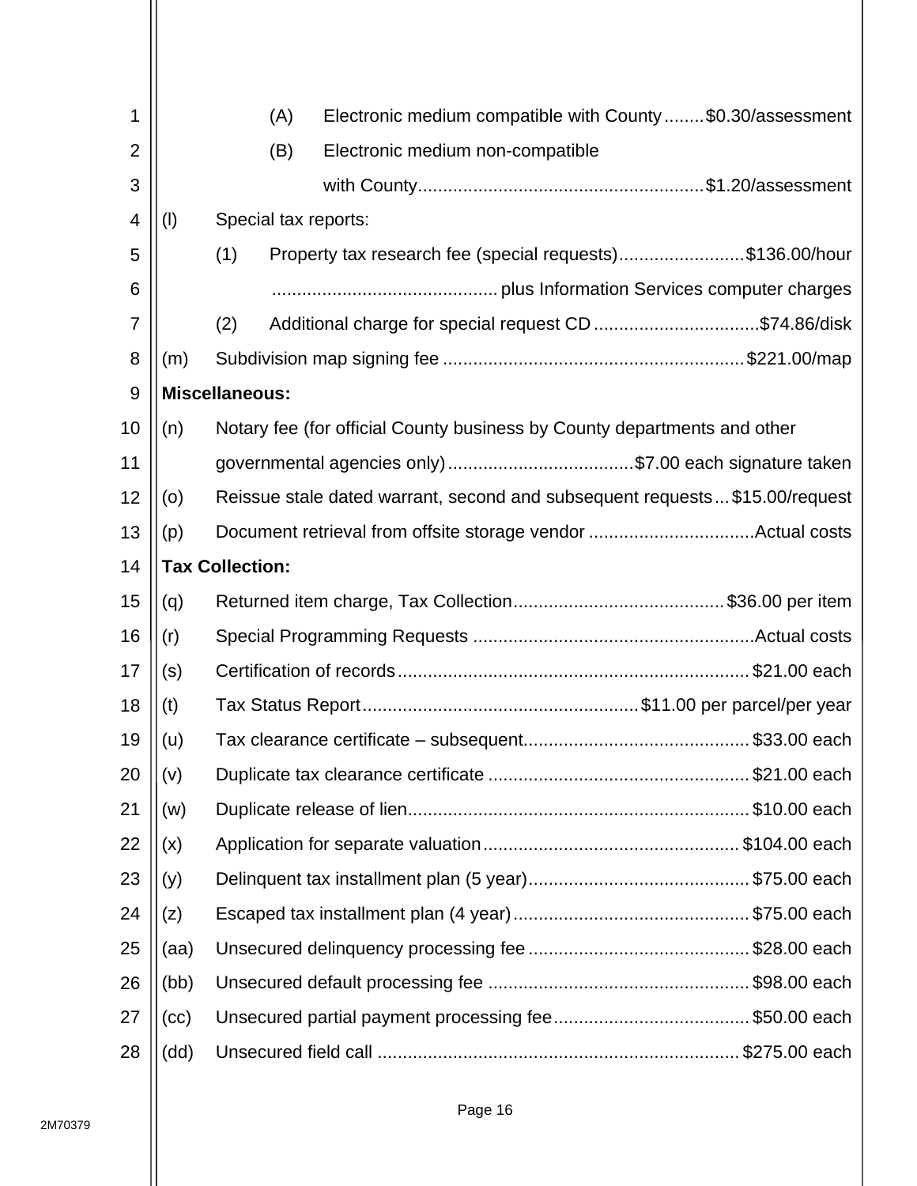(A) Electronic medium compatible with County........$0.30/assessment

(B) Electronic medium non-compatible with County........................................................$1.20/assessment

(l) Special tax reports:

(1) Property tax research fee (special requests).........................$136.00/hour ............................................ plus Information Services computer charges

(2) Additional charge for special request CD.................................$74.86/disk

(m) Subdivision map signing fee ...........................................................$221.00/map

**Miscellaneous:**

(n) Notary fee (for official County business by County departments and other governmental agencies only).....................................$7.00 each signature taken

(o) Reissue stale dated warrant, second and subsequent requests...$15.00/request

(p) Document retrieval from offsite storage vendor .................................Actual costs

**Tax Collection:**

(q) Returned item charge, Tax Collection..........................................$36.00 per item

(r) Special Programming Requests .......................................................Actual costs

(s) Certification of records.....................................................................$21.00 each

(t) Tax Status Report......................................................$11.00 per parcel/per year

(u) Tax clearance certificate – subsequent............................................$33.00 each

(v) Duplicate tax clearance certificate ...................................................$21.00 each

(w) Duplicate release of lien...................................................................$10.00 each

(x) Application for separate valuation..................................................$104.00 each

(y) Delinquent tax installment plan (5 year)............................................$75.00 each

(z) Escaped tax installment plan (4 year)...............................................$75.00 each

(aa) Unsecured delinquency processing fee ...........................................$28.00 each

(bb) Unsecured default processing fee ...................................................$98.00 each

(cc) Unsecured partial payment processing fee.......................................$50.00 each

(dd) Unsecured field call .......................................................................$275.00 each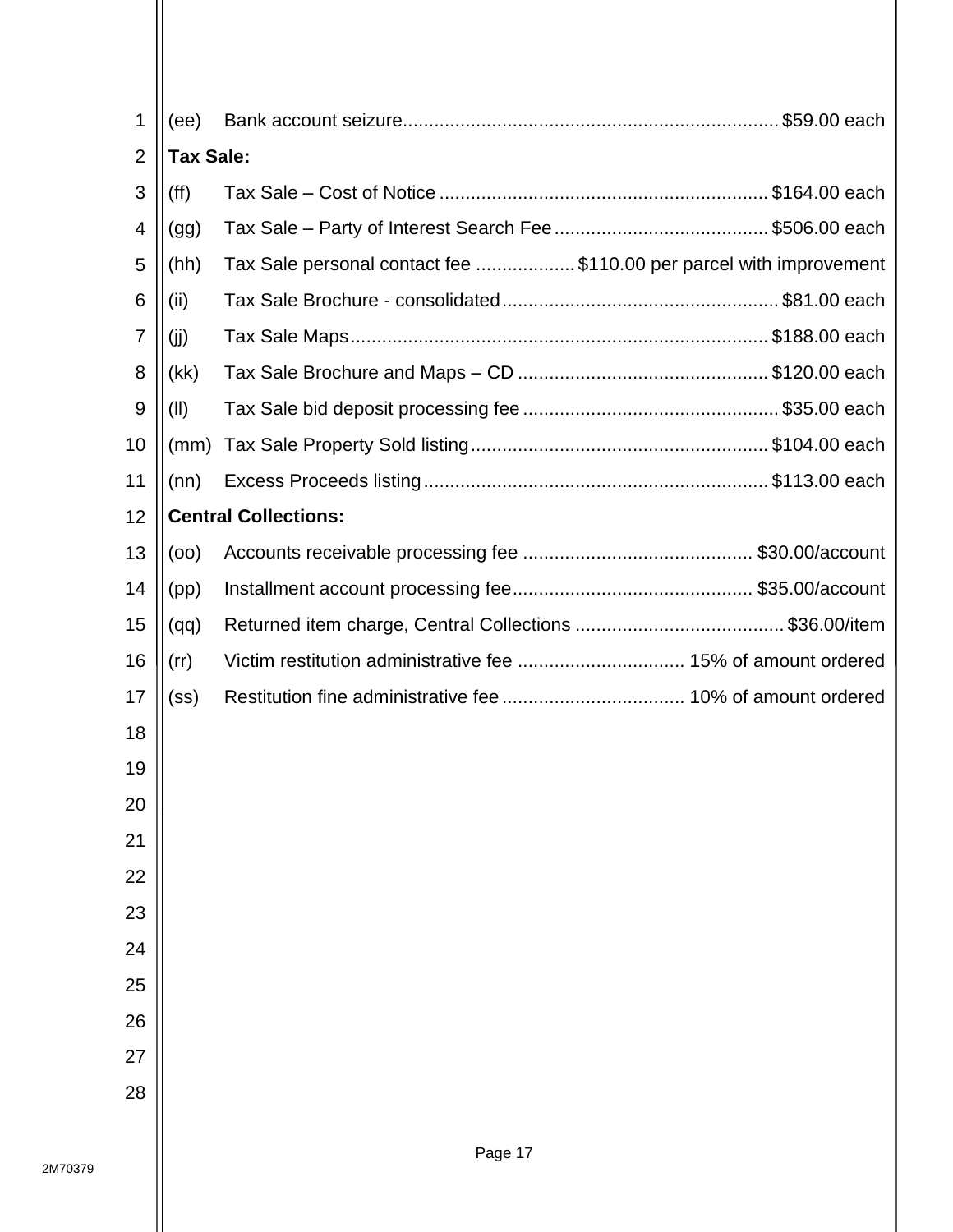(ee) Bank account seizure ........ $59.00 each

**Tax Sale:**

(ff) Tax Sale – Cost of Notice ........ $164.00 each

(gg) Tax Sale – Party of Interest Search Fee ........ $506.00 each

(hh) Tax Sale personal contact fee ........ $110.00 per parcel with improvement

(ii) Tax Sale Brochure - consolidated ........ $81.00 each

(jj) Tax Sale Maps ........ $188.00 each

(kk) Tax Sale Brochure and Maps – CD ........ $120.00 each

(ll) Tax Sale bid deposit processing fee ........ $35.00 each

(mm) Tax Sale Property Sold listing ........ $104.00 each

(nn) Excess Proceeds listing ........ $113.00 each

**Central Collections:**

(oo) Accounts receivable processing fee ........ $30.00/account

(pp) Installment account processing fee ........ $35.00/account

(qq) Returned item charge, Central Collections ........ $36.00/item

(rr) Victim restitution administrative fee ........ 15% of amount ordered

(ss) Restitution fine administrative fee ........ 10% of amount ordered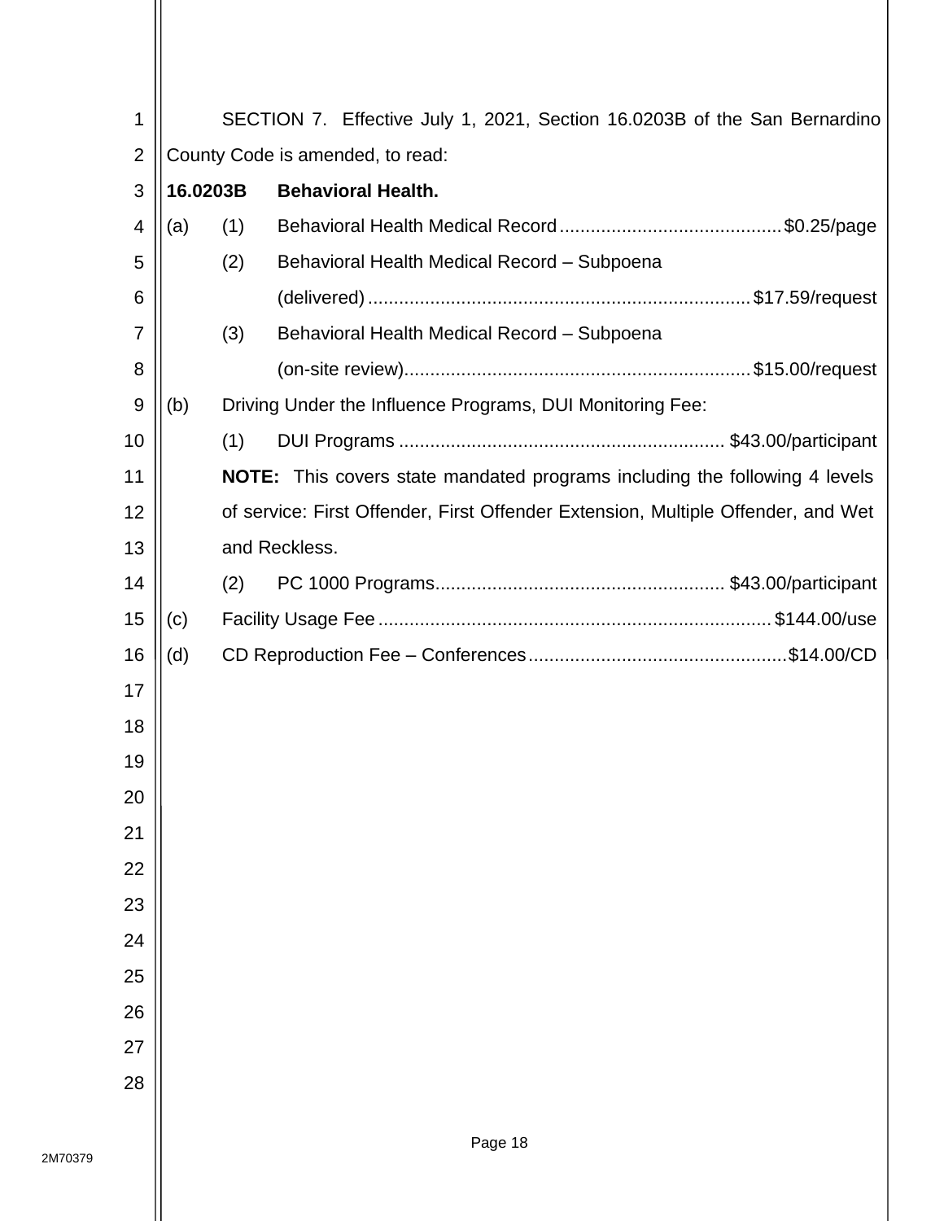SECTION 7. Effective July 1, 2021, Section 16.0203B of the San Bernardino County Code is amended, to read:

**16.0203B Behavioral Health.**

(a) (1) Behavioral Health Medical Record .......................................... $0.25/page

(2) Behavioral Health Medical Record – Subpoena (delivered) ......................................................................... $17.59/request

(3) Behavioral Health Medical Record – Subpoena (on-site review) .................................................................. $15.00/request

(b) Driving Under the Influence Programs, DUI Monitoring Fee:

(1) DUI Programs .............................................................. $43.00/participant

**NOTE:** This covers state mandated programs including the following 4 levels of service: First Offender, First Offender Extension, Multiple Offender, and Wet and Reckless.

(2) PC 1000 Programs ....................................................... $43.00/participant

(c) Facility Usage Fee .......................................................................... $144.00/use

(d) CD Reproduction Fee – Conferences ................................................. $14.00/CD

2M70379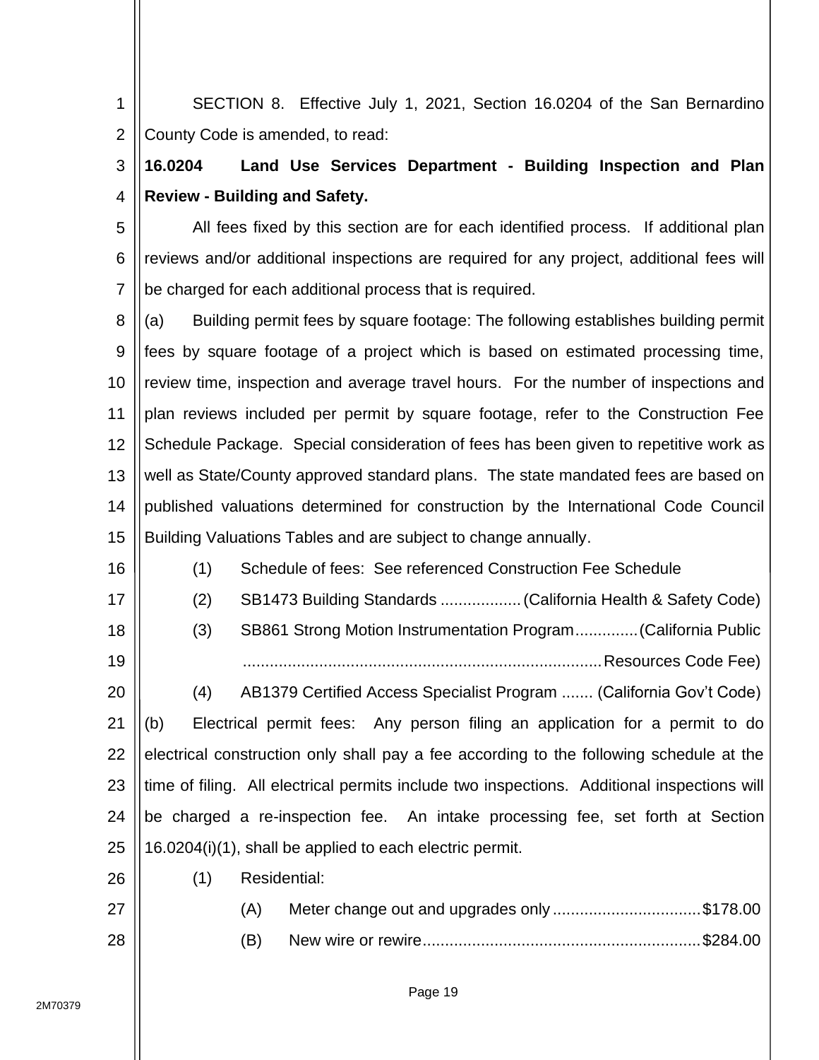SECTION 8. Effective July 1, 2021, Section 16.0204 of the San Bernardino County Code is amended, to read:

**16.0204 Land Use Services Department - Building Inspection and Plan Review - Building and Safety.**

All fees fixed by this section are for each identified process. If additional plan reviews and/or additional inspections are required for any project, additional fees will be charged for each additional process that is required.

(a) Building permit fees by square footage: The following establishes building permit fees by square footage of a project which is based on estimated processing time, review time, inspection and average travel hours. For the number of inspections and plan reviews included per permit by square footage, refer to the Construction Fee Schedule Package. Special consideration of fees has been given to repetitive work as well as State/County approved standard plans. The state mandated fees are based on published valuations determined for construction by the International Code Council Building Valuations Tables and are subject to change annually.

(1) Schedule of fees: See referenced Construction Fee Schedule

(2) SB1473 Building Standards .................. (California Health & Safety Code)

(3) SB861 Strong Motion Instrumentation Program.............. (California Public ............................................................................ Resources Code Fee)

(4) AB1379 Certified Access Specialist Program ....... (California Gov't Code)

(b) Electrical permit fees: Any person filing an application for a permit to do electrical construction only shall pay a fee according to the following schedule at the time of filing. All electrical permits include two inspections. Additional inspections will be charged a re-inspection fee. An intake processing fee, set forth at Section 16.0204(i)(1), shall be applied to each electric permit.

(1) Residential:

(A) Meter change out and upgrades only ................................. $178.00

(B) New wire or rewire............................................................ $284.00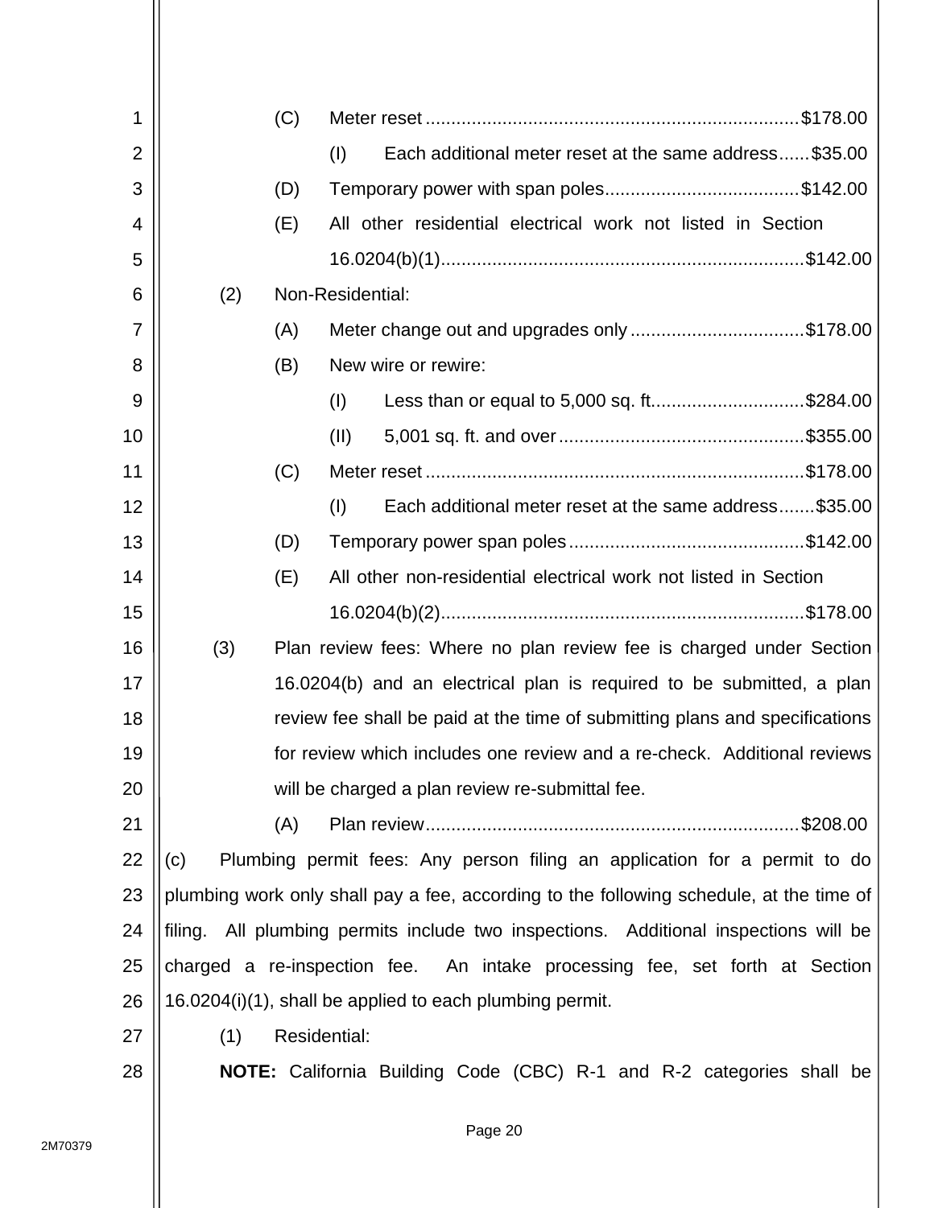(C) Meter reset ........................................................................$178.00

(I) Each additional meter reset at the same address......$35.00

(D) Temporary power with span poles.....................................$142.00

(E) All other residential electrical work not listed in Section 16.0204(b)(1).......................................................................$142.00

(2) Non-Residential:

(A) Meter change out and upgrades only ..................................$178.00

(B) New wire or rewire:

(I) Less than or equal to 5,000 sq. ft..............................$284.00

(II) 5,001 sq. ft. and over ................................................$355.00

(C) Meter reset .........................................................................$178.00

(I) Each additional meter reset at the same address.......$35.00

(D) Temporary power span poles .............................................$142.00

(E) All other non-residential electrical work not listed in Section 16.0204(b)(2).......................................................................$178.00

(3) Plan review fees: Where no plan review fee is charged under Section 16.0204(b) and an electrical plan is required to be submitted, a plan review fee shall be paid at the time of submitting plans and specifications for review which includes one review and a re-check. Additional reviews will be charged a plan review re-submittal fee.

(A) Plan review.........................................................................$208.00

(c) Plumbing permit fees: Any person filing an application for a permit to do plumbing work only shall pay a fee, according to the following schedule, at the time of filing. All plumbing permits include two inspections. Additional inspections will be charged a re-inspection fee. An intake processing fee, set forth at Section 16.0204(i)(1), shall be applied to each plumbing permit.

(1) Residential:

**NOTE:** California Building Code (CBC) R-1 and R-2 categories shall be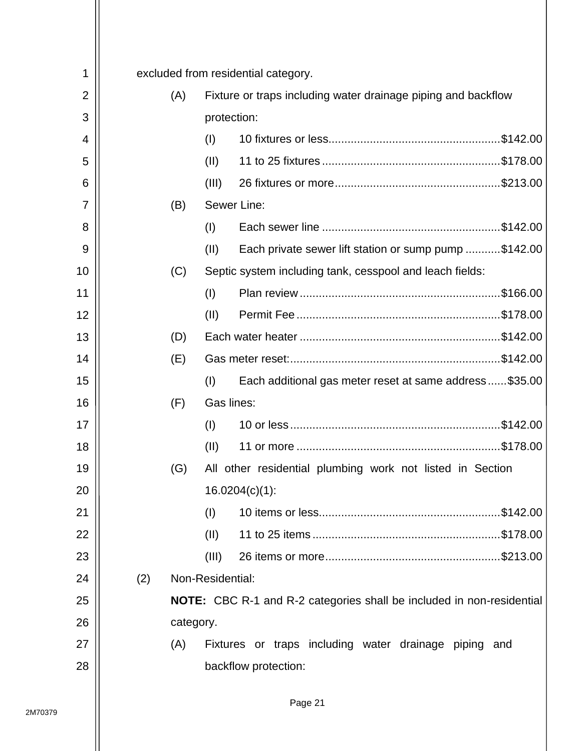excluded from residential category.

(A) Fixture or traps including water drainage piping and backflow protection:

(I) 10 fixtures or less....................................................$142.00

(II) 11 to 25 fixtures......................................................$178.00

(III) 26 fixtures or more..................................................$213.00

(B) Sewer Line:

(I) Each sewer line ......................................................$142.00

(II) Each private sewer lift station or sump pump ...........$142.00

(C) Septic system including tank, cesspool and leach fields:

(I) Plan review.............................................................$166.00

(II) Permit Fee..............................................................$178.00

(D) Each water heater .............................................................$142.00

(E) Gas meter reset:................................................................$142.00

(I) Each additional gas meter reset at same address......$35.00

(F) Gas lines:

(I) 10 or less................................................................$142.00

(II) 11 or more ..............................................................$178.00

(G) All other residential plumbing work not listed in Section 16.0204(c)(1):

(I) 10 items or less.......................................................$142.00

(II) 11 to 25 items..........................................................$178.00

(III) 26 items or more......................................................$213.00

(2) Non-Residential:

**NOTE:** CBC R-1 and R-2 categories shall be included in non-residential category.

(A) Fixtures or traps including water drainage piping and backflow protection:

2M70379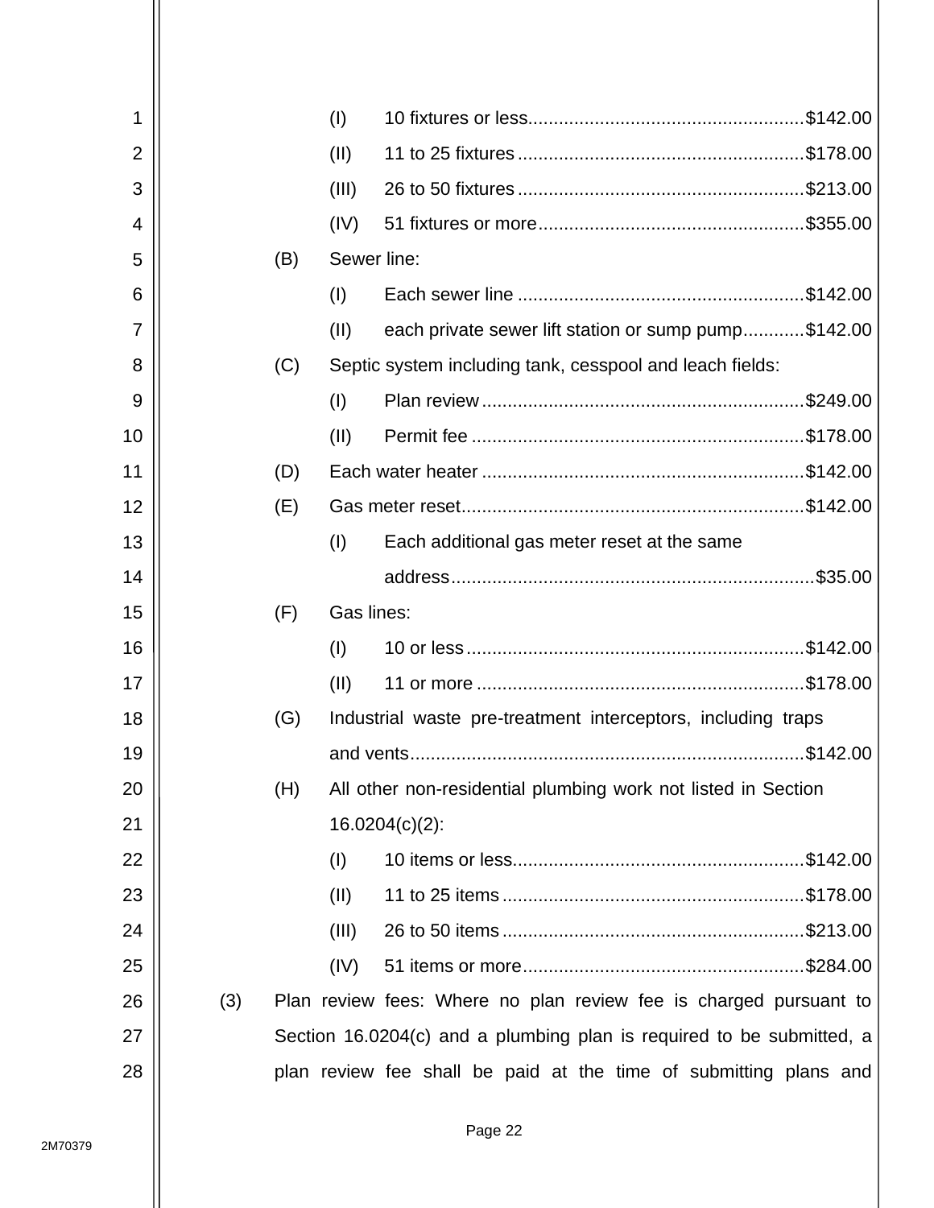(I) 10 fixtures or less....................................................$142.00

(II) 11 to 25 fixtures.......................................................$178.00

(III) 26 to 50 fixtures.......................................................$213.00

(IV) 51 fixtures or more...................................................$355.00

(B) Sewer line:

(I) Each sewer line .......................................................$142.00

(II) each private sewer lift station or sump pump............$142.00

(C) Septic system including tank, cesspool and leach fields:

(I) Plan review ..............................................................$249.00

(II) Permit fee ................................................................$178.00

(D) Each water heater ..............................................................$142.00

(E) Gas meter reset..................................................................$142.00

(I) Each additional gas meter reset at the same address......................................................................$35.00

(F) Gas lines:

(I) 10 or less.................................................................$142.00

(II) 11 or more ...............................................................$178.00

(G) Industrial waste pre-treatment interceptors, including traps and vents............................................................................$142.00

(H) All other non-residential plumbing work not listed in Section 16.0204(c)(2):

(I) 10 items or less........................................................$142.00

(II) 11 to 25 items ..........................................................$178.00

(III) 26 to 50 items ..........................................................$213.00

(IV) 51 items or more......................................................$284.00

(3) Plan review fees: Where no plan review fee is charged pursuant to Section 16.0204(c) and a plumbing plan is required to be submitted, a plan review fee shall be paid at the time of submitting plans and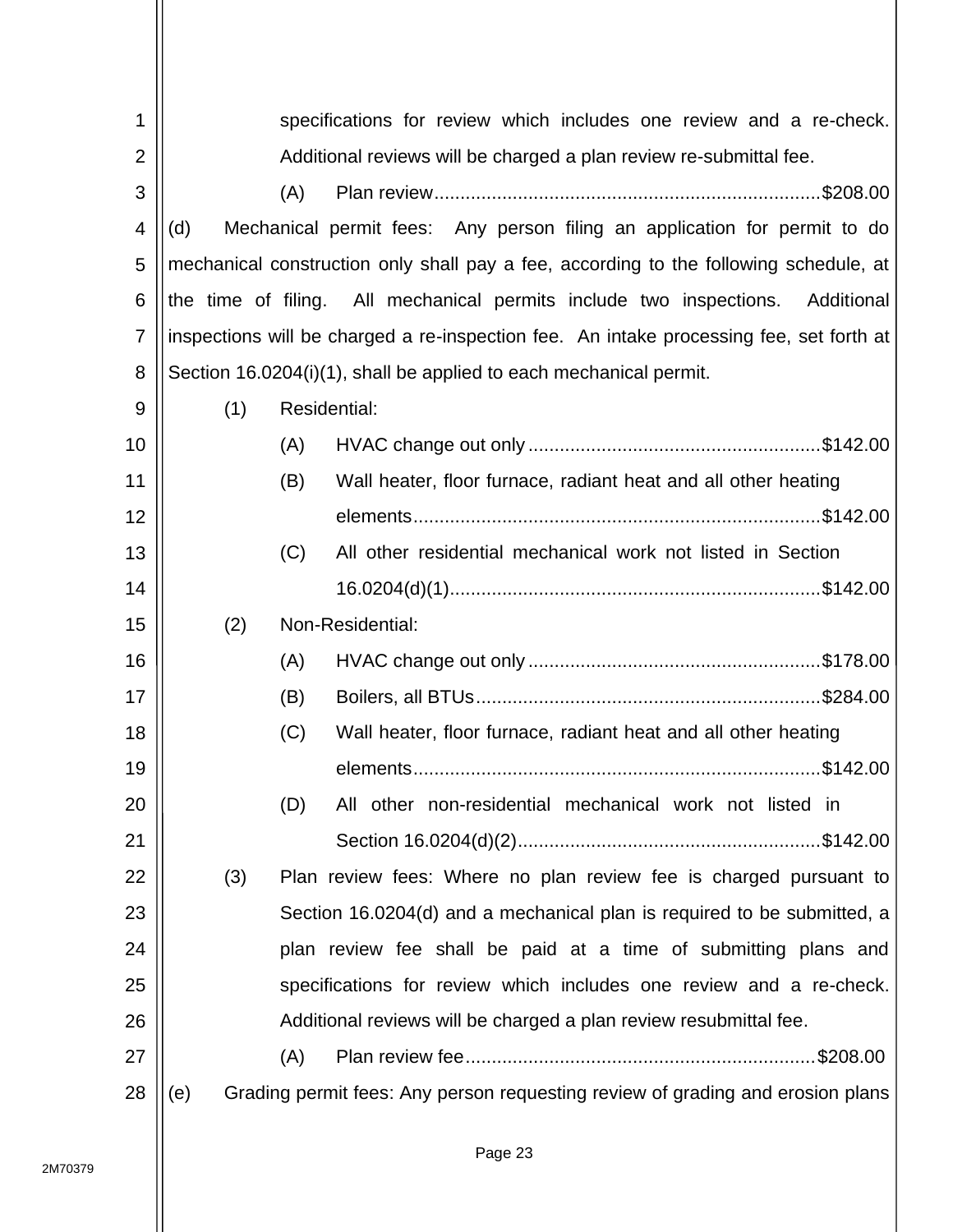specifications for review which includes one review and a re-check. Additional reviews will be charged a plan review re-submittal fee.

(A) Plan review........................................................................$208.00

(d) Mechanical permit fees: Any person filing an application for permit to do mechanical construction only shall pay a fee, according to the following schedule, at the time of filing. All mechanical permits include two inspections. Additional inspections will be charged a re-inspection fee. An intake processing fee, set forth at Section 16.0204(i)(1), shall be applied to each mechanical permit.

(1) Residential:

(A) HVAC change out only.......................................................$142.00

(B) Wall heater, floor furnace, radiant heat and all other heating elements............................................................................$142.00

(C) All other residential mechanical work not listed in Section 16.0204(d)(1).....................................................................$142.00

(2) Non-Residential:

(A) HVAC change out only.......................................................$178.00

(B) Boilers, all BTUs.................................................................$284.00

(C) Wall heater, floor furnace, radiant heat and all other heating elements............................................................................$142.00

(D) All other non-residential mechanical work not listed in Section 16.0204(d)(2).........................................................$142.00

(3) Plan review fees: Where no plan review fee is charged pursuant to Section 16.0204(d) and a mechanical plan is required to be submitted, a plan review fee shall be paid at a time of submitting plans and specifications for review which includes one review and a re-check. Additional reviews will be charged a plan review resubmittal fee.

(A) Plan review fee..................................................................$208.00

(e) Grading permit fees: Any person requesting review of grading and erosion plans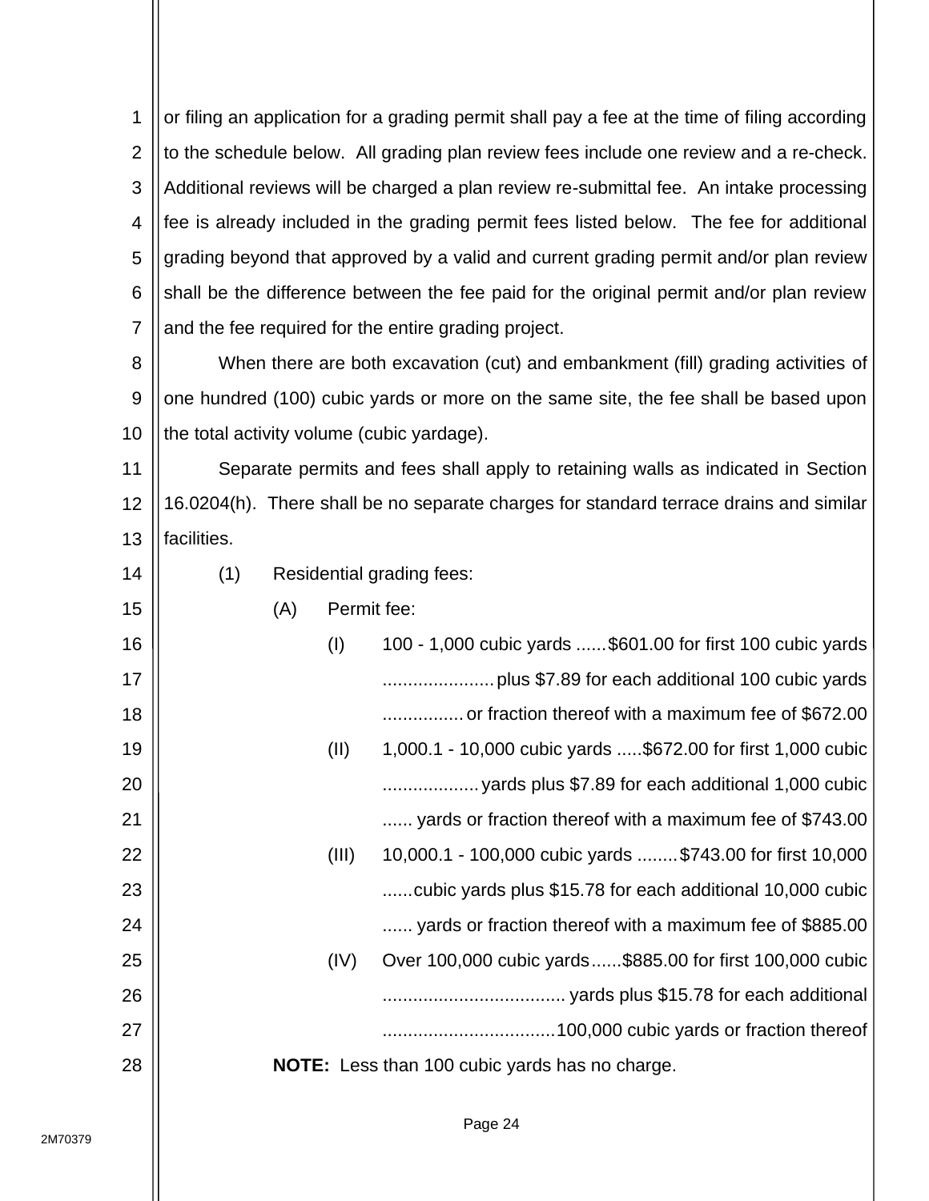or filing an application for a grading permit shall pay a fee at the time of filing according to the schedule below. All grading plan review fees include one review and a re-check. Additional reviews will be charged a plan review re-submittal fee. An intake processing fee is already included in the grading permit fees listed below. The fee for additional grading beyond that approved by a valid and current grading permit and/or plan review shall be the difference between the fee paid for the original permit and/or plan review and the fee required for the entire grading project.

When there are both excavation (cut) and embankment (fill) grading activities of one hundred (100) cubic yards or more on the same site, the fee shall be based upon the total activity volume (cubic yardage).

Separate permits and fees shall apply to retaining walls as indicated in Section 16.0204(h). There shall be no separate charges for standard terrace drains and similar facilities.

(1) Residential grading fees:

(A) Permit fee:

(I) 100 - 1,000 cubic yards ......$601.00 for first 100 cubic yards plus $7.89 for each additional 100 cubic yards or fraction thereof with a maximum fee of $672.00

(II) 1,000.1 - 10,000 cubic yards .....$672.00 for first 1,000 cubic yards plus $7.89 for each additional 1,000 cubic yards or fraction thereof with a maximum fee of $743.00

(III) 10,000.1 - 100,000 cubic yards ........$743.00 for first 10,000 cubic yards plus $15.78 for each additional 10,000 cubic yards or fraction thereof with a maximum fee of $885.00

(IV) Over 100,000 cubic yards......$885.00 for first 100,000 cubic yards plus $15.78 for each additional 100,000 cubic yards or fraction thereof

**NOTE:** Less than 100 cubic yards has no charge.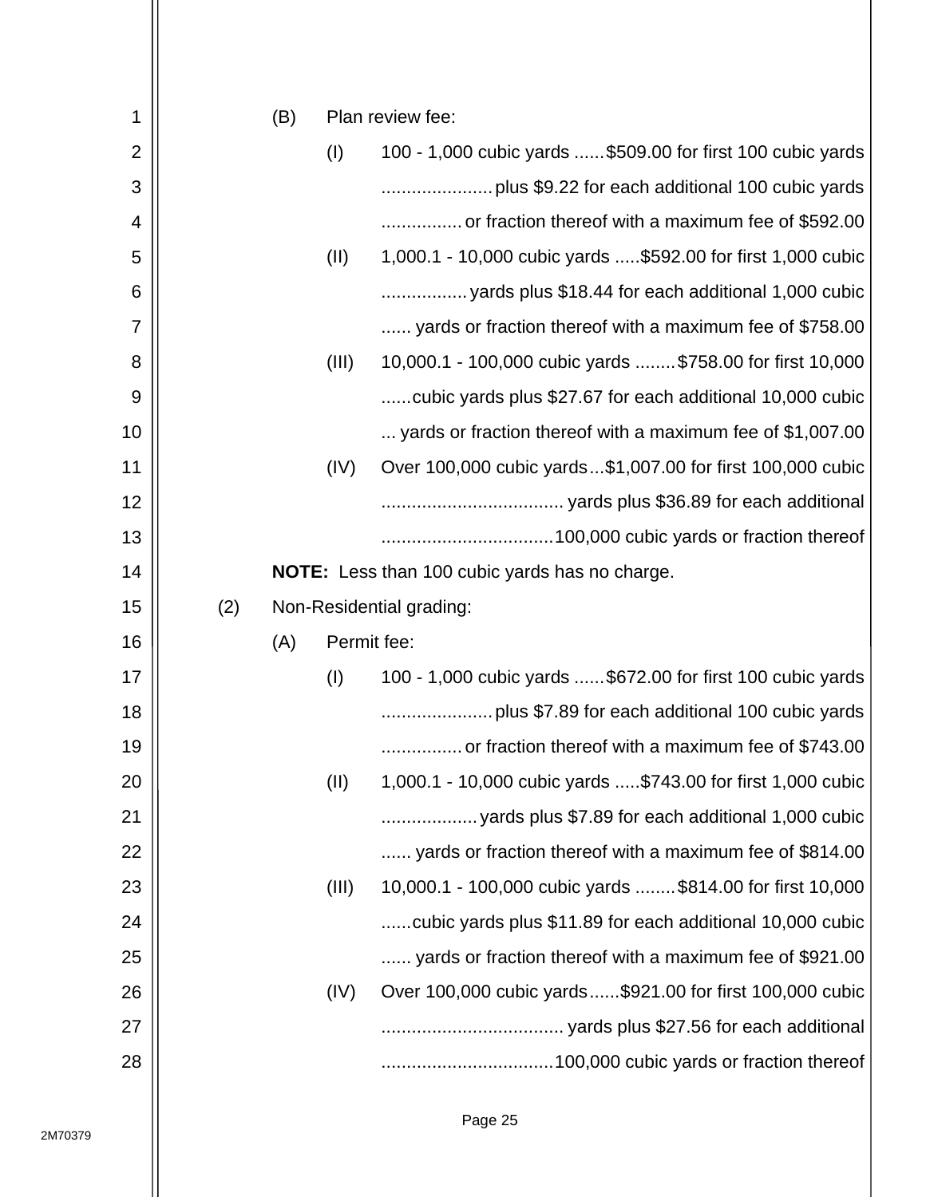(B) Plan review fee:

(I) 100 - 1,000 cubic yards ......$509.00 for first 100 cubic yards plus $9.22 for each additional 100 cubic yards or fraction thereof with a maximum fee of $592.00

(II) 1,000.1 - 10,000 cubic yards .....$592.00 for first 1,000 cubic yards plus $18.44 for each additional 1,000 cubic yards or fraction thereof with a maximum fee of $758.00

(III) 10,000.1 - 100,000 cubic yards ........$758.00 for first 10,000 cubic yards plus $27.67 for each additional 10,000 cubic yards or fraction thereof with a maximum fee of $1,007.00

(IV) Over 100,000 cubic yards...$1,007.00 for first 100,000 cubic yards plus $36.89 for each additional 100,000 cubic yards or fraction thereof

**NOTE:** Less than 100 cubic yards has no charge.

(2) Non-Residential grading:

(A) Permit fee:

(I) 100 - 1,000 cubic yards ......$672.00 for first 100 cubic yards plus $7.89 for each additional 100 cubic yards or fraction thereof with a maximum fee of $743.00

(II) 1,000.1 - 10,000 cubic yards .....$743.00 for first 1,000 cubic yards plus $7.89 for each additional 1,000 cubic yards or fraction thereof with a maximum fee of $814.00

(III) 10,000.1 - 100,000 cubic yards ........$814.00 for first 10,000 cubic yards plus $11.89 for each additional 10,000 cubic yards or fraction thereof with a maximum fee of $921.00

(IV) Over 100,000 cubic yards......$921.00 for first 100,000 cubic yards plus $27.56 for each additional 100,000 cubic yards or fraction thereof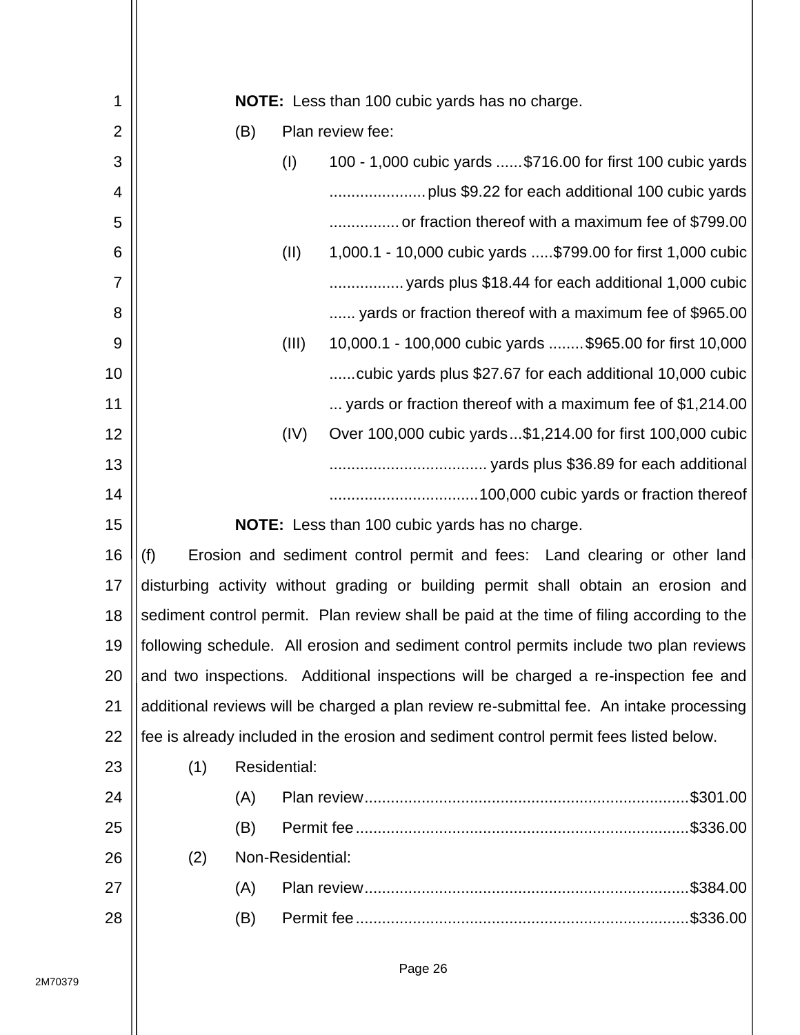**NOTE:** Less than 100 cubic yards has no charge.

(B) Plan review fee:

(I) 100 - 1,000 cubic yards ......$716.00 for first 100 cubic yards plus $9.22 for each additional 100 cubic yards or fraction thereof with a maximum fee of $799.00

(II) 1,000.1 - 10,000 cubic yards .....$799.00 for first 1,000 cubic yards plus $18.44 for each additional 1,000 cubic yards or fraction thereof with a maximum fee of $965.00

(III) 10,000.1 - 100,000 cubic yards ........$965.00 for first 10,000 cubic yards plus $27.67 for each additional 10,000 cubic yards or fraction thereof with a maximum fee of $1,214.00

(IV) Over 100,000 cubic yards...$1,214.00 for first 100,000 cubic yards plus $36.89 for each additional 100,000 cubic yards or fraction thereof

**NOTE:** Less than 100 cubic yards has no charge.

(f) Erosion and sediment control permit and fees: Land clearing or other land disturbing activity without grading or building permit shall obtain an erosion and sediment control permit. Plan review shall be paid at the time of filing according to the following schedule. All erosion and sediment control permits include two plan reviews and two inspections. Additional inspections will be charged a re-inspection fee and additional reviews will be charged a plan review re-submittal fee. An intake processing fee is already included in the erosion and sediment control permit fees listed below.

(1) Residential:

(A) Plan review....................................................$301.00

(B) Permit fee......................................................$336.00

(2) Non-Residential:

(A) Plan review....................................................$384.00

(B) Permit fee......................................................$336.00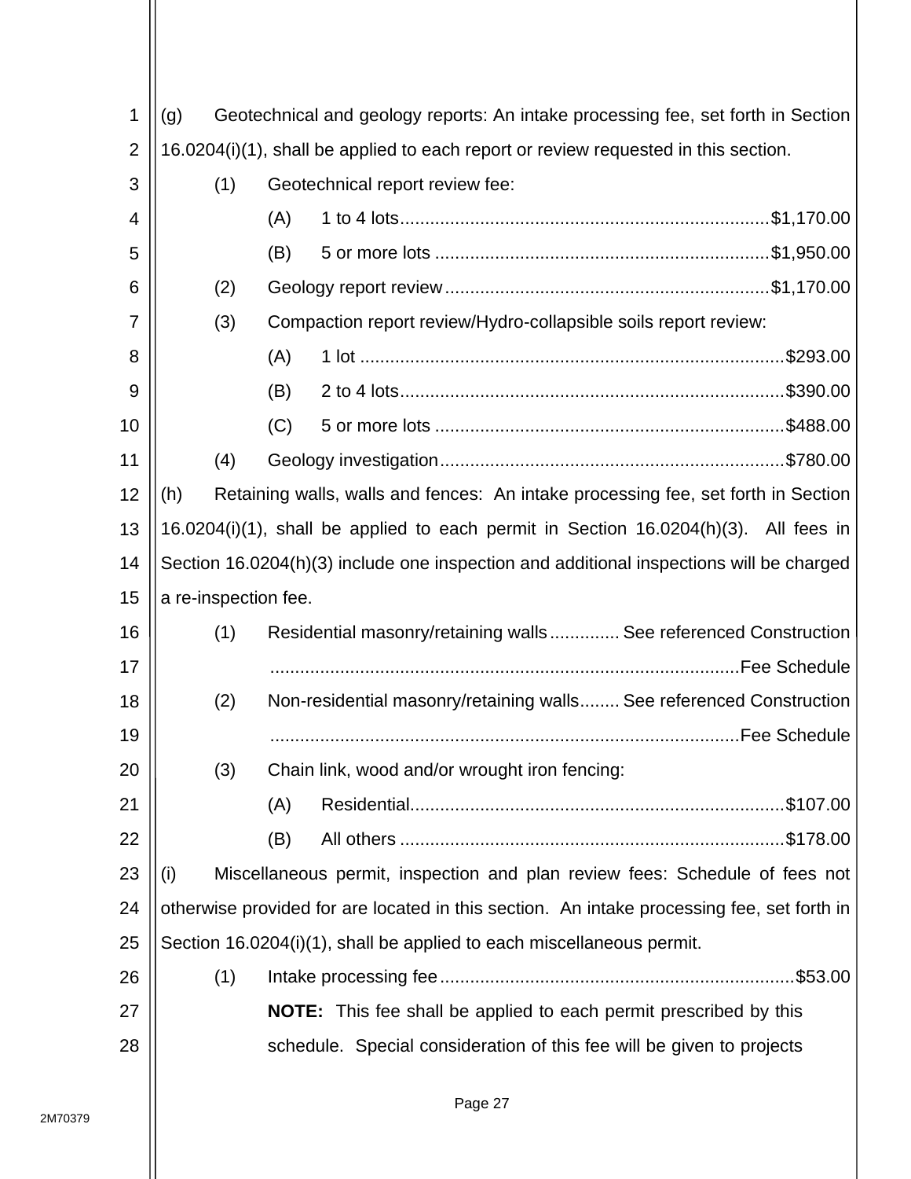(g) Geotechnical and geology reports: An intake processing fee, set forth in Section 16.0204(i)(1), shall be applied to each report or review requested in this section.

(1) Geotechnical report review fee:

(A) 1 to 4 lots....................$1,170.00

(B) 5 or more lots....................$1,950.00

(2) Geology report review....................$1,170.00

(3) Compaction report review/Hydro-collapsible soils report review:

(A) 1 lot....................$293.00

(B) 2 to 4 lots....................$390.00

(C) 5 or more lots....................$488.00

(4) Geology investigation....................$780.00

(h) Retaining walls, walls and fences: An intake processing fee, set forth in Section 16.0204(i)(1), shall be applied to each permit in Section 16.0204(h)(3). All fees in Section 16.0204(h)(3) include one inspection and additional inspections will be charged a re-inspection fee.

(1) Residential masonry/retaining walls.............. See referenced Construction Fee Schedule

(2) Non-residential masonry/retaining walls........ See referenced Construction Fee Schedule

(3) Chain link, wood and/or wrought iron fencing:

(A) Residential....................$107.00

(B) All others....................$178.00

(i) Miscellaneous permit, inspection and plan review fees: Schedule of fees not otherwise provided for are located in this section. An intake processing fee, set forth in Section 16.0204(i)(1), shall be applied to each miscellaneous permit.

(1) Intake processing fee....................$53.00

**NOTE:** This fee shall be applied to each permit prescribed by this schedule. Special consideration of this fee will be given to projects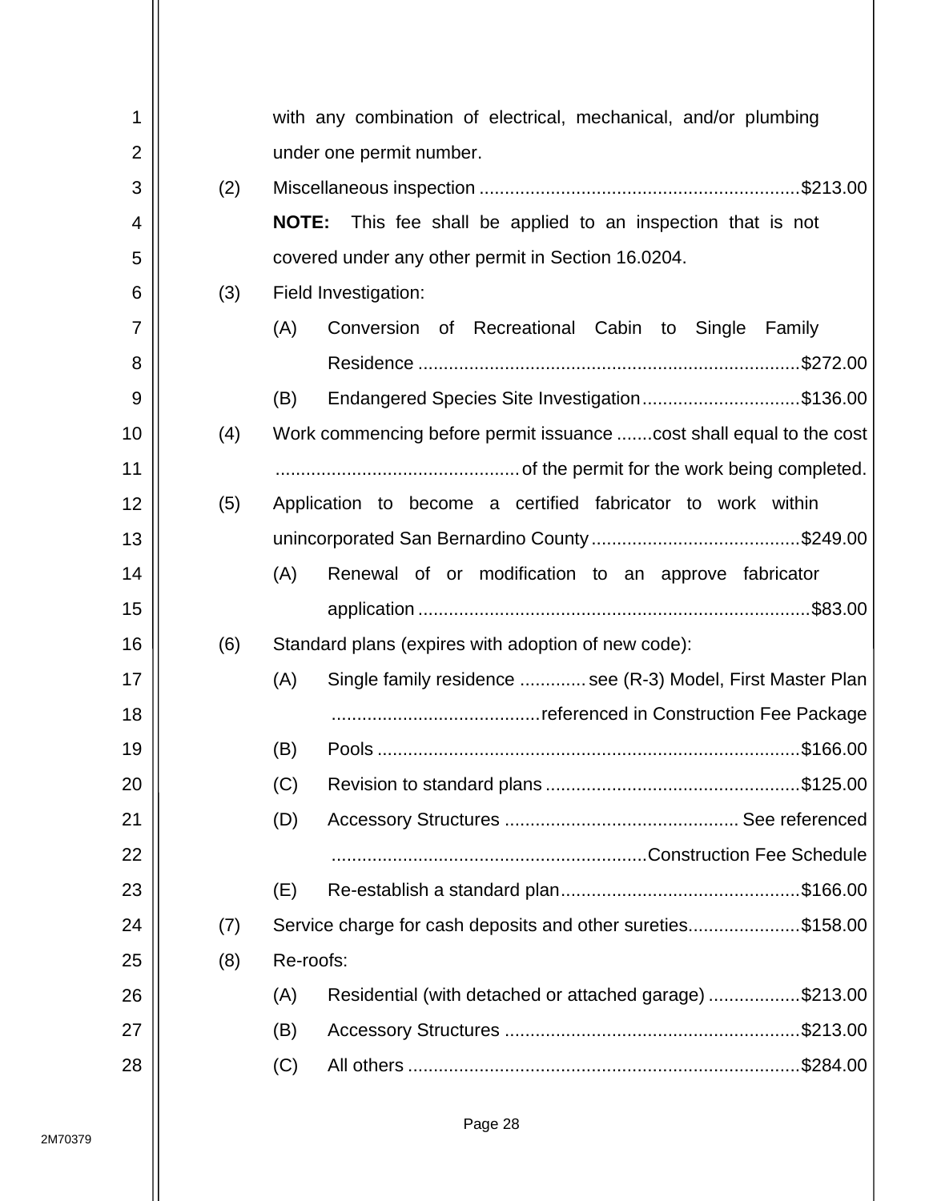with any combination of electrical, mechanical, and/or plumbing under one permit number.

(2) Miscellaneous inspection .............................................................. $213.00

**NOTE:** This fee shall be applied to an inspection that is not covered under any other permit in Section 16.0204.

(3) Field Investigation:

(A) Conversion of Recreational Cabin to Single Family Residence .......................................................................... $272.00

(B) Endangered Species Site Investigation ............................... $136.00

(4) Work commencing before permit issuance ....... cost shall equal to the cost ............................................... of the permit for the work being completed.

(5) Application to become a certified fabricator to work within unincorporated San Bernardino County ......................................... $249.00

(A) Renewal of or modification to an approve fabricator application ............................................................................ $83.00

(6) Standard plans (expires with adoption of new code):

(A) Single family residence ............. see (R-3) Model, First Master Plan ......................................... referenced in Construction Fee Package

(B) Pools ................................................................................. $166.00

(C) Revision to standard plans ................................................. $125.00

(D) Accessory Structures ............................................. See referenced ............................................................. Construction Fee Schedule

(E) Re-establish a standard plan ............................................... $166.00

(7) Service charge for cash deposits and other sureties ...................... $158.00

(8) Re-roofs:

(A) Residential (with detached or attached garage) .................. $213.00

(B) Accessory Structures ......................................................... $213.00

(C) All others ............................................................................ $284.00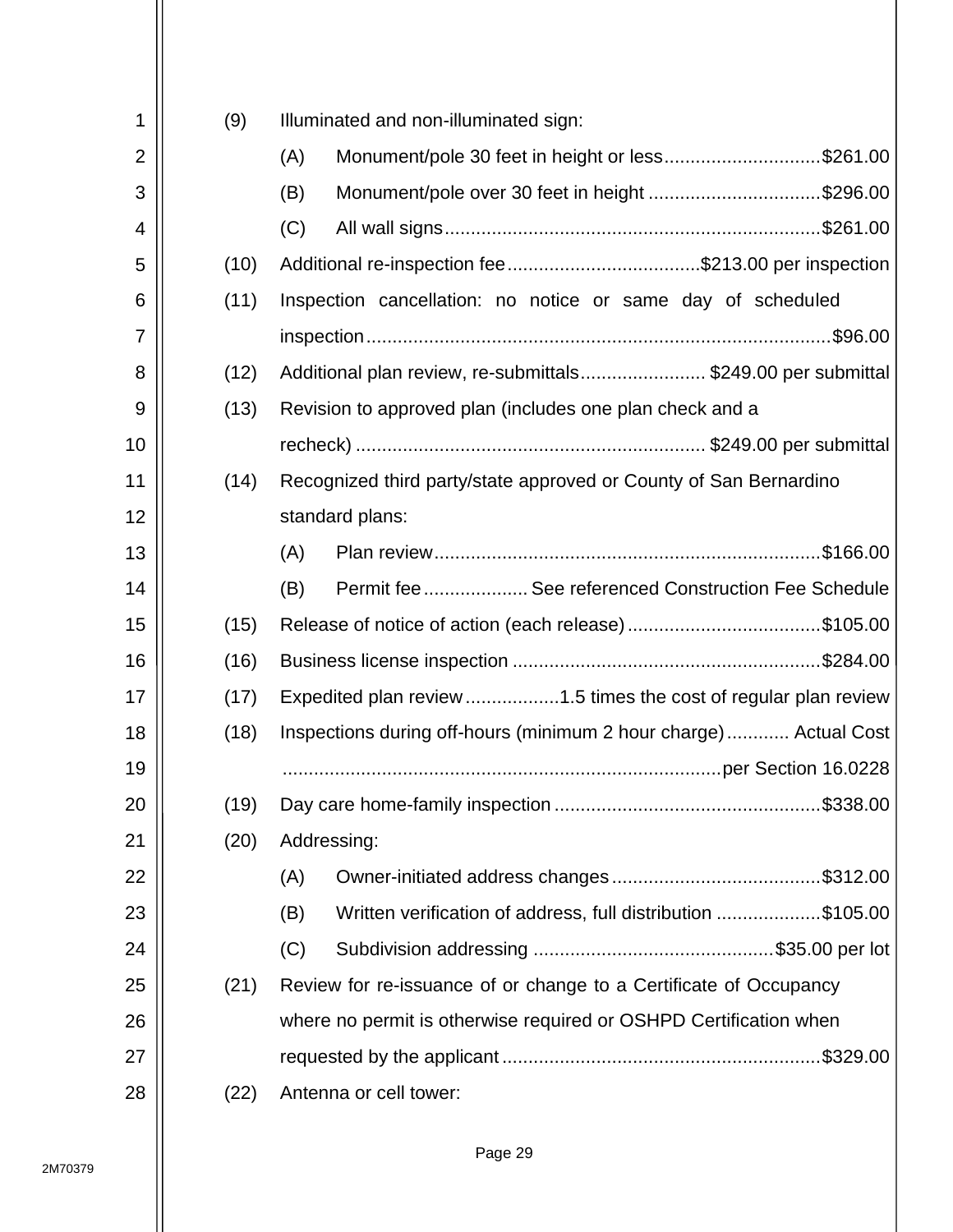(9) Illuminated and non-illuminated sign:

 (A) Monument/pole 30 feet in height or less .............................. $261.00

 (B) Monument/pole over 30 feet in height ................................. $296.00

 (C) All wall signs ........................................................................ $261.00

(10) Additional re-inspection fee ..................................... $213.00 per inspection

(11) Inspection cancellation: no notice or same day of scheduled inspection ......................................................................................... $96.00

(12) Additional plan review, re-submittals ........................ $249.00 per submittal

(13) Revision to approved plan (includes one plan check and a recheck) .................................................................. $249.00 per submittal

(14) Recognized third party/state approved or County of San Bernardino standard plans:

 (A) Plan review .......................................................................... $166.00

 (B) Permit fee .................... See referenced Construction Fee Schedule

(15) Release of notice of action (each release) ..................................... $105.00

(16) Business license inspection ........................................................... $284.00

(17) Expedited plan review .................. 1.5 times the cost of regular plan review

(18) Inspections during off-hours (minimum 2 hour charge) ............ Actual Cost .................................................................................... per Section 16.0228

(19) Day care home-family inspection ................................................... $338.00

(20) Addressing:

 (A) Owner-initiated address changes ........................................ $312.00

 (B) Written verification of address, full distribution .................... $105.00

 (C) Subdivision addressing .............................................. $35.00 per lot

(21) Review for re-issuance of or change to a Certificate of Occupancy where no permit is otherwise required or OSHPD Certification when requested by the applicant ............................................................. $329.00

(22) Antenna or cell tower: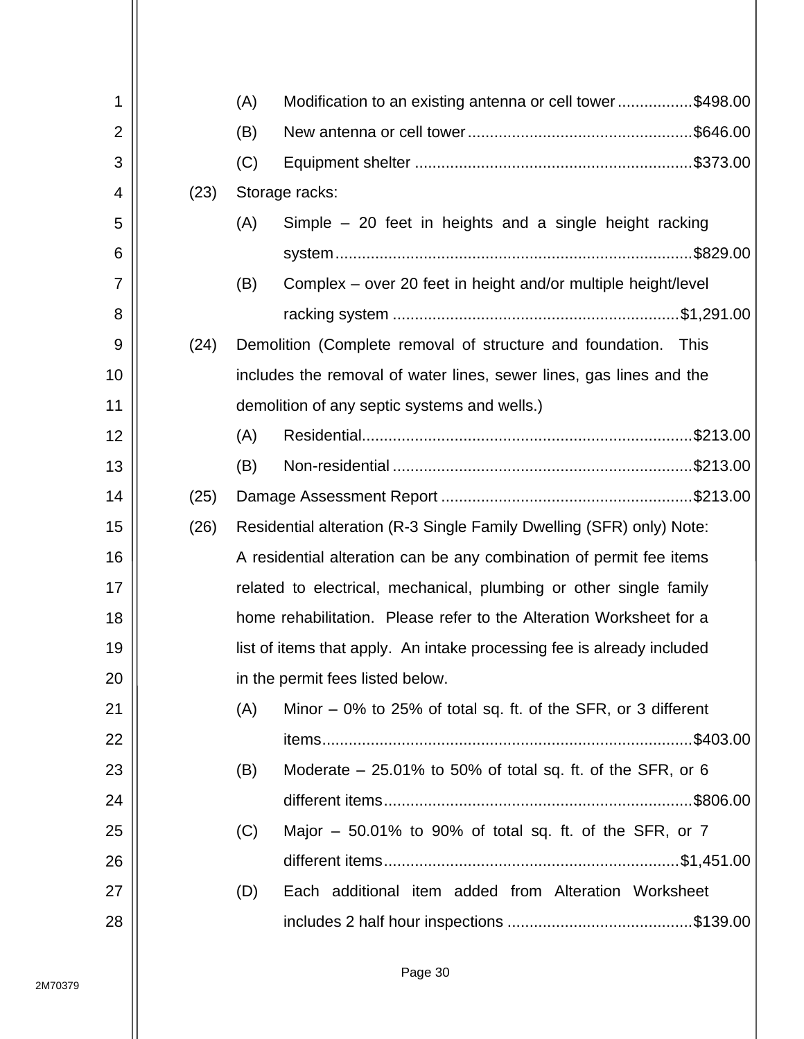(A) Modification to an existing antenna or cell tower.................$498.00

(B) New antenna or cell tower..................................................$646.00

(C) Equipment shelter ..............................................................$373.00

(23) Storage racks:

(A) Simple – 20 feet in heights and a single height racking system................................................................................$829.00

(B) Complex – over 20 feet in height and/or multiple height/level racking system ................................................................$1,291.00

(24) Demolition (Complete removal of structure and foundation. This includes the removal of water lines, sewer lines, gas lines and the demolition of any septic systems and wells.)

(A) Residential..........................................................................$213.00

(B) Non-residential ...................................................................$213.00

(25) Damage Assessment Report ........................................................$213.00

(26) Residential alteration (R-3 Single Family Dwelling (SFR) only) Note: A residential alteration can be any combination of permit fee items related to electrical, mechanical, plumbing or other single family home rehabilitation. Please refer to the Alteration Worksheet for a list of items that apply. An intake processing fee is already included in the permit fees listed below.

(A) Minor – 0% to 25% of total sq. ft. of the SFR, or 3 different items...................................................................................$403.00

(B) Moderate – 25.01% to 50% of total sq. ft. of the SFR, or 6 different items.....................................................................$806.00

(C) Major – 50.01% to 90% of total sq. ft. of the SFR, or 7 different items..................................................................$1,451.00

(D) Each additional item added from Alteration Worksheet includes 2 half hour inspections ..........................................$139.00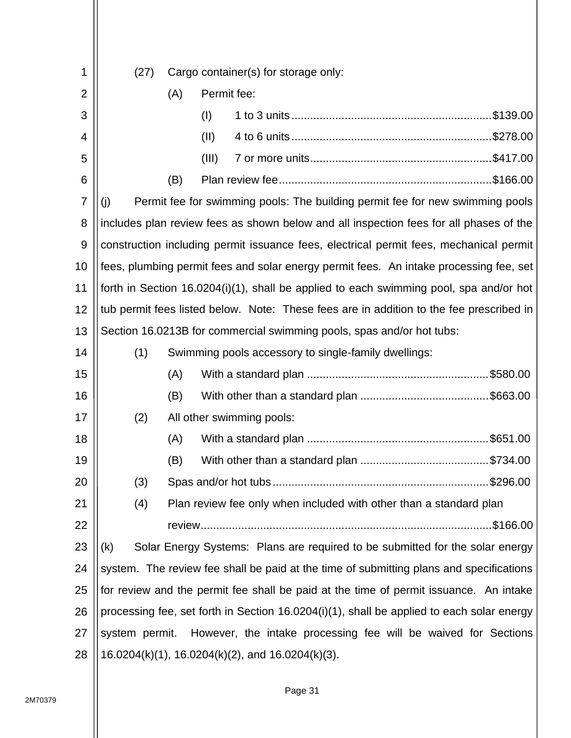(27) Cargo container(s) for storage only:

(A) Permit fee:

(I) 1 to 3 units ............................................................... $139.00

(II) 4 to 6 units ............................................................... $278.00

(III) 7 or more units......................................................... $417.00

(B) Plan review fee................................................................... $166.00

(j) Permit fee for swimming pools: The building permit fee for new swimming pools includes plan review fees as shown below and all inspection fees for all phases of the construction including permit issuance fees, electrical permit fees, mechanical permit fees, plumbing permit fees and solar energy permit fees. An intake processing fee, set forth in Section 16.0204(i)(1), shall be applied to each swimming pool, spa and/or hot tub permit fees listed below. Note: These fees are in addition to the fee prescribed in Section 16.0213B for commercial swimming pools, spas and/or hot tubs:

(1) Swimming pools accessory to single-family dwellings:

(A) With a standard plan ......................................................... $580.00

(B) With other than a standard plan ........................................ $663.00

(2) All other swimming pools:

(A) With a standard plan ......................................................... $651.00

(B) With other than a standard plan ........................................ $734.00

(3) Spas and/or hot tubs .................................................................... $296.00

(4) Plan review fee only when included with other than a standard plan review............................................................................................ $166.00

(k) Solar Energy Systems: Plans are required to be submitted for the solar energy system. The review fee shall be paid at the time of submitting plans and specifications for review and the permit fee shall be paid at the time of permit issuance. An intake processing fee, set forth in Section 16.0204(i)(1), shall be applied to each solar energy system permit. However, the intake processing fee will be waived for Sections 16.0204(k)(1), 16.0204(k)(2), and 16.0204(k)(3).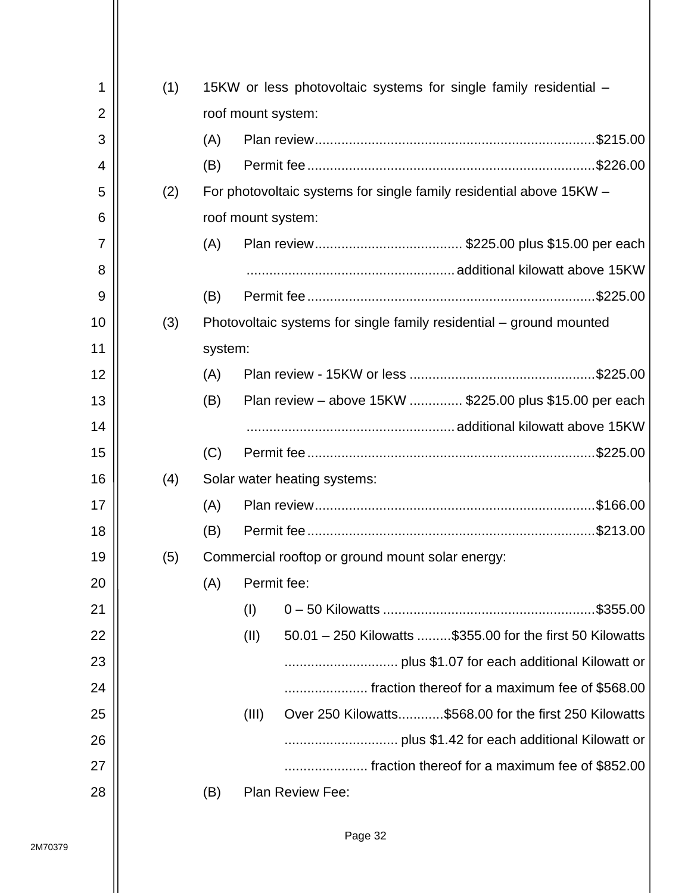(1) 15KW or less photovoltaic systems for single family residential – roof mount system:

(A) Plan review........................................................................$215.00

(B) Permit fee..........................................................................$226.00

(2) For photovoltaic systems for single family residential above 15KW – roof mount system:

(A) Plan review...................................... $225.00 plus $15.00 per each ...................................................... additional kilowatt above 15KW

(B) Permit fee..........................................................................$225.00

(3) Photovoltaic systems for single family residential – ground mounted system:

(A) Plan review - 15KW or less ................................................$225.00

(B) Plan review – above 15KW ............. $225.00 plus $15.00 per each ...................................................... additional kilowatt above 15KW

(C) Permit fee..........................................................................$225.00

(4) Solar water heating systems:

(A) Plan review........................................................................$166.00

(B) Permit fee..........................................................................$213.00

(5) Commercial rooftop or ground mount solar energy:

(A) Permit fee:

(I) 0 – 50 Kilowatts .......................................................$355.00

(II) 50.01 – 250 Kilowatts .........$355.00 for the first 50 Kilowatts ............................. plus $1.07 for each additional Kilowatt or ..................... fraction thereof for a maximum fee of $568.00

(III) Over 250 Kilowatts............$568.00 for the first 250 Kilowatts ............................. plus $1.42 for each additional Kilowatt or ..................... fraction thereof for a maximum fee of $852.00

(B) Plan Review Fee: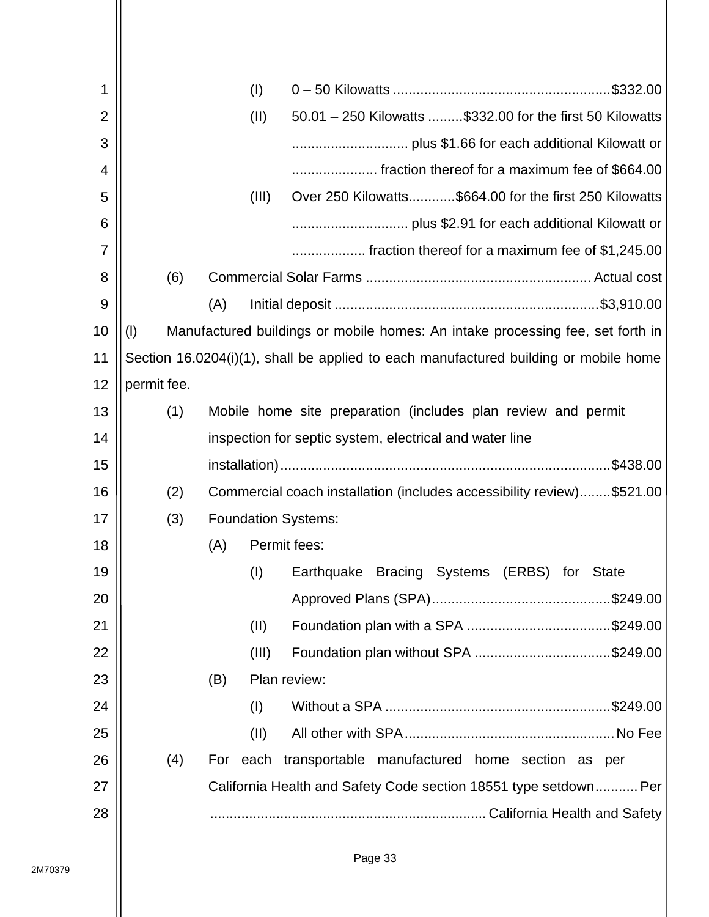(I) 0 – 50 Kilowatts ....................................................... $332.00

(II) 50.01 – 250 Kilowatts ......... $332.00 for the first 50 Kilowatts ............................. plus $1.66 for each additional Kilowatt or ..................... fraction thereof for a maximum fee of $664.00

(III) Over 250 Kilowatts ............ $664.00 for the first 250 Kilowatts ............................. plus $2.91 for each additional Kilowatt or .................. fraction thereof for a maximum fee of $1,245.00

(6) Commercial Solar Farms .......................................................... Actual cost

(A) Initial deposit ................................................................... $3,910.00

(l) Manufactured buildings or mobile homes: An intake processing fee, set forth in Section 16.0204(i)(1), shall be applied to each manufactured building or mobile home permit fee.

(1) Mobile home site preparation (includes plan review and permit inspection for septic system, electrical and water line installation) .................................................................................... $438.00

(2) Commercial coach installation (includes accessibility review) ........ $521.00

(3) Foundation Systems:

(A) Permit fees:

(I) Earthquake Bracing Systems (ERBS) for State Approved Plans (SPA) ............................................. $249.00

(II) Foundation plan with a SPA ..................................... $249.00

(III) Foundation plan without SPA ................................... $249.00

(B) Plan review:

(I) Without a SPA .......................................................... $249.00

(II) All other with SPA ...................................................... No Fee

(4) For each transportable manufactured home section as per California Health and Safety Code section 18551 type setdown ........... Per ...................................................................... California Health and Safety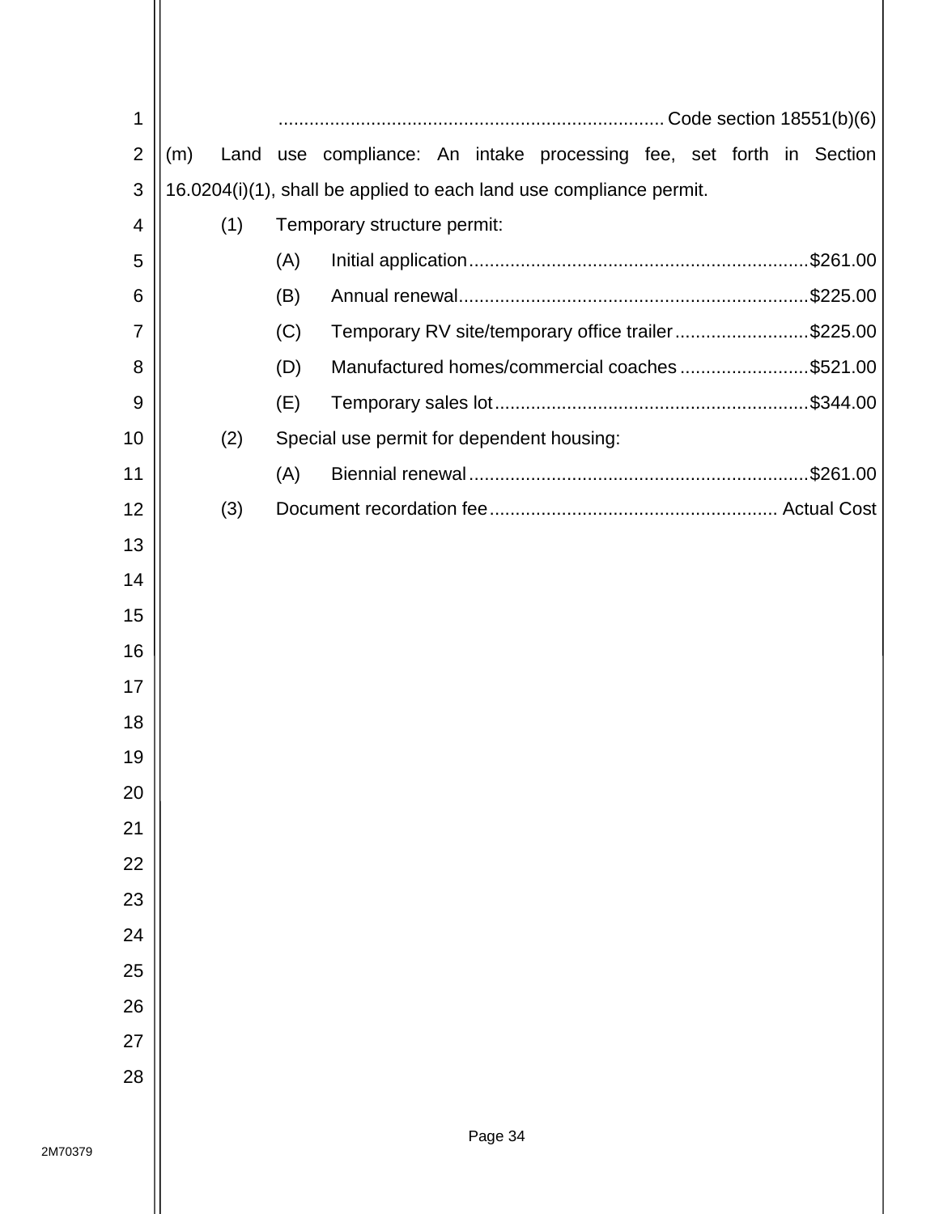........................................................................ Code section 18551(b)(6)

(m) Land use compliance: An intake processing fee, set forth in Section 16.0204(i)(1), shall be applied to each land use compliance permit.

(1) Temporary structure permit:

(A) Initial application ................................................................. $261.00

(B) Annual renewal ................................................................... $225.00

(C) Temporary RV site/temporary office trailer .......................... $225.00

(D) Manufactured homes/commercial coaches ......................... $521.00

(E) Temporary sales lot ............................................................ $344.00

(2) Special use permit for dependent housing:

(A) Biennial renewal ................................................................. $261.00

(3) Document recordation fee ....................................................... Actual Cost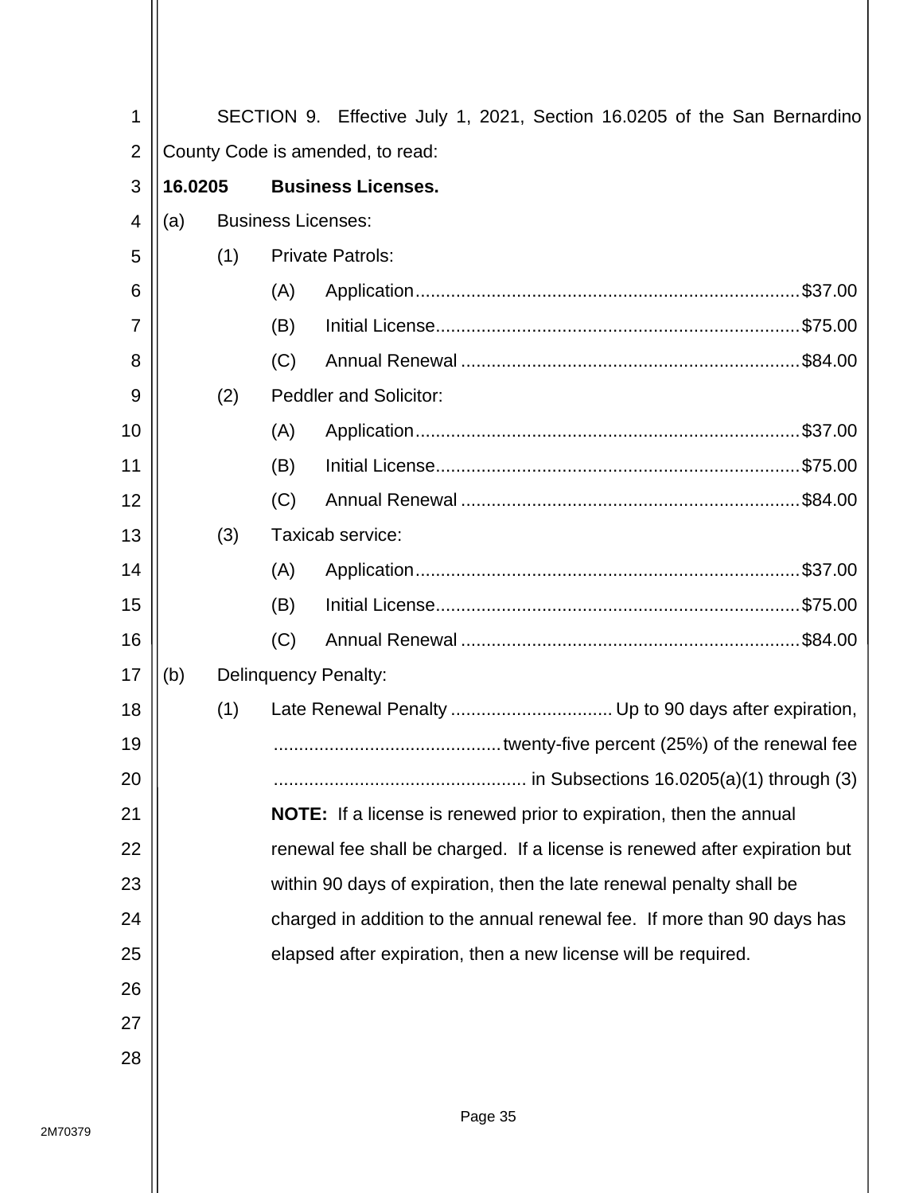SECTION 9. Effective July 1, 2021, Section 16.0205 of the San Bernardino County Code is amended, to read:

**16.0205 Business Licenses.**

(a) Business Licenses:

(1) Private Patrols:

(A) Application........................................................................$37.00

(B) Initial License....................................................................$75.00

(C) Annual Renewal ...............................................................$84.00

(2) Peddler and Solicitor:

(A) Application........................................................................$37.00

(B) Initial License....................................................................$75.00

(C) Annual Renewal ...............................................................$84.00

(3) Taxicab service:

(A) Application........................................................................$37.00

(B) Initial License....................................................................$75.00

(C) Annual Renewal ...............................................................$84.00

(b) Delinquency Penalty:

(1) Late Renewal Penalty ................................ Up to 90 days after expiration, ............................................twenty-five percent (25%) of the renewal fee ................................................ in Subsections 16.0205(a)(1) through (3)

**NOTE:** If a license is renewed prior to expiration, then the annual renewal fee shall be charged. If a license is renewed after expiration but within 90 days of expiration, then the late renewal penalty shall be charged in addition to the annual renewal fee. If more than 90 days has elapsed after expiration, then a new license will be required.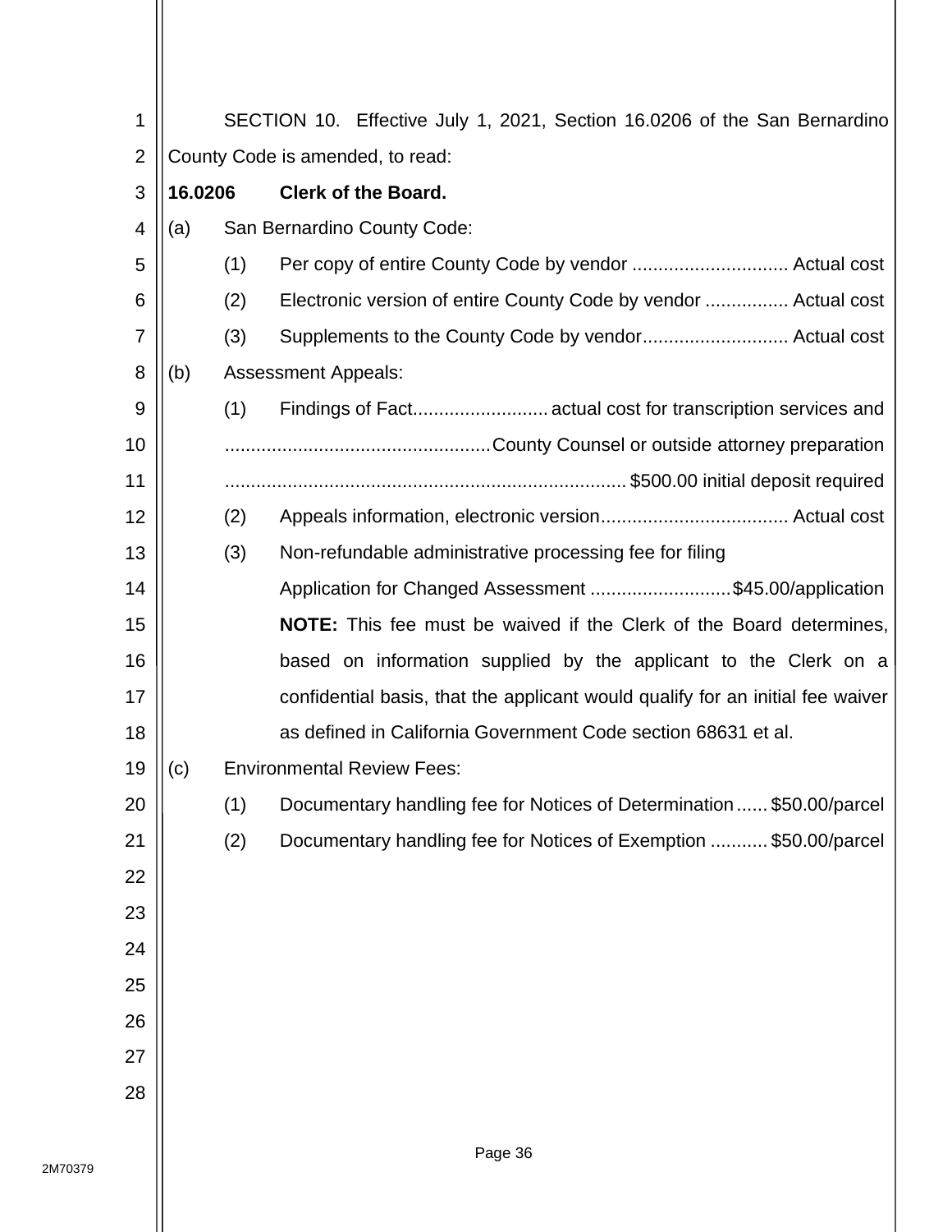SECTION 10. Effective July 1, 2021, Section 16.0206 of the San Bernardino County Code is amended, to read:

**16.0206 Clerk of the Board.**

(a) San Bernardino County Code:

(1) Per copy of entire County Code by vendor .............................. Actual cost

(2) Electronic version of entire County Code by vendor ................ Actual cost

(3) Supplements to the County Code by vendor............................ Actual cost

(b) Assessment Appeals:

(1) Findings of Fact.......................... actual cost for transcription services and .................................................. County Counsel or outside attorney preparation ............................................................................ $500.00 initial deposit required

(2) Appeals information, electronic version.................................... Actual cost

(3) Non-refundable administrative processing fee for filing Application for Changed Assessment ...........................$45.00/application

**NOTE:** This fee must be waived if the Clerk of the Board determines, based on information supplied by the applicant to the Clerk on a confidential basis, that the applicant would qualify for an initial fee waiver as defined in California Government Code section 68631 et al.

(c) Environmental Review Fees:

(1) Documentary handling fee for Notices of Determination...... $50.00/parcel

(2) Documentary handling fee for Notices of Exemption ........... $50.00/parcel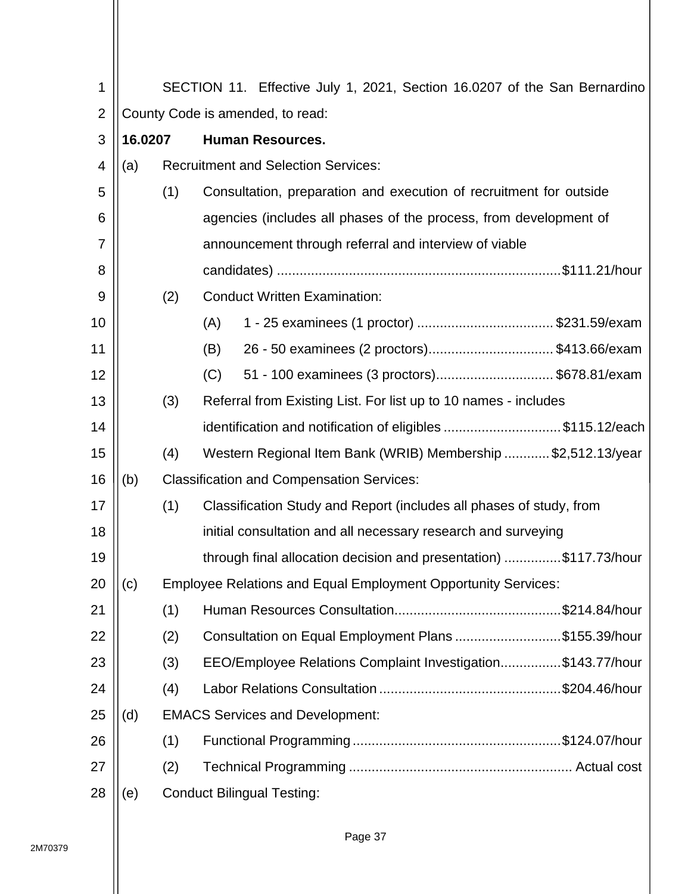SECTION 11. Effective July 1, 2021, Section 16.0207 of the San Bernardino County Code is amended, to read:

**16.0207 Human Resources.**

(a) Recruitment and Selection Services:

(1) Consultation, preparation and execution of recruitment for outside agencies (includes all phases of the process, from development of announcement through referral and interview of viable candidates) .......... $111.21/hour

(2) Conduct Written Examination:

(A) 1 - 25 examinees (1 proctor) .......... $231.59/exam

(B) 26 - 50 examinees (2 proctors) .......... $413.66/exam

(C) 51 - 100 examinees (3 proctors) .......... $678.81/exam

(3) Referral from Existing List. For list up to 10 names - includes identification and notification of eligibles .......... $115.12/each

(4) Western Regional Item Bank (WRIB) Membership .......... $2,512.13/year

(b) Classification and Compensation Services:

(1) Classification Study and Report (includes all phases of study, from initial consultation and all necessary research and surveying through final allocation decision and presentation) .......... $117.73/hour

(c) Employee Relations and Equal Employment Opportunity Services:

(1) Human Resources Consultation .......... $214.84/hour

(2) Consultation on Equal Employment Plans .......... $155.39/hour

(3) EEO/Employee Relations Complaint Investigation .......... $143.77/hour

(4) Labor Relations Consultation .......... $204.46/hour

(d) EMACS Services and Development:

(1) Functional Programming .......... $124.07/hour

(2) Technical Programming .......... Actual cost

(e) Conduct Bilingual Testing: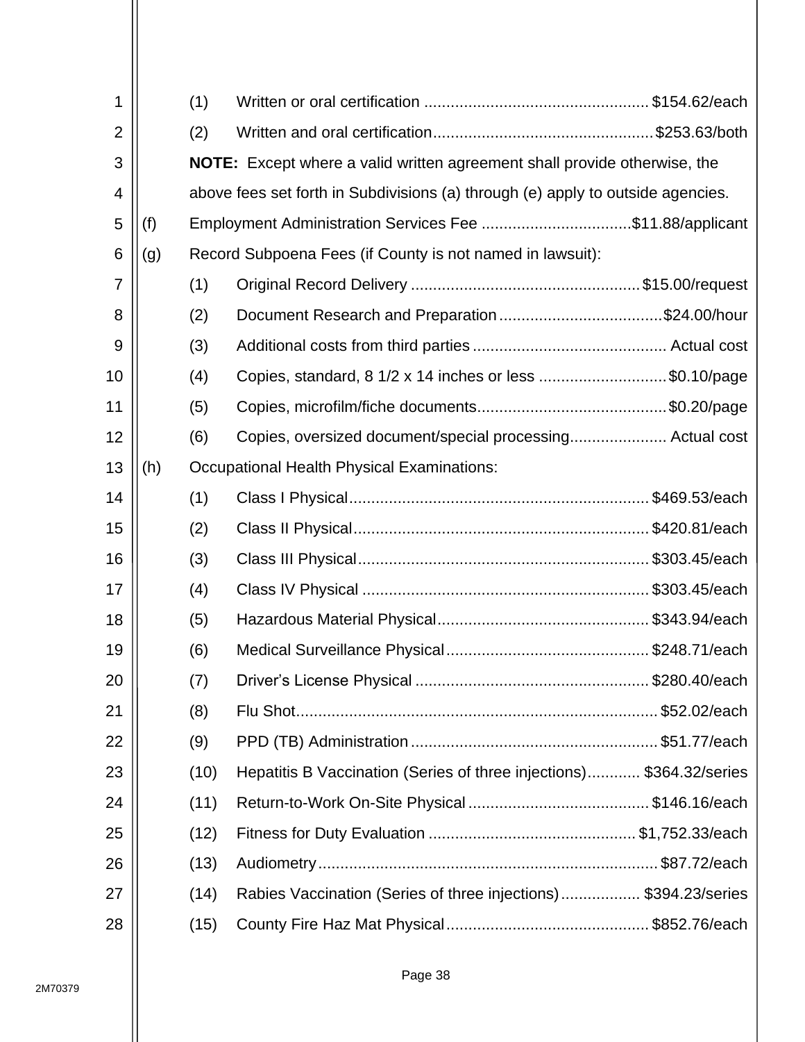(1) Written or oral certification .................................................. $154.62/each

(2) Written and oral certification................................................. $253.63/both

**NOTE:** Except where a valid written agreement shall provide otherwise, the above fees set forth in Subdivisions (a) through (e) apply to outside agencies.

(f) Employment Administration Services Fee .................................. $11.88/applicant

(g) Record Subpoena Fees (if County is not named in lawsuit):

(1) Original Record Delivery .................................................... $15.00/request

(2) Document Research and Preparation ..................................... $24.00/hour

(3) Additional costs from third parties ........................................... Actual cost

(4) Copies, standard, 8 1/2 x 14 inches or less ............................. $0.10/page

(5) Copies, microfilm/fiche documents........................................... $0.20/page

(6) Copies, oversized document/special processing...................... Actual cost

(h) Occupational Health Physical Examinations:

(1) Class I Physical.................................................................... $469.53/each

(2) Class II Physical................................................................... $420.81/each

(3) Class III Physical.................................................................. $303.45/each

(4) Class IV Physical ................................................................. $303.45/each

(5) Hazardous Material Physical................................................ $343.94/each

(6) Medical Surveillance Physical.............................................. $248.71/each

(7) Driver's License Physical ..................................................... $280.40/each

(8) Flu Shot.................................................................................. $52.02/each

(9) PPD (TB) Administration ........................................................ $51.77/each

(10) Hepatitis B Vaccination (Series of three injections)............ $364.32/series

(11) Return-to-Work On-Site Physical ......................................... $146.16/each

(12) Fitness for Duty Evaluation ............................................... $1,752.33/each

(13) Audiometry............................................................................. $87.72/each

(14) Rabies Vaccination (Series of three injections).................. $394.23/series

(15) County Fire Haz Mat Physical.............................................. $852.76/each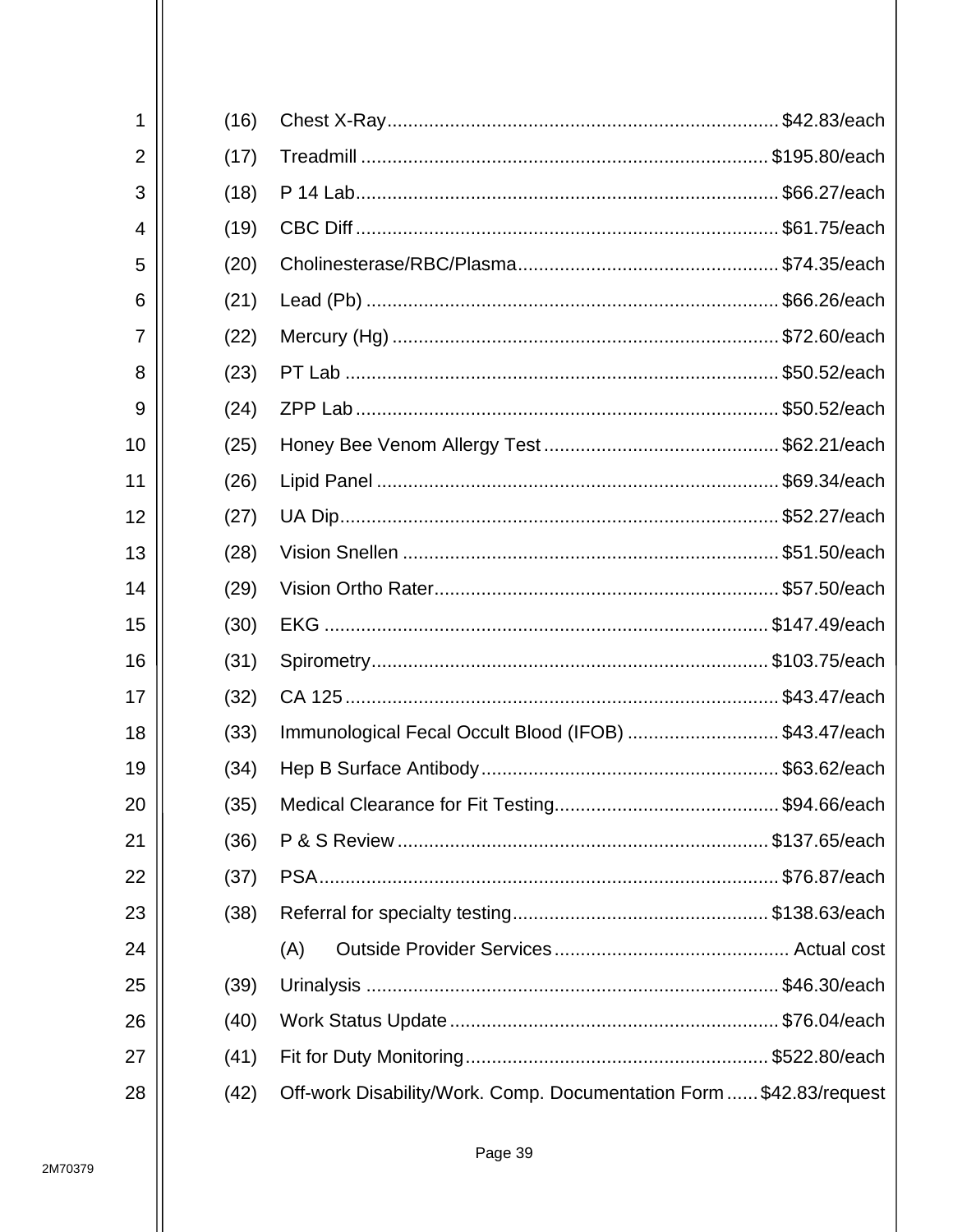(16) Chest X-Ray .......... $42.83/each

(17) Treadmill .......... $195.80/each

(18) P 14 Lab .......... $66.27/each

(19) CBC Diff .......... $61.75/each

(20) Cholinesterase/RBC/Plasma .......... $74.35/each

(21) Lead (Pb) .......... $66.26/each

(22) Mercury (Hg) .......... $72.60/each

(23) PT Lab .......... $50.52/each

(24) ZPP Lab .......... $50.52/each

(25) Honey Bee Venom Allergy Test .......... $62.21/each

(26) Lipid Panel .......... $69.34/each

(27) UA Dip .......... $52.27/each

(28) Vision Snellen .......... $51.50/each

(29) Vision Ortho Rater .......... $57.50/each

(30) EKG .......... $147.49/each

(31) Spirometry .......... $103.75/each

(32) CA 125 .......... $43.47/each

(33) Immunological Fecal Occult Blood (IFOB) .......... $43.47/each

(34) Hep B Surface Antibody .......... $63.62/each

(35) Medical Clearance for Fit Testing .......... $94.66/each

(36) P & S Review .......... $137.65/each

(37) PSA .......... $76.87/each

(38) Referral for specialty testing .......... $138.63/each

(A) Outside Provider Services .......... Actual cost

(39) Urinalysis .......... $46.30/each

(40) Work Status Update .......... $76.04/each

(41) Fit for Duty Monitoring .......... $522.80/each

(42) Off-work Disability/Work. Comp. Documentation Form .......... $42.83/request

2M70379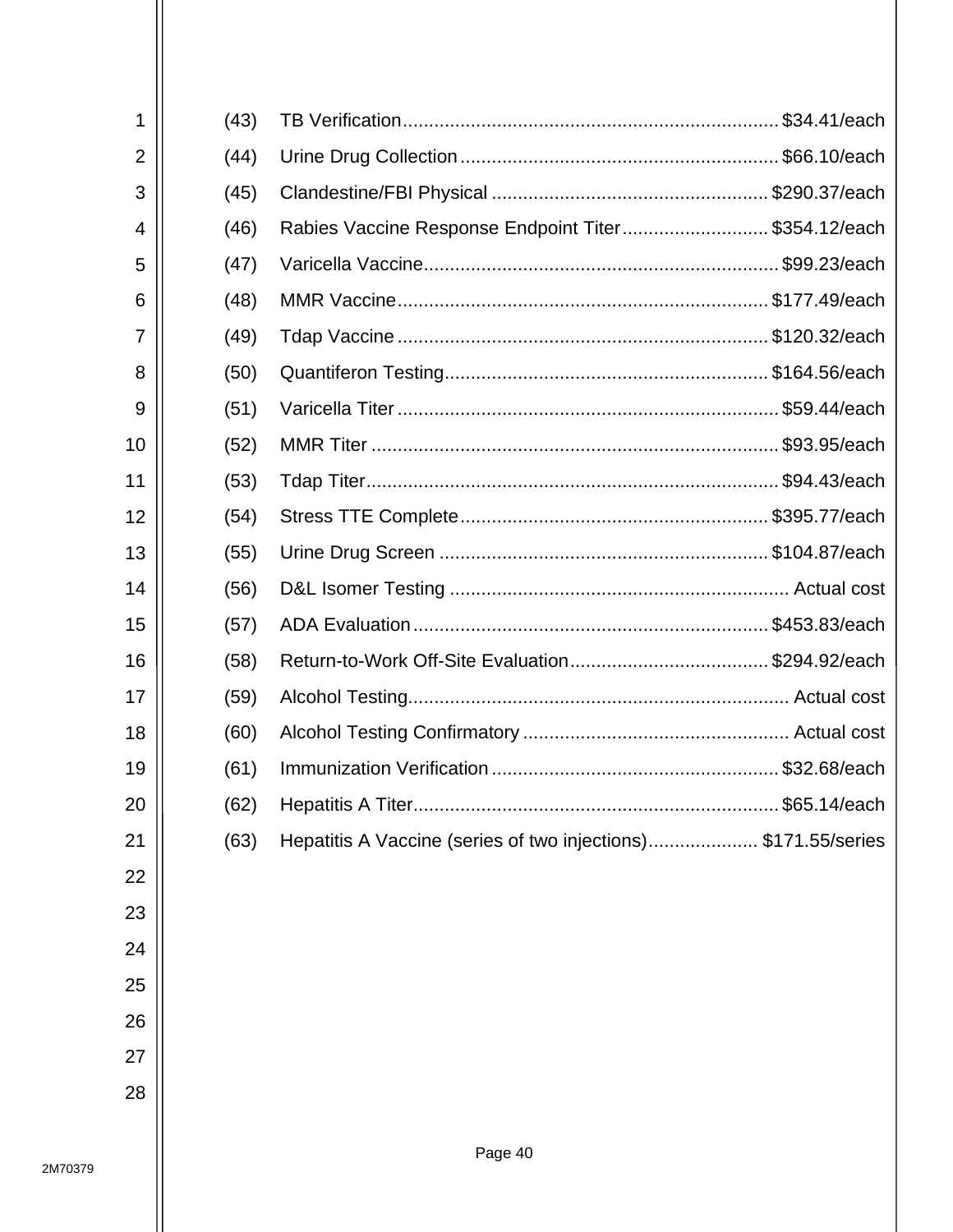(43) TB Verification.......................................................................$34.41/each
(44) Urine Drug Collection............................................................$66.10/each
(45) Clandestine/FBI Physical ....................................................$290.37/each
(46) Rabies Vaccine Response Endpoint Titer...........................$354.12/each
(47) Varicella Vaccine...................................................................$99.23/each
(48) MMR Vaccine......................................................................$177.49/each
(49) Tdap Vaccine ......................................................................$120.32/each
(50) Quantiferon Testing.............................................................$164.56/each
(51) Varicella Titer ........................................................................$59.44/each
(52) MMR Titer .............................................................................$93.95/each
(53) Tdap Titer..............................................................................$94.43/each
(54) Stress TTE Complete..........................................................$395.77/each
(55) Urine Drug Screen ..............................................................$104.87/each
(56) D&L Isomer Testing ................................................................ Actual cost
(57) ADA Evaluation ...................................................................$453.83/each
(58) Return-to-Work Off-Site Evaluation......................................$294.92/each
(59) Alcohol Testing........................................................................ Actual cost
(60) Alcohol Testing Confirmatory .................................................. Actual cost
(61) Immunization Verification ......................................................$32.68/each
(62) Hepatitis A Titer.....................................................................$65.14/each
(63) Hepatitis A Vaccine (series of two injections).................... $171.55/series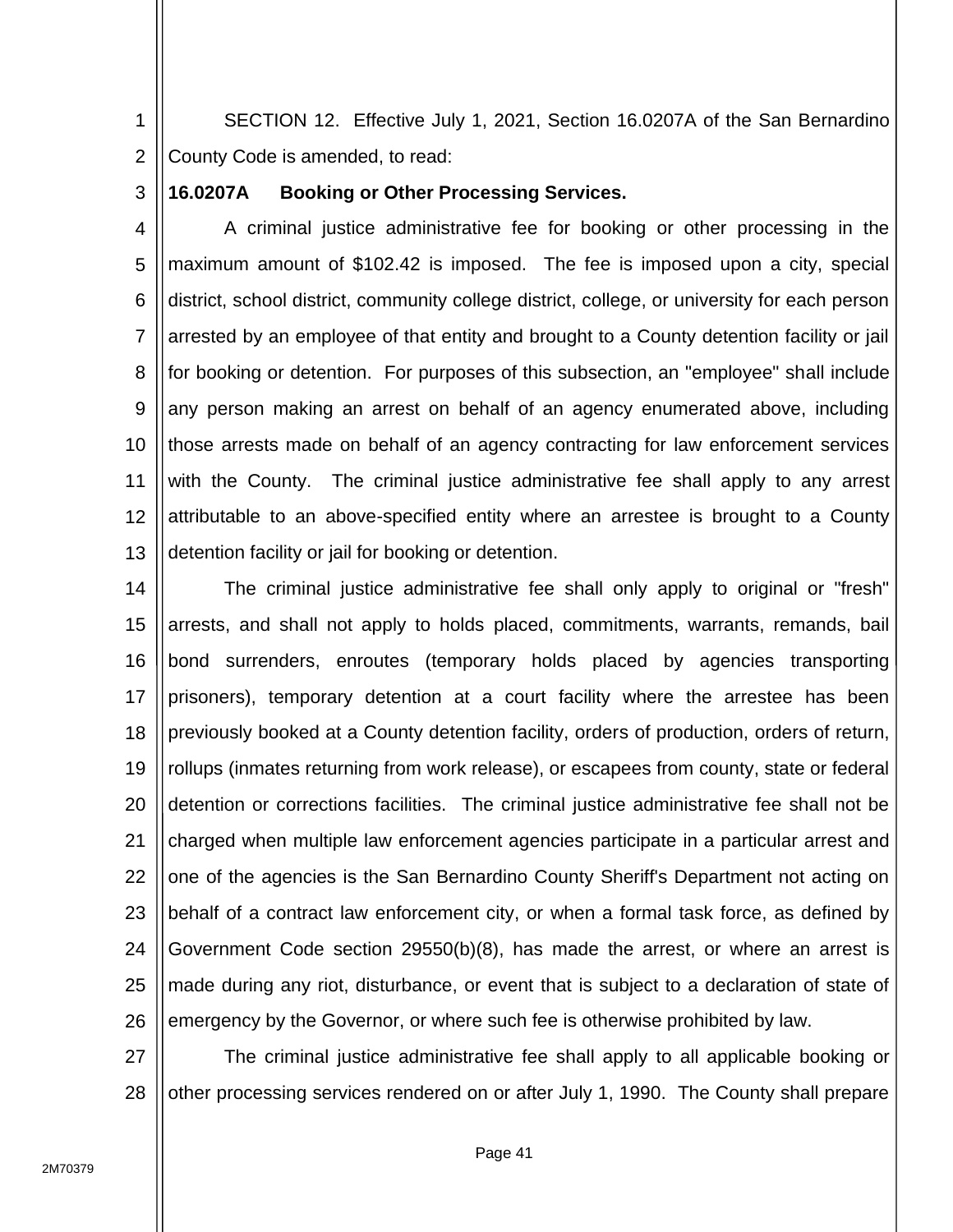SECTION 12. Effective July 1, 2021, Section 16.0207A of the San Bernardino County Code is amended, to read:

**16.0207A Booking or Other Processing Services.**

A criminal justice administrative fee for booking or other processing in the maximum amount of $102.42 is imposed. The fee is imposed upon a city, special district, school district, community college district, college, or university for each person arrested by an employee of that entity and brought to a County detention facility or jail for booking or detention. For purposes of this subsection, an "employee" shall include any person making an arrest on behalf of an agency enumerated above, including those arrests made on behalf of an agency contracting for law enforcement services with the County. The criminal justice administrative fee shall apply to any arrest attributable to an above-specified entity where an arrestee is brought to a County detention facility or jail for booking or detention.

The criminal justice administrative fee shall only apply to original or "fresh" arrests, and shall not apply to holds placed, commitments, warrants, remands, bail bond surrenders, enroutes (temporary holds placed by agencies transporting prisoners), temporary detention at a court facility where the arrestee has been previously booked at a County detention facility, orders of production, orders of return, rollups (inmates returning from work release), or escapees from county, state or federal detention or corrections facilities. The criminal justice administrative fee shall not be charged when multiple law enforcement agencies participate in a particular arrest and one of the agencies is the San Bernardino County Sheriff's Department not acting on behalf of a contract law enforcement city, or when a formal task force, as defined by Government Code section 29550(b)(8), has made the arrest, or where an arrest is made during any riot, disturbance, or event that is subject to a declaration of state of emergency by the Governor, or where such fee is otherwise prohibited by law.

The criminal justice administrative fee shall apply to all applicable booking or other processing services rendered on or after July 1, 1990. The County shall prepare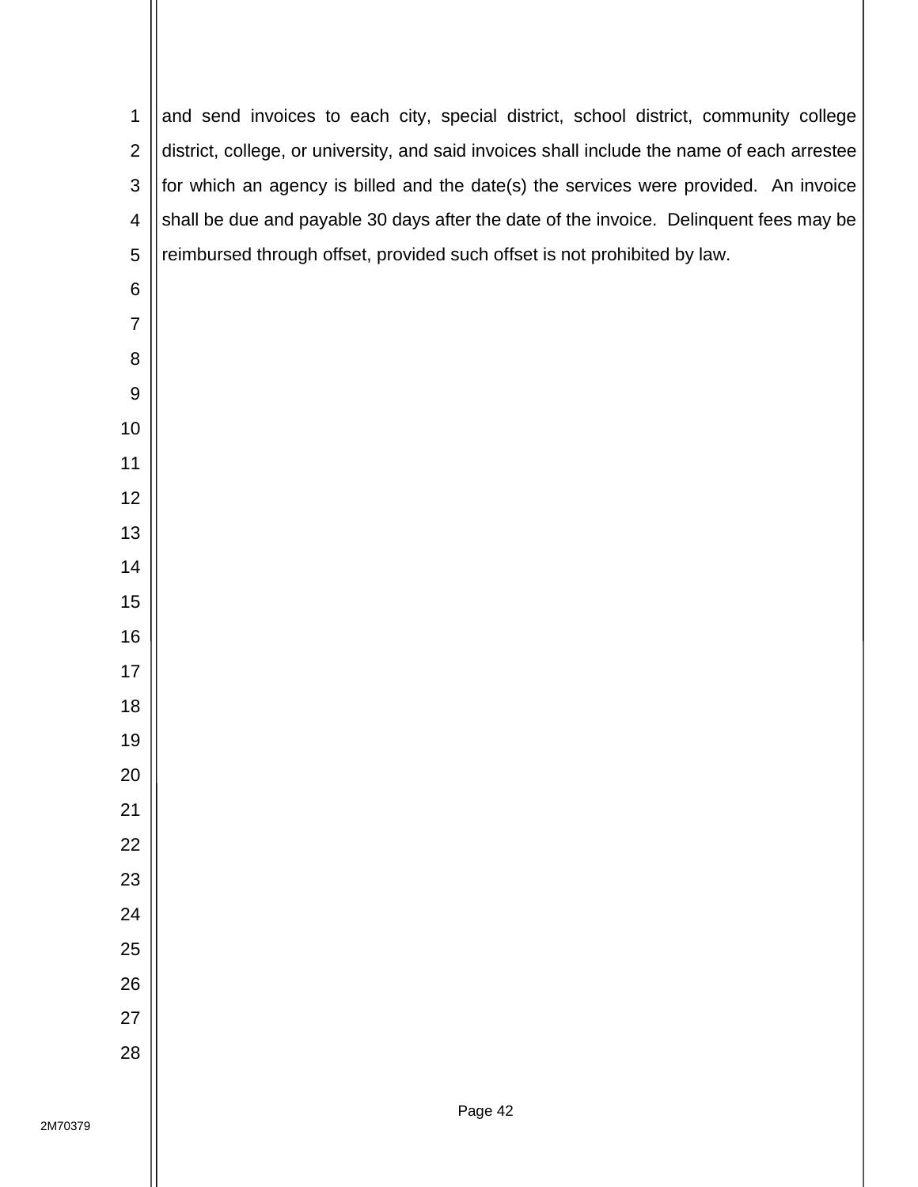and send invoices to each city, special district, school district, community college district, college, or university, and said invoices shall include the name of each arrestee for which an agency is billed and the date(s) the services were provided. An invoice shall be due and payable 30 days after the date of the invoice. Delinquent fees may be reimbursed through offset, provided such offset is not prohibited by law.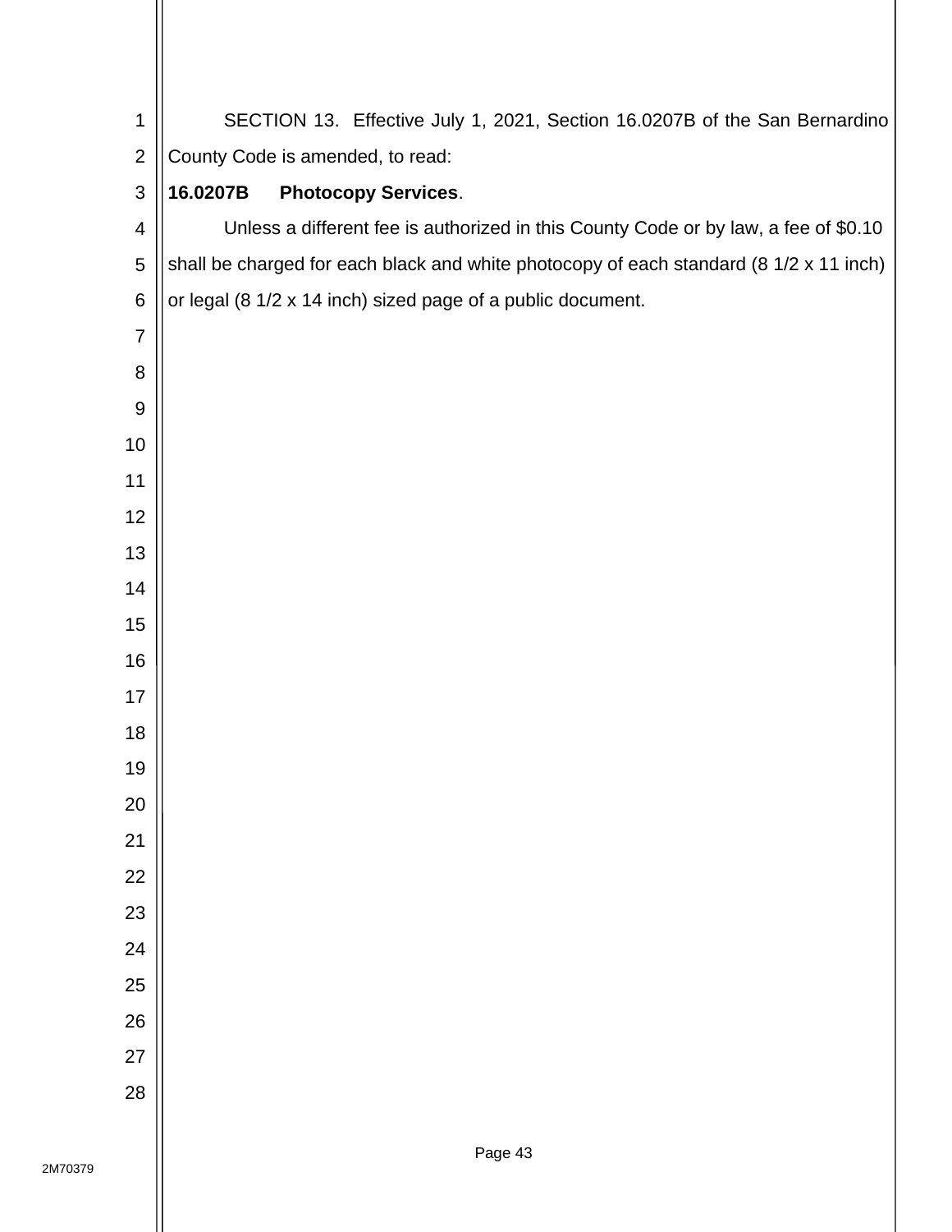SECTION 13. Effective July 1, 2021, Section 16.0207B of the San Bernardino County Code is amended, to read:

**16.0207B Photocopy Services**.

Unless a different fee is authorized in this County Code or by law, a fee of $0.10 shall be charged for each black and white photocopy of each standard (8 1/2 x 11 inch) or legal (8 1/2 x 14 inch) sized page of a public document.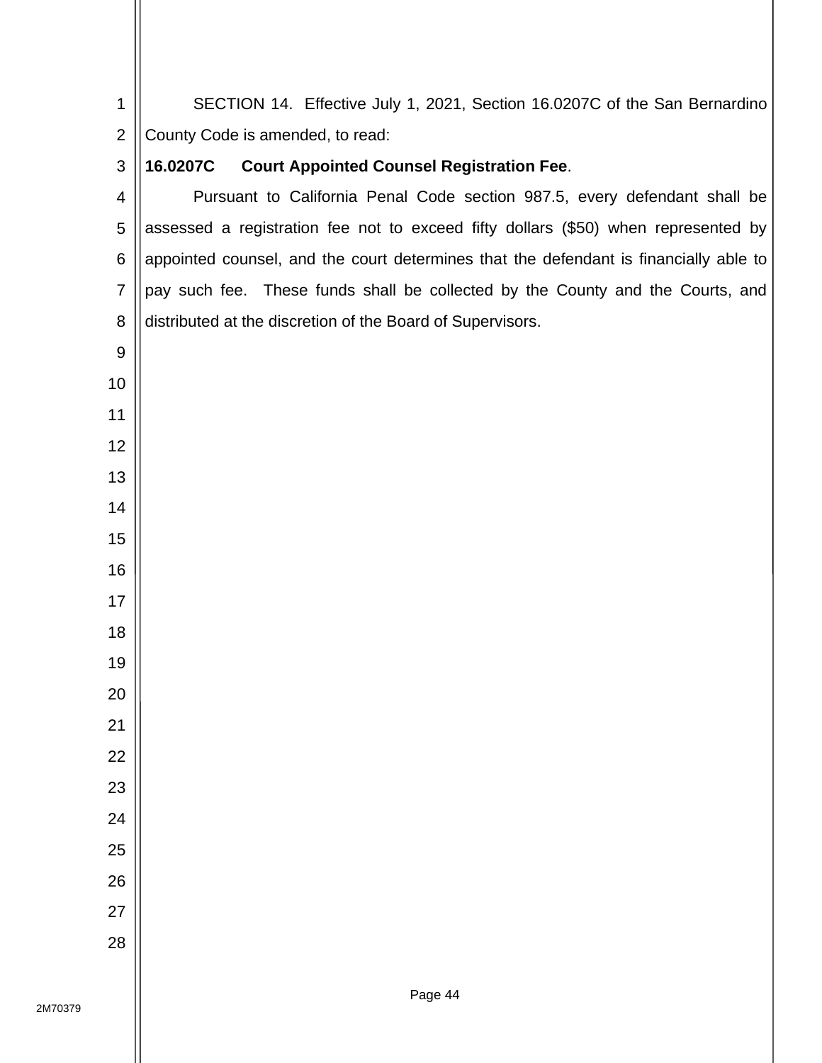SECTION 14. Effective July 1, 2021, Section 16.0207C of the San Bernardino County Code is amended, to read:

**16.0207C Court Appointed Counsel Registration Fee**.

Pursuant to California Penal Code section 987.5, every defendant shall be assessed a registration fee not to exceed fifty dollars ($50) when represented by appointed counsel, and the court determines that the defendant is financially able to pay such fee. These funds shall be collected by the County and the Courts, and distributed at the discretion of the Board of Supervisors.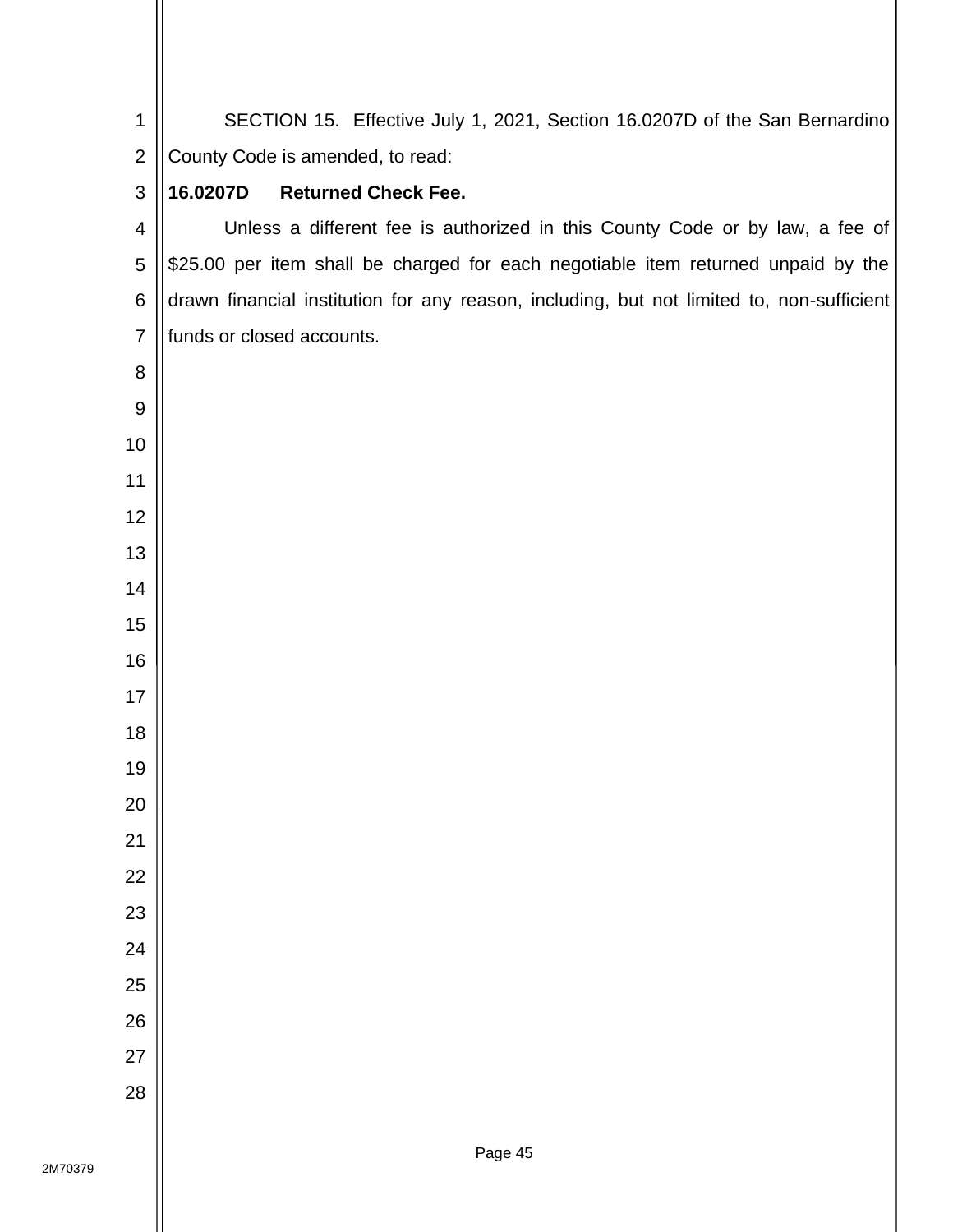SECTION 15. Effective July 1, 2021, Section 16.0207D of the San Bernardino County Code is amended, to read:

**16.0207D Returned Check Fee.**

Unless a different fee is authorized in this County Code or by law, a fee of $25.00 per item shall be charged for each negotiable item returned unpaid by the drawn financial institution for any reason, including, but not limited to, non-sufficient funds or closed accounts.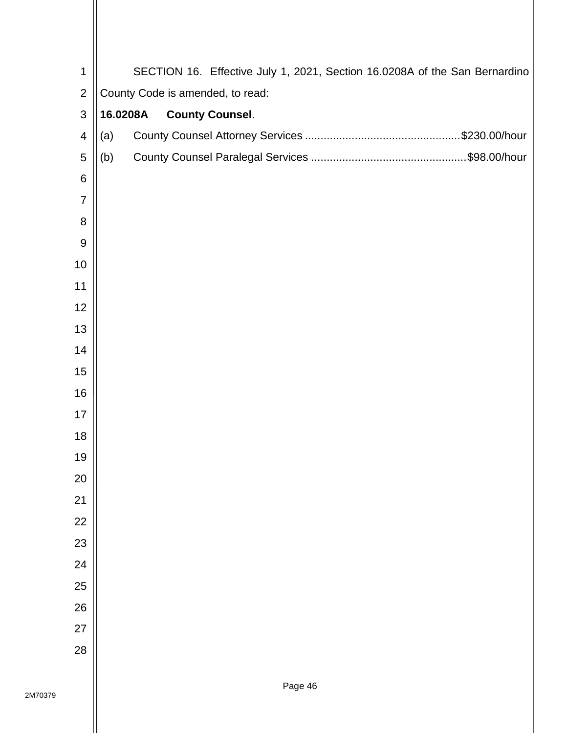SECTION 16. Effective July 1, 2021, Section 16.0208A of the San Bernardino County Code is amended, to read:

**16.0208A County Counsel**.

(a) County Counsel Attorney Services ................................................. $230.00/hour

(b) County Counsel Paralegal Services ................................................. $98.00/hour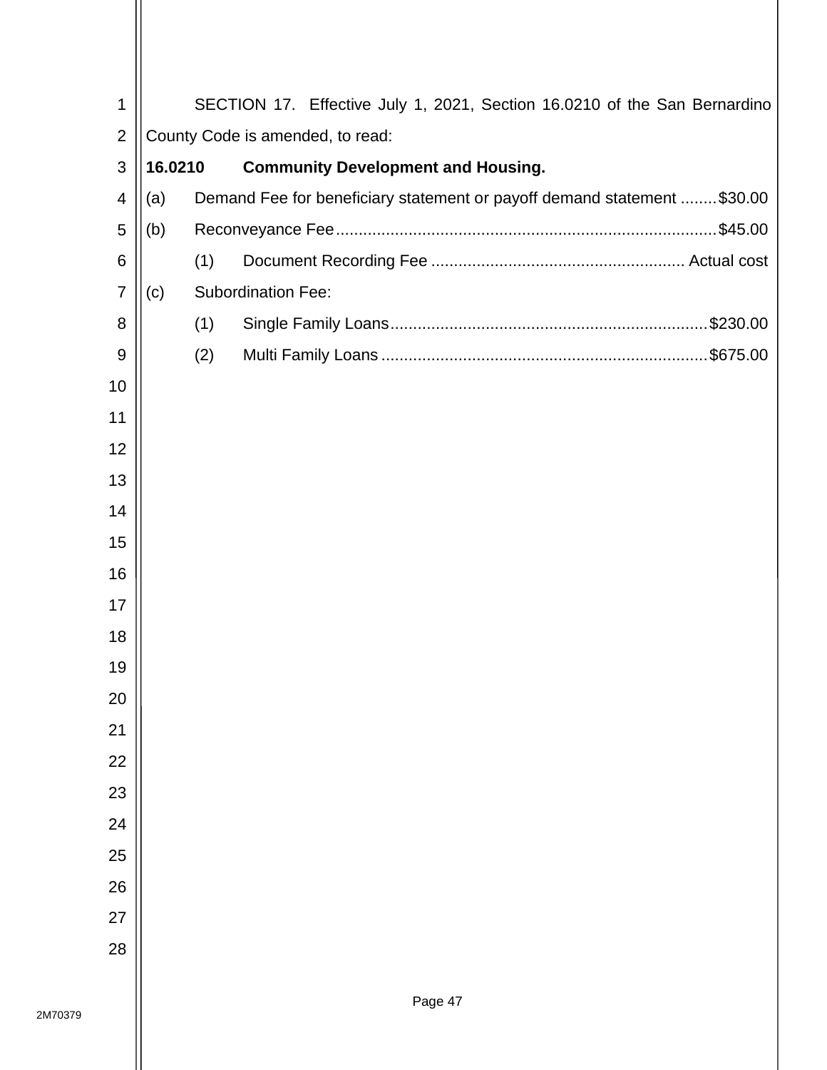SECTION 17. Effective July 1, 2021, Section 16.0210 of the San Bernardino County Code is amended, to read:

**16.0210 Community Development and Housing.**

(a) Demand Fee for beneficiary statement or payoff demand statement ........ $30.00

(b) Reconveyance Fee ........................................................................ $45.00

(1) Document Recording Fee ........................................................ Actual cost

(c) Subordination Fee:

(1) Single Family Loans ..................................................................... $230.00

(2) Multi Family Loans ....................................................................... $675.00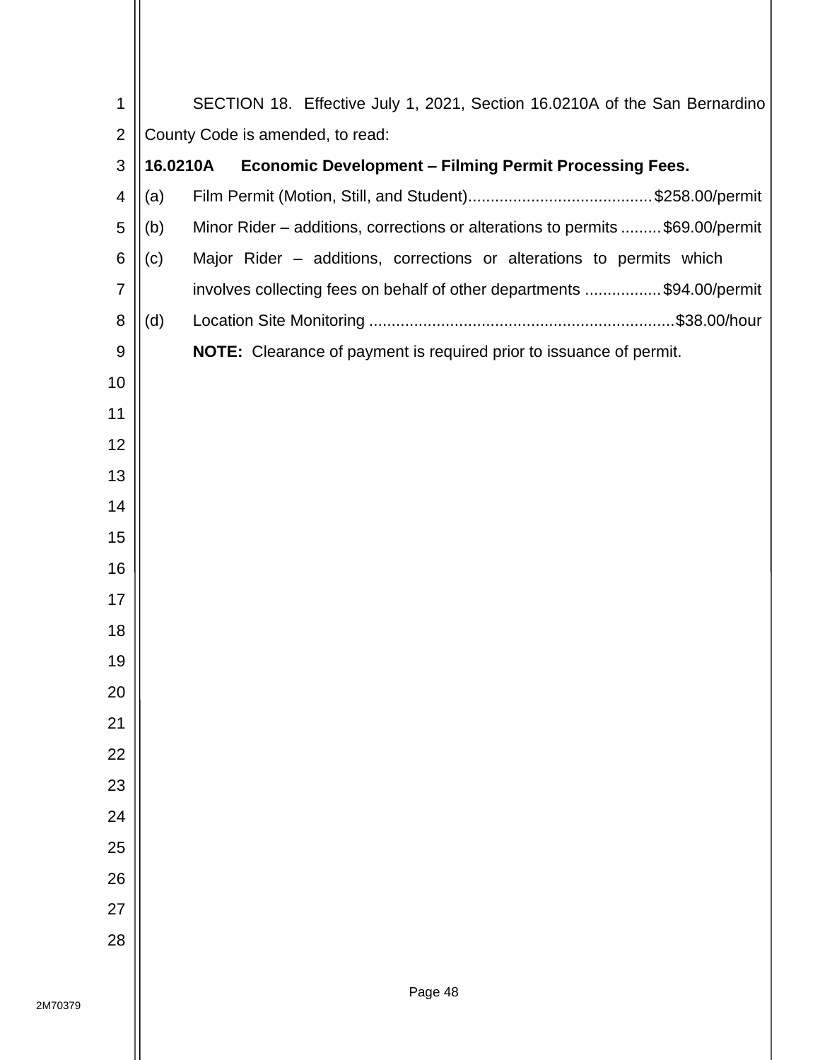SECTION 18. Effective July 1, 2021, Section 16.0210A of the San Bernardino County Code is amended, to read:

**16.0210A Economic Development – Filming Permit Processing Fees.**

(a) Film Permit (Motion, Still, and Student).........................................$258.00/permit

(b) Minor Rider – additions, corrections or alterations to permits .........$69.00/permit

(c) Major Rider – additions, corrections or alterations to permits which involves collecting fees on behalf of other departments .................$94.00/permit

(d) Location Site Monitoring ....................................................................$38.00/hour

**NOTE:** Clearance of payment is required prior to issuance of permit.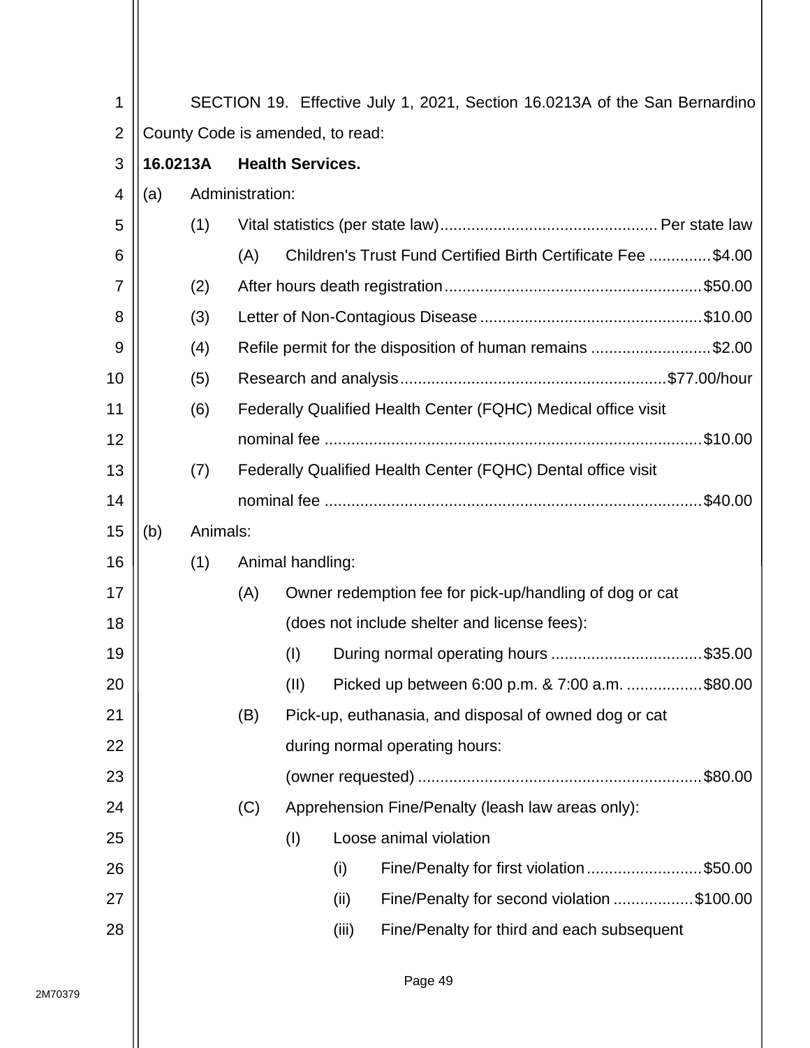SECTION 19. Effective July 1, 2021, Section 16.0213A of the San Bernardino County Code is amended, to read:

**16.0213A Health Services.**

(a) Administration:

(1) Vital statistics (per state law) .......... Per state law

(A) Children's Trust Fund Certified Birth Certificate Fee .......... $4.00

(2) After hours death registration .......... $50.00

(3) Letter of Non-Contagious Disease .......... $10.00

(4) Refile permit for the disposition of human remains .......... $2.00

(5) Research and analysis .......... $77.00/hour

(6) Federally Qualified Health Center (FQHC) Medical office visit nominal fee .......... $10.00

(7) Federally Qualified Health Center (FQHC) Dental office visit nominal fee .......... $40.00

(b) Animals:

(1) Animal handling:

(A) Owner redemption fee for pick-up/handling of dog or cat (does not include shelter and license fees):

(I) During normal operating hours .......... $35.00

(II) Picked up between 6:00 p.m. & 7:00 a.m. .......... $80.00

(B) Pick-up, euthanasia, and disposal of owned dog or cat during normal operating hours: (owner requested) .......... $80.00

(C) Apprehension Fine/Penalty (leash law areas only):

(I) Loose animal violation

(i) Fine/Penalty for first violation .......... $50.00

(ii) Fine/Penalty for second violation .......... $100.00

(iii) Fine/Penalty for third and each subsequent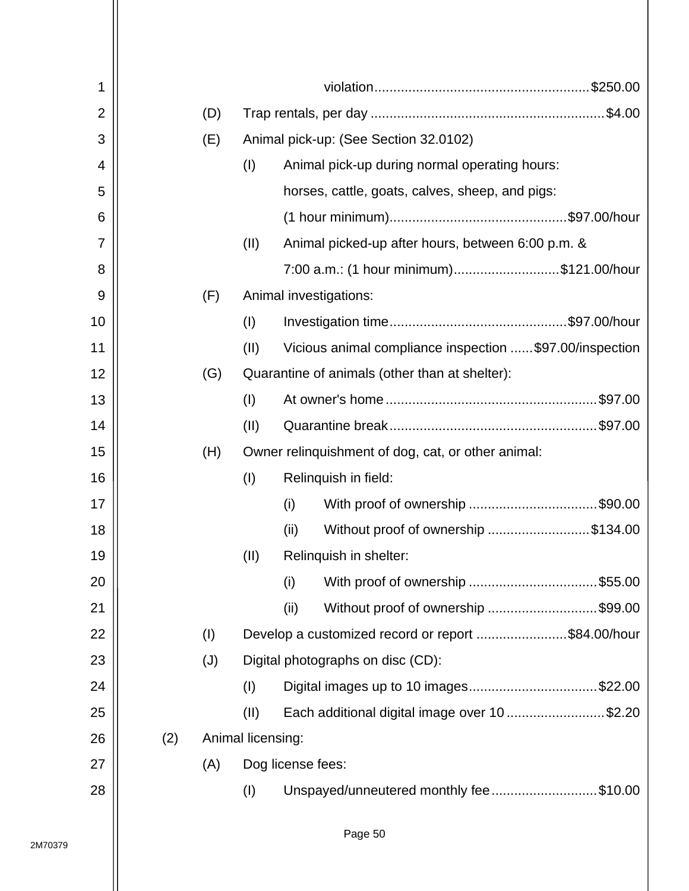violation........................................................$250.00

(D) Trap rentals, per day .............................................................$4.00

(E) Animal pick-up: (See Section 32.0102)

- (I) Animal pick-up during normal operating hours: horses, cattle, goats, calves, sheep, and pigs: (1 hour minimum)...............................................$97.00/hour
- (II) Animal picked-up after hours, between 6:00 p.m. & 7:00 a.m.: (1 hour minimum)............................$121.00/hour

(F) Animal investigations:

- (I) Investigation time...............................................$97.00/hour
- (II) Vicious animal compliance inspection ......$97.00/inspection

(G) Quarantine of animals (other than at shelter):

- (I) At owner's home........................................................$97.00
- (II) Quarantine break.......................................................$97.00

(H) Owner relinquishment of dog, cat, or other animal:

- (I) Relinquish in field:
  - (i) With proof of ownership ..................................$90.00
  - (ii) Without proof of ownership ...........................$134.00
- (II) Relinquish in shelter:
  - (i) With proof of ownership ..................................$55.00
  - (ii) Without proof of ownership .............................$99.00

(I) Develop a customized record or report ........................$84.00/hour

(J) Digital photographs on disc (CD):

- (I) Digital images up to 10 images..................................$22.00
- (II) Each additional digital image over 10 ..........................$2.20

(2) Animal licensing:

(A) Dog license fees:

- (I) Unspayed/unneutered monthly fee............................$10.00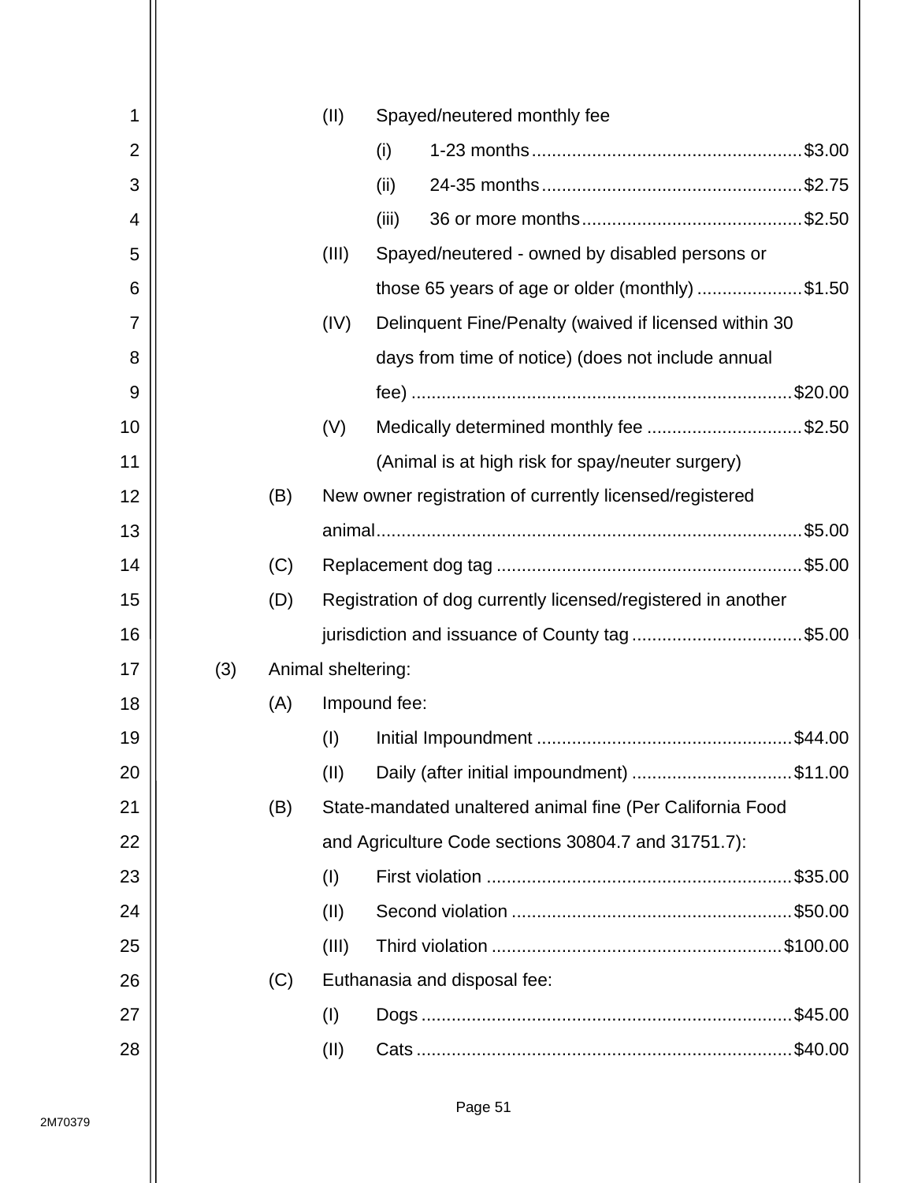(II) Spayed/neutered monthly fee

- (i) 1-23 months .................................................... $3.00
- (ii) 24-35 months .................................................. $2.75
- (iii) 36 or more months ........................................... $2.50

(III) Spayed/neutered - owned by disabled persons or those 65 years of age or older (monthly) .................... $1.50

(IV) Delinquent Fine/Penalty (waived if licensed within 30 days from time of notice) (does not include annual fee) .......................................................................... $20.00

(V) Medically determined monthly fee .............................. $2.50 (Animal is at high risk for spay/neuter surgery)

(B) New owner registration of currently licensed/registered animal ................................................................................... $5.00

(C) Replacement dog tag ............................................................ $5.00

(D) Registration of dog currently licensed/registered in another jurisdiction and issuance of County tag ................................. $5.00

(3) Animal sheltering:

(A) Impound fee:

- (I) Initial Impoundment .................................................. $44.00
- (II) Daily (after initial impoundment) ................................ $11.00

(B) State-mandated unaltered animal fine (Per California Food and Agriculture Code sections 30804.7 and 31751.7):

- (I) First violation ............................................................ $35.00
- (II) Second violation ....................................................... $50.00
- (III) Third violation ......................................................... $100.00

(C) Euthanasia and disposal fee:

- (I) Dogs ......................................................................... $45.00
- (II) Cats .......................................................................... $40.00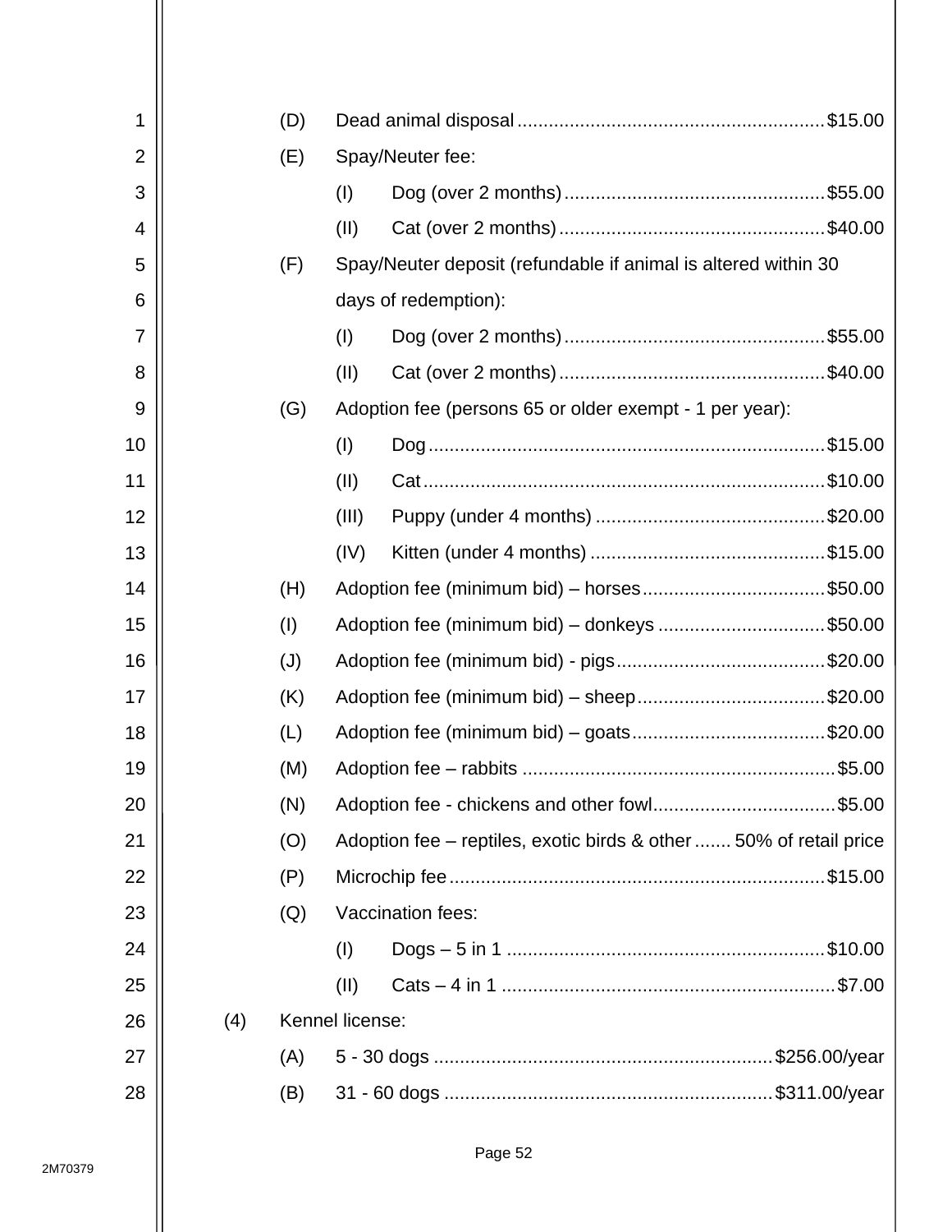(D) Dead animal disposal ........................................................... $15.00

(E) Spay/Neuter fee:

(I) Dog (over 2 months) ................................................. $55.00

(II) Cat (over 2 months) .................................................. $40.00

(F) Spay/Neuter deposit (refundable if animal is altered within 30 days of redemption):

(I) Dog (over 2 months) ................................................. $55.00

(II) Cat (over 2 months) .................................................. $40.00

(G) Adoption fee (persons 65 or older exempt - 1 per year):

(I) Dog ........................................................................... $15.00

(II) Cat ............................................................................ $10.00

(III) Puppy (under 4 months) ........................................... $20.00

(IV) Kitten (under 4 months) ............................................ $15.00

(H) Adoption fee (minimum bid) – horses ................................... $50.00

(I) Adoption fee (minimum bid) – donkeys ................................ $50.00

(J) Adoption fee (minimum bid) - pigs ........................................ $20.00

(K) Adoption fee (minimum bid) – sheep .................................... $20.00

(L) Adoption fee (minimum bid) – goats ..................................... $20.00

(M) Adoption fee – rabbits ............................................................ $5.00

(N) Adoption fee - chickens and other fowl ................................... $5.00

(O) Adoption fee – reptiles, exotic birds & other ....... 50% of retail price

(P) Microchip fee ........................................................................ $15.00

(Q) Vaccination fees:

(I) Dogs – 5 in 1 ............................................................. $10.00

(II) Cats – 4 in 1 ................................................................ $7.00

(4) Kennel license:

(A) 5 - 30 dogs ............................................................... $256.00/year

(B) 31 - 60 dogs ............................................................. $311.00/year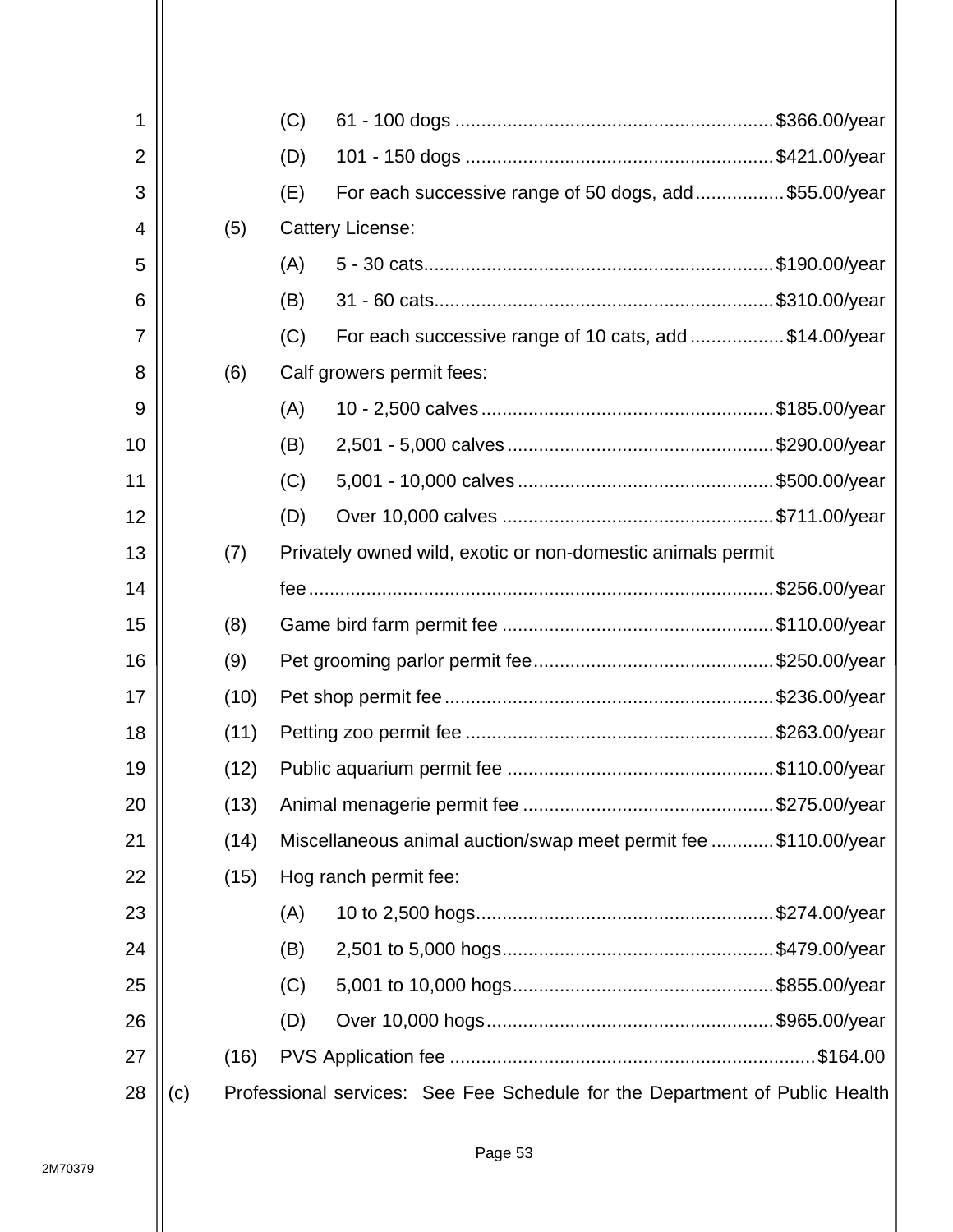(C) 61 - 100 dogs ............................................................ $366.00/year

(D) 101 - 150 dogs .......................................................... $421.00/year

(E) For each successive range of 50 dogs, add ................. $55.00/year

(5) Cattery License:

(A) 5 - 30 cats.................................................................. $190.00/year

(B) 31 - 60 cats................................................................ $310.00/year

(C) For each successive range of 10 cats, add .................. $14.00/year

(6) Calf growers permit fees:

(A) 10 - 2,500 calves ....................................................... $185.00/year

(B) 2,501 - 5,000 calves .................................................. $290.00/year

(C) 5,001 - 10,000 calves ................................................ $500.00/year

(D) Over 10,000 calves ................................................... $711.00/year

(7) Privately owned wild, exotic or non-domestic animals permit fee ........................................................................................ $256.00/year

(8) Game bird farm permit fee ................................................... $110.00/year

(9) Pet grooming parlor permit fee............................................. $250.00/year

(10) Pet shop permit fee .............................................................. $236.00/year

(11) Petting zoo permit fee .......................................................... $263.00/year

(12) Public aquarium permit fee .................................................. $110.00/year

(13) Animal menagerie permit fee ............................................... $275.00/year

(14) Miscellaneous animal auction/swap meet permit fee ............ $110.00/year

(15) Hog ranch permit fee:

(A) 10 to 2,500 hogs......................................................... $274.00/year

(B) 2,501 to 5,000 hogs.................................................... $479.00/year

(C) 5,001 to 10,000 hogs.................................................. $855.00/year

(D) Over 10,000 hogs....................................................... $965.00/year

(16) PVS Application fee ..................................................................... $164.00

(c) Professional services: See Fee Schedule for the Department of Public Health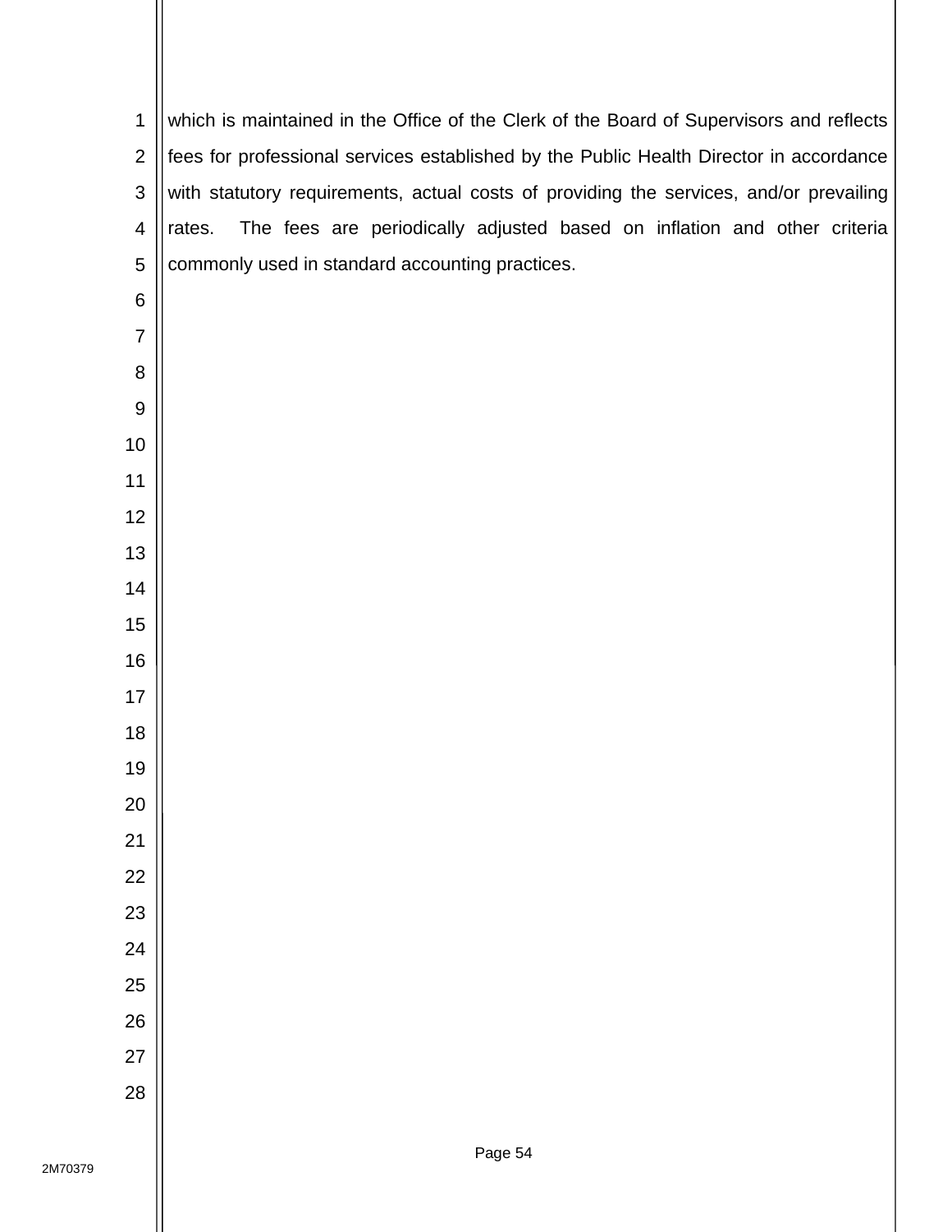which is maintained in the Office of the Clerk of the Board of Supervisors and reflects fees for professional services established by the Public Health Director in accordance with statutory requirements, actual costs of providing the services, and/or prevailing rates. The fees are periodically adjusted based on inflation and other criteria commonly used in standard accounting practices.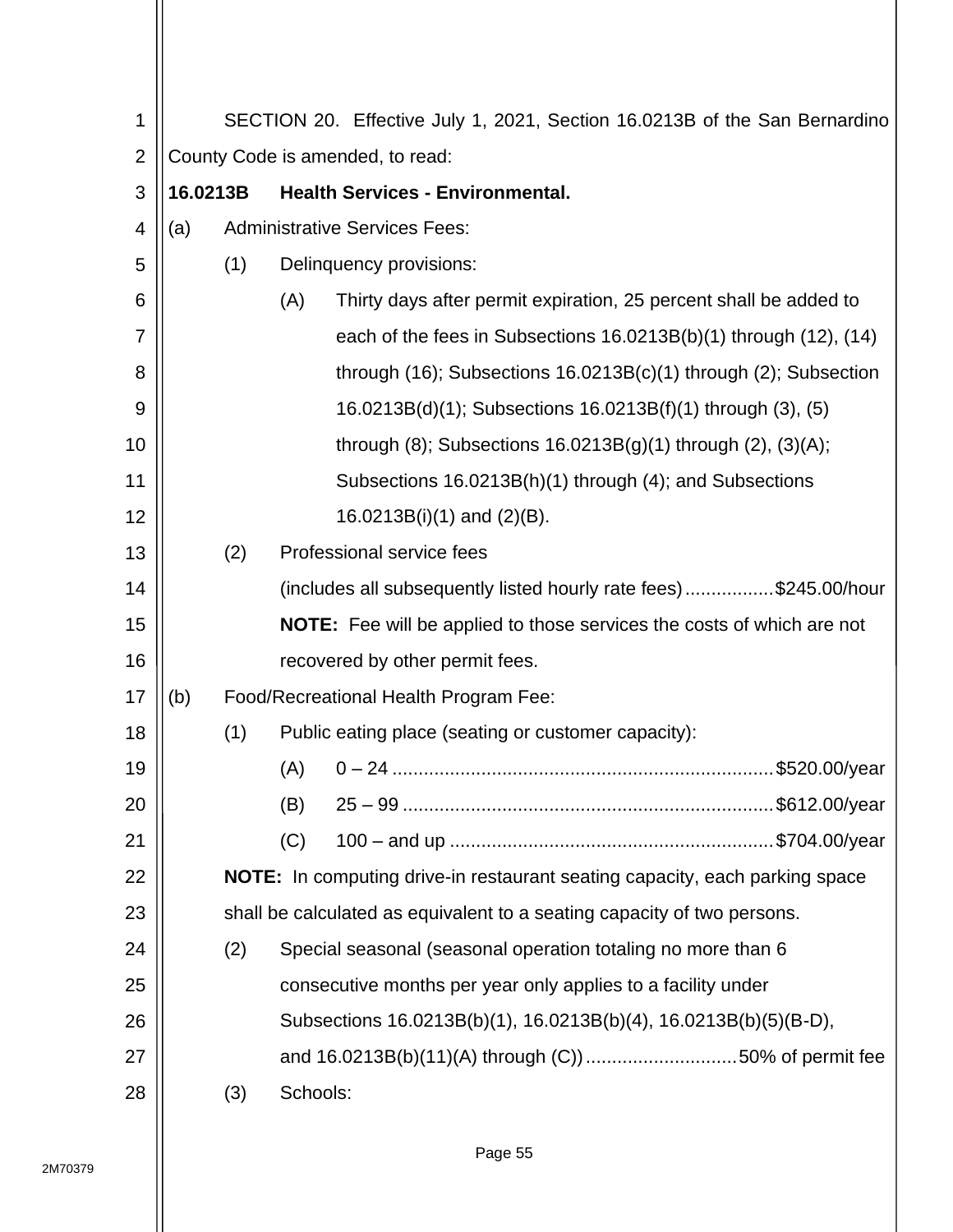SECTION 20. Effective July 1, 2021, Section 16.0213B of the San Bernardino County Code is amended, to read:

**16.0213B Health Services - Environmental.**

(a) Administrative Services Fees:

(1) Delinquency provisions:

(A) Thirty days after permit expiration, 25 percent shall be added to each of the fees in Subsections 16.0213B(b)(1) through (12), (14) through (16); Subsections 16.0213B(c)(1) through (2); Subsection 16.0213B(d)(1); Subsections 16.0213B(f)(1) through (3), (5) through (8); Subsections 16.0213B(g)(1) through (2), (3)(A); Subsections 16.0213B(h)(1) through (4); and Subsections 16.0213B(i)(1) and (2)(B).

(2) Professional service fees (includes all subsequently listed hourly rate fees) ................. $245.00/hour

**NOTE:** Fee will be applied to those services the costs of which are not recovered by other permit fees.

(b) Food/Recreational Health Program Fee:

(1) Public eating place (seating or customer capacity):

(A) 0 – 24 ........................................................................ $520.00/year

(B) 25 – 99 ...................................................................... $612.00/year

(C) 100 – and up ............................................................. $704.00/year

**NOTE:** In computing drive-in restaurant seating capacity, each parking space shall be calculated as equivalent to a seating capacity of two persons.

(2) Special seasonal (seasonal operation totaling no more than 6 consecutive months per year only applies to a facility under Subsections 16.0213B(b)(1), 16.0213B(b)(4), 16.0213B(b)(5)(B-D), and 16.0213B(b)(11)(A) through (C)) ............................ 50% of permit fee

(3) Schools: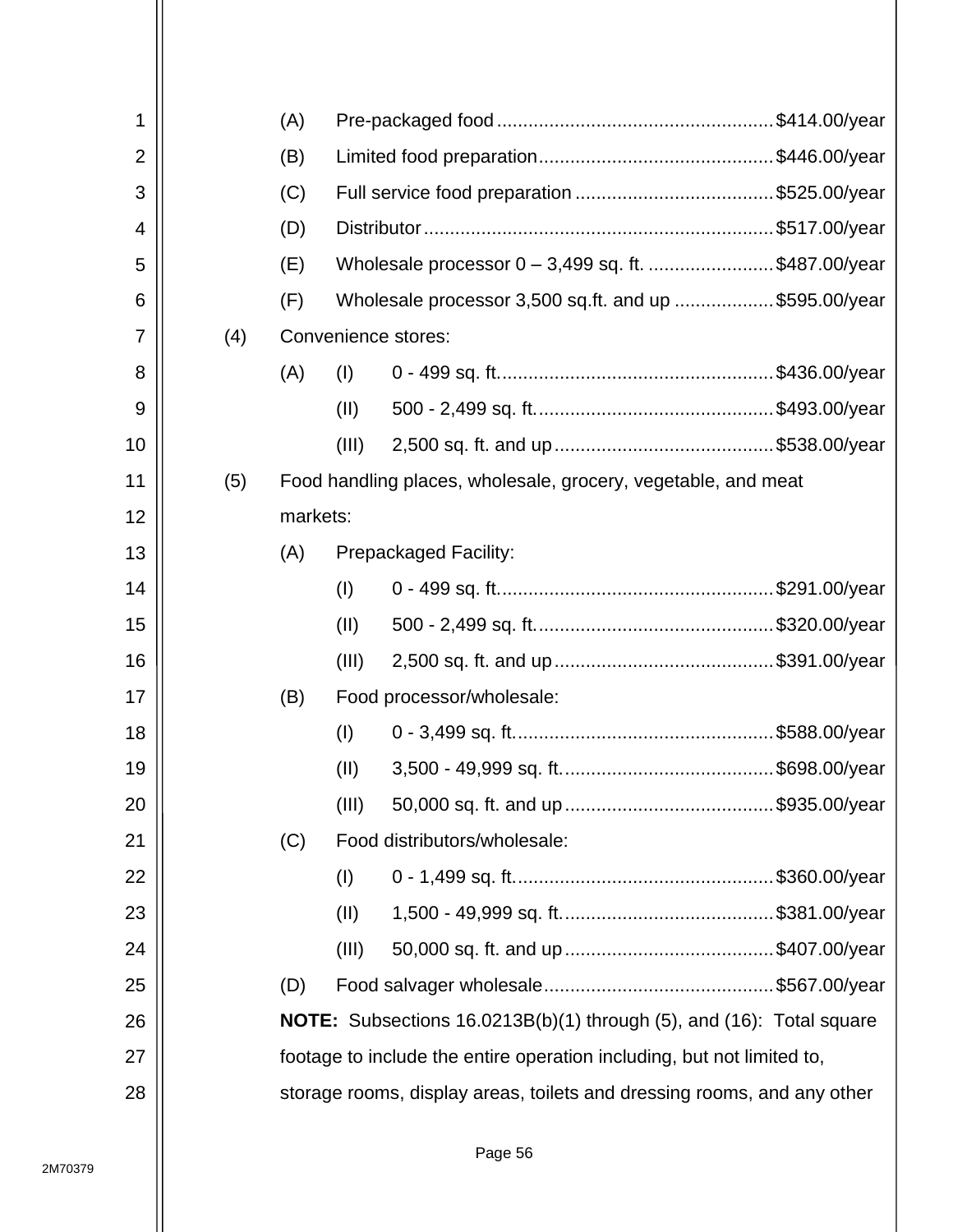(A) Pre-packaged food ..................................................... $414.00/year

(B) Limited food preparation ............................................. $446.00/year

(C) Full service food preparation ...................................... $525.00/year

(D) Distributor ................................................................... $517.00/year

(E) Wholesale processor 0 – 3,499 sq. ft. ........................ $487.00/year

(F) Wholesale processor 3,500 sq.ft. and up ................... $595.00/year

(4) Convenience stores:

(A) (I) 0 - 499 sq. ft. .................................................... $436.00/year

(II) 500 - 2,499 sq. ft. ............................................. $493.00/year

(III) 2,500 sq. ft. and up .......................................... $538.00/year

(5) Food handling places, wholesale, grocery, vegetable, and meat markets:

(A) Prepackaged Facility:

(I) 0 - 499 sq. ft. .................................................... $291.00/year

(II) 500 - 2,499 sq. ft. ............................................. $320.00/year

(III) 2,500 sq. ft. and up .......................................... $391.00/year

(B) Food processor/wholesale:

(I) 0 - 3,499 sq. ft. ................................................. $588.00/year

(II) 3,500 - 49,999 sq. ft. ......................................... $698.00/year

(III) 50,000 sq. ft. and up ........................................ $935.00/year

(C) Food distributors/wholesale:

(I) 0 - 1,499 sq. ft. ................................................. $360.00/year

(II) 1,500 - 49,999 sq. ft. ......................................... $381.00/year

(III) 50,000 sq. ft. and up ........................................ $407.00/year

(D) Food salvager wholesale ............................................ $567.00/year

**NOTE:** Subsections 16.0213B(b)(1) through (5), and (16): Total square footage to include the entire operation including, but not limited to, storage rooms, display areas, toilets and dressing rooms, and any other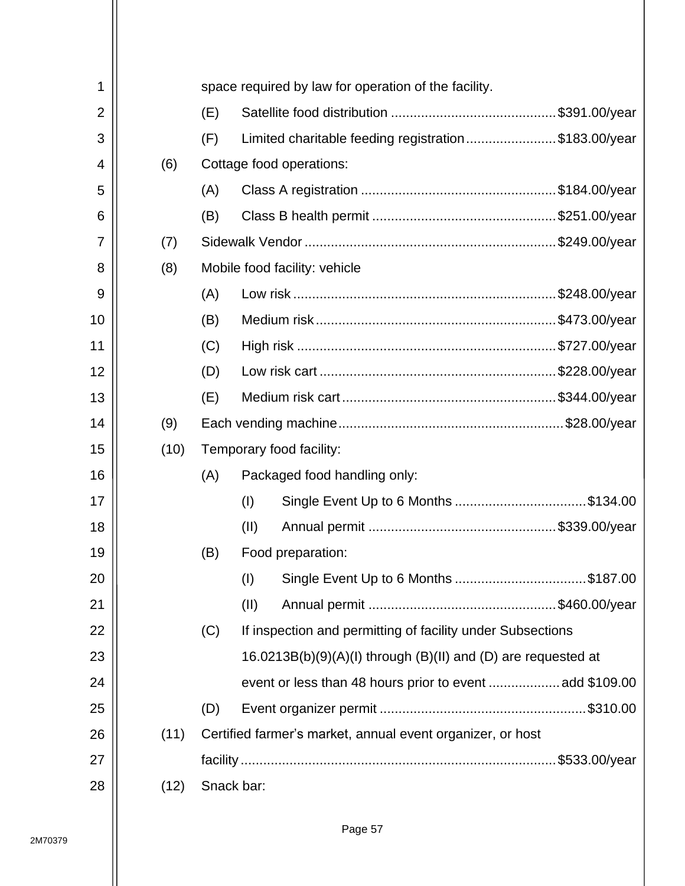space required by law for operation of the facility.

(E) Satellite food distribution ............................................$391.00/year

(F) Limited charitable feeding registration........................$183.00/year

(6) Cottage food operations:

(A) Class A registration ....................................................$184.00/year

(B) Class B health permit .................................................$251.00/year

(7) Sidewalk Vendor ..................................................................$249.00/year

(8) Mobile food facility: vehicle

(A) Low risk .....................................................................$248.00/year

(B) Medium risk ...............................................................$473.00/year

(C) High risk ....................................................................$727.00/year

(D) Low risk cart ..............................................................$228.00/year

(E) Medium risk cart .........................................................$344.00/year

(9) Each vending machine............................................................$28.00/year

(10) Temporary food facility:

(A) Packaged food handling only:

(I) Single Event Up to 6 Months ...................................$134.00

(II) Annual permit .................................................$339.00/year

(B) Food preparation:

(I) Single Event Up to 6 Months ...................................$187.00

(II) Annual permit .................................................$460.00/year

(C) If inspection and permitting of facility under Subsections 16.0213B(b)(9)(A)(I) through (B)(II) and (D) are requested at event or less than 48 hours prior to event ...................add $109.00

(D) Event organizer permit .......................................................$310.00

(11) Certified farmer's market, annual event organizer, or host facility ....................................................................................$533.00/year

(12) Snack bar: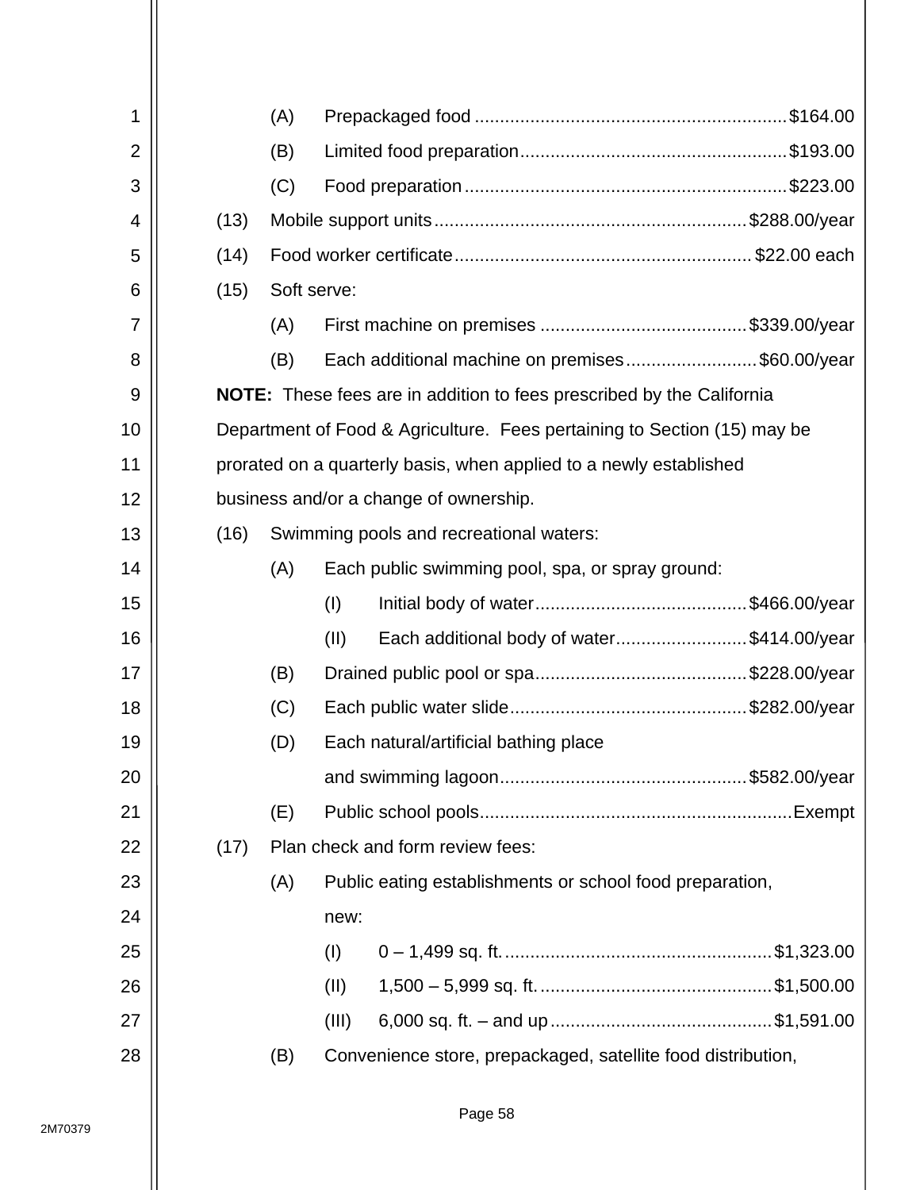(A) Prepackaged food ............................................................ $164.00

(B) Limited food preparation .................................................... $193.00

(C) Food preparation ............................................................... $223.00

(13) Mobile support units ............................................................. $288.00/year

(14) Food worker certificate .......................................................... $22.00 each

(15) Soft serve:

(A) First machine on premises ........................................ $339.00/year

(B) Each additional machine on premises .......................... $60.00/year

**NOTE:** These fees are in addition to fees prescribed by the California Department of Food & Agriculture. Fees pertaining to Section (15) may be prorated on a quarterly basis, when applied to a newly established business and/or a change of ownership.

(16) Swimming pools and recreational waters:

(A) Each public swimming pool, spa, or spray ground:

(I) Initial body of water ......................................... $466.00/year

(II) Each additional body of water .......................... $414.00/year

(B) Drained public pool or spa ......................................... $228.00/year

(C) Each public water slide .............................................. $282.00/year

(D) Each natural/artificial bathing place and swimming lagoon ................................................ $582.00/year

(E) Public school pools ............................................................. Exempt

(17) Plan check and form review fees:

(A) Public eating establishments or school food preparation, new:

(I) 0 – 1,499 sq. ft. .................................................... $1,323.00

(II) 1,500 – 5,999 sq. ft. ............................................. $1,500.00

(III) 6,000 sq. ft. – and up ............................................ $1,591.00

(B) Convenience store, prepackaged, satellite food distribution,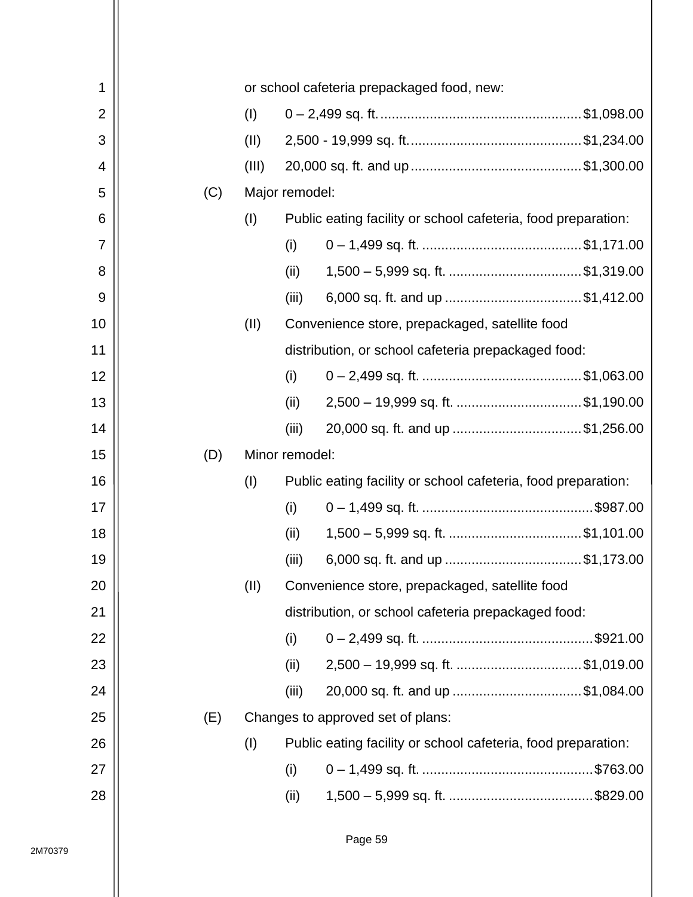or school cafeteria prepackaged food, new:

(I) 0 – 2,499 sq. ft. .................................................... $1,098.00

(II) 2,500 - 19,999 sq. ft. ............................................ $1,234.00

(III) 20,000 sq. ft. and up ............................................ $1,300.00

(C) Major remodel:

(I) Public eating facility or school cafeteria, food preparation:

(i) 0 – 1,499 sq. ft. ......................................... $1,171.00

(ii) 1,500 – 5,999 sq. ft. .................................. $1,319.00

(iii) 6,000 sq. ft. and up ................................... $1,412.00

(II) Convenience store, prepackaged, satellite food distribution, or school cafeteria prepackaged food:

(i) 0 – 2,499 sq. ft. ......................................... $1,063.00

(ii) 2,500 – 19,999 sq. ft. ................................ $1,190.00

(iii) 20,000 sq. ft. and up ................................. $1,256.00

(D) Minor remodel:

(I) Public eating facility or school cafeteria, food preparation:

(i) 0 – 1,499 sq. ft. ............................................ $987.00

(ii) 1,500 – 5,999 sq. ft. .................................. $1,101.00

(iii) 6,000 sq. ft. and up ................................... $1,173.00

(II) Convenience store, prepackaged, satellite food distribution, or school cafeteria prepackaged food:

(i) 0 – 2,499 sq. ft. ............................................ $921.00

(ii) 2,500 – 19,999 sq. ft. ................................ $1,019.00

(iii) 20,000 sq. ft. and up ................................. $1,084.00

(E) Changes to approved set of plans:

(I) Public eating facility or school cafeteria, food preparation:

(i) 0 – 1,499 sq. ft. ............................................ $763.00

(ii) 1,500 – 5,999 sq. ft. ..................................... $829.00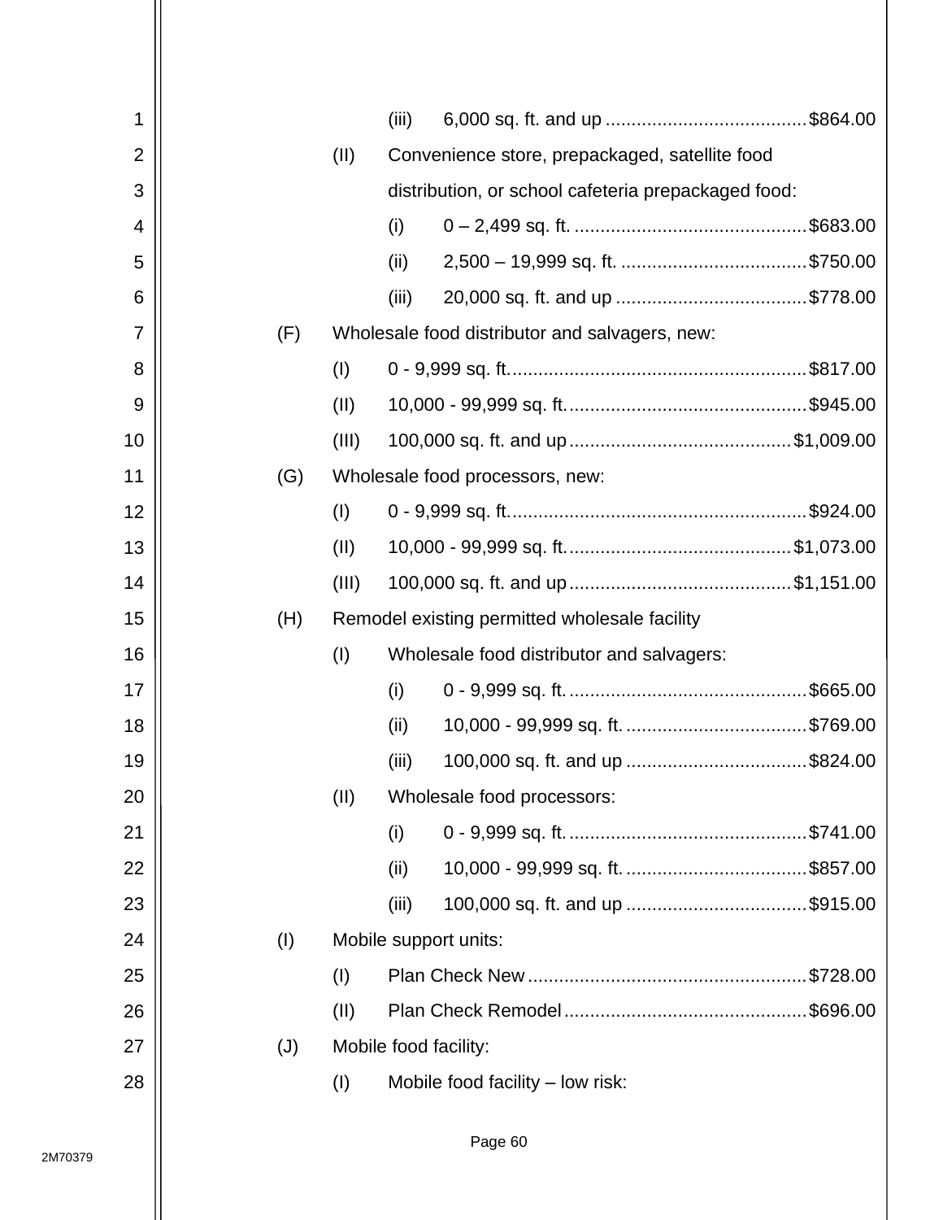(iii) 6,000 sq. ft. and up ....................................... $864.00

(II) Convenience store, prepackaged, satellite food distribution, or school cafeteria prepackaged food:

(i) 0 – 2,499 sq. ft. ............................................ $683.00

(ii) 2,500 – 19,999 sq. ft. .................................... $750.00

(iii) 20,000 sq. ft. and up ..................................... $778.00

(F) Wholesale food distributor and salvagers, new:

(I) 0 - 9,999 sq. ft. ........................................................ $817.00

(II) 10,000 - 99,999 sq. ft. ............................................. $945.00

(III) 100,000 sq. ft. and up ........................................... $1,009.00

(G) Wholesale food processors, new:

(I) 0 - 9,999 sq. ft. ........................................................ $924.00

(II) 10,000 - 99,999 sq. ft. ........................................... $1,073.00

(III) 100,000 sq. ft. and up ........................................... $1,151.00

(H) Remodel existing permitted wholesale facility

(I) Wholesale food distributor and salvagers:

(i) 0 - 9,999 sq. ft. ............................................. $665.00

(ii) 10,000 - 99,999 sq. ft. ................................... $769.00

(iii) 100,000 sq. ft. and up ................................... $824.00

(II) Wholesale food processors:

(i) 0 - 9,999 sq. ft. ............................................. $741.00

(ii) 10,000 - 99,999 sq. ft. ................................... $857.00

(iii) 100,000 sq. ft. and up ................................... $915.00

(I) Mobile support units:

(I) Plan Check New ...................................................... $728.00

(II) Plan Check Remodel .............................................. $696.00

(J) Mobile food facility:

(I) Mobile food facility – low risk: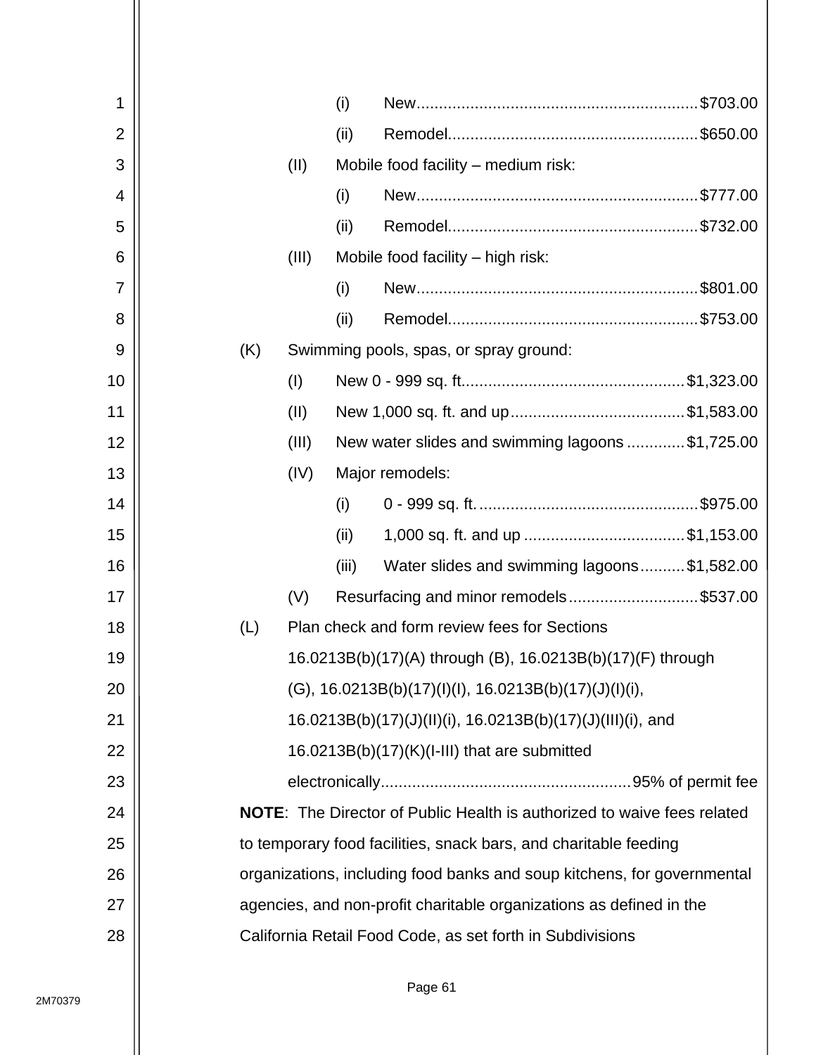(i) New..............................................................$703.00

(ii) Remodel.......................................................$650.00

(II) Mobile food facility – medium risk:

(i) New..............................................................$777.00

(ii) Remodel.......................................................$732.00

(III) Mobile food facility – high risk:

(i) New..............................................................$801.00

(ii) Remodel.......................................................$753.00

(K) Swimming pools, spas, or spray ground:

(I) New 0 - 999 sq. ft.................................................$1,323.00

(II) New 1,000 sq. ft. and up.......................................$1,583.00

(III) New water slides and swimming lagoons .............$1,725.00

(IV) Major remodels:

(i) 0 - 999 sq. ft. .................................................$975.00

(ii) 1,000 sq. ft. and up ...................................$1,153.00

(iii) Water slides and swimming lagoons..........$1,582.00

(V) Resurfacing and minor remodels.............................$537.00

(L) Plan check and form review fees for Sections 16.0213B(b)(17)(A) through (B), 16.0213B(b)(17)(F) through (G), 16.0213B(b)(17)(I)(I), 16.0213B(b)(17)(J)(I)(i), 16.0213B(b)(17)(J)(II)(i), 16.0213B(b)(17)(J)(III)(i), and 16.0213B(b)(17)(K)(I-III) that are submitted electronically.......................................................95% of permit fee

**NOTE**: The Director of Public Health is authorized to waive fees related to temporary food facilities, snack bars, and charitable feeding organizations, including food banks and soup kitchens, for governmental agencies, and non-profit charitable organizations as defined in the California Retail Food Code, as set forth in Subdivisions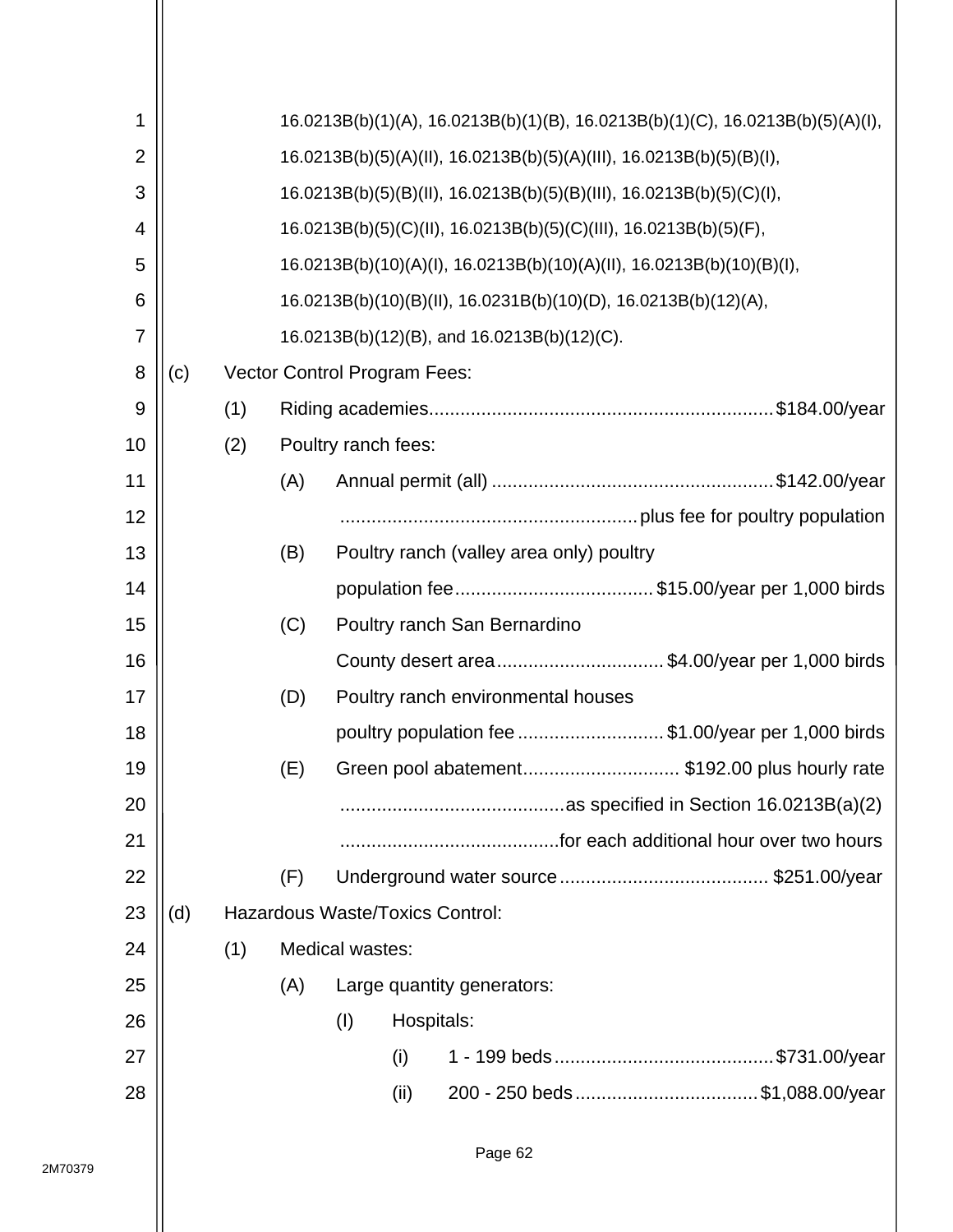16.0213B(b)(1)(A), 16.0213B(b)(1)(B), 16.0213B(b)(1)(C), 16.0213B(b)(5)(A)(I), 16.0213B(b)(5)(A)(II), 16.0213B(b)(5)(A)(III), 16.0213B(b)(5)(B)(I), 16.0213B(b)(5)(B)(II), 16.0213B(b)(5)(B)(III), 16.0213B(b)(5)(C)(I), 16.0213B(b)(5)(C)(II), 16.0213B(b)(5)(C)(III), 16.0213B(b)(5)(F), 16.0213B(b)(10)(A)(I), 16.0213B(b)(10)(A)(II), 16.0213B(b)(10)(B)(I), 16.0213B(b)(10)(B)(II), 16.0231B(b)(10)(D), 16.0213B(b)(12)(A), 16.0213B(b)(12)(B), and 16.0213B(b)(12)(C).

(c) Vector Control Program Fees:

- (1) Riding academies.................................................................$184.00/year
- (2) Poultry ranch fees:
  - (A) Annual permit (all) .....................................................$142.00/year ........................................................plus fee for poultry population
  - (B) Poultry ranch (valley area only) poultry population fee......................................$15.00/year per 1,000 birds
  - (C) Poultry ranch San Bernardino County desert area................................$4.00/year per 1,000 birds
  - (D) Poultry ranch environmental houses poultry population fee ............................$1.00/year per 1,000 birds
  - (E) Green pool abatement.............................. $192.00 plus hourly rate ..........................................as specified in Section 16.0213B(a)(2) ..........................................for each additional hour over two hours
  - (F) Underground water source........................................ $251.00/year

(d) Hazardous Waste/Toxics Control:

- (1) Medical wastes:
  - (A) Large quantity generators:
    - (I) Hospitals:
      - (i) 1 - 199 beds..........................................$731.00/year
      - (ii) 200 - 250 beds...................................$1,088.00/year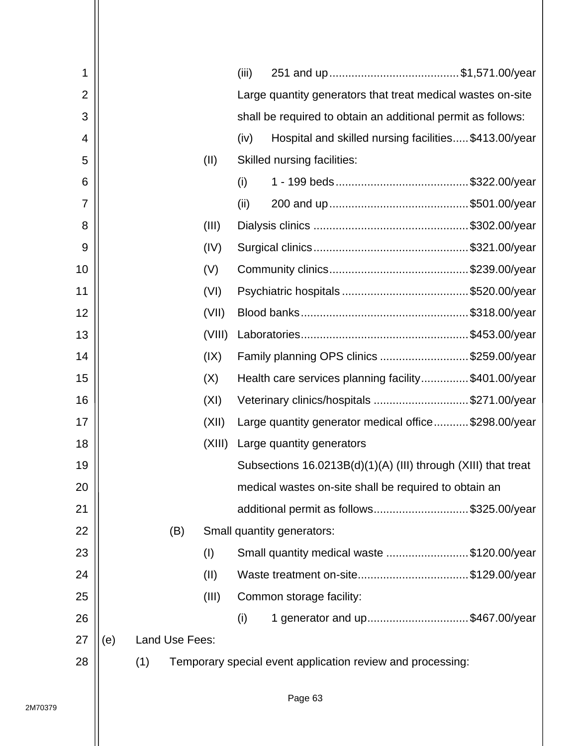(iii) 251 and up........................................$1,571.00/year

Large quantity generators that treat medical wastes on-site shall be required to obtain an additional permit as follows:

(iv) Hospital and skilled nursing facilities.....$413.00/year

(II) Skilled nursing facilities:

(i) 1 - 199 beds.........................................$322.00/year

(ii) 200 and up...........................................$501.00/year

(III) Dialysis clinics ................................................$302.00/year

(IV) Surgical clinics................................................$321.00/year

(V) Community clinics...........................................$239.00/year

(VI) Psychiatric hospitals .......................................$520.00/year

(VII) Blood banks....................................................$318.00/year

(VIII) Laboratories....................................................$453.00/year

(IX) Family planning OPS clinics ............................$259.00/year

(X) Health care services planning facility...............$401.00/year

(XI) Veterinary clinics/hospitals .............................$271.00/year

(XII) Large quantity generator medical office...........$298.00/year

(XIII) Large quantity generators

Subsections 16.0213B(d)(1)(A) (III) through (XIII) that treat medical wastes on-site shall be required to obtain an additional permit as follows.............................$325.00/year

(B) Small quantity generators:

(I) Small quantity medical waste ..........................$120.00/year

(II) Waste treatment on-site...................................$129.00/year

(III) Common storage facility:

(i) 1 generator and up................................$467.00/year

(e) Land Use Fees:

(1) Temporary special event application review and processing: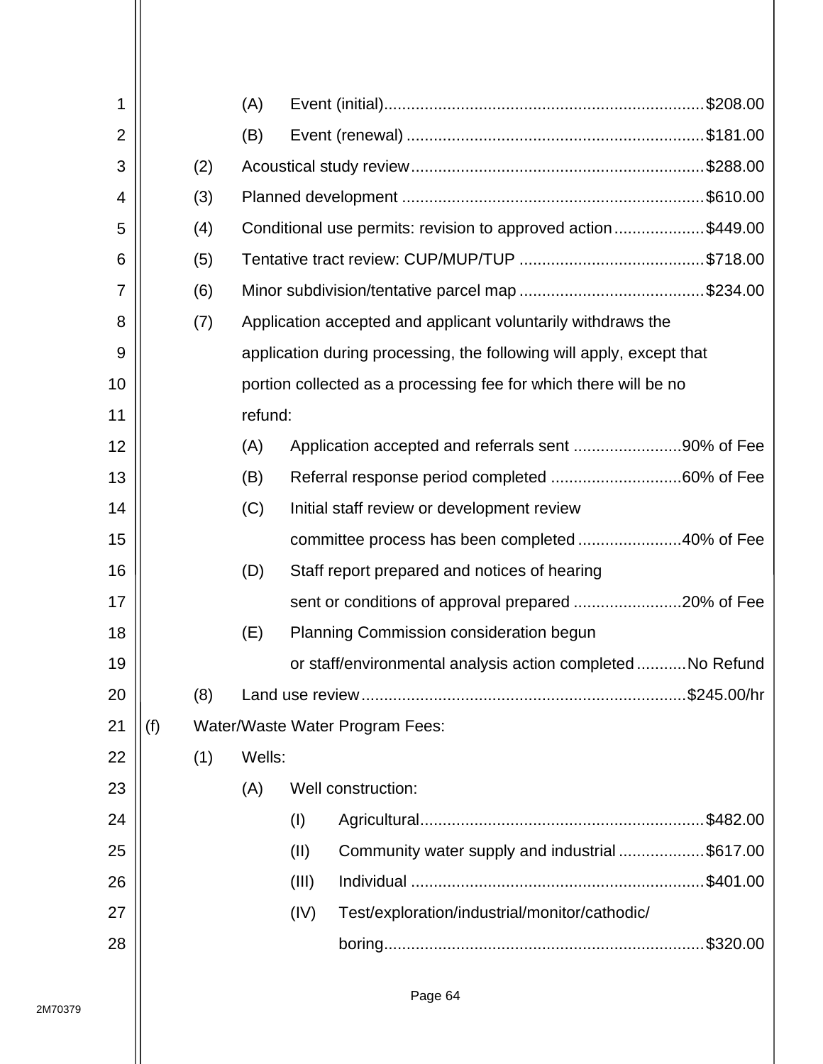- (A) Event (initial)......................................................................$208.00
- (B) Event (renewal) .................................................................$181.00

(2) Acoustical study review................................................................$288.00

(3) Planned development ..................................................................$610.00

(4) Conditional use permits: revision to approved action....................$449.00

(5) Tentative tract review: CUP/MUP/TUP .........................................$718.00

(6) Minor subdivision/tentative parcel map .........................................$234.00

(7) Application accepted and applicant voluntarily withdraws the application during processing, the following will apply, except that portion collected as a processing fee for which there will be no refund:

- (A) Application accepted and referrals sent ........................90% of Fee
- (B) Referral response period completed .............................60% of Fee
- (C) Initial staff review or development review committee process has been completed .......................40% of Fee
- (D) Staff report prepared and notices of hearing sent or conditions of approval prepared ........................20% of Fee
- (E) Planning Commission consideration begun or staff/environmental analysis action completed ...........No Refund

(8) Land use review........................................................................$245.00/hr

(f) Water/Waste Water Program Fees:

(1) Wells:

(A) Well construction:

- (I) Agricultural..............................................................$482.00
- (II) Community water supply and industrial ...................$617.00
- (III) Individual ................................................................$401.00
- (IV) Test/exploration/industrial/monitor/cathodic/ boring......................................................................$320.00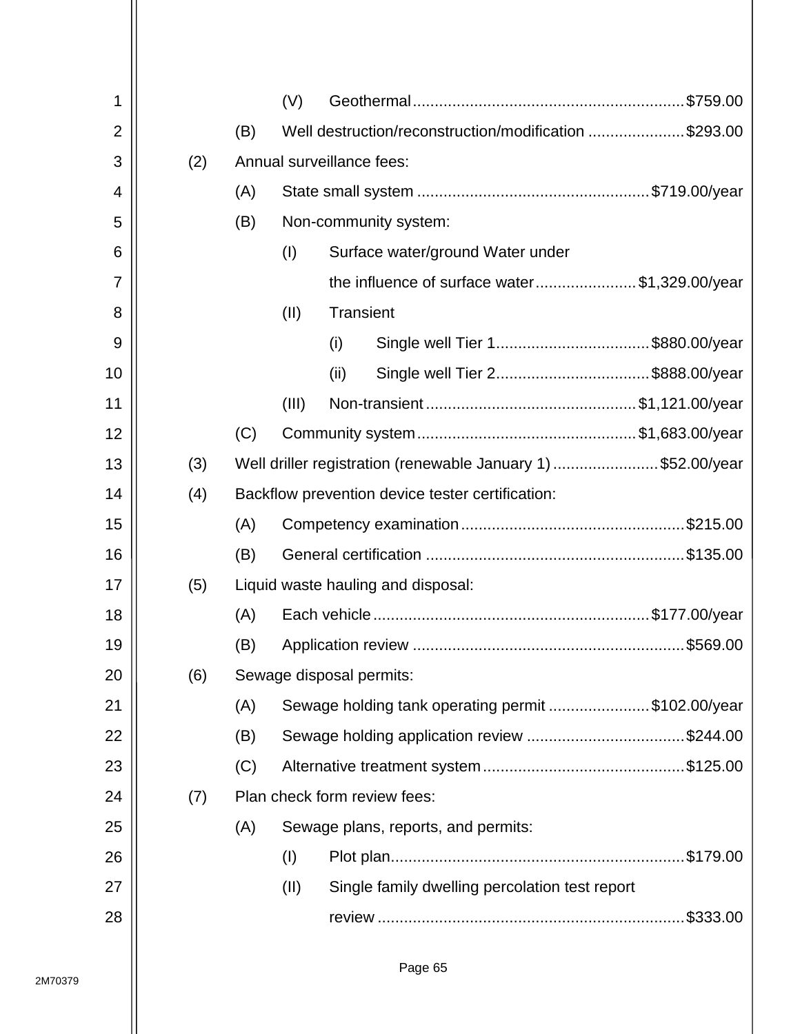(V) Geothermal ............................................................ $759.00

(B) Well destruction/reconstruction/modification ..................... $293.00

(2) Annual surveillance fees:

(A) State small system .................................................... $719.00/year

(B) Non-community system:

(I) Surface water/ground Water under the influence of surface water ...................... $1,329.00/year

(II) Transient

(i) Single well Tier 1 .................................. $880.00/year

(ii) Single well Tier 2 .................................. $888.00/year

(III) Non-transient .............................................. $1,121.00/year

(C) Community system ................................................ $1,683.00/year

(3) Well driller registration (renewable January 1) ........................ $52.00/year

(4) Backflow prevention device tester certification:

(A) Competency examination .................................................. $215.00

(B) General certification .......................................................... $135.00

(5) Liquid waste hauling and disposal:

(A) Each vehicle .............................................................. $177.00/year

(B) Application review ............................................................ $569.00

(6) Sewage disposal permits:

(A) Sewage holding tank operating permit ....................... $102.00/year

(B) Sewage holding application review .................................... $244.00

(C) Alternative treatment system ............................................. $125.00

(7) Plan check form review fees:

(A) Sewage plans, reports, and permits:

(I) Plot plan ................................................................. $179.00

(II) Single family dwelling percolation test report review ..................................................................... $333.00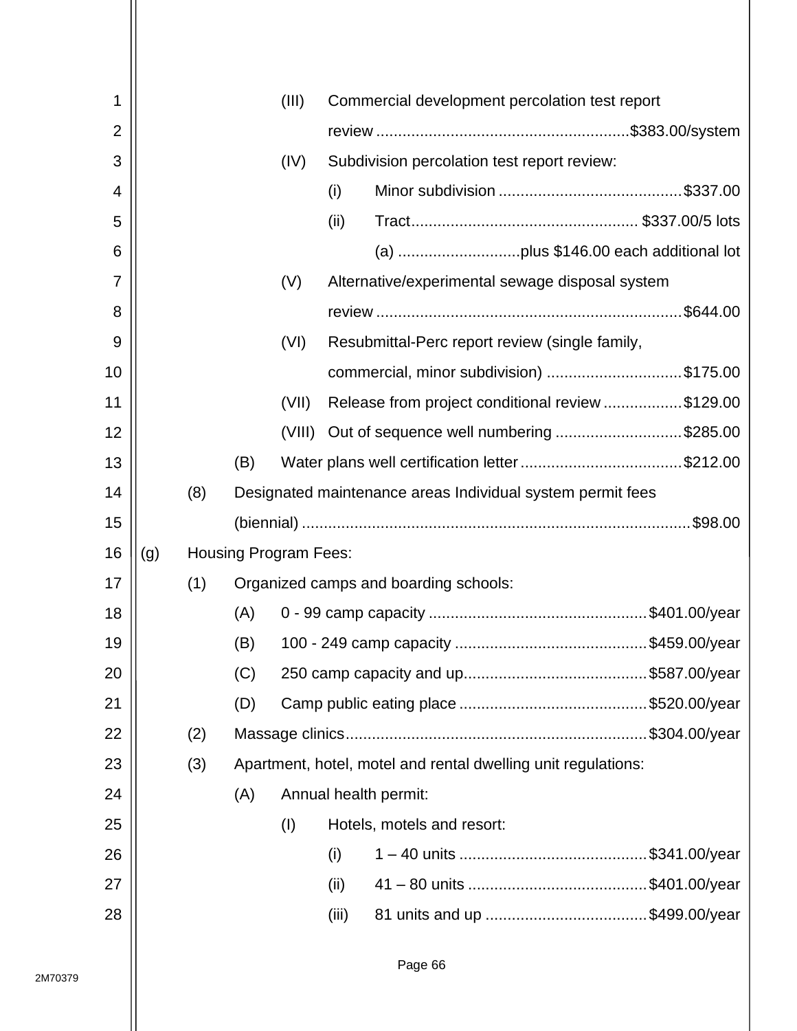(III) Commercial development percolation test report review ........................................................$383.00/system

(IV) Subdivision percolation test report review:

(i) Minor subdivision .........................................$337.00

(ii) Tract.................................................. $337.00/5 lots

(a) ...........................plus $146.00 each additional lot

(V) Alternative/experimental sewage disposal system review ....................................................................$644.00

(VI) Resubmittal-Perc report review (single family, commercial, minor subdivision) ..............................$175.00

(VII) Release from project conditional review ..................$129.00

(VIII) Out of sequence well numbering .............................$285.00

(B) Water plans well certification letter.....................................$212.00

(8) Designated maintenance areas Individual system permit fees (biennial) ........................................................................................$98.00

(g) Housing Program Fees:

(1) Organized camps and boarding schools:

(A) 0 - 99 camp capacity .................................................$401.00/year

(B) 100 - 249 camp capacity ...........................................$459.00/year

(C) 250 camp capacity and up.........................................$587.00/year

(D) Camp public eating place ..........................................$520.00/year

(2) Massage clinics....................................................................$304.00/year

(3) Apartment, hotel, motel and rental dwelling unit regulations:

(A) Annual health permit:

(I) Hotels, motels and resort:

(i) 1 – 40 units ..........................................$341.00/year

(ii) 41 – 80 units ........................................$401.00/year

(iii) 81 units and up ....................................$499.00/year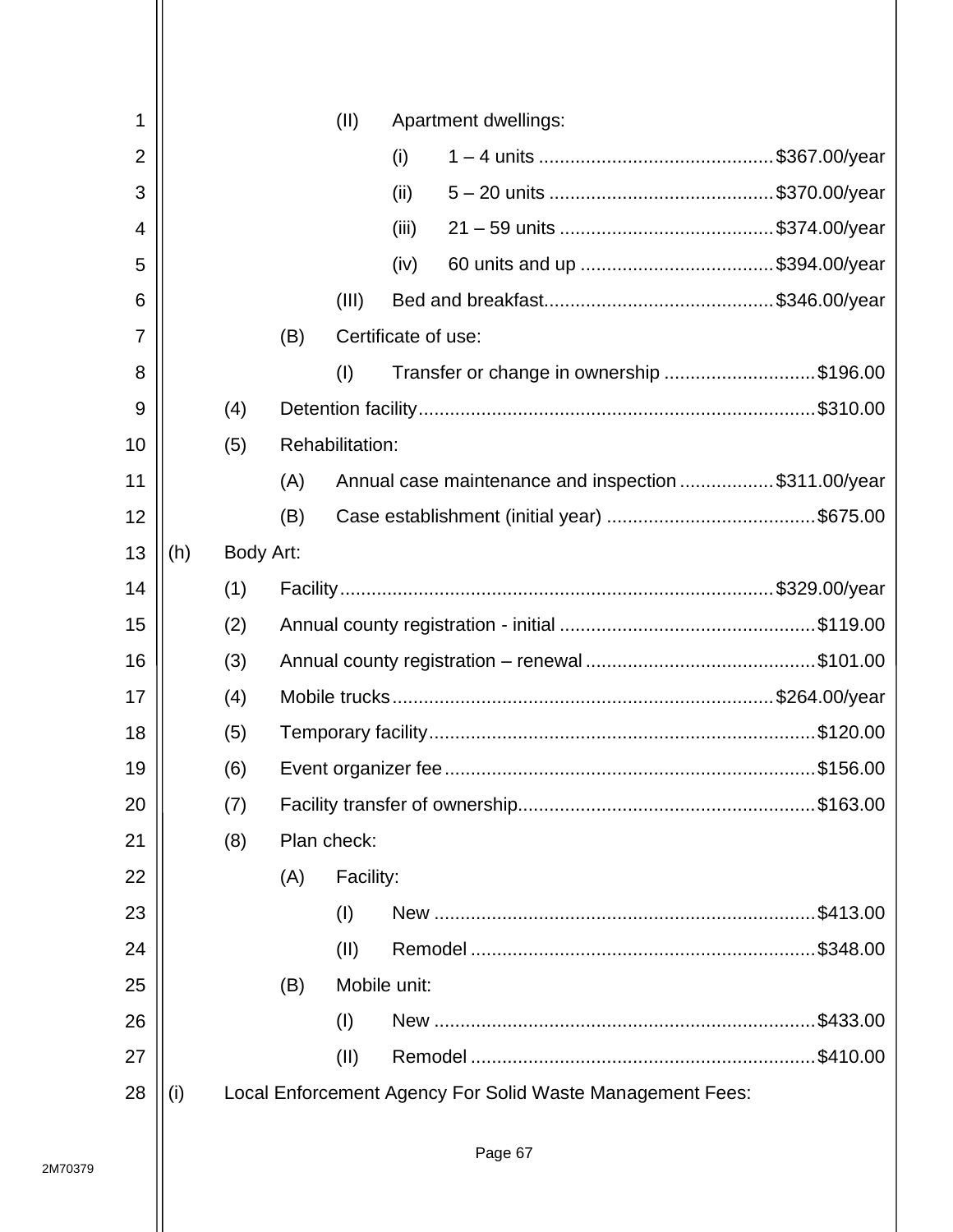(II) Apartment dwellings:

(i) 1 – 4 units ............................................ $367.00/year

(ii) 5 – 20 units .......................................... $370.00/year

(iii) 21 – 59 units ........................................ $374.00/year

(iv) 60 units and up .................................... $394.00/year

(III) Bed and breakfast........................................... $346.00/year

(B) Certificate of use:

(I) Transfer or change in ownership ............................ $196.00

(4) Detention facility.......................................................................... $310.00

(5) Rehabilitation:

(A) Annual case maintenance and inspection .................. $311.00/year

(B) Case establishment (initial year) ....................................... $675.00

(h) Body Art:

(1) Facility.................................................................................. $329.00/year

(2) Annual county registration - initial ................................................ $119.00

(3) Annual county registration – renewal ........................................... $101.00

(4) Mobile trucks......................................................................... $264.00/year

(5) Temporary facility......................................................................... $120.00

(6) Event organizer fee ...................................................................... $156.00

(7) Facility transfer of ownership........................................................ $163.00

(8) Plan check:

(A) Facility:

(I) New ........................................................................ $413.00

(II) Remodel ................................................................. $348.00

(B) Mobile unit:

(I) New ........................................................................ $433.00

(II) Remodel ................................................................. $410.00

(i) Local Enforcement Agency For Solid Waste Management Fees: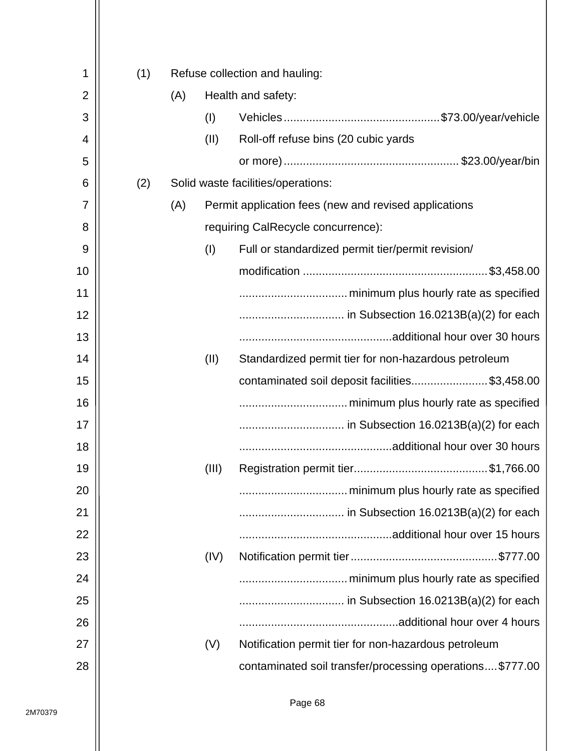(1) Refuse collection and hauling:

(A) Health and safety:

(I) Vehicles ................................................ $73.00/year/vehicle

(II) Roll-off refuse bins (20 cubic yards or more) ...................................................... $23.00/year/bin

(2) Solid waste facilities/operations:

(A) Permit application fees (new and revised applications requiring CalRecycle concurrence):

(I) Full or standardized permit tier/permit revision/ modification ......................................................... $3,458.00 minimum plus hourly rate as specified in Subsection 16.0213B(a)(2) for each additional hour over 30 hours

(II) Standardized permit tier for non-hazardous petroleum contaminated soil deposit facilities........................ $3,458.00 minimum plus hourly rate as specified in Subsection 16.0213B(a)(2) for each additional hour over 30 hours

(III) Registration permit tier.......................................... $1,766.00 minimum plus hourly rate as specified in Subsection 16.0213B(a)(2) for each additional hour over 15 hours

(IV) Notification permit tier .............................................. $777.00 minimum plus hourly rate as specified in Subsection 16.0213B(a)(2) for each additional hour over 4 hours

(V) Notification permit tier for non-hazardous petroleum contaminated soil transfer/processing operations.... $777.00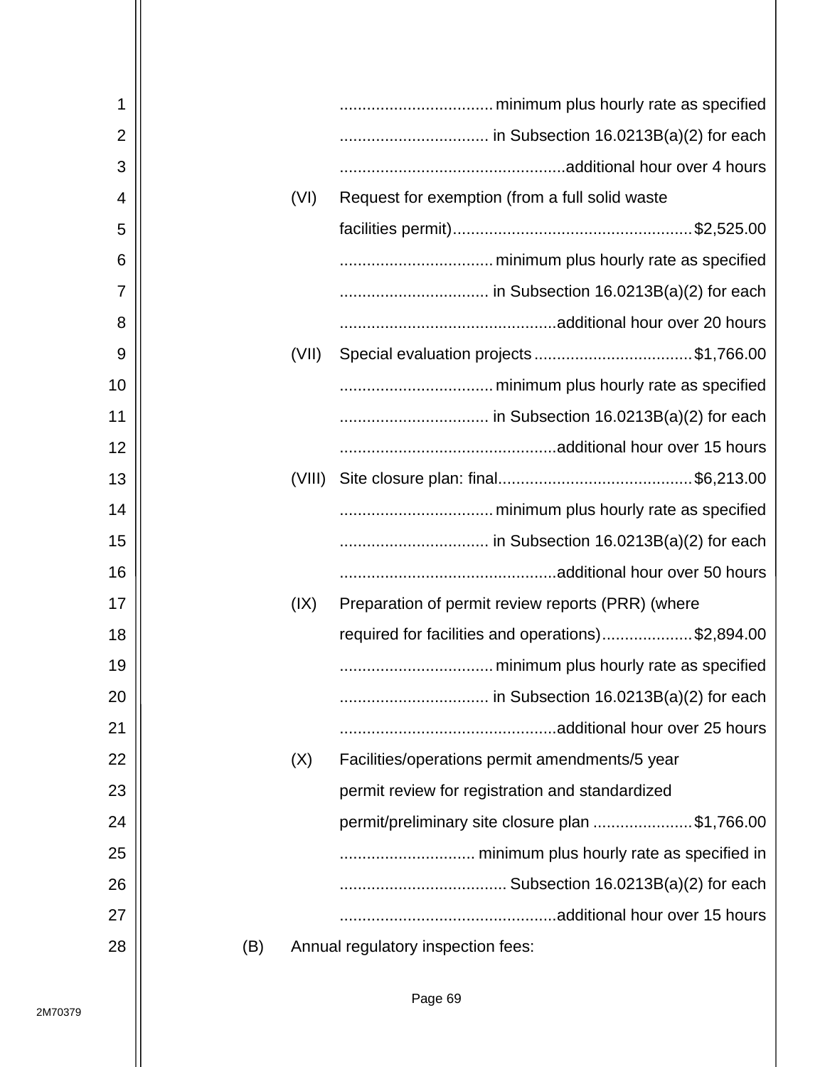minimum plus hourly rate as specified in Subsection 16.0213B(a)(2) for each additional hour over 4 hours

(VI) Request for exemption (from a full solid waste facilities permit) ............ $2,525.00 minimum plus hourly rate as specified in Subsection 16.0213B(a)(2) for each additional hour over 20 hours

(VII) Special evaluation projects ............ $1,766.00 minimum plus hourly rate as specified in Subsection 16.0213B(a)(2) for each additional hour over 15 hours

(VIII) Site closure plan: final ............ $6,213.00 minimum plus hourly rate as specified in Subsection 16.0213B(a)(2) for each additional hour over 50 hours

(IX) Preparation of permit review reports (PRR) (where required for facilities and operations) ............ $2,894.00 minimum plus hourly rate as specified in Subsection 16.0213B(a)(2) for each additional hour over 25 hours

(X) Facilities/operations permit amendments/5 year permit review for registration and standardized permit/preliminary site closure plan ............ $1,766.00 minimum plus hourly rate as specified in Subsection 16.0213B(a)(2) for each additional hour over 15 hours

(B) Annual regulatory inspection fees: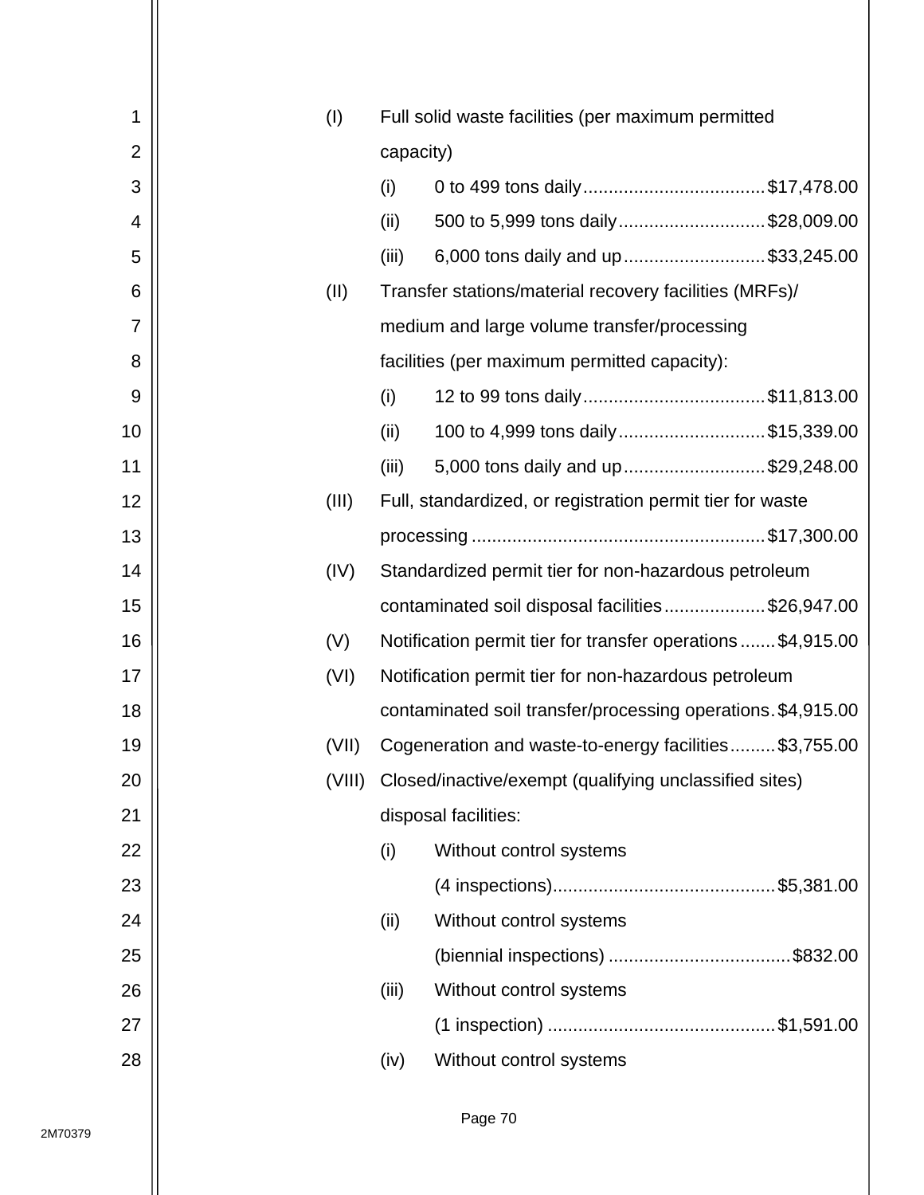(I) Full solid waste facilities (per maximum permitted capacity)

- (i) 0 to 499 tons daily .................................... $17,478.00
- (ii) 500 to 5,999 tons daily ............................ $28,009.00
- (iii) 6,000 tons daily and up ........................... $33,245.00

(II) Transfer stations/material recovery facilities (MRFs)/ medium and large volume transfer/processing facilities (per maximum permitted capacity):

- (i) 12 to 99 tons daily .................................... $11,813.00
- (ii) 100 to 4,999 tons daily ............................ $15,339.00
- (iii) 5,000 tons daily and up ........................... $29,248.00

(III) Full, standardized, or registration permit tier for waste processing ......................................................... $17,300.00

(IV) Standardized permit tier for non-hazardous petroleum contaminated soil disposal facilities .................... $26,947.00

(V) Notification permit tier for transfer operations ....... $4,915.00

(VI) Notification permit tier for non-hazardous petroleum contaminated soil transfer/processing operations . $4,915.00

(VII) Cogeneration and waste-to-energy facilities ......... $3,755.00

(VIII) Closed/inactive/exempt (qualifying unclassified sites) disposal facilities:

- (i) Without control systems (4 inspections) ........................................... $5,381.00
- (ii) Without control systems (biennial inspections) ................................... $832.00
- (iii) Without control systems (1 inspection) ............................................ $1,591.00
- (iv) Without control systems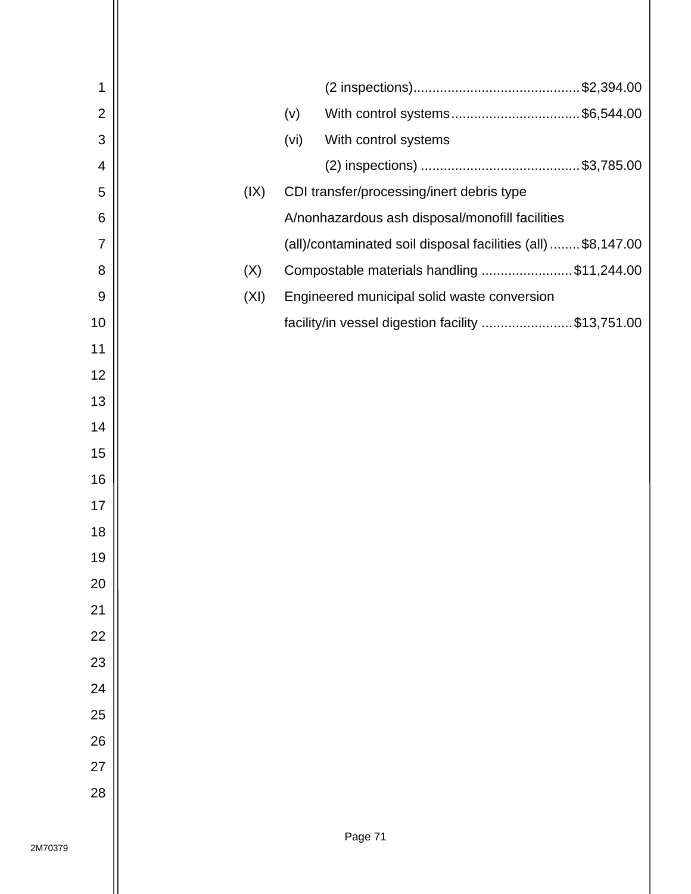(2 inspections)............................................$2,394.00

(v) With control systems..................................$6,544.00

(vi) With control systems

(2) inspections) ..........................................$3,785.00

(IX) CDI transfer/processing/inert debris type A/nonhazardous ash disposal/monofill facilities (all)/contaminated soil disposal facilities (all)........$8,147.00

(X) Compostable materials handling ........................$11,244.00

(XI) Engineered municipal solid waste conversion facility/in vessel digestion facility ........................$13,751.00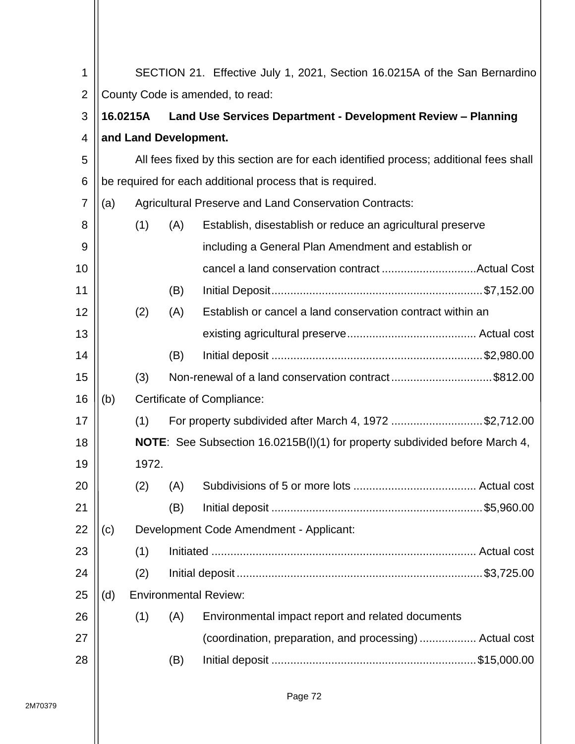SECTION 21. Effective July 1, 2021, Section 16.0215A of the San Bernardino County Code is amended, to read:

**16.0215A Land Use Services Department - Development Review – Planning and Land Development.**

All fees fixed by this section are for each identified process; additional fees shall be required for each additional process that is required.

(a) Agricultural Preserve and Land Conservation Contracts:

(1) (A) Establish, disestablish or reduce an agricultural preserve including a General Plan Amendment and establish or cancel a land conservation contract ............................. Actual Cost

(B) Initial Deposit.................................................................. $7,152.00

(2) (A) Establish or cancel a land conservation contract within an existing agricultural preserve......................................... Actual cost

(B) Initial deposit .................................................................. $2,980.00

(3) Non-renewal of a land conservation contract................................ $812.00

(b) Certificate of Compliance:

(1) For property subdivided after March 4, 1972 ............................. $2,712.00

**NOTE**: See Subsection 16.0215B(l)(1) for property subdivided before March 4, 1972.

(2) (A) Subdivisions of 5 or more lots ....................................... Actual cost

(B) Initial deposit .................................................................. $5,960.00

(c) Development Code Amendment - Applicant:

(1) Initiated .................................................................................... Actual cost

(2) Initial deposit ............................................................................. $3,725.00

(d) Environmental Review:

(1) (A) Environmental impact report and related documents (coordination, preparation, and processing) .................. Actual cost

(B) Initial deposit ................................................................ $15,000.00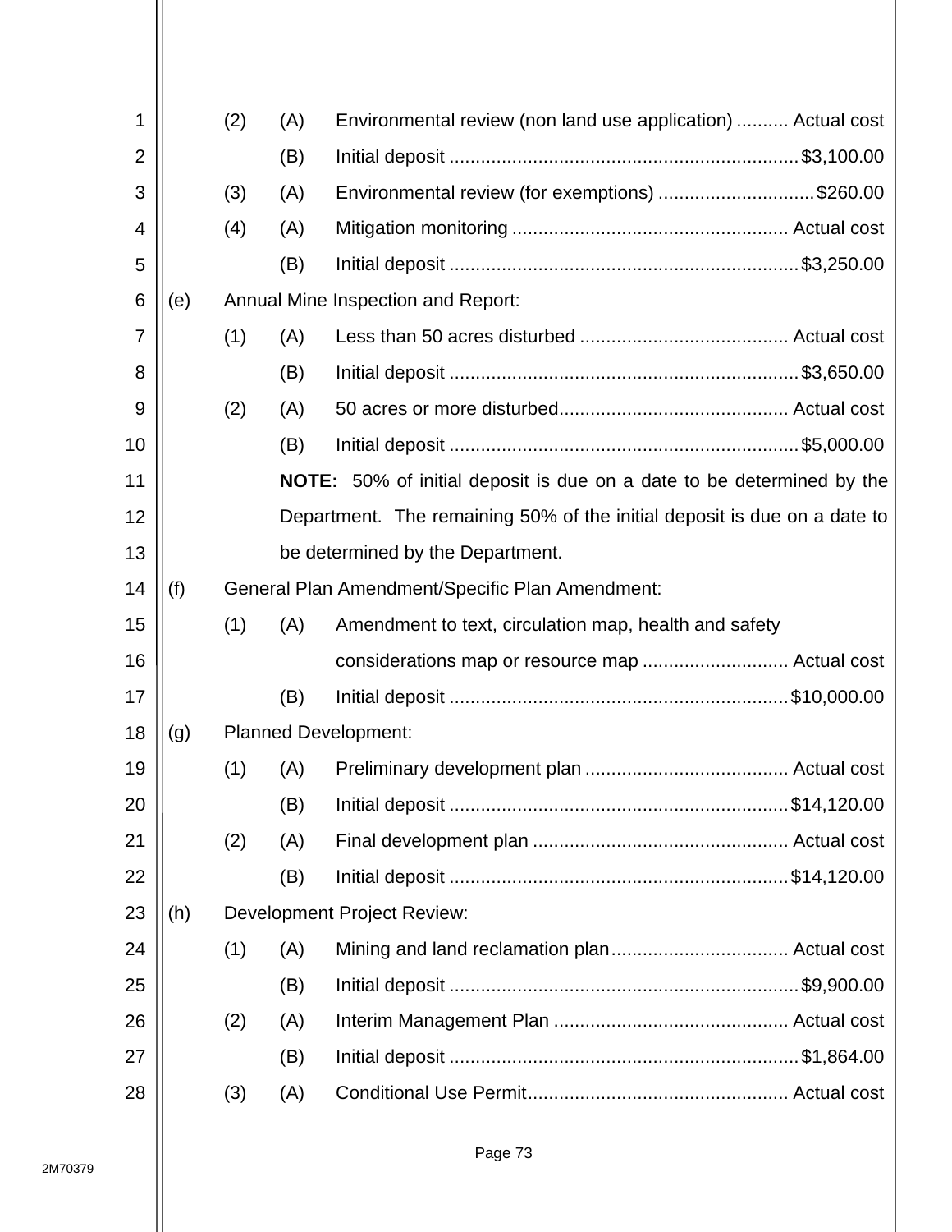(2) (A) Environmental review (non land use application) .......... Actual cost

(B) Initial deposit .................................................................. $3,100.00

(3) (A) Environmental review (for exemptions) .............................. $260.00

(4) (A) Mitigation monitoring ..................................................... Actual cost

(B) Initial deposit .................................................................. $3,250.00

(e) Annual Mine Inspection and Report:

(1) (A) Less than 50 acres disturbed ........................................ Actual cost

(B) Initial deposit .................................................................. $3,650.00

(2) (A) 50 acres or more disturbed............................................ Actual cost

(B) Initial deposit .................................................................. $5,000.00

**NOTE:** 50% of initial deposit is due on a date to be determined by the Department. The remaining 50% of the initial deposit is due on a date to be determined by the Department.

(f) General Plan Amendment/Specific Plan Amendment:

(1) (A) Amendment to text, circulation map, health and safety considerations map or resource map ............................ Actual cost

(B) Initial deposit ................................................................ $10,000.00

(g) Planned Development:

(1) (A) Preliminary development plan ....................................... Actual cost

(B) Initial deposit ................................................................ $14,120.00

(2) (A) Final development plan ................................................. Actual cost

(B) Initial deposit ................................................................ $14,120.00

(h) Development Project Review:

(1) (A) Mining and land reclamation plan.................................. Actual cost

(B) Initial deposit .................................................................. $9,900.00

(2) (A) Interim Management Plan ............................................. Actual cost

(B) Initial deposit .................................................................. $1,864.00

(3) (A) Conditional Use Permit.................................................. Actual cost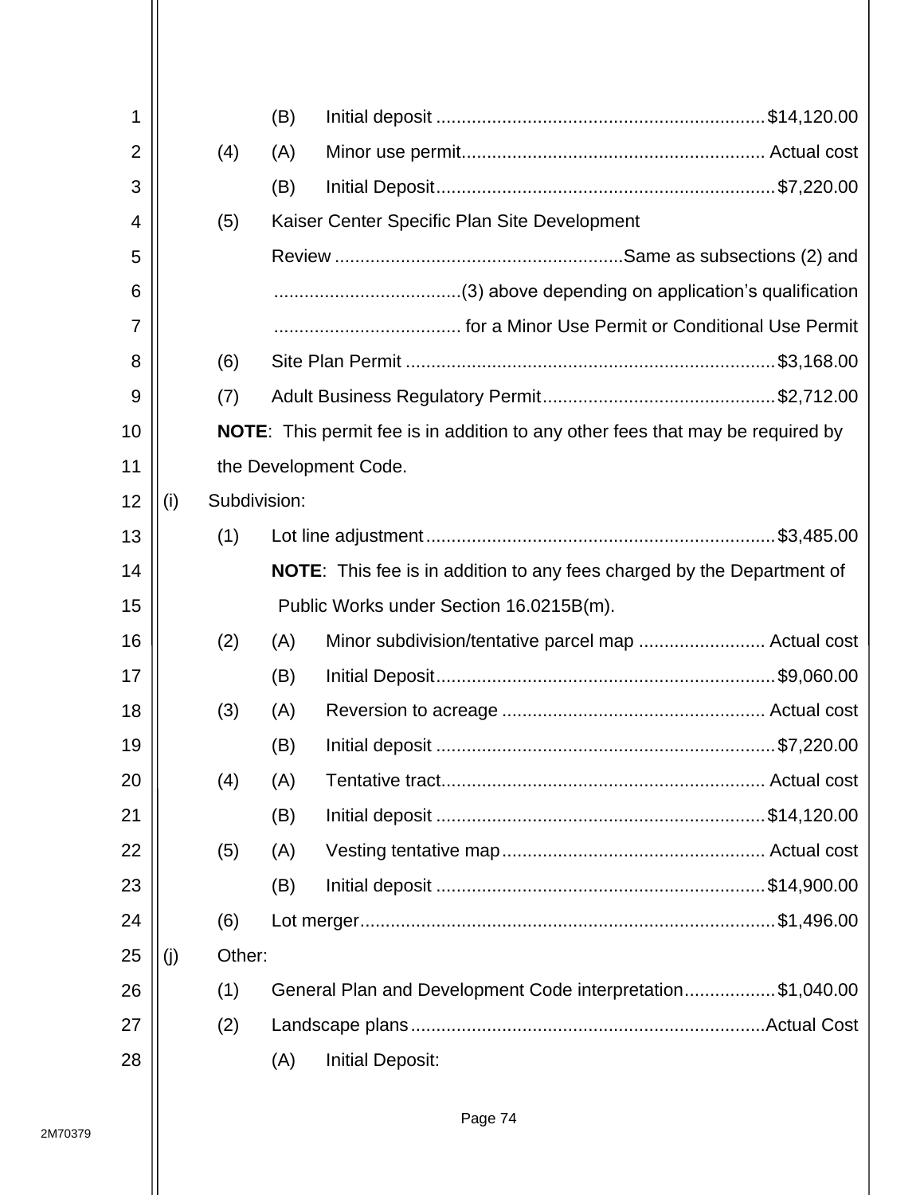(B) Initial deposit ................................................................ $14,120.00

(4) (A) Minor use permit........................................................... Actual cost

(B) Initial Deposit.................................................................. $7,220.00

(5) Kaiser Center Specific Plan Site Development Review ........................................................ Same as subsections (2) and (3) above depending on application's qualification for a Minor Use Permit or Conditional Use Permit

(6) Site Plan Permit ........................................................................ $3,168.00

(7) Adult Business Regulatory Permit............................................. $2,712.00

**NOTE**: This permit fee is in addition to any other fees that may be required by the Development Code.

(i) Subdivision:

(1) Lot line adjustment.................................................................... $3,485.00

**NOTE**: This fee is in addition to any fees charged by the Department of Public Works under Section 16.0215B(m).

(2) (A) Minor subdivision/tentative parcel map ......................... Actual cost

(B) Initial Deposit.................................................................. $9,060.00

(3) (A) Reversion to acreage ................................................... Actual cost

(B) Initial deposit .................................................................. $7,220.00

(4) (A) Tentative tract............................................................... Actual cost

(B) Initial deposit ................................................................ $14,120.00

(5) (A) Vesting tentative map................................................... Actual cost

(B) Initial deposit ................................................................ $14,900.00

(6) Lot merger................................................................................ $1,496.00

(j) Other:

(1) General Plan and Development Code interpretation.................. $1,040.00

(2) Landscape plans ...................................................................... Actual Cost

(A) Initial Deposit: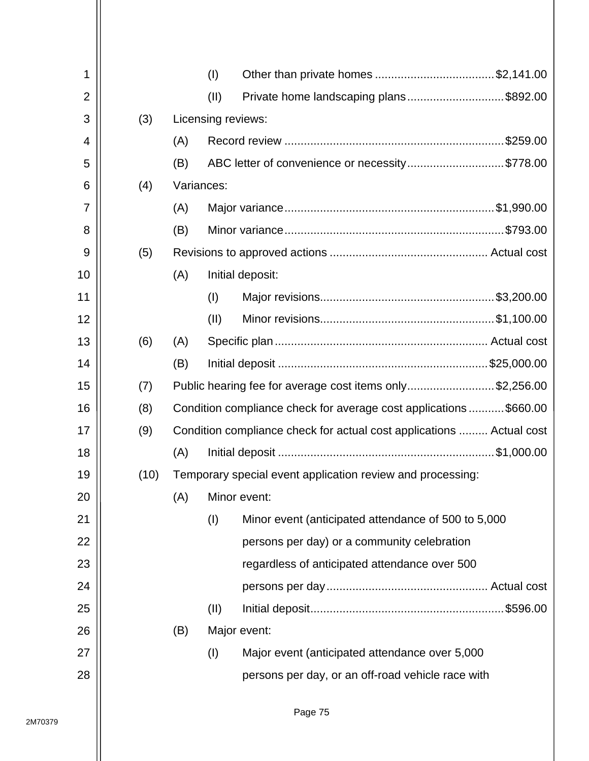(I) Other than private homes .................................... $2,141.00

(II) Private home landscaping plans ............................. $892.00

(3) Licensing reviews:

(A) Record review ................................................................... $259.00

(B) ABC letter of convenience or necessity ............................. $778.00

(4) Variances:

(A) Major variance ................................................................ $1,990.00

(B) Minor variance ................................................................... $793.00

(5) Revisions to approved actions ................................................ Actual cost

(A) Initial deposit:

(I) Major revisions ..................................................... $3,200.00

(II) Minor revisions ..................................................... $1,100.00

(6) (A) Specific plan ................................................................. Actual cost

(B) Initial deposit ................................................................. $25,000.00

(7) Public hearing fee for average cost items only ........................... $2,256.00

(8) Condition compliance check for average cost applications ........... $660.00

(9) Condition compliance check for actual cost applications ......... Actual cost

(A) Initial deposit .................................................................. $1,000.00

(10) Temporary special event application review and processing:

(A) Minor event:

(I) Minor event (anticipated attendance of 500 to 5,000 persons per day) or a community celebration regardless of anticipated attendance over 500 persons per day ................................................. Actual cost

(II) Initial deposit ........................................................... $596.00

(B) Major event:

(I) Major event (anticipated attendance over 5,000 persons per day, or an off-road vehicle race with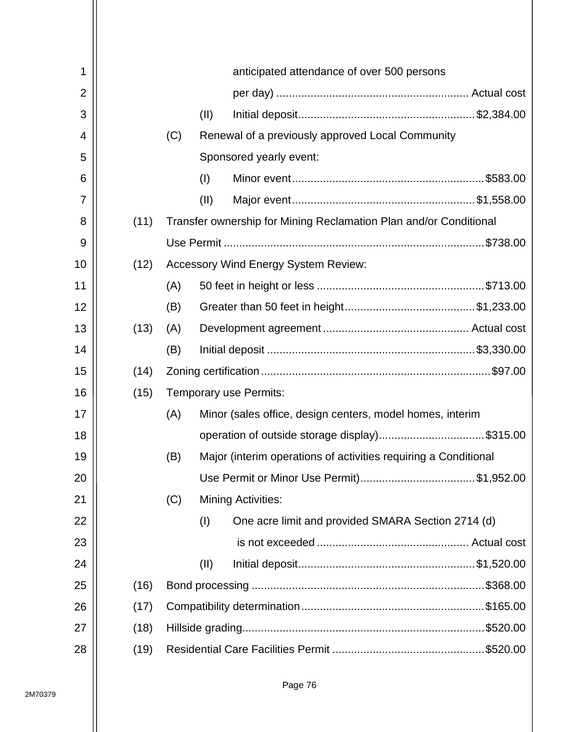anticipated attendance of over 500 persons per day) .......... Actual cost

(II) Initial deposit .......... $2,384.00

(C) Renewal of a previously approved Local Community Sponsored yearly event:

(I) Minor event .......... $583.00

(II) Major event .......... $1,558.00

(11) Transfer ownership for Mining Reclamation Plan and/or Conditional Use Permit .......... $738.00

(12) Accessory Wind Energy System Review:

(A) 50 feet in height or less .......... $713.00

(B) Greater than 50 feet in height .......... $1,233.00

(13) (A) Development agreement .......... Actual cost

(B) Initial deposit .......... $3,330.00

(14) Zoning certification .......... $97.00

(15) Temporary use Permits:

(A) Minor (sales office, design centers, model homes, interim operation of outside storage display) .......... $315.00

(B) Major (interim operations of activities requiring a Conditional Use Permit or Minor Use Permit) .......... $1,952.00

(C) Mining Activities:

(I) One acre limit and provided SMARA Section 2714 (d) is not exceeded .......... Actual cost

(II) Initial deposit .......... $1,520.00

(16) Bond processing .......... $368.00

(17) Compatibility determination .......... $165.00

(18) Hillside grading .......... $520.00

(19) Residential Care Facilities Permit .......... $520.00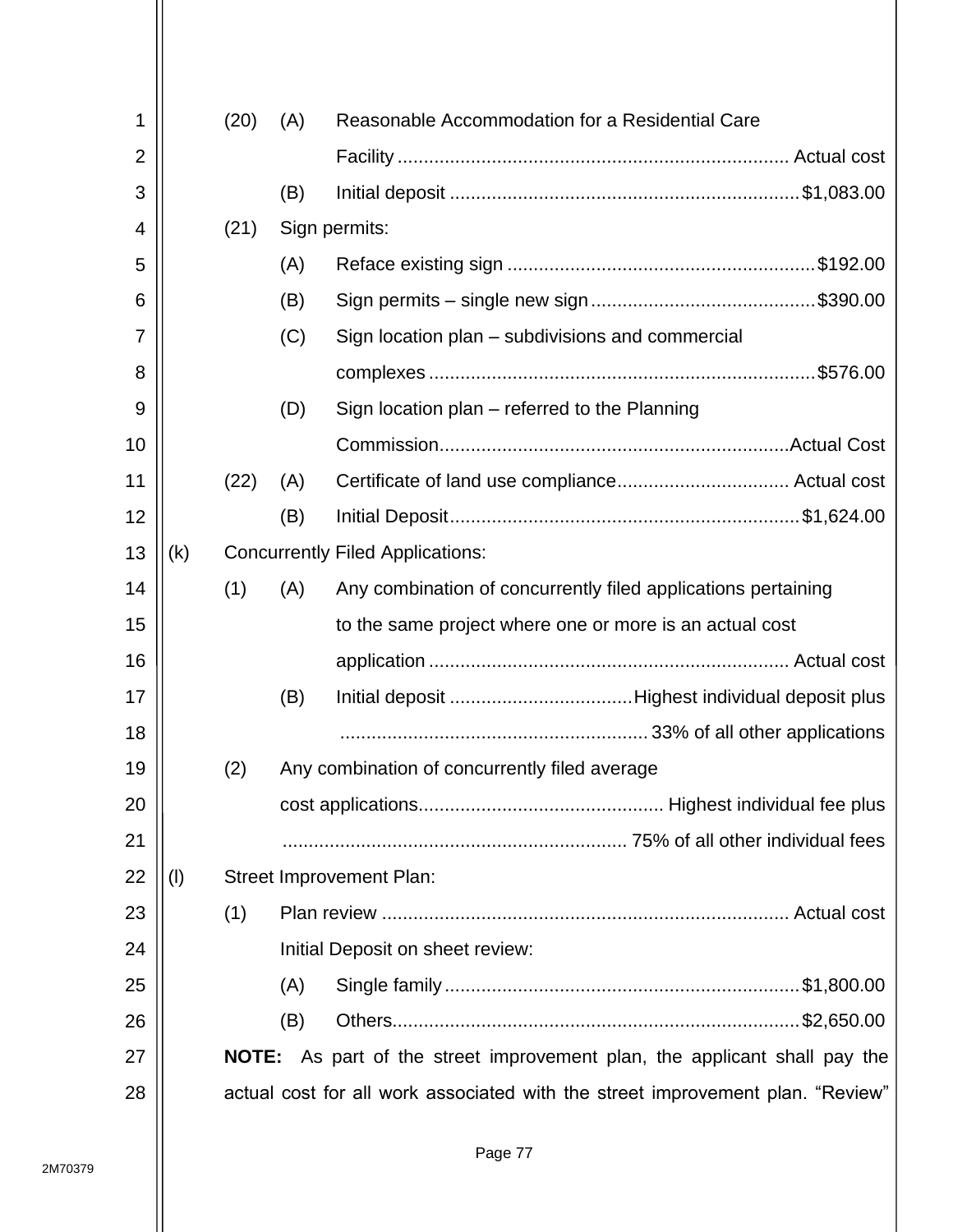(20) (A) Reasonable Accommodation for a Residential Care Facility .......... Actual cost

(B) Initial deposit .......... $1,083.00

(21) Sign permits:

(A) Reface existing sign .......... $192.00

(B) Sign permits – single new sign .......... $390.00

(C) Sign location plan – subdivisions and commercial complexes .......... $576.00

(D) Sign location plan – referred to the Planning Commission .......... Actual Cost

(22) (A) Certificate of land use compliance .......... Actual cost

(B) Initial Deposit .......... $1,624.00

(k) Concurrently Filed Applications:

(1) (A) Any combination of concurrently filed applications pertaining to the same project where one or more is an actual cost application .......... Actual cost

(B) Initial deposit .......... Highest individual deposit plus .......... 33% of all other applications

(2) Any combination of concurrently filed average cost applications .......... Highest individual fee plus .......... 75% of all other individual fees

(l) Street Improvement Plan:

(1) Plan review .......... Actual cost

Initial Deposit on sheet review:

(A) Single family .......... $1,800.00

(B) Others .......... $2,650.00

**NOTE:** As part of the street improvement plan, the applicant shall pay the actual cost for all work associated with the street improvement plan. "Review"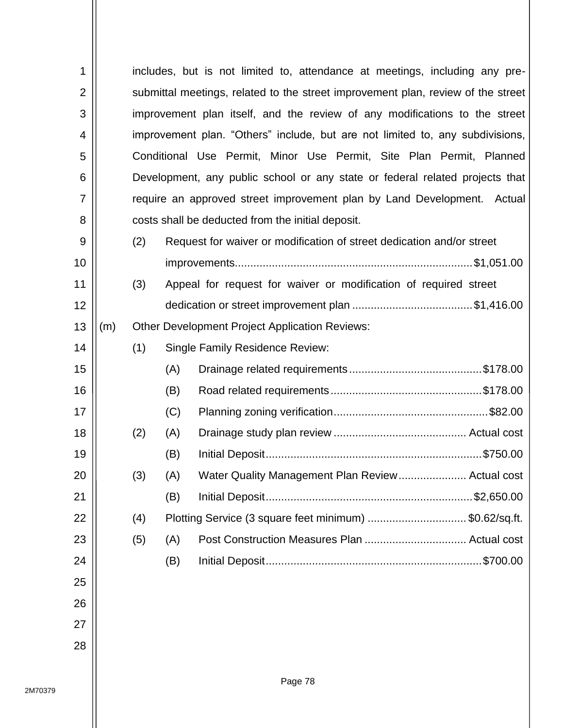includes, but is not limited to, attendance at meetings, including any pre-submittal meetings, related to the street improvement plan, review of the street improvement plan itself, and the review of any modifications to the street improvement plan. "Others" include, but are not limited to, any subdivisions, Conditional Use Permit, Minor Use Permit, Site Plan Permit, Planned Development, any public school or any state or federal related projects that require an approved street improvement plan by Land Development. Actual costs shall be deducted from the initial deposit.

(2) Request for waiver or modification of street dedication and/or street improvements............................................................................$1,051.00

(3) Appeal for request for waiver or modification of required street dedication or street improvement plan .......................................$1,416.00

(m) Other Development Project Application Reviews:

(1) Single Family Residence Review:

(A) Drainage related requirements...........................................$178.00

(B) Road related requirements.................................................$178.00

(C) Planning zoning verification..................................................$82.00

(2) (A) Drainage study plan review ........................................... Actual cost

(B) Initial Deposit.....................................................................$750.00

(3) (A) Water Quality Management Plan Review...................... Actual cost

(B) Initial Deposit..................................................................$2,650.00

(4) Plotting Service (3 square feet minimum) ................................ $0.62/sq.ft.

(5) (A) Post Construction Measures Plan ................................. Actual cost

(B) Initial Deposit.....................................................................$700.00

2M70379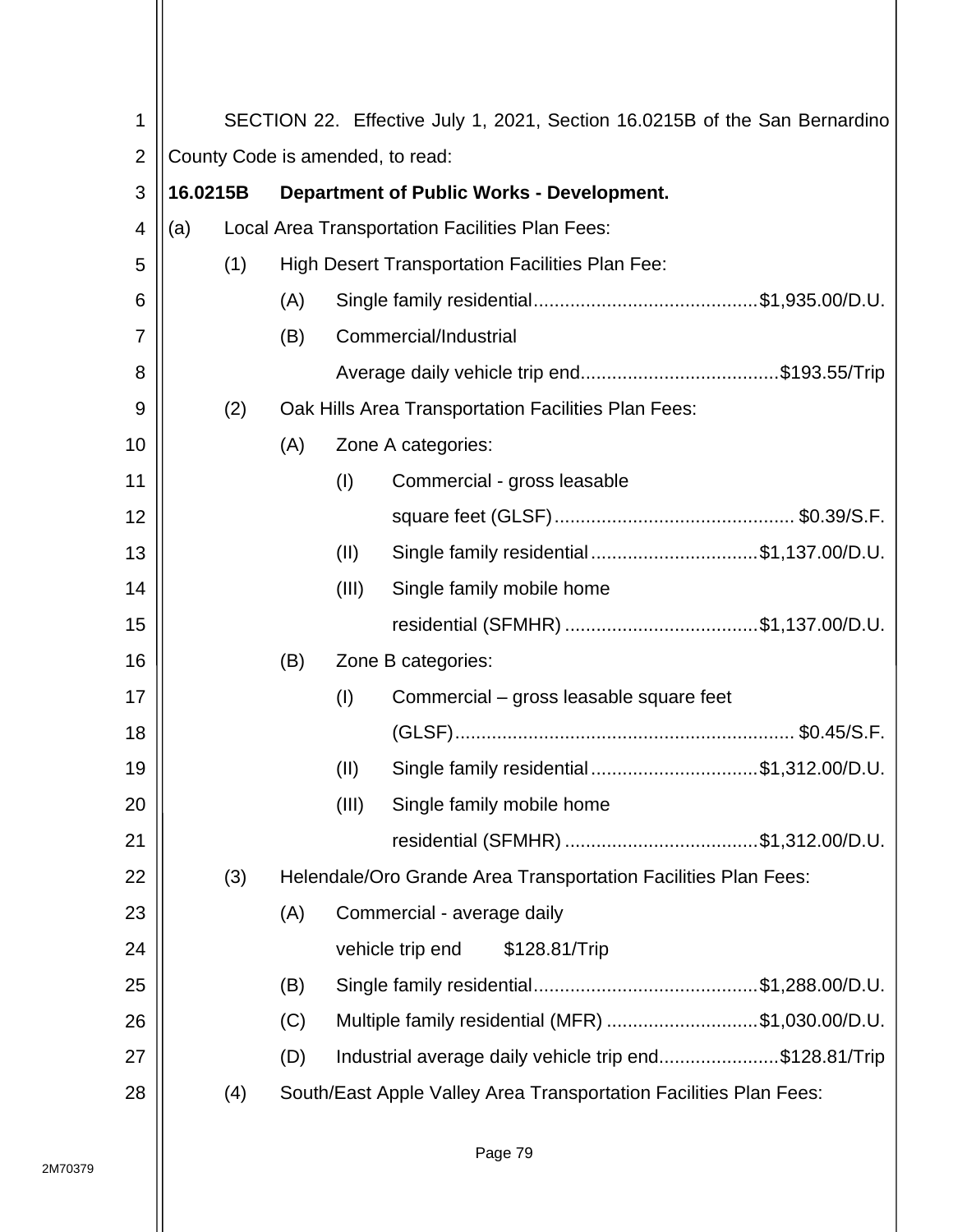SECTION 22. Effective July 1, 2021, Section 16.0215B of the San Bernardino County Code is amended, to read:

**16.0215B Department of Public Works - Development.**

(a) Local Area Transportation Facilities Plan Fees:

(1) High Desert Transportation Facilities Plan Fee:

(A) Single family residential..........................................$1,935.00/D.U.

(B) Commercial/Industrial

Average daily vehicle trip end.....................................$193.55/Trip

(2) Oak Hills Area Transportation Facilities Plan Fees:

(A) Zone A categories:

(I) Commercial - gross leasable square feet (GLSF)............................................. $0.39/S.F.

(II) Single family residential................................$1,137.00/D.U.

(III) Single family mobile home residential (SFMHR) ....................................$1,137.00/D.U.

(B) Zone B categories:

(I) Commercial – gross leasable square feet (GLSF)................................................................ $0.45/S.F.

(II) Single family residential................................$1,312.00/D.U.

(III) Single family mobile home residential (SFMHR) ....................................$1,312.00/D.U.

(3) Helendale/Oro Grande Area Transportation Facilities Plan Fees:

(A) Commercial - average daily vehicle trip end $128.81/Trip

(B) Single family residential..........................................$1,288.00/D.U.

(C) Multiple family residential (MFR) .............................$1,030.00/D.U.

(D) Industrial average daily vehicle trip end.......................$128.81/Trip

(4) South/East Apple Valley Area Transportation Facilities Plan Fees: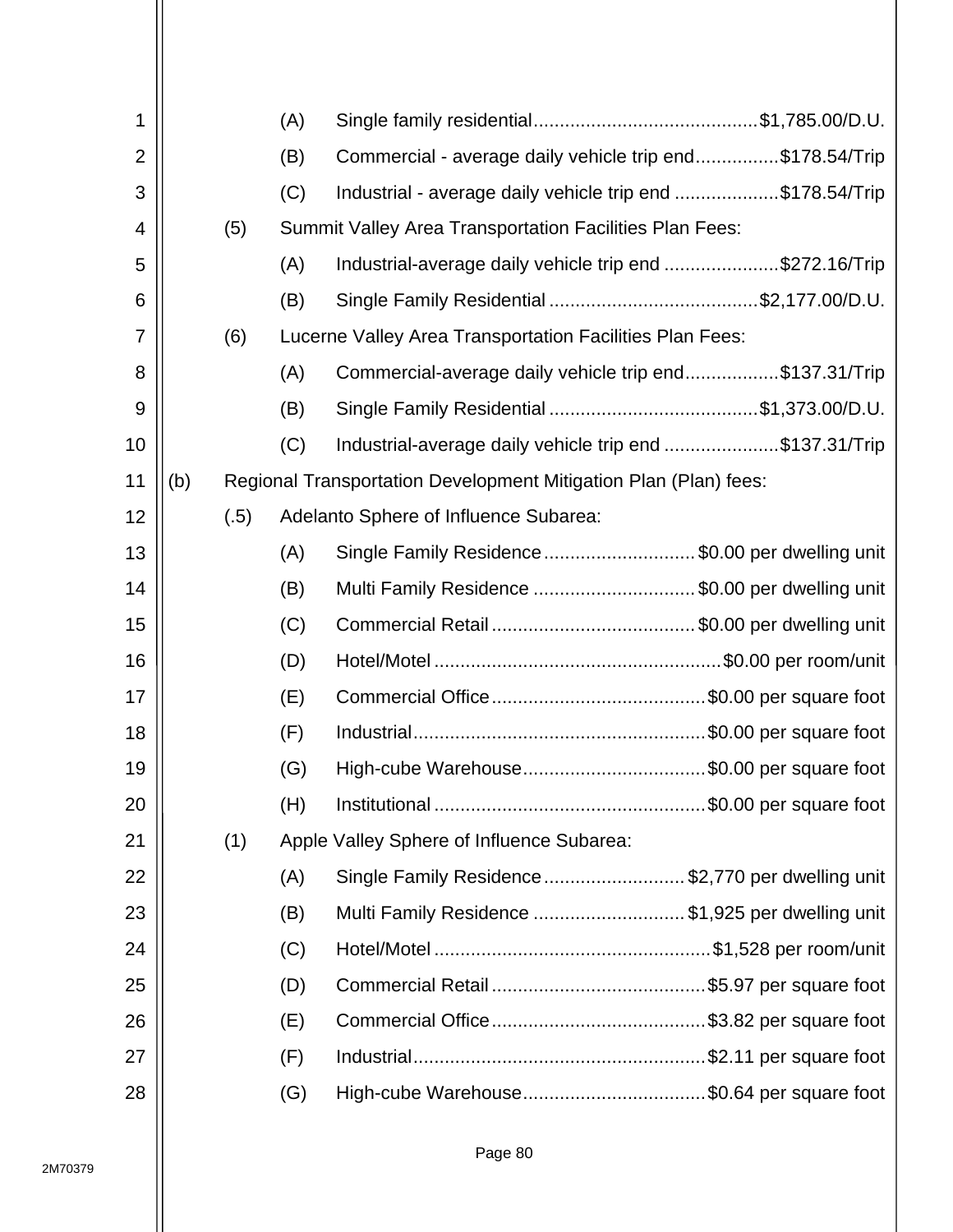(A) Single family residential ........................................ $1,785.00/D.U.

(B) Commercial - average daily vehicle trip end ................ $178.54/Trip

(C) Industrial - average daily vehicle trip end .................... $178.54/Trip

(5) Summit Valley Area Transportation Facilities Plan Fees:

(A) Industrial-average daily vehicle trip end ...................... $272.16/Trip

(B) Single Family Residential ........................................ $2,177.00/D.U.

(6) Lucerne Valley Area Transportation Facilities Plan Fees:

(A) Commercial-average daily vehicle trip end .................. $137.31/Trip

(B) Single Family Residential ........................................ $1,373.00/D.U.

(C) Industrial-average daily vehicle trip end ...................... $137.31/Trip

(b) Regional Transportation Development Mitigation Plan (Plan) fees:

(.5) Adelanto Sphere of Influence Subarea:

(A) Single Family Residence ............................ $0.00 per dwelling unit

(B) Multi Family Residence ............................... $0.00 per dwelling unit

(C) Commercial Retail ...................................... $0.00 per dwelling unit

(D) Hotel/Motel ...................................................... $0.00 per room/unit

(E) Commercial Office ........................................ $0.00 per square foot

(F) Industrial ....................................................... $0.00 per square foot

(G) High-cube Warehouse .................................. $0.00 per square foot

(H) Institutional ................................................... $0.00 per square foot

(1) Apple Valley Sphere of Influence Subarea:

(A) Single Family Residence .......................... $2,770 per dwelling unit

(B) Multi Family Residence ............................ $1,925 per dwelling unit

(C) Hotel/Motel .................................................... $1,528 per room/unit

(D) Commercial Retail ........................................ $5.97 per square foot

(E) Commercial Office ........................................ $3.82 per square foot

(F) Industrial ....................................................... $2.11 per square foot

(G) High-cube Warehouse .................................. $0.64 per square foot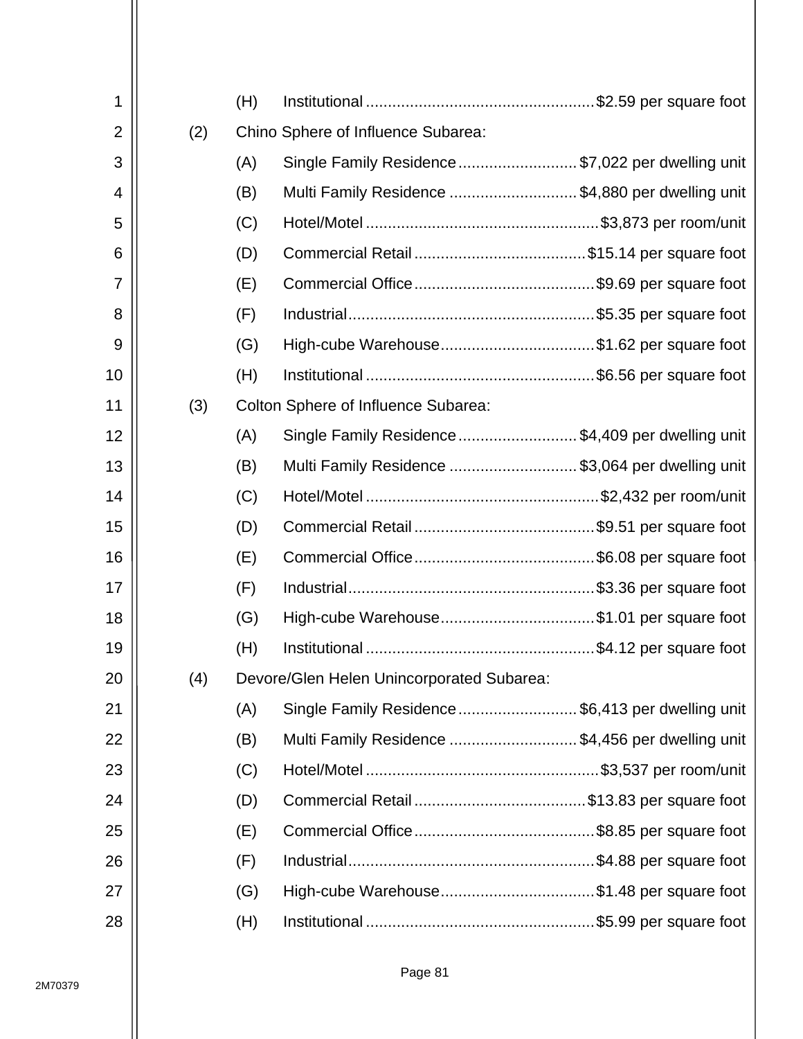(H) Institutional ........................................................ $2.59 per square foot

(2) Chino Sphere of Influence Subarea:

(A) Single Family Residence .......................... $7,022 per dwelling unit

(B) Multi Family Residence ............................ $4,880 per dwelling unit

(C) Hotel/Motel ........................................................ $3,873 per room/unit

(D) Commercial Retail ......................................... $15.14 per square foot

(E) Commercial Office ........................................... $9.69 per square foot

(F) Industrial ........................................................... $5.35 per square foot

(G) High-cube Warehouse ...................................... $1.62 per square foot

(H) Institutional ........................................................ $6.56 per square foot

(3) Colton Sphere of Influence Subarea:

(A) Single Family Residence .......................... $4,409 per dwelling unit

(B) Multi Family Residence ............................ $3,064 per dwelling unit

(C) Hotel/Motel ........................................................ $2,432 per room/unit

(D) Commercial Retail ........................................... $9.51 per square foot

(E) Commercial Office ........................................... $6.08 per square foot

(F) Industrial ........................................................... $3.36 per square foot

(G) High-cube Warehouse ...................................... $1.01 per square foot

(H) Institutional ........................................................ $4.12 per square foot

(4) Devore/Glen Helen Unincorporated Subarea:

(A) Single Family Residence .......................... $6,413 per dwelling unit

(B) Multi Family Residence ............................ $4,456 per dwelling unit

(C) Hotel/Motel ........................................................ $3,537 per room/unit

(D) Commercial Retail ......................................... $13.83 per square foot

(E) Commercial Office ........................................... $8.85 per square foot

(F) Industrial ........................................................... $4.88 per square foot

(G) High-cube Warehouse ...................................... $1.48 per square foot

(H) Institutional ........................................................ $5.99 per square foot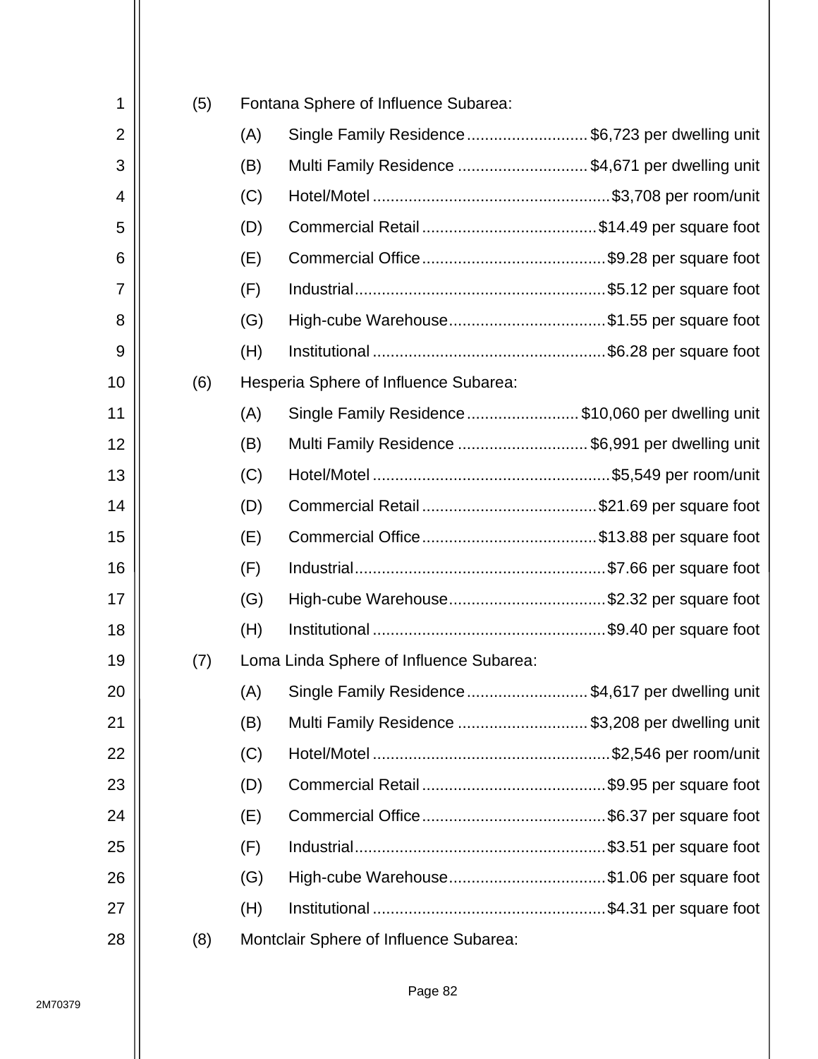(5) Fontana Sphere of Influence Subarea:

- (A) Single Family Residence .......................... $6,723 per dwelling unit
- (B) Multi Family Residence ............................ $4,671 per dwelling unit
- (C) Hotel/Motel .................................................... $3,708 per room/unit
- (D) Commercial Retail ...................................... $14.49 per square foot
- (E) Commercial Office ........................................ $9.28 per square foot
- (F) Industrial ....................................................... $5.12 per square foot
- (G) High-cube Warehouse .................................. $1.55 per square foot
- (H) Institutional ................................................... $6.28 per square foot

(6) Hesperia Sphere of Influence Subarea:

- (A) Single Family Residence ......................... $10,060 per dwelling unit
- (B) Multi Family Residence ............................ $6,991 per dwelling unit
- (C) Hotel/Motel .................................................... $5,549 per room/unit
- (D) Commercial Retail ...................................... $21.69 per square foot
- (E) Commercial Office ...................................... $13.88 per square foot
- (F) Industrial ....................................................... $7.66 per square foot
- (G) High-cube Warehouse .................................. $2.32 per square foot
- (H) Institutional ................................................... $9.40 per square foot

(7) Loma Linda Sphere of Influence Subarea:

- (A) Single Family Residence .......................... $4,617 per dwelling unit
- (B) Multi Family Residence ............................ $3,208 per dwelling unit
- (C) Hotel/Motel .................................................... $2,546 per room/unit
- (D) Commercial Retail ........................................ $9.95 per square foot
- (E) Commercial Office ........................................ $6.37 per square foot
- (F) Industrial ....................................................... $3.51 per square foot
- (G) High-cube Warehouse .................................. $1.06 per square foot
- (H) Institutional ................................................... $4.31 per square foot

(8) Montclair Sphere of Influence Subarea: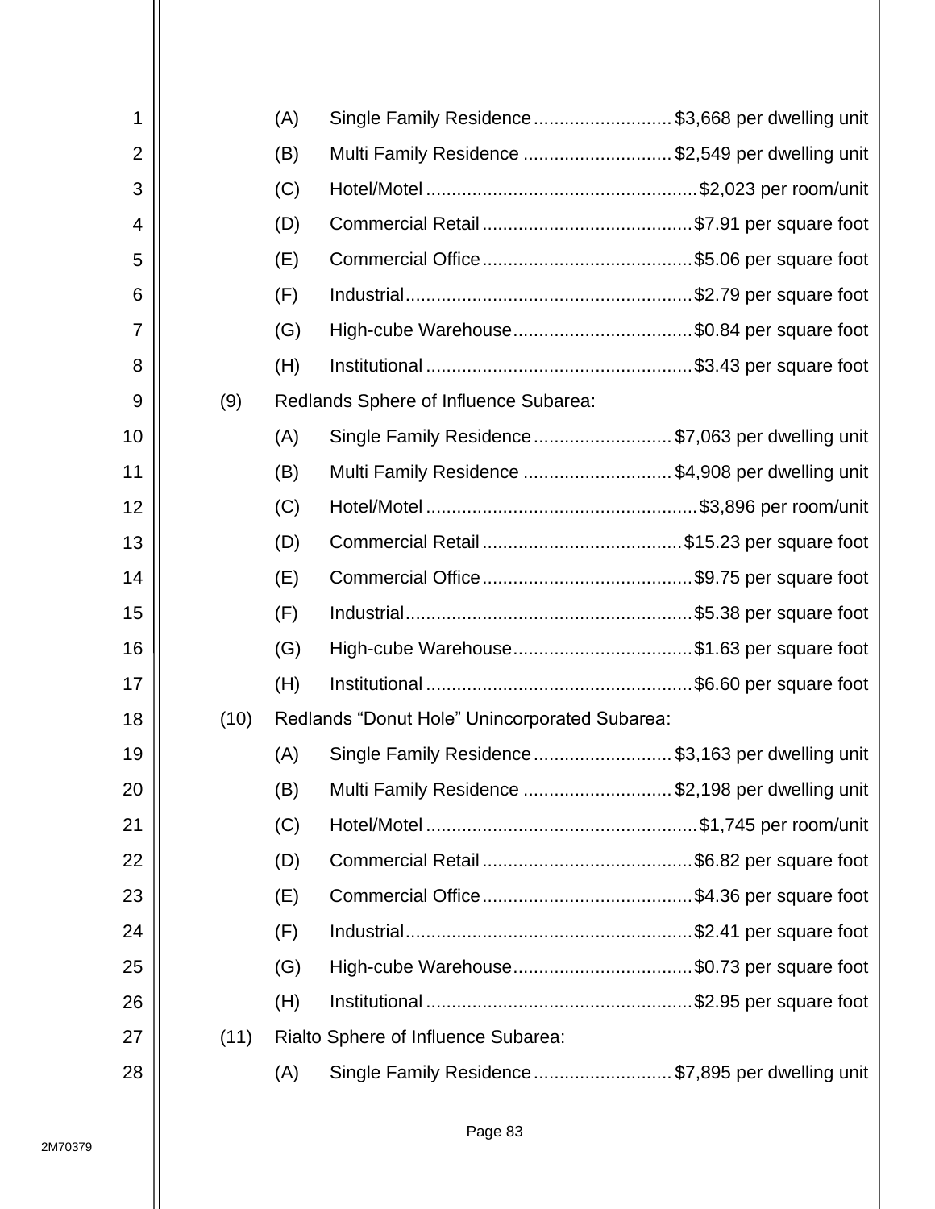(A) Single Family Residence ........................... $3,668 per dwelling unit

(B) Multi Family Residence ............................ $2,549 per dwelling unit

(C) Hotel/Motel .................................................... $2,023 per room/unit

(D) Commercial Retail ........................................ $7.91 per square foot

(E) Commercial Office ........................................ $5.06 per square foot

(F) Industrial ....................................................... $2.79 per square foot

(G) High-cube Warehouse .................................. $0.84 per square foot

(H) Institutional ................................................... $3.43 per square foot

(9) Redlands Sphere of Influence Subarea:

(A) Single Family Residence ........................... $7,063 per dwelling unit

(B) Multi Family Residence ............................ $4,908 per dwelling unit

(C) Hotel/Motel .................................................... $3,896 per room/unit

(D) Commercial Retail ...................................... $15.23 per square foot

(E) Commercial Office ........................................ $9.75 per square foot

(F) Industrial ....................................................... $5.38 per square foot

(G) High-cube Warehouse .................................. $1.63 per square foot

(H) Institutional ................................................... $6.60 per square foot

(10) Redlands "Donut Hole" Unincorporated Subarea:

(A) Single Family Residence ........................... $3,163 per dwelling unit

(B) Multi Family Residence ............................ $2,198 per dwelling unit

(C) Hotel/Motel .................................................... $1,745 per room/unit

(D) Commercial Retail ........................................ $6.82 per square foot

(E) Commercial Office ........................................ $4.36 per square foot

(F) Industrial ....................................................... $2.41 per square foot

(G) High-cube Warehouse .................................. $0.73 per square foot

(H) Institutional ................................................... $2.95 per square foot

(11) Rialto Sphere of Influence Subarea:

(A) Single Family Residence ........................... $7,895 per dwelling unit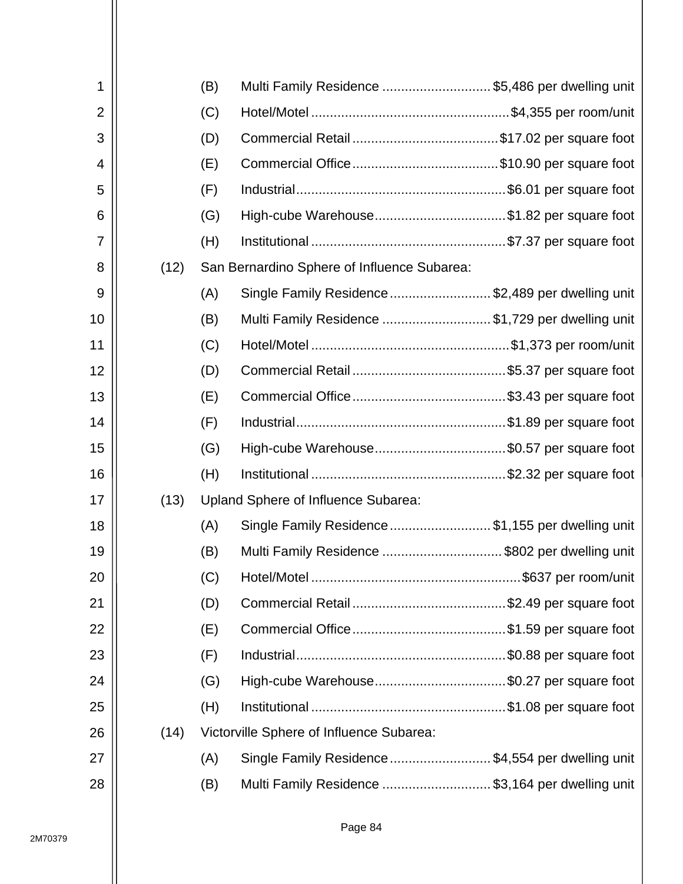(B) Multi Family Residence .............................. $5,486 per dwelling unit

(C) Hotel/Motel ...................................................... $4,355 per room/unit

(D) Commercial Retail ....................................... $17.02 per square foot

(E) Commercial Office ....................................... $10.90 per square foot

(F) Industrial ......................................................... $6.01 per square foot

(G) High-cube Warehouse .................................... $1.82 per square foot

(H) Institutional ..................................................... $7.37 per square foot

(12) San Bernardino Sphere of Influence Subarea:

(A) Single Family Residence ........................... $2,489 per dwelling unit

(B) Multi Family Residence .............................. $1,729 per dwelling unit

(C) Hotel/Motel ...................................................... $1,373 per room/unit

(D) Commercial Retail ......................................... $5.37 per square foot

(E) Commercial Office ......................................... $3.43 per square foot

(F) Industrial ......................................................... $1.89 per square foot

(G) High-cube Warehouse .................................... $0.57 per square foot

(H) Institutional ..................................................... $2.32 per square foot

(13) Upland Sphere of Influence Subarea:

(A) Single Family Residence ........................... $1,155 per dwelling unit

(B) Multi Family Residence ................................. $802 per dwelling unit

(C) Hotel/Motel ........................................................ $637 per room/unit

(D) Commercial Retail ......................................... $2.49 per square foot

(E) Commercial Office ......................................... $1.59 per square foot

(F) Industrial ......................................................... $0.88 per square foot

(G) High-cube Warehouse .................................... $0.27 per square foot

(H) Institutional ..................................................... $1.08 per square foot

(14) Victorville Sphere of Influence Subarea:

(A) Single Family Residence ........................... $4,554 per dwelling unit

(B) Multi Family Residence .............................. $3,164 per dwelling unit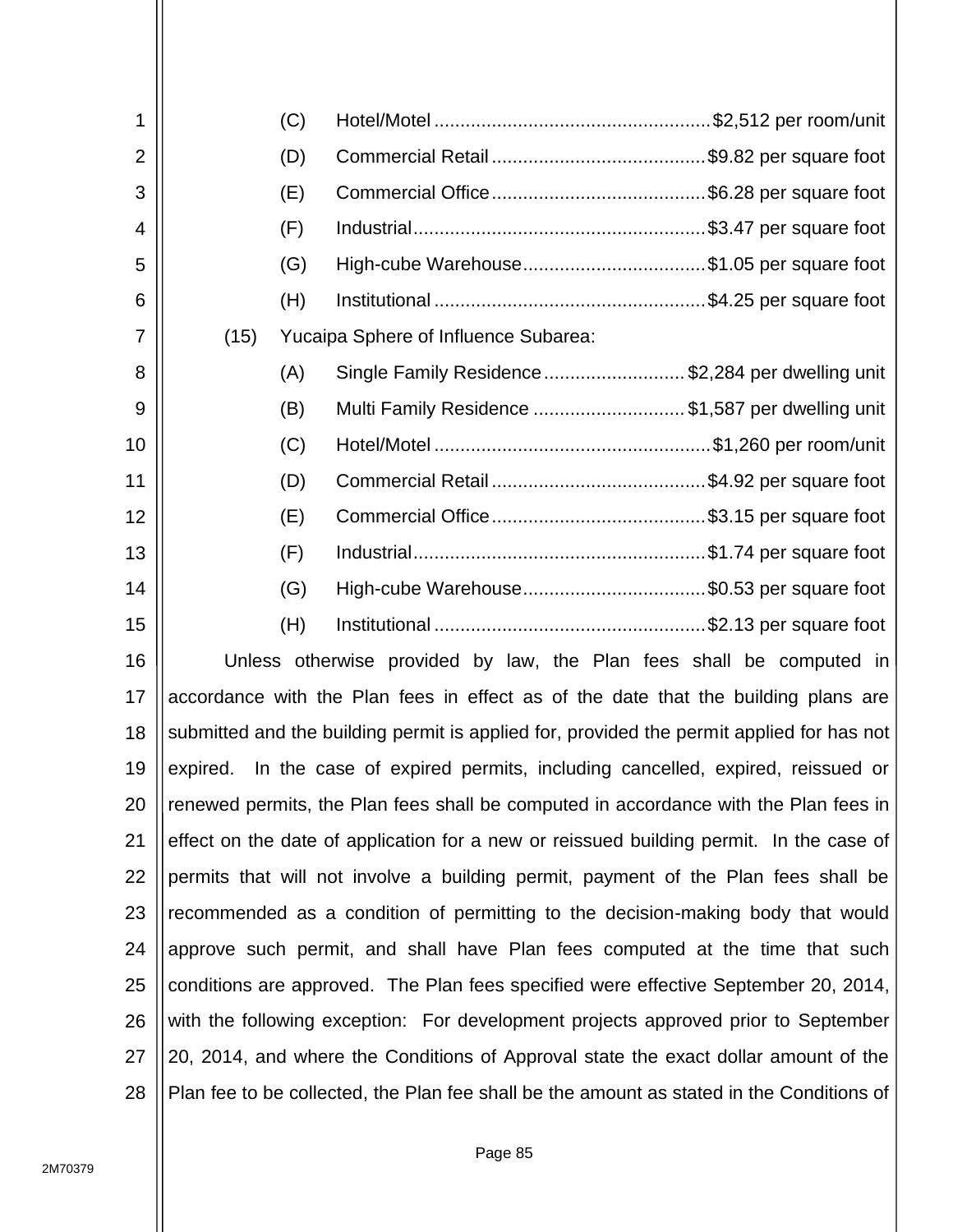(C) Hotel/Motel .................................................... $2,512 per room/unit

(D) Commercial Retail ........................................ $9.82 per square foot

(E) Commercial Office ........................................ $6.28 per square foot

(F) Industrial ....................................................... $3.47 per square foot

(G) High-cube Warehouse .................................. $1.05 per square foot

(H) Institutional ................................................... $4.25 per square foot

(15) Yucaipa Sphere of Influence Subarea:

(A) Single Family Residence .......................... $2,284 per dwelling unit

(B) Multi Family Residence ............................ $1,587 per dwelling unit

(C) Hotel/Motel .................................................... $1,260 per room/unit

(D) Commercial Retail ........................................ $4.92 per square foot

(E) Commercial Office ........................................ $3.15 per square foot

(F) Industrial ....................................................... $1.74 per square foot

(G) High-cube Warehouse .................................. $0.53 per square foot

(H) Institutional ................................................... $2.13 per square foot

Unless otherwise provided by law, the Plan fees shall be computed in accordance with the Plan fees in effect as of the date that the building plans are submitted and the building permit is applied for, provided the permit applied for has not expired. In the case of expired permits, including cancelled, expired, reissued or renewed permits, the Plan fees shall be computed in accordance with the Plan fees in effect on the date of application for a new or reissued building permit. In the case of permits that will not involve a building permit, payment of the Plan fees shall be recommended as a condition of permitting to the decision-making body that would approve such permit, and shall have Plan fees computed at the time that such conditions are approved. The Plan fees specified were effective September 20, 2014, with the following exception: For development projects approved prior to September 20, 2014, and where the Conditions of Approval state the exact dollar amount of the Plan fee to be collected, the Plan fee shall be the amount as stated in the Conditions of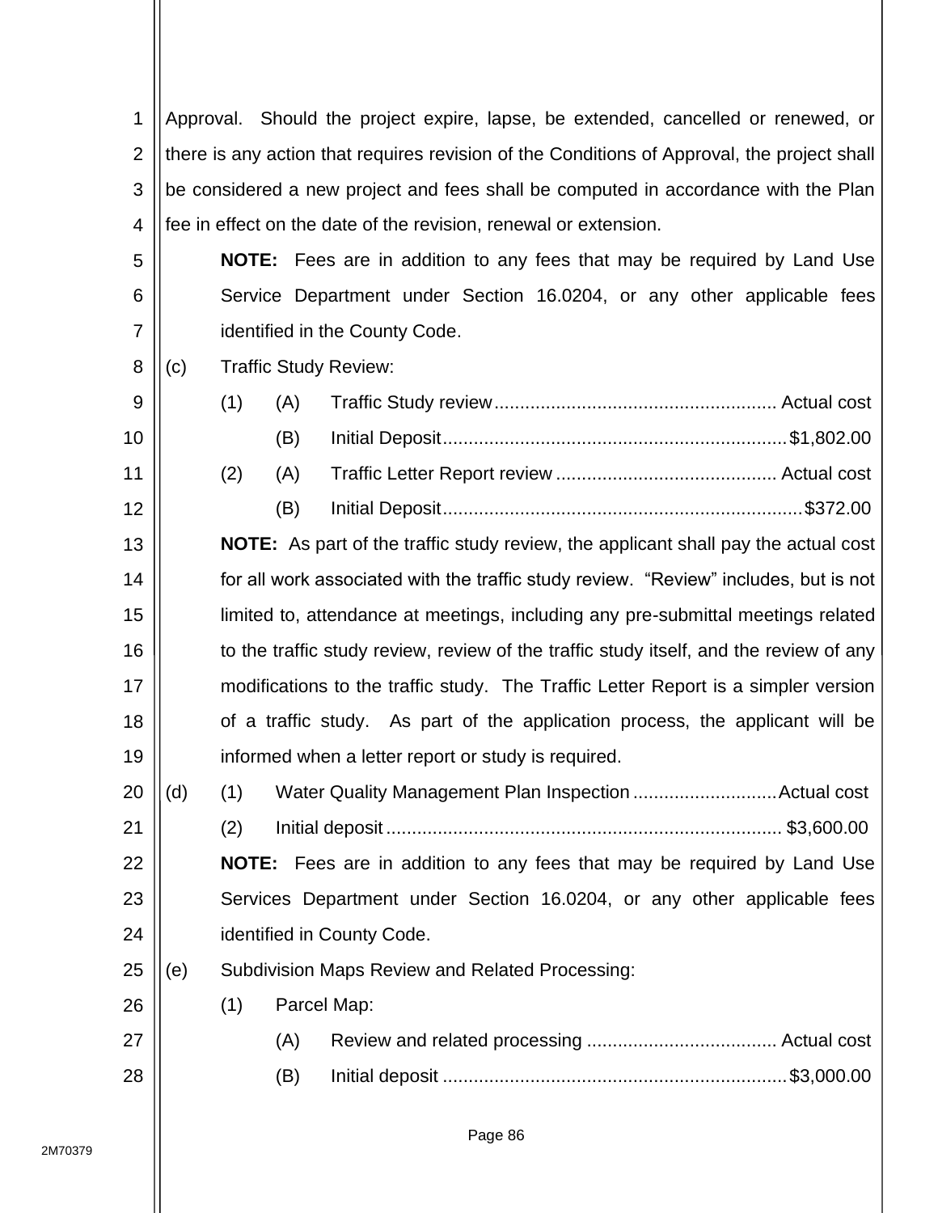Approval. Should the project expire, lapse, be extended, cancelled or renewed, or there is any action that requires revision of the Conditions of Approval, the project shall be considered a new project and fees shall be computed in accordance with the Plan fee in effect on the date of the revision, renewal or extension.

**NOTE:** Fees are in addition to any fees that may be required by Land Use Service Department under Section 16.0204, or any other applicable fees identified in the County Code.

(c) Traffic Study Review:

(1) (A) Traffic Study review ...................................................... Actual cost

(B) Initial Deposit ................................................................... $1,802.00

(2) (A) Traffic Letter Report review .......................................... Actual cost

(B) Initial Deposit ..................................................................... $372.00

**NOTE:** As part of the traffic study review, the applicant shall pay the actual cost for all work associated with the traffic study review. "Review" includes, but is not limited to, attendance at meetings, including any pre-submittal meetings related to the traffic study review, review of the traffic study itself, and the review of any modifications to the traffic study. The Traffic Letter Report is a simpler version of a traffic study. As part of the application process, the applicant will be informed when a letter report or study is required.

(d) (1) Water Quality Management Plan Inspection ............................ Actual cost

(2) Initial deposit ........................................................................... $3,600.00

**NOTE:** Fees are in addition to any fees that may be required by Land Use Services Department under Section 16.0204, or any other applicable fees identified in County Code.

(e) Subdivision Maps Review and Related Processing:

(1) Parcel Map:

(A) Review and related processing ..................................... Actual cost

(B) Initial deposit ................................................................... $3,000.00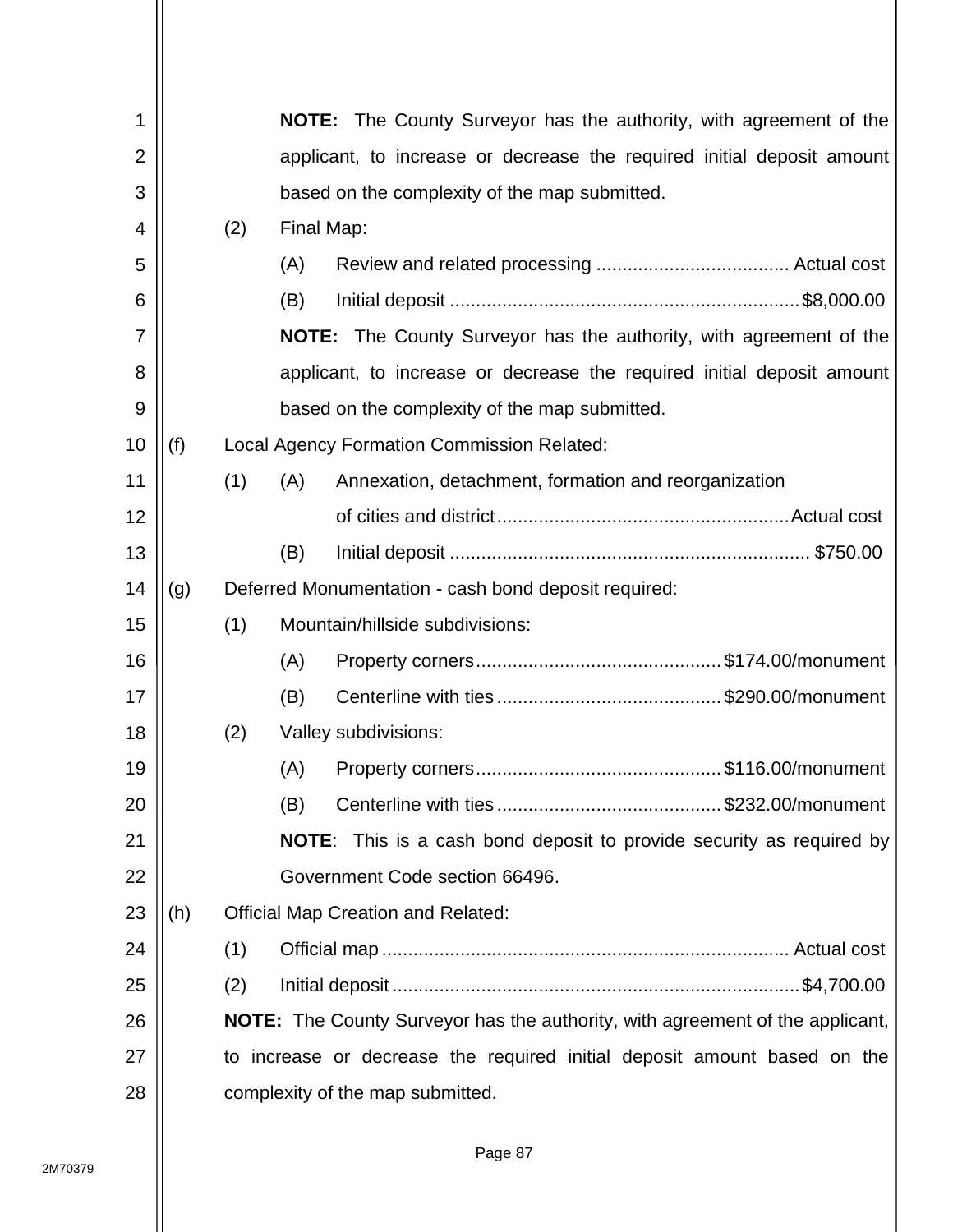**NOTE:** The County Surveyor has the authority, with agreement of the applicant, to increase or decrease the required initial deposit amount based on the complexity of the map submitted.

(2) Final Map:

(A) Review and related processing .................................... Actual cost

(B) Initial deposit .................................................................. $8,000.00

**NOTE:** The County Surveyor has the authority, with agreement of the applicant, to increase or decrease the required initial deposit amount based on the complexity of the map submitted.

(f) Local Agency Formation Commission Related:

(1) (A) Annexation, detachment, formation and reorganization of cities and district ........................................................ Actual cost

(B) Initial deposit .................................................................... $750.00

(g) Deferred Monumentation - cash bond deposit required:

(1) Mountain/hillside subdivisions:

(A) Property corners .............................................. $174.00/monument

(B) Centerline with ties .......................................... $290.00/monument

(2) Valley subdivisions:

(A) Property corners .............................................. $116.00/monument

(B) Centerline with ties .......................................... $232.00/monument

**NOTE**: This is a cash bond deposit to provide security as required by Government Code section 66496.

(h) Official Map Creation and Related:

(1) Official map ............................................................................. Actual cost

(2) Initial deposit ............................................................................. $4,700.00

**NOTE:** The County Surveyor has the authority, with agreement of the applicant, to increase or decrease the required initial deposit amount based on the complexity of the map submitted.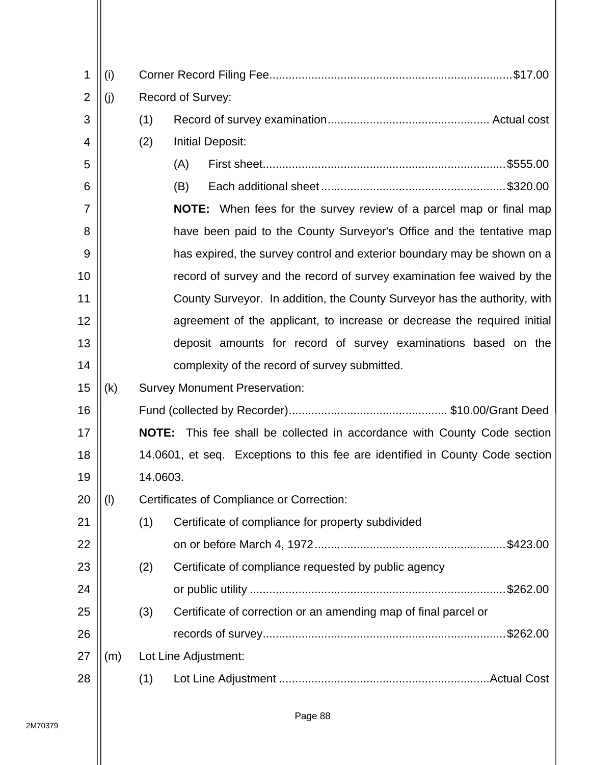(i) Corner Record Filing Fee.......................................................................$17.00

(j) Record of Survey:

  (1) Record of survey examination................................................. Actual cost

  (2) Initial Deposit:

    (A) First sheet...........................................................................$555.00

    (B) Each additional sheet .........................................................$320.00

    **NOTE:** When fees for the survey review of a parcel map or final map have been paid to the County Surveyor's Office and the tentative map has expired, the survey control and exterior boundary may be shown on a record of survey and the record of survey examination fee waived by the County Surveyor. In addition, the County Surveyor has the authority, with agreement of the applicant, to increase or decrease the required initial deposit amounts for record of survey examinations based on the complexity of the record of survey submitted.

(k) Survey Monument Preservation:

  Fund (collected by Recorder)................................................ $10.00/Grant Deed

  **NOTE:** This fee shall be collected in accordance with County Code section 14.0601, et seq. Exceptions to this fee are identified in County Code section 14.0603.

(l) Certificates of Compliance or Correction:

  (1) Certificate of compliance for property subdivided on or before March 4, 1972...........................................................$423.00

  (2) Certificate of compliance requested by public agency or public utility ...............................................................................$262.00

  (3) Certificate of correction or an amending map of final parcel or records of survey...........................................................................$262.00

(m) Lot Line Adjustment:

  (1) Lot Line Adjustment .................................................................Actual Cost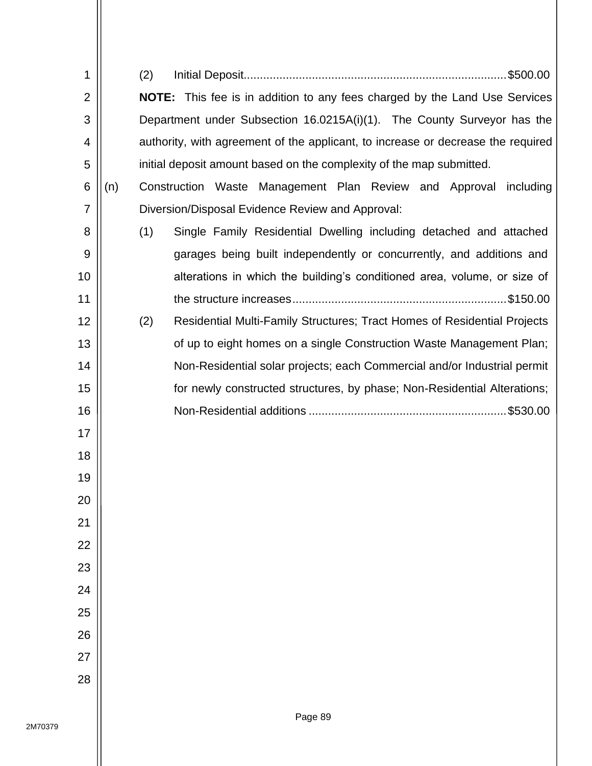(2) Initial Deposit................................................................................$500.00

**NOTE:** This fee is in addition to any fees charged by the Land Use Services Department under Subsection 16.0215A(i)(1). The County Surveyor has the authority, with agreement of the applicant, to increase or decrease the required initial deposit amount based on the complexity of the map submitted.

(n) Construction Waste Management Plan Review and Approval including Diversion/Disposal Evidence Review and Approval:

(1) Single Family Residential Dwelling including detached and attached garages being built independently or concurrently, and additions and alterations in which the building's conditioned area, volume, or size of the structure increases.................................................................$150.00

(2) Residential Multi-Family Structures; Tract Homes of Residential Projects of up to eight homes on a single Construction Waste Management Plan; Non-Residential solar projects; each Commercial and/or Industrial permit for newly constructed structures, by phase; Non-Residential Alterations; Non-Residential additions ...........................................................$530.00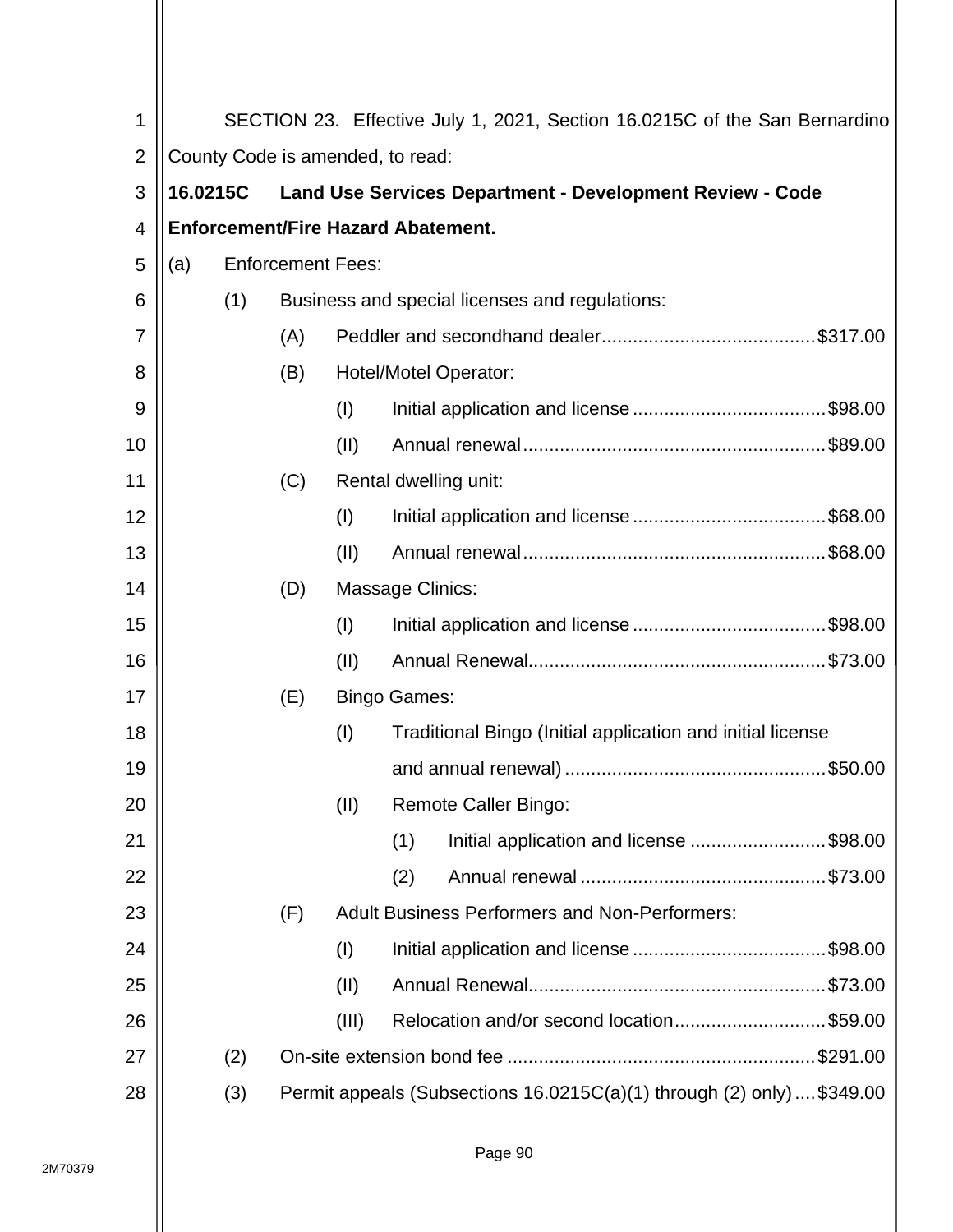SECTION 23. Effective July 1, 2021, Section 16.0215C of the San Bernardino County Code is amended, to read:

**16.0215C Land Use Services Department - Development Review - Code Enforcement/Fire Hazard Abatement.**

(a) Enforcement Fees:

(1) Business and special licenses and regulations:

(A) Peddler and secondhand dealer........................................$317.00

(B) Hotel/Motel Operator:

(I) Initial application and license....................................$98.00

(II) Annual renewal.........................................................$89.00

(C) Rental dwelling unit:

(I) Initial application and license....................................$68.00

(II) Annual renewal.........................................................$68.00

(D) Massage Clinics:

(I) Initial application and license....................................$98.00

(II) Annual Renewal........................................................$73.00

(E) Bingo Games:

(I) Traditional Bingo (Initial application and initial license and annual renewal).................................................$50.00

(II) Remote Caller Bingo:

(1) Initial application and license ..........................$98.00

(2) Annual renewal ...............................................$73.00

(F) Adult Business Performers and Non-Performers:

(I) Initial application and license....................................$98.00

(II) Annual Renewal........................................................$73.00

(III) Relocation and/or second location............................$59.00

(2) On-site extension bond fee ..........................................................$291.00

(3) Permit appeals (Subsections 16.0215C(a)(1) through (2) only)....$349.00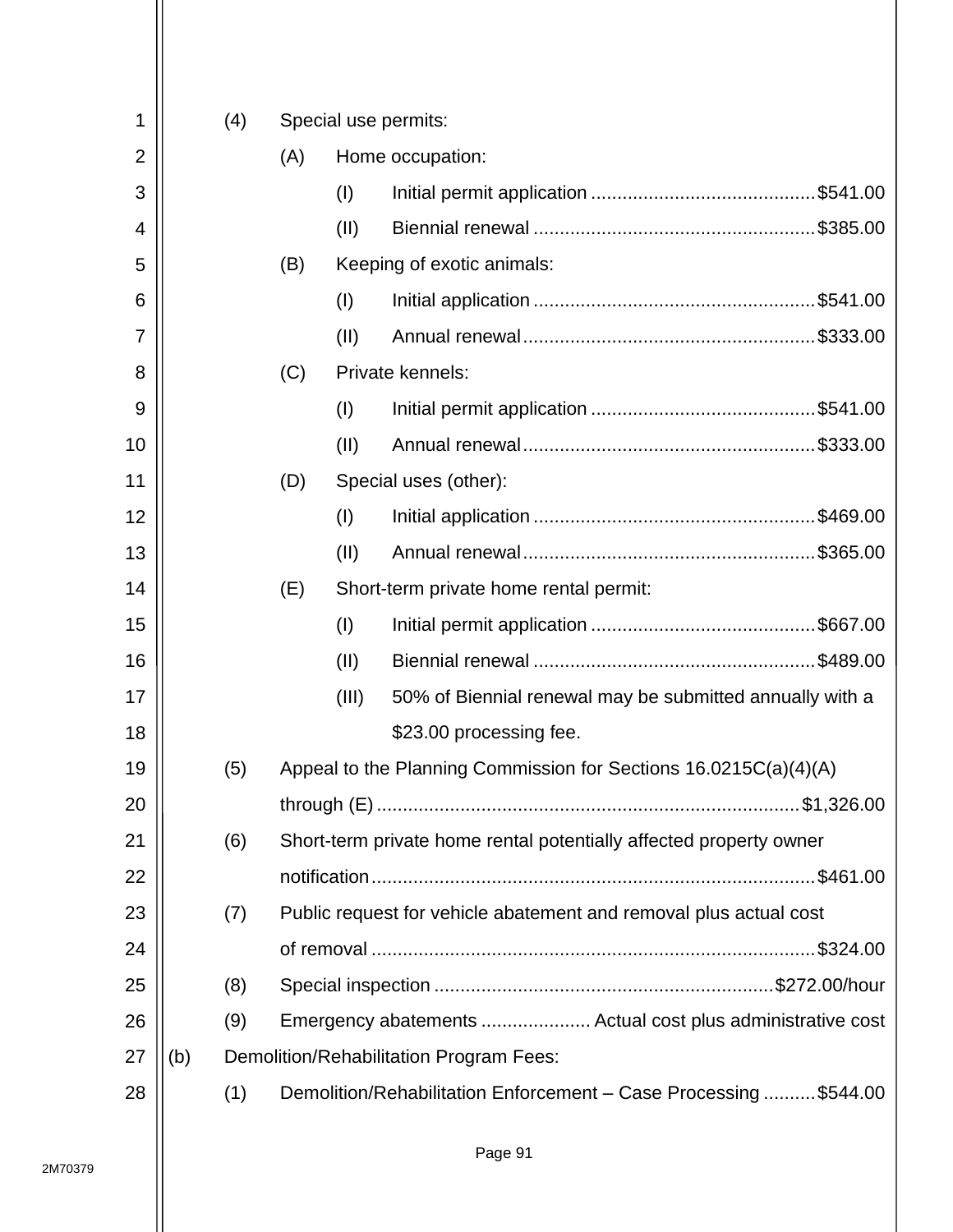(4) Special use permits:

  (A) Home occupation:

    (I) Initial permit application .......................................... $541.00

    (II) Biennial renewal ..................................................... $385.00

  (B) Keeping of exotic animals:

    (I) Initial application ..................................................... $541.00

    (II) Annual renewal....................................................... $333.00

  (C) Private kennels:

    (I) Initial permit application .......................................... $541.00

    (II) Annual renewal....................................................... $333.00

  (D) Special uses (other):

    (I) Initial application ..................................................... $469.00

    (II) Annual renewal....................................................... $365.00

  (E) Short-term private home rental permit:

    (I) Initial permit application .......................................... $667.00

    (II) Biennial renewal ..................................................... $489.00

    (III) 50% of Biennial renewal may be submitted annually with a $23.00 processing fee.

(5) Appeal to the Planning Commission for Sections 16.0215C(a)(4)(A) through (E) ................................................................................ $1,326.00

(6) Short-term private home rental potentially affected property owner notification.................................................................................... $461.00

(7) Public request for vehicle abatement and removal plus actual cost of removal .................................................................................... $324.00

(8) Special inspection ................................................................ $272.00/hour

(9) Emergency abatements ..................... Actual cost plus administrative cost

(b) Demolition/Rehabilitation Program Fees:

(1) Demolition/Rehabilitation Enforcement – Case Processing .......... $544.00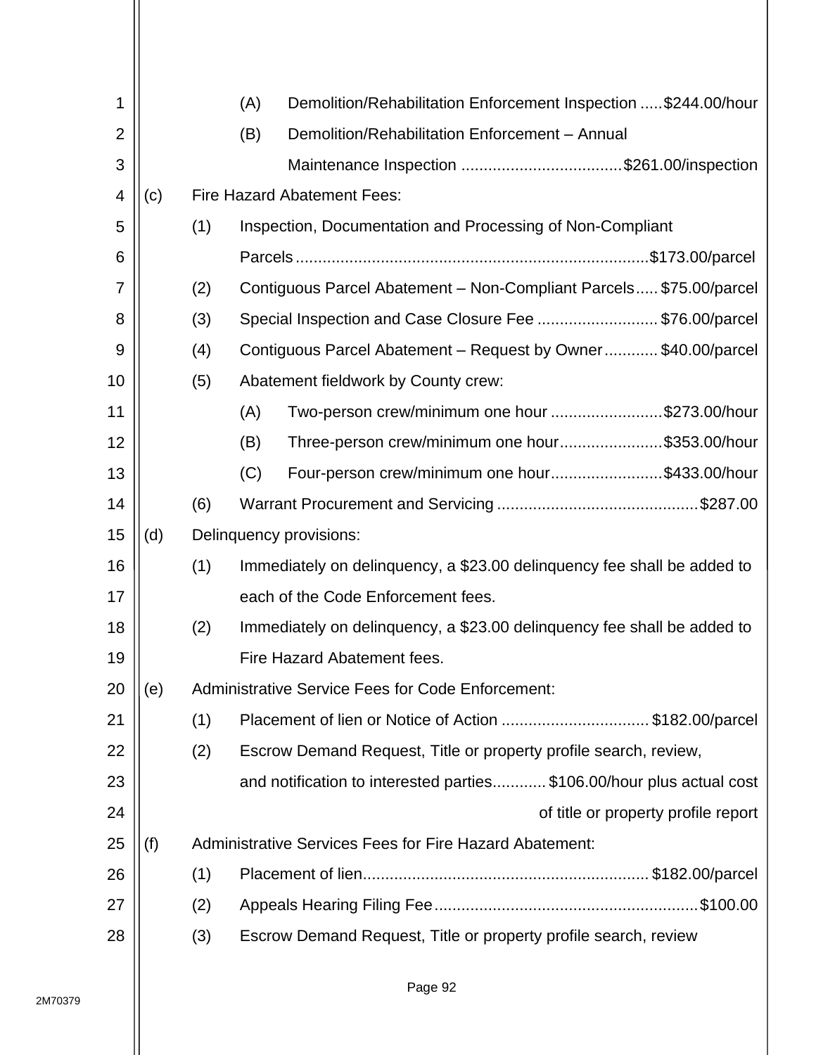(A) Demolition/Rehabilitation Enforcement Inspection .....$244.00/hour

(B) Demolition/Rehabilitation Enforcement – Annual Maintenance Inspection ....................................$261.00/inspection

(c) Fire Hazard Abatement Fees:

(1) Inspection, Documentation and Processing of Non-Compliant Parcels..............................................................................$173.00/parcel

(2) Contiguous Parcel Abatement – Non-Compliant Parcels..... $75.00/parcel

(3) Special Inspection and Case Closure Fee ........................... $76.00/parcel

(4) Contiguous Parcel Abatement – Request by Owner............ $40.00/parcel

(5) Abatement fieldwork by County crew:

(A) Two-person crew/minimum one hour .........................$273.00/hour

(B) Three-person crew/minimum one hour.......................$353.00/hour

(C) Four-person crew/minimum one hour.........................$433.00/hour

(6) Warrant Procurement and Servicing .............................................$287.00

(d) Delinquency provisions:

(1) Immediately on delinquency, a $23.00 delinquency fee shall be added to each of the Code Enforcement fees.

(2) Immediately on delinquency, a $23.00 delinquency fee shall be added to Fire Hazard Abatement fees.

(e) Administrative Service Fees for Code Enforcement:

(1) Placement of lien or Notice of Action ................................. $182.00/parcel

(2) Escrow Demand Request, Title or property profile search, review, and notification to interested parties............ $106.00/hour plus actual cost of title or property profile report

(f) Administrative Services Fees for Fire Hazard Abatement:

(1) Placement of lien................................................................ $182.00/parcel

(2) Appeals Hearing Filing Fee...........................................................$100.00

(3) Escrow Demand Request, Title or property profile search, review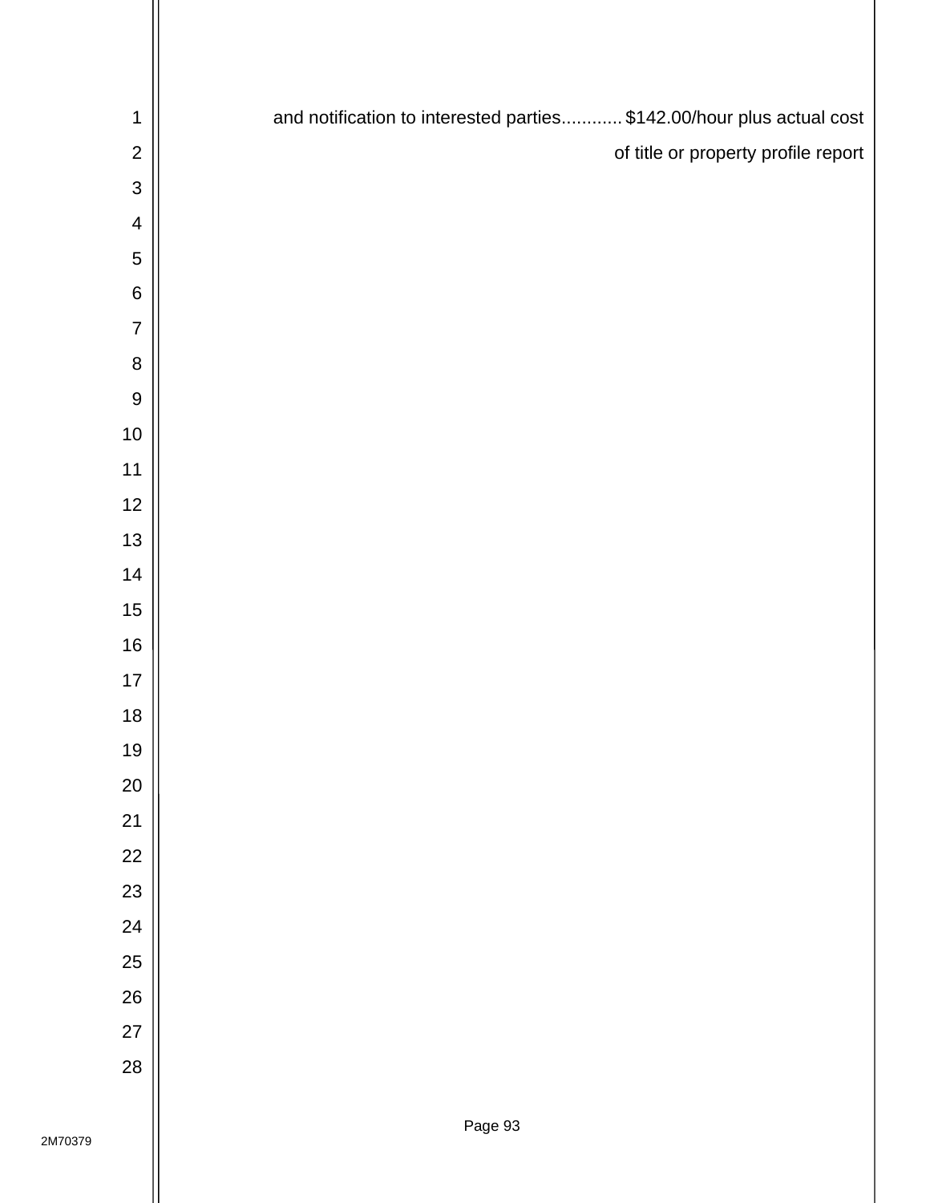and notification to interested parties............ $142.00/hour plus actual cost of title or property profile report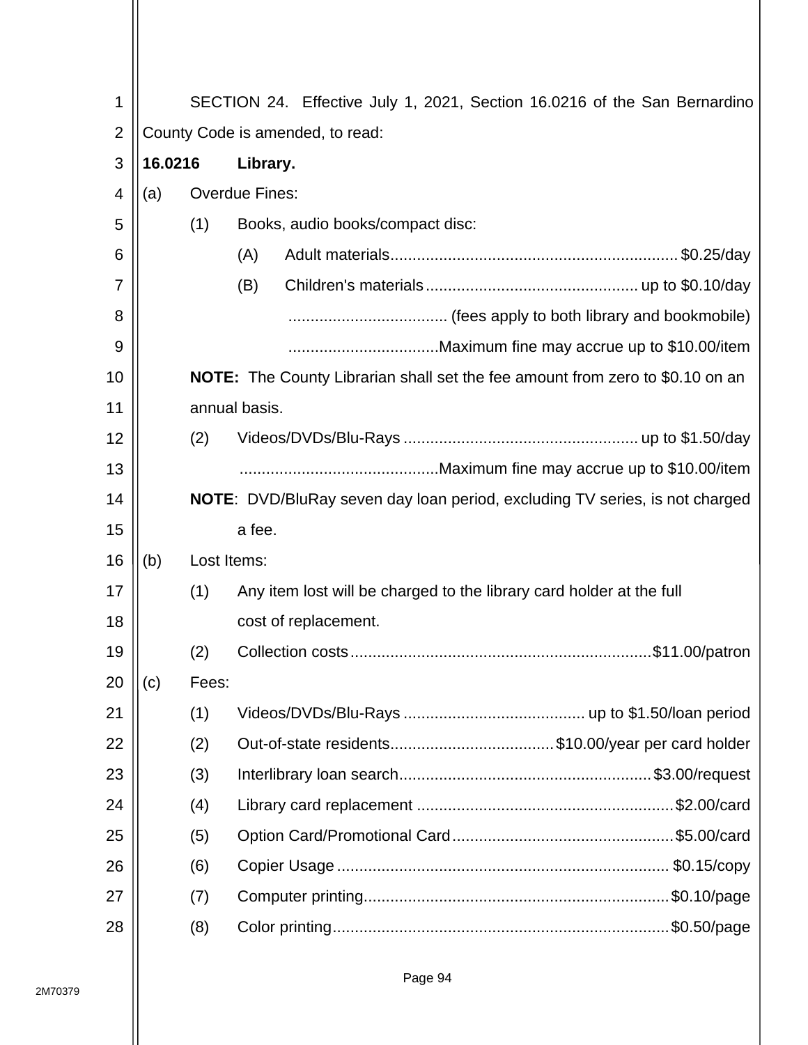SECTION 24. Effective July 1, 2021, Section 16.0216 of the San Bernardino County Code is amended, to read:

**16.0216 Library.**

(a) Overdue Fines:

(1) Books, audio books/compact disc:

(A) Adult materials................................................................ $0.25/day

(B) Children's materials................................................ up to $0.10/day

.................................... (fees apply to both library and bookmobile)

.................................Maximum fine may accrue up to $10.00/item

**NOTE:** The County Librarian shall set the fee amount from zero to $0.10 on an annual basis.

(2) Videos/DVDs/Blu-Rays ..................................................... up to $1.50/day

............................................Maximum fine may accrue up to $10.00/item

**NOTE**: DVD/BluRay seven day loan period, excluding TV series, is not charged a fee.

(b) Lost Items:

(1) Any item lost will be charged to the library card holder at the full cost of replacement.

(2) Collection costs...................................................................$11.00/patron

(c) Fees:

(1) Videos/DVDs/Blu-Rays ......................................... up to $1.50/loan period

(2) Out-of-state residents....................................$10.00/year per card holder

(3) Interlibrary loan search.........................................................$3.00/request

(4) Library card replacement ..........................................................$2.00/card

(5) Option Card/Promotional Card..................................................$5.00/card

(6) Copier Usage ........................................................................... $0.15/copy

(7) Computer printing.....................................................................$0.10/page

(8) Color printing............................................................................$0.50/page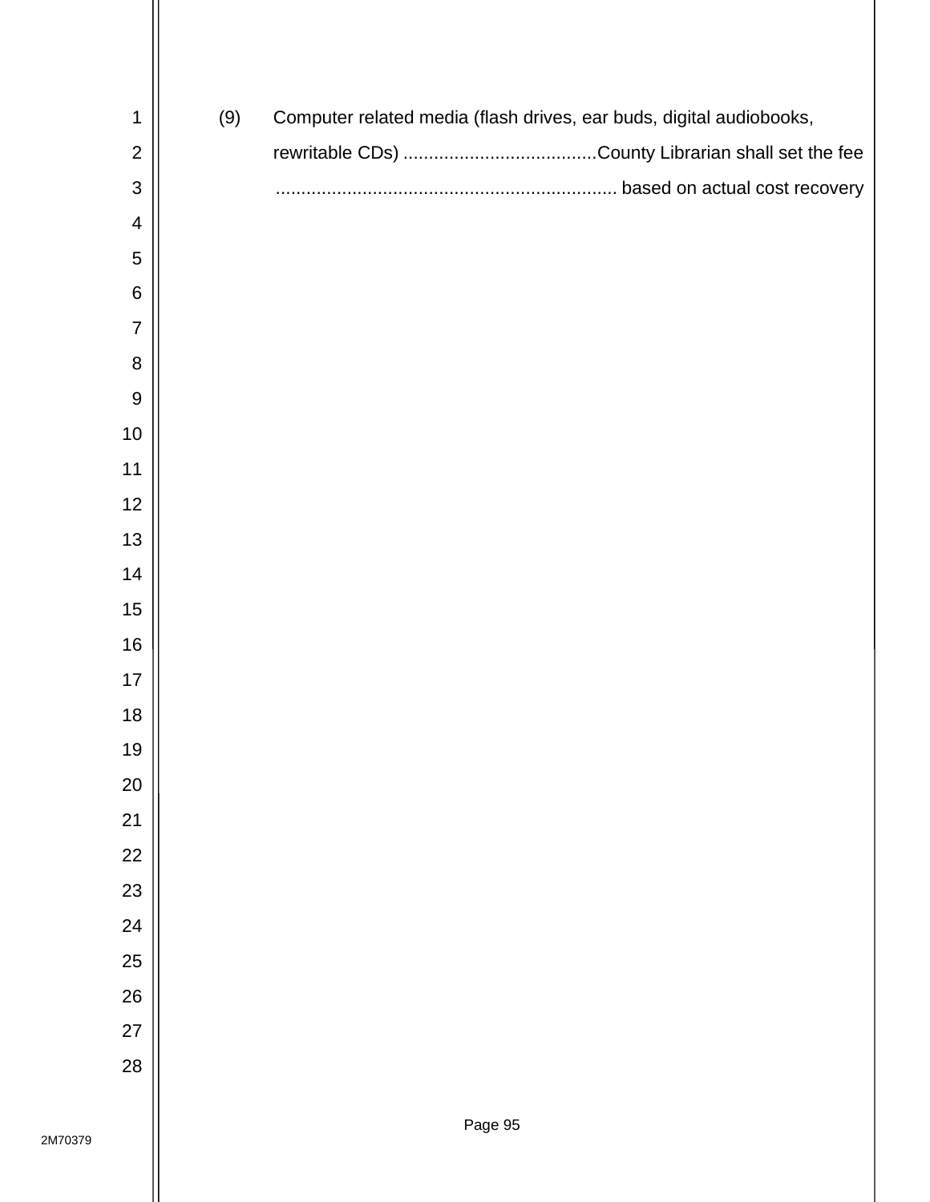(9) Computer related media (flash drives, ear buds, digital audiobooks, rewritable CDs) ......................................County Librarian shall set the fee .................................................................. based on actual cost recovery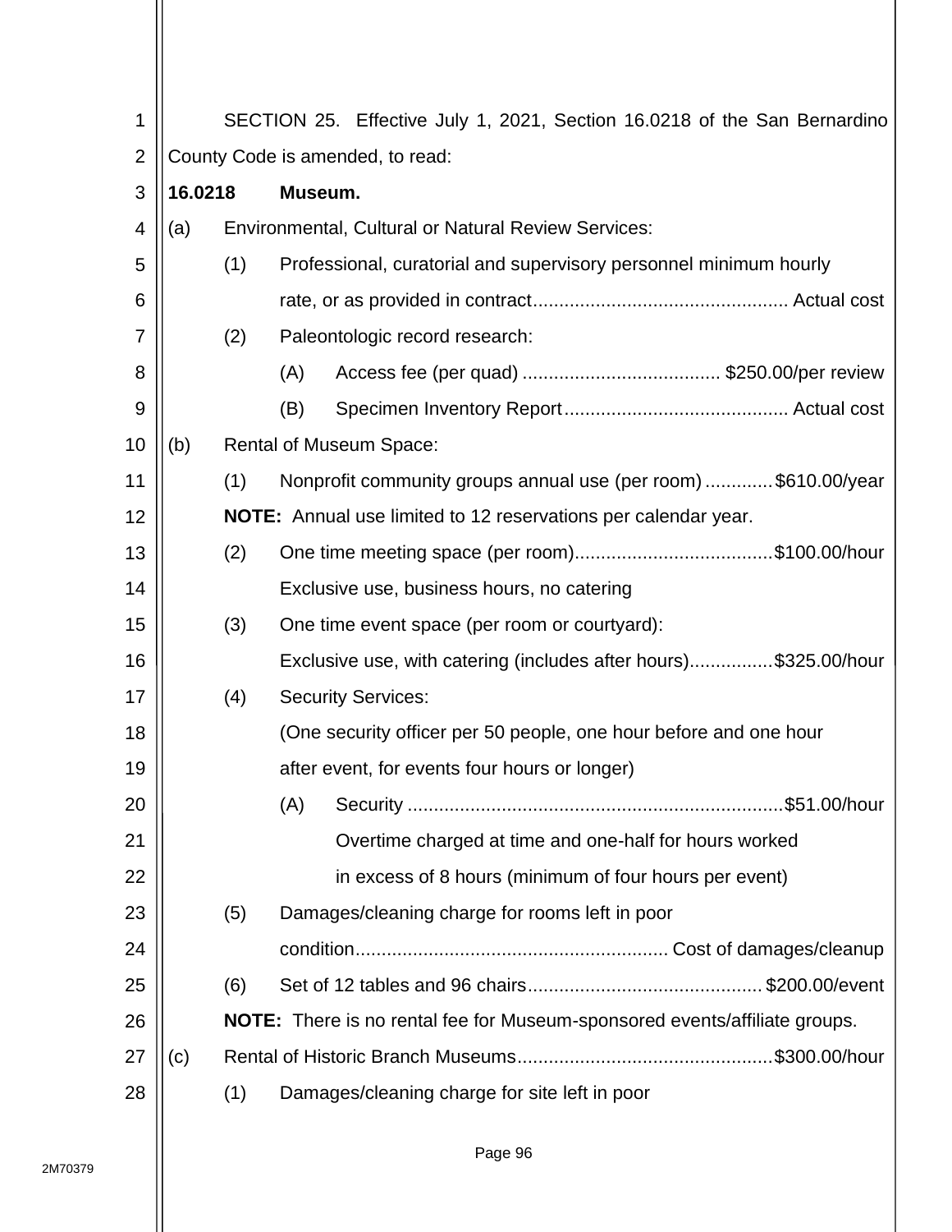SECTION 25. Effective July 1, 2021, Section 16.0218 of the San Bernardino County Code is amended, to read:

**16.0218 Museum.**

(a) Environmental, Cultural or Natural Review Services:

(1) Professional, curatorial and supervisory personnel minimum hourly rate, or as provided in contract................................................ Actual cost

(2) Paleontologic record research:

(A) Access fee (per quad) ..................................... $250.00/per review

(B) Specimen Inventory Report.......................................... Actual cost

(b) Rental of Museum Space:

(1) Nonprofit community groups annual use (per room) .............$610.00/year

**NOTE:** Annual use limited to 12 reservations per calendar year.

(2) One time meeting space (per room)......................................$100.00/hour

Exclusive use, business hours, no catering

(3) One time event space (per room or courtyard):

Exclusive use, with catering (includes after hours)................$325.00/hour

(4) Security Services:

(One security officer per 50 people, one hour before and one hour after event, for events four hours or longer)

(A) Security .......................................................................$51.00/hour

Overtime charged at time and one-half for hours worked in excess of 8 hours (minimum of four hours per event)

(5) Damages/cleaning charge for rooms left in poor condition........................................................... Cost of damages/cleanup

(6) Set of 12 tables and 96 chairs............................................ $200.00/event

**NOTE:** There is no rental fee for Museum-sponsored events/affiliate groups.

(c) Rental of Historic Branch Museums.................................................$300.00/hour

(1) Damages/cleaning charge for site left in poor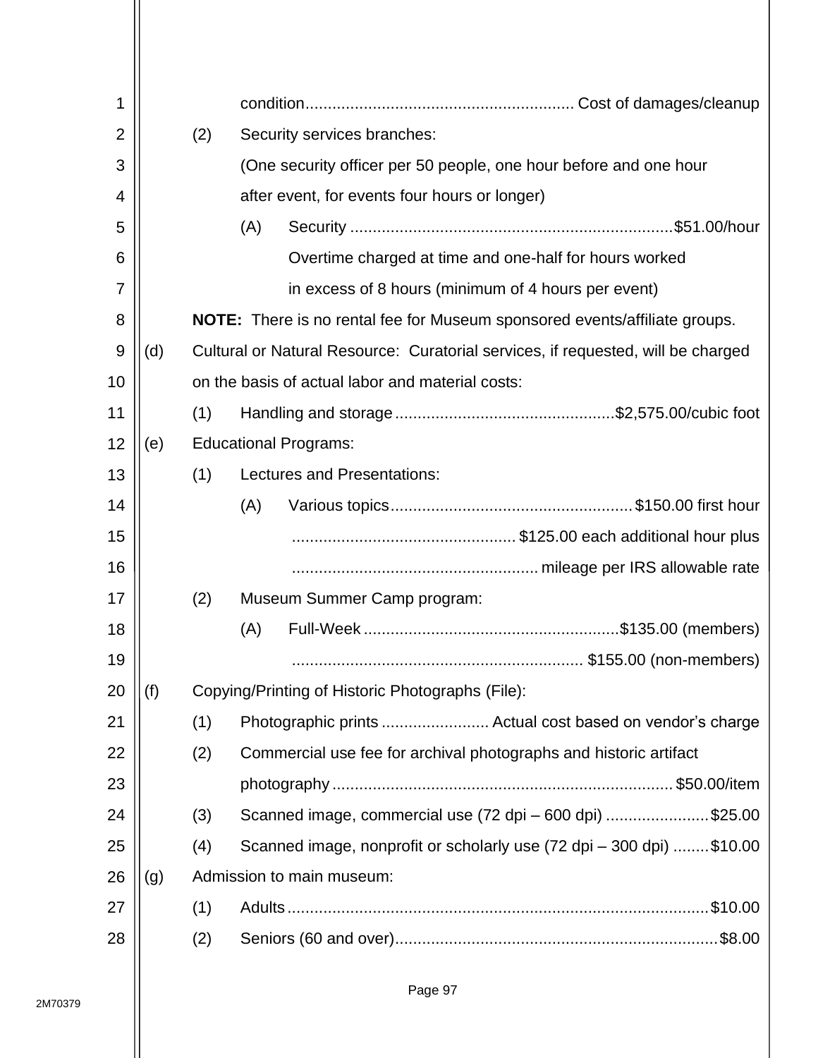condition............................................................ Cost of damages/cleanup

(2) Security services branches:

(One security officer per 50 people, one hour before and one hour after event, for events four hours or longer)

(A) Security ........................................................................$51.00/hour

Overtime charged at time and one-half for hours worked in excess of 8 hours (minimum of 4 hours per event)

**NOTE:** There is no rental fee for Museum sponsored events/affiliate groups.

(d) Cultural or Natural Resource: Curatorial services, if requested, will be charged on the basis of actual labor and material costs:

(1) Handling and storage ................................................$2,575.00/cubic foot

(e) Educational Programs:

(1) Lectures and Presentations:

(A) Various topics......................................................$150.00 first hour

.................................................. $125.00 each additional hour plus

...................................................... mileage per IRS allowable rate

(2) Museum Summer Camp program:

(A) Full-Week .........................................................$135.00 (members)

................................................................. $155.00 (non-members)

(f) Copying/Printing of Historic Photographs (File):

(1) Photographic prints ........................ Actual cost based on vendor's charge

(2) Commercial use fee for archival photographs and historic artifact photography ............................................................................$50.00/item

(3) Scanned image, commercial use (72 dpi – 600 dpi) .......................$25.00

(4) Scanned image, nonprofit or scholarly use (72 dpi – 300 dpi) ........$10.00

(g) Admission to main museum:

(1) Adults..............................................................................................$10.00

(2) Seniors (60 and over)........................................................................$8.00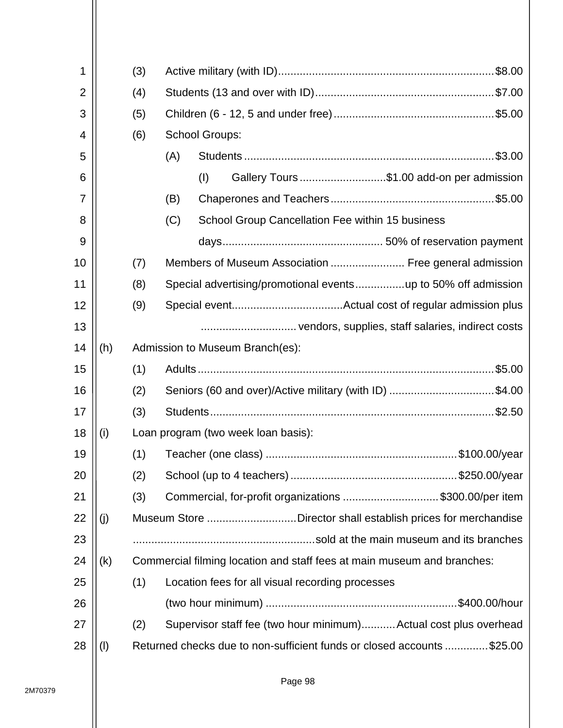(3) Active military (with ID) ........ $8.00

(4) Students (13 and over with ID) ........ $7.00

(5) Children (6 - 12, 5 and under free) ........ $5.00

(6) School Groups:

  (A) Students ........ $3.00

    (I) Gallery Tours ........ $1.00 add-on per admission

  (B) Chaperones and Teachers ........ $5.00

  (C) School Group Cancellation Fee within 15 business days ........ 50% of reservation payment

(7) Members of Museum Association ........ Free general admission

(8) Special advertising/promotional events ........ up to 50% off admission

(9) Special event ........ Actual cost of regular admission plus vendors, supplies, staff salaries, indirect costs

(h) Admission to Museum Branch(es):

  (1) Adults ........ $5.00

  (2) Seniors (60 and over)/Active military (with ID) ........ $4.00

  (3) Students ........ $2.50

(i) Loan program (two week loan basis):

  (1) Teacher (one class) ........ $100.00/year

  (2) School (up to 4 teachers) ........ $250.00/year

  (3) Commercial, for-profit organizations ........ $300.00/per item

(j) Museum Store ........ Director shall establish prices for merchandise sold at the main museum and its branches

(k) Commercial filming location and staff fees at main museum and branches:

  (1) Location fees for all visual recording processes (two hour minimum) ........ $400.00/hour

  (2) Supervisor staff fee (two hour minimum) ........ Actual cost plus overhead

(l) Returned checks due to non-sufficient funds or closed accounts ........ $25.00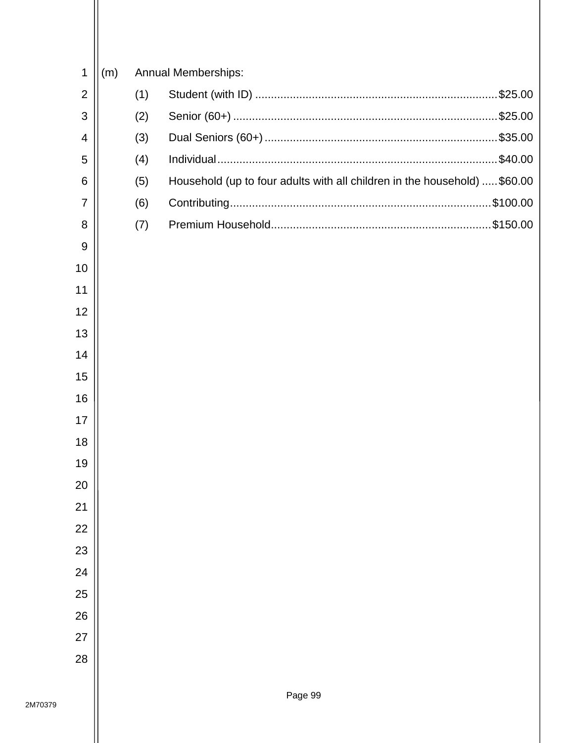(m) Annual Memberships:

(1) Student (with ID) ............................................................................ $25.00

(2) Senior (60+) ................................................................................... $25.00

(3) Dual Seniors (60+) ......................................................................... $35.00

(4) Individual ......................................................................................... $40.00

(5) Household (up to four adults with all children in the household) ..... $60.00

(6) Contributing .................................................................................. $100.00

(7) Premium Household ..................................................................... $150.00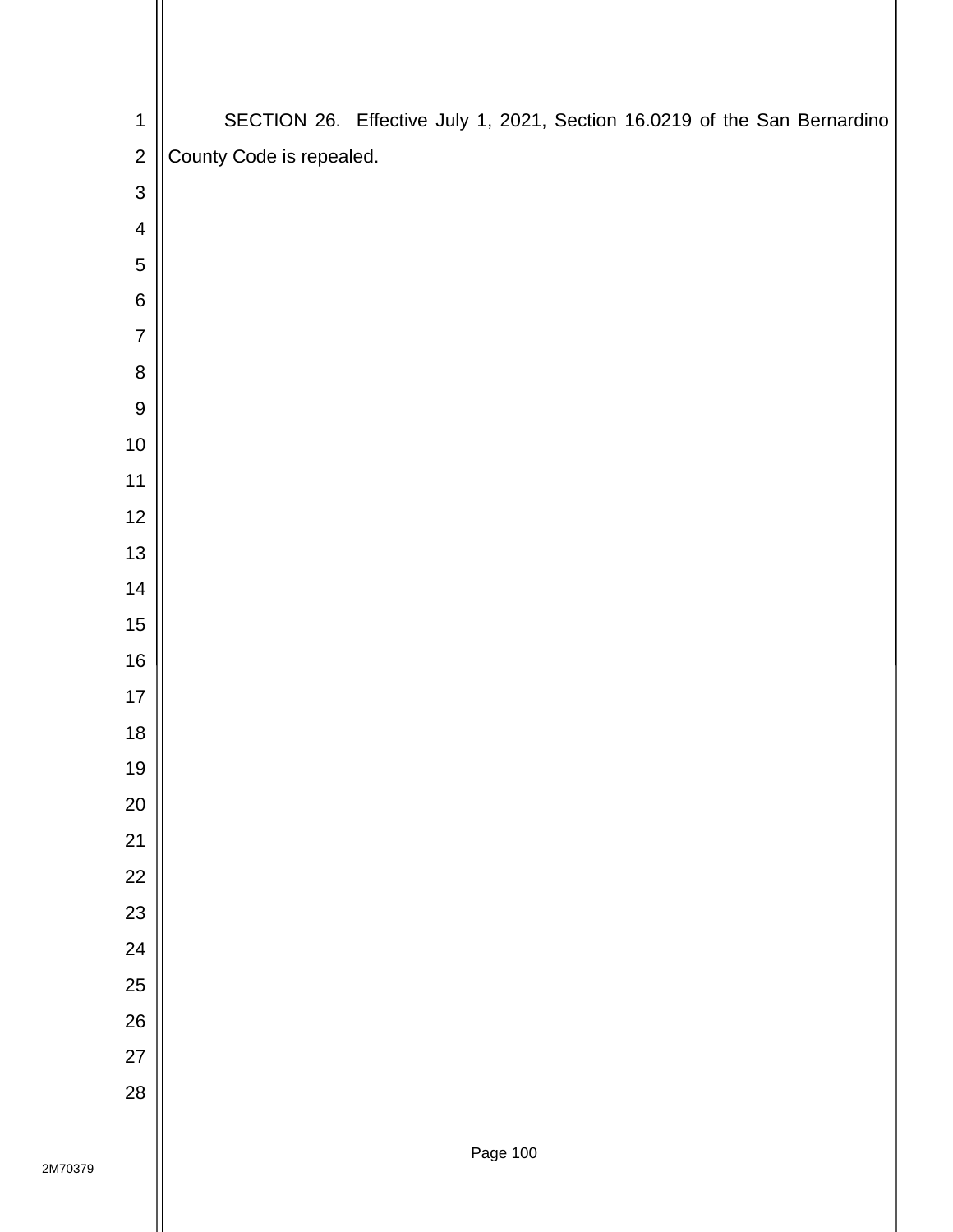SECTION 26. Effective July 1, 2021, Section 16.0219 of the San Bernardino County Code is repealed.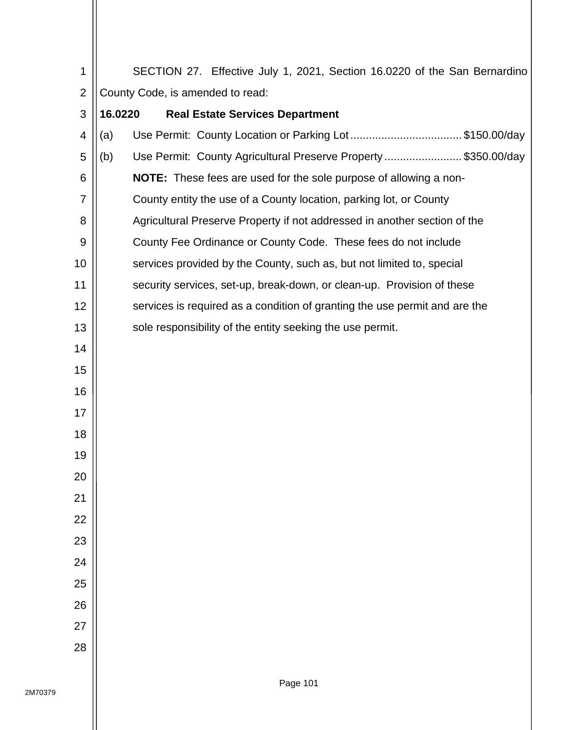SECTION 27. Effective July 1, 2021, Section 16.0220 of the San Bernardino County Code, is amended to read:

**16.0220 Real Estate Services Department**

(a) Use Permit: County Location or Parking Lot .................................... $150.00/day

(b) Use Permit: County Agricultural Preserve Property ......................... $350.00/day

**NOTE:** These fees are used for the sole purpose of allowing a non-County entity the use of a County location, parking lot, or County Agricultural Preserve Property if not addressed in another section of the County Fee Ordinance or County Code. These fees do not include services provided by the County, such as, but not limited to, special security services, set-up, break-down, or clean-up. Provision of these services is required as a condition of granting the use permit and are the sole responsibility of the entity seeking the use permit.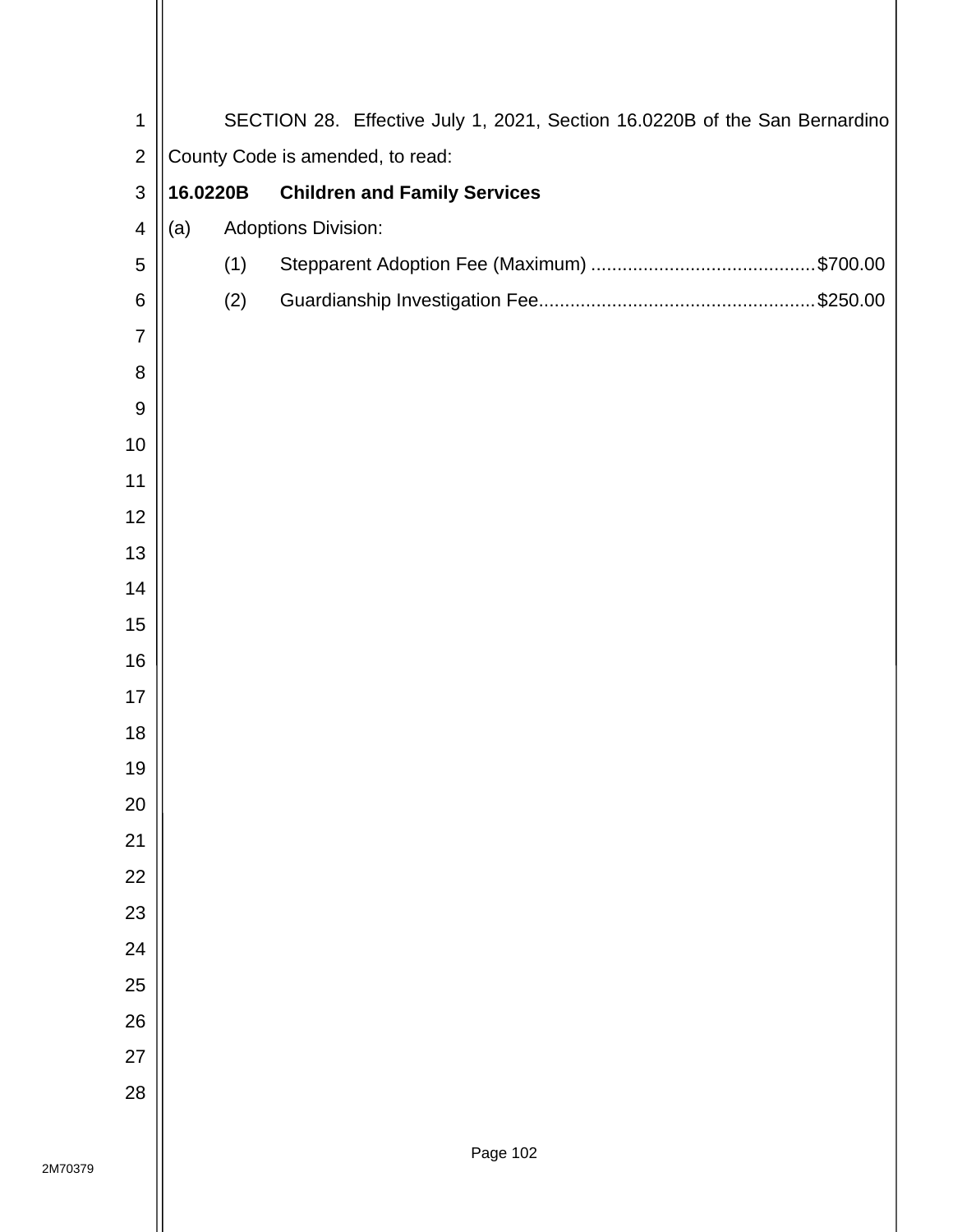SECTION 28. Effective July 1, 2021, Section 16.0220B of the San Bernardino County Code is amended, to read:

**16.0220B Children and Family Services**

(a) Adoptions Division:

(1) Stepparent Adoption Fee (Maximum) .......................................... $700.00

(2) Guardianship Investigation Fee .................................................... $250.00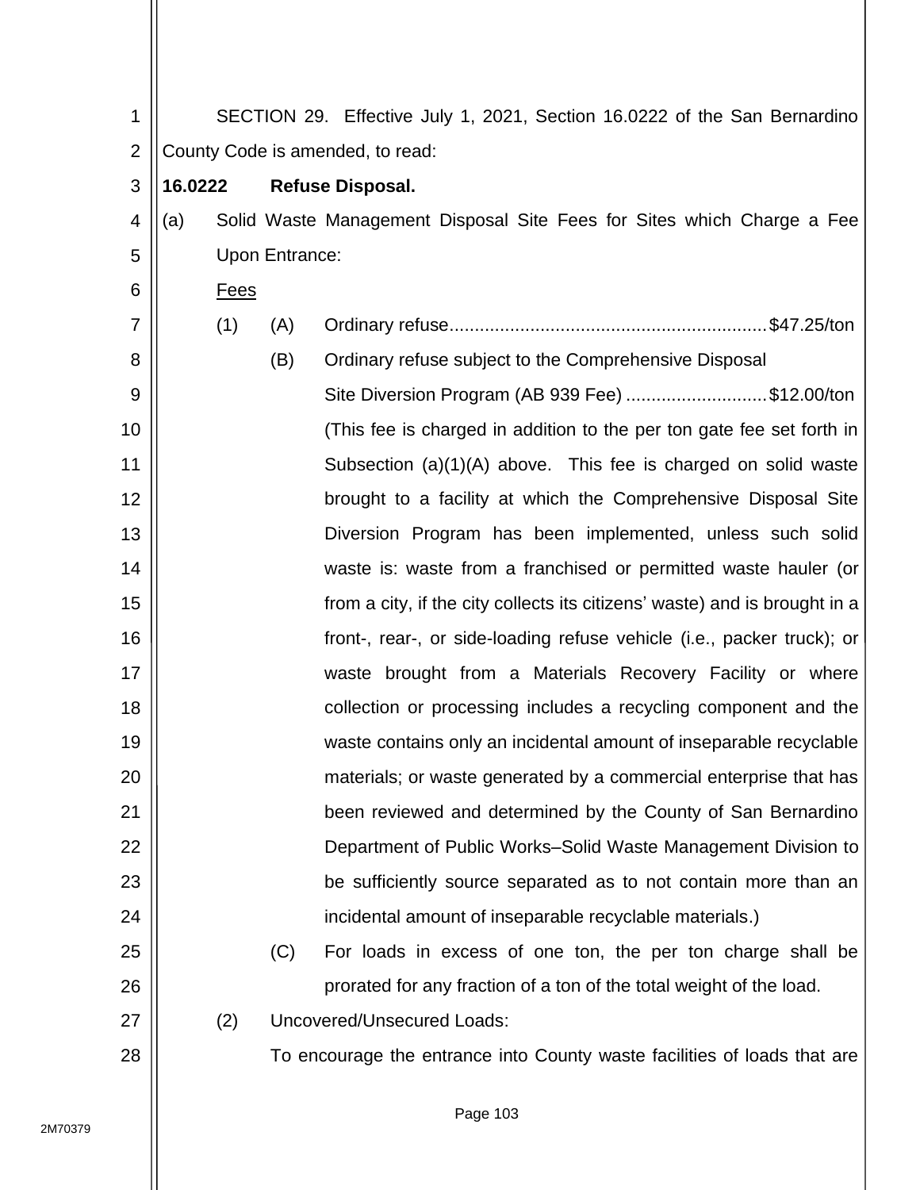SECTION 29. Effective July 1, 2021, Section 16.0222 of the San Bernardino County Code is amended, to read:

**16.0222 Refuse Disposal.**

(a) Solid Waste Management Disposal Site Fees for Sites which Charge a Fee Upon Entrance:

Fees

(1) (A) Ordinary refuse............................................................$47.25/ton

(B) Ordinary refuse subject to the Comprehensive Disposal Site Diversion Program (AB 939 Fee) ............................$12.00/ton

(This fee is charged in addition to the per ton gate fee set forth in Subsection (a)(1)(A) above. This fee is charged on solid waste brought to a facility at which the Comprehensive Disposal Site Diversion Program has been implemented, unless such solid waste is: waste from a franchised or permitted waste hauler (or from a city, if the city collects its citizens' waste) and is brought in a front-, rear-, or side-loading refuse vehicle (i.e., packer truck); or waste brought from a Materials Recovery Facility or where collection or processing includes a recycling component and the waste contains only an incidental amount of inseparable recyclable materials; or waste generated by a commercial enterprise that has been reviewed and determined by the County of San Bernardino Department of Public Works–Solid Waste Management Division to be sufficiently source separated as to not contain more than an incidental amount of inseparable recyclable materials.)

(C) For loads in excess of one ton, the per ton charge shall be prorated for any fraction of a ton of the total weight of the load.

(2) Uncovered/Unsecured Loads:

To encourage the entrance into County waste facilities of loads that are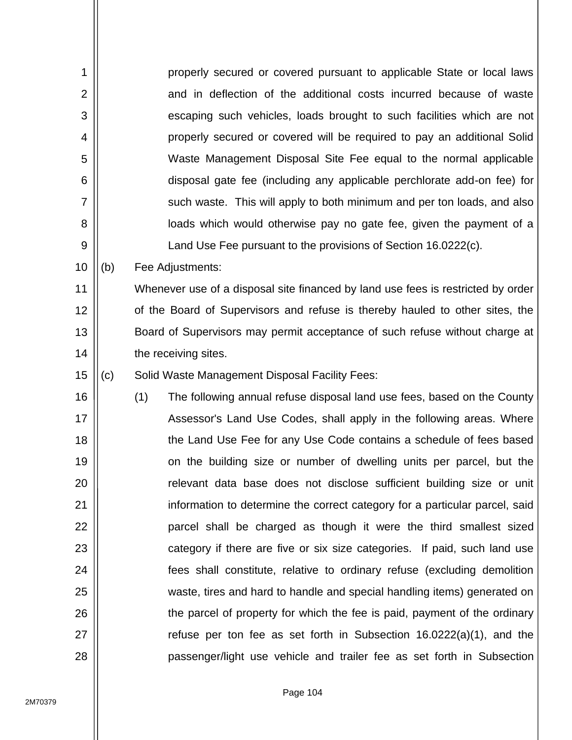properly secured or covered pursuant to applicable State or local laws and in deflection of the additional costs incurred because of waste escaping such vehicles, loads brought to such facilities which are not properly secured or covered will be required to pay an additional Solid Waste Management Disposal Site Fee equal to the normal applicable disposal gate fee (including any applicable perchlorate add-on fee) for such waste. This will apply to both minimum and per ton loads, and also loads which would otherwise pay no gate fee, given the payment of a Land Use Fee pursuant to the provisions of Section 16.0222(c).

(b) Fee Adjustments:

Whenever use of a disposal site financed by land use fees is restricted by order of the Board of Supervisors and refuse is thereby hauled to other sites, the Board of Supervisors may permit acceptance of such refuse without charge at the receiving sites.

(c) Solid Waste Management Disposal Facility Fees:

(1) The following annual refuse disposal land use fees, based on the County Assessor's Land Use Codes, shall apply in the following areas. Where the Land Use Fee for any Use Code contains a schedule of fees based on the building size or number of dwelling units per parcel, but the relevant data base does not disclose sufficient building size or unit information to determine the correct category for a particular parcel, said parcel shall be charged as though it were the third smallest sized category if there are five or six size categories. If paid, such land use fees shall constitute, relative to ordinary refuse (excluding demolition waste, tires and hard to handle and special handling items) generated on the parcel of property for which the fee is paid, payment of the ordinary refuse per ton fee as set forth in Subsection 16.0222(a)(1), and the passenger/light use vehicle and trailer fee as set forth in Subsection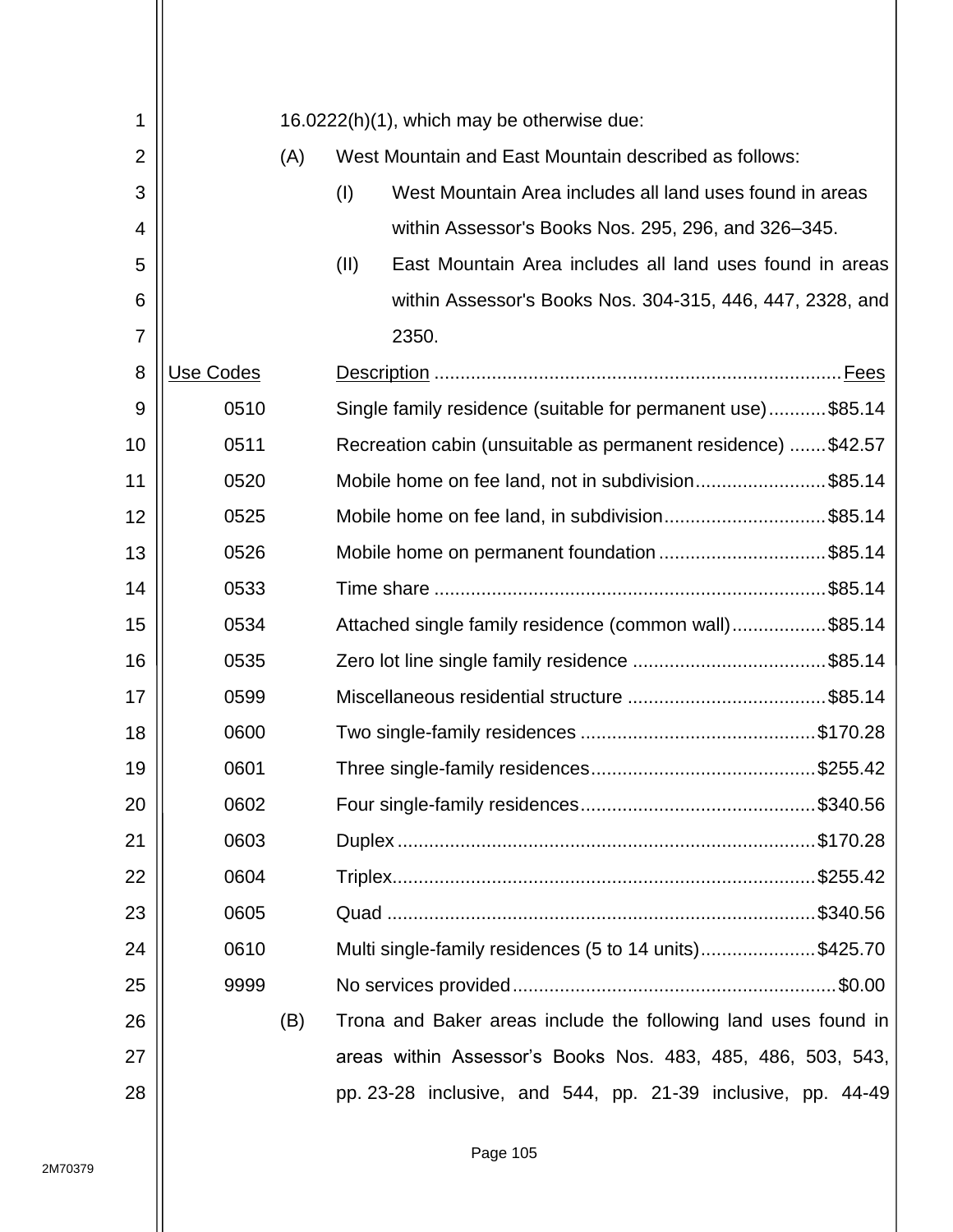16.0222(h)(1), which may be otherwise due:

(A) West Mountain and East Mountain described as follows:

(I) West Mountain Area includes all land uses found in areas within Assessor's Books Nos. 295, 296, and 326–345.

(II) East Mountain Area includes all land uses found in areas within Assessor's Books Nos. 304-315, 446, 447, 2328, and 2350.

| Use Codes | Description | Fees |
|---|---|---|
| 0510 | Single family residence (suitable for permanent use) | $85.14 |
| 0511 | Recreation cabin (unsuitable as permanent residence) | $42.57 |
| 0520 | Mobile home on fee land, not in subdivision | $85.14 |
| 0525 | Mobile home on fee land, in subdivision | $85.14 |
| 0526 | Mobile home on permanent foundation | $85.14 |
| 0533 | Time share | $85.14 |
| 0534 | Attached single family residence (common wall) | $85.14 |
| 0535 | Zero lot line single family residence | $85.14 |
| 0599 | Miscellaneous residential structure | $85.14 |
| 0600 | Two single-family residences | $170.28 |
| 0601 | Three single-family residences | $255.42 |
| 0602 | Four single-family residences | $340.56 |
| 0603 | Duplex | $170.28 |
| 0604 | Triplex | $255.42 |
| 0605 | Quad | $340.56 |
| 0610 | Multi single-family residences (5 to 14 units) | $425.70 |
| 9999 | No services provided | $0.00 |

(B) Trona and Baker areas include the following land uses found in areas within Assessor's Books Nos. 483, 485, 486, 503, 543, pp. 23-28 inclusive, and 544, pp. 21-39 inclusive, pp. 44-49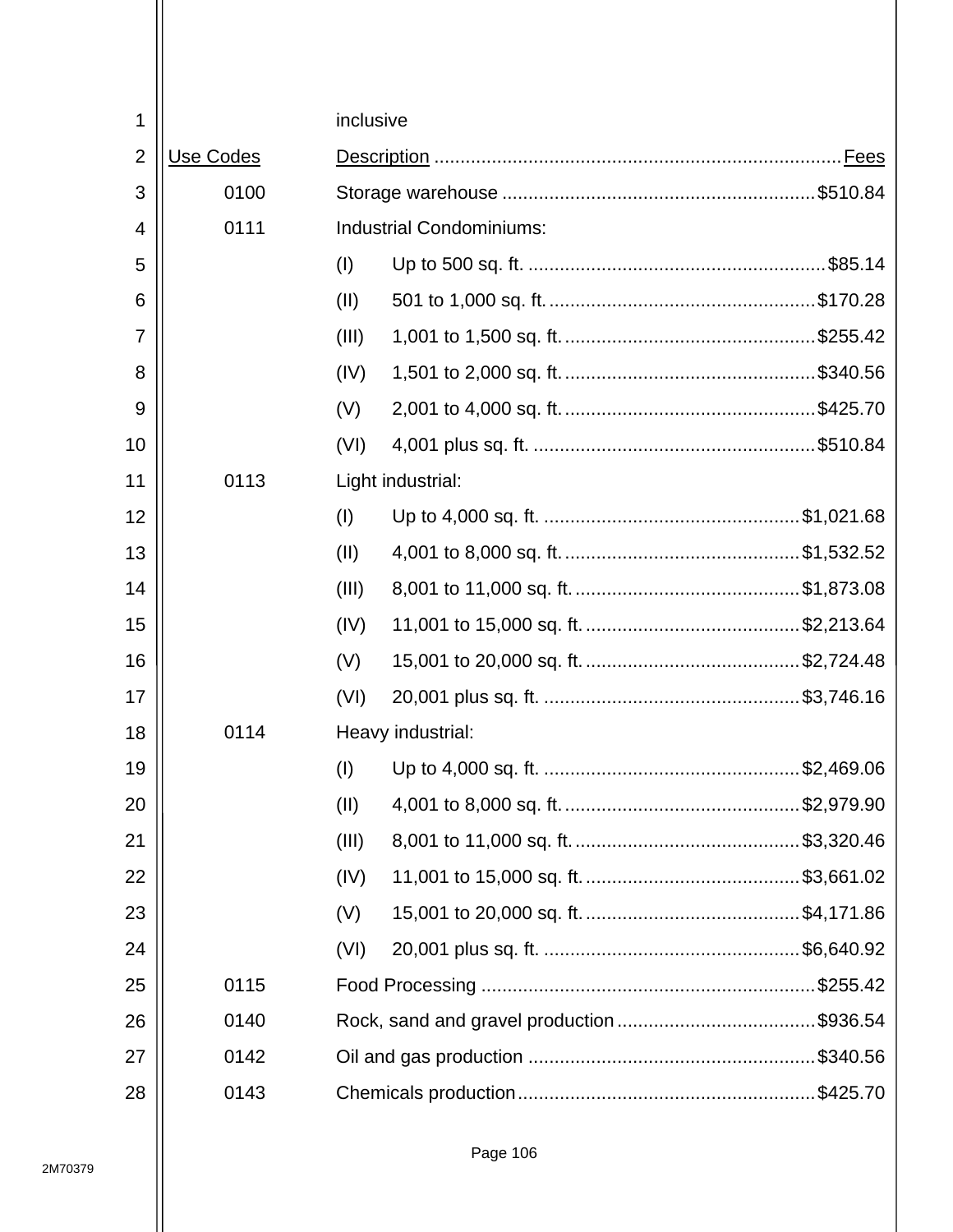inclusive

| Use Codes | Description | Fees |
|---|---|---|
| 0100 | Storage warehouse | $510.84 |
| 0111 | Industrial Condominiums: | |
| | (I) Up to 500 sq. ft. | $85.14 |
| | (II) 501 to 1,000 sq. ft. | $170.28 |
| | (III) 1,001 to 1,500 sq. ft. | $255.42 |
| | (IV) 1,501 to 2,000 sq. ft. | $340.56 |
| | (V) 2,001 to 4,000 sq. ft. | $425.70 |
| | (VI) 4,001 plus sq. ft. | $510.84 |
| 0113 | Light industrial: | |
| | (I) Up to 4,000 sq. ft. | $1,021.68 |
| | (II) 4,001 to 8,000 sq. ft. | $1,532.52 |
| | (III) 8,001 to 11,000 sq. ft. | $1,873.08 |
| | (IV) 11,001 to 15,000 sq. ft. | $2,213.64 |
| | (V) 15,001 to 20,000 sq. ft. | $2,724.48 |
| | (VI) 20,001 plus sq. ft. | $3,746.16 |
| 0114 | Heavy industrial: | |
| | (I) Up to 4,000 sq. ft. | $2,469.06 |
| | (II) 4,001 to 8,000 sq. ft. | $2,979.90 |
| | (III) 8,001 to 11,000 sq. ft. | $3,320.46 |
| | (IV) 11,001 to 15,000 sq. ft. | $3,661.02 |
| | (V) 15,001 to 20,000 sq. ft. | $4,171.86 |
| | (VI) 20,001 plus sq. ft. | $6,640.92 |
| 0115 | Food Processing | $255.42 |
| 0140 | Rock, sand and gravel production | $936.54 |
| 0142 | Oil and gas production | $340.56 |
| 0143 | Chemicals production | $425.70 |

2M70379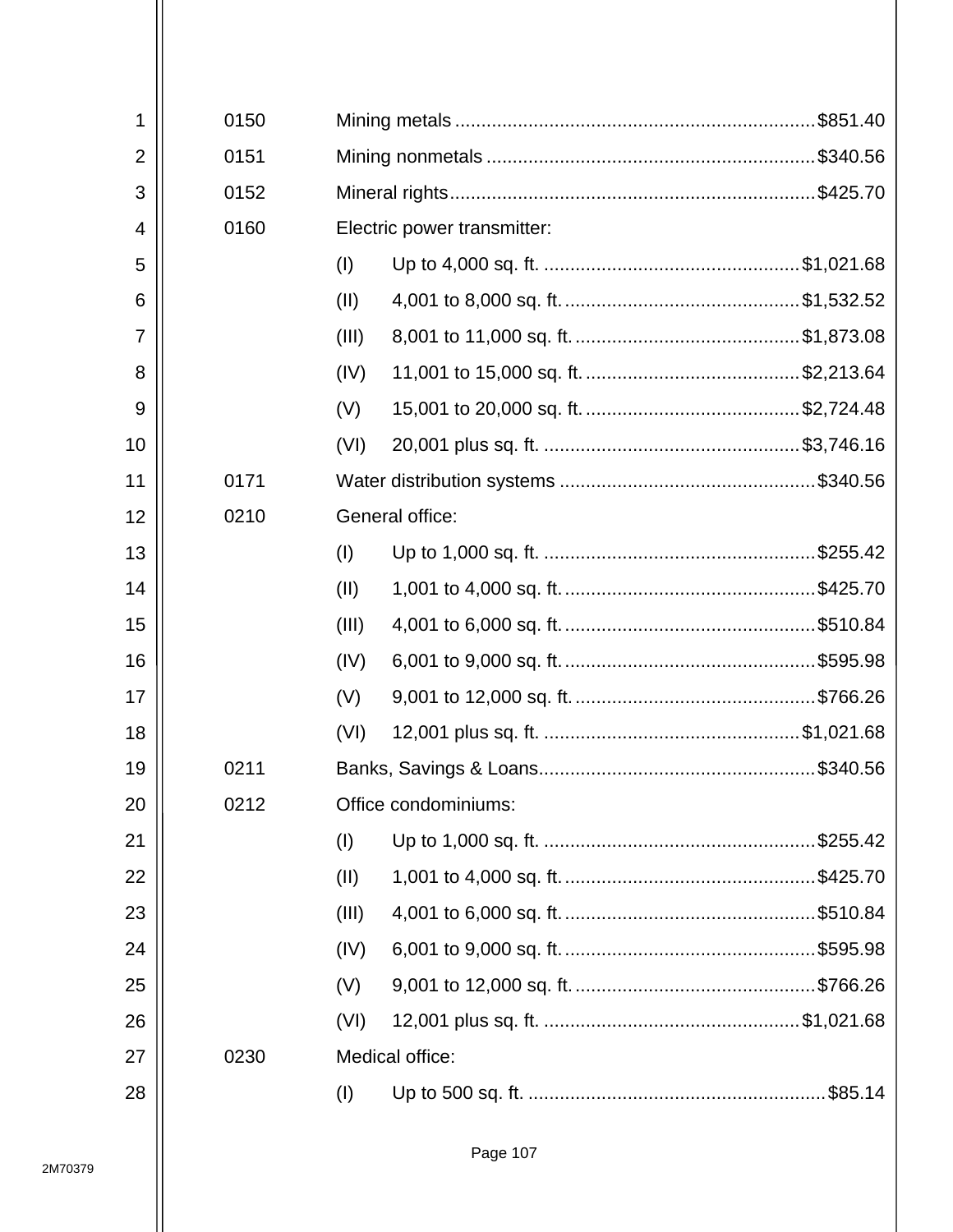| Code | Description | Fee |
|---|---|---|
| 0150 | Mining metals | $851.40 |
| 0151 | Mining nonmetals | $340.56 |
| 0152 | Mineral rights | $425.70 |
| 0160 | Electric power transmitter: | |
| | (I) Up to 4,000 sq. ft. | $1,021.68 |
| | (II) 4,001 to 8,000 sq. ft. | $1,532.52 |
| | (III) 8,001 to 11,000 sq. ft. | $1,873.08 |
| | (IV) 11,001 to 15,000 sq. ft. | $2,213.64 |
| | (V) 15,001 to 20,000 sq. ft. | $2,724.48 |
| | (VI) 20,001 plus sq. ft. | $3,746.16 |
| 0171 | Water distribution systems | $340.56 |
| 0210 | General office: | |
| | (I) Up to 1,000 sq. ft. | $255.42 |
| | (II) 1,001 to 4,000 sq. ft. | $425.70 |
| | (III) 4,001 to 6,000 sq. ft. | $510.84 |
| | (IV) 6,001 to 9,000 sq. ft. | $595.98 |
| | (V) 9,001 to 12,000 sq. ft. | $766.26 |
| | (VI) 12,001 plus sq. ft. | $1,021.68 |
| 0211 | Banks, Savings & Loans | $340.56 |
| 0212 | Office condominiums: | |
| | (I) Up to 1,000 sq. ft. | $255.42 |
| | (II) 1,001 to 4,000 sq. ft. | $425.70 |
| | (III) 4,001 to 6,000 sq. ft. | $510.84 |
| | (IV) 6,001 to 9,000 sq. ft. | $595.98 |
| | (V) 9,001 to 12,000 sq. ft. | $766.26 |
| | (VI) 12,001 plus sq. ft. | $1,021.68 |
| 0230 | Medical office: | |
| | (I) Up to 500 sq. ft. | $85.14 |

2M70379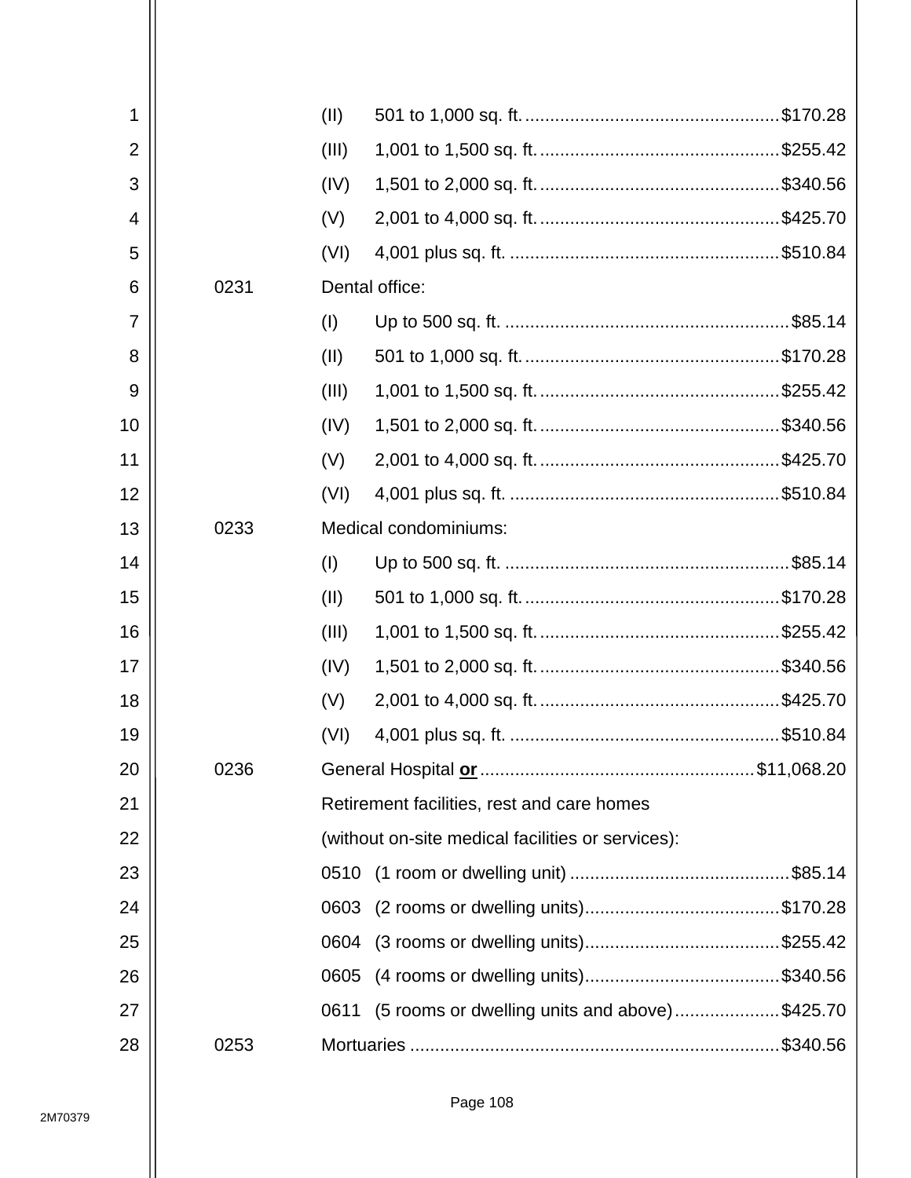(II) 501 to 1,000 sq. ft. ................................................. $170.28

(III) 1,001 to 1,500 sq. ft. .............................................. $255.42

(IV) 1,501 to 2,000 sq. ft. .............................................. $340.56

(V) 2,001 to 4,000 sq. ft. .............................................. $425.70

(VI) 4,001 plus sq. ft. .................................................... $510.84

0231 Dental office:

(I) Up to 500 sq. ft. ....................................................... $85.14

(II) 501 to 1,000 sq. ft. ................................................. $170.28

(III) 1,001 to 1,500 sq. ft. .............................................. $255.42

(IV) 1,501 to 2,000 sq. ft. .............................................. $340.56

(V) 2,001 to 4,000 sq. ft. .............................................. $425.70

(VI) 4,001 plus sq. ft. .................................................... $510.84

0233 Medical condominiums:

(I) Up to 500 sq. ft. ....................................................... $85.14

(II) 501 to 1,000 sq. ft. ................................................. $170.28

(III) 1,001 to 1,500 sq. ft. .............................................. $255.42

(IV) 1,501 to 2,000 sq. ft. .............................................. $340.56

(V) 2,001 to 4,000 sq. ft. .............................................. $425.70

(VI) 4,001 plus sq. ft. .................................................... $510.84

0236 General Hospital **<u>or</u>** ...................................................... $11,068.20

Retirement facilities, rest and care homes (without on-site medical facilities or services):

0510 (1 room or dwelling unit) ........................................... $85.14

0603 (2 rooms or dwelling units)...................................... $170.28

0604 (3 rooms or dwelling units)...................................... $255.42

0605 (4 rooms or dwelling units)...................................... $340.56

0611 (5 rooms or dwelling units and above).................... $425.70

0253 Mortuaries ........................................................................ $340.56

2M70379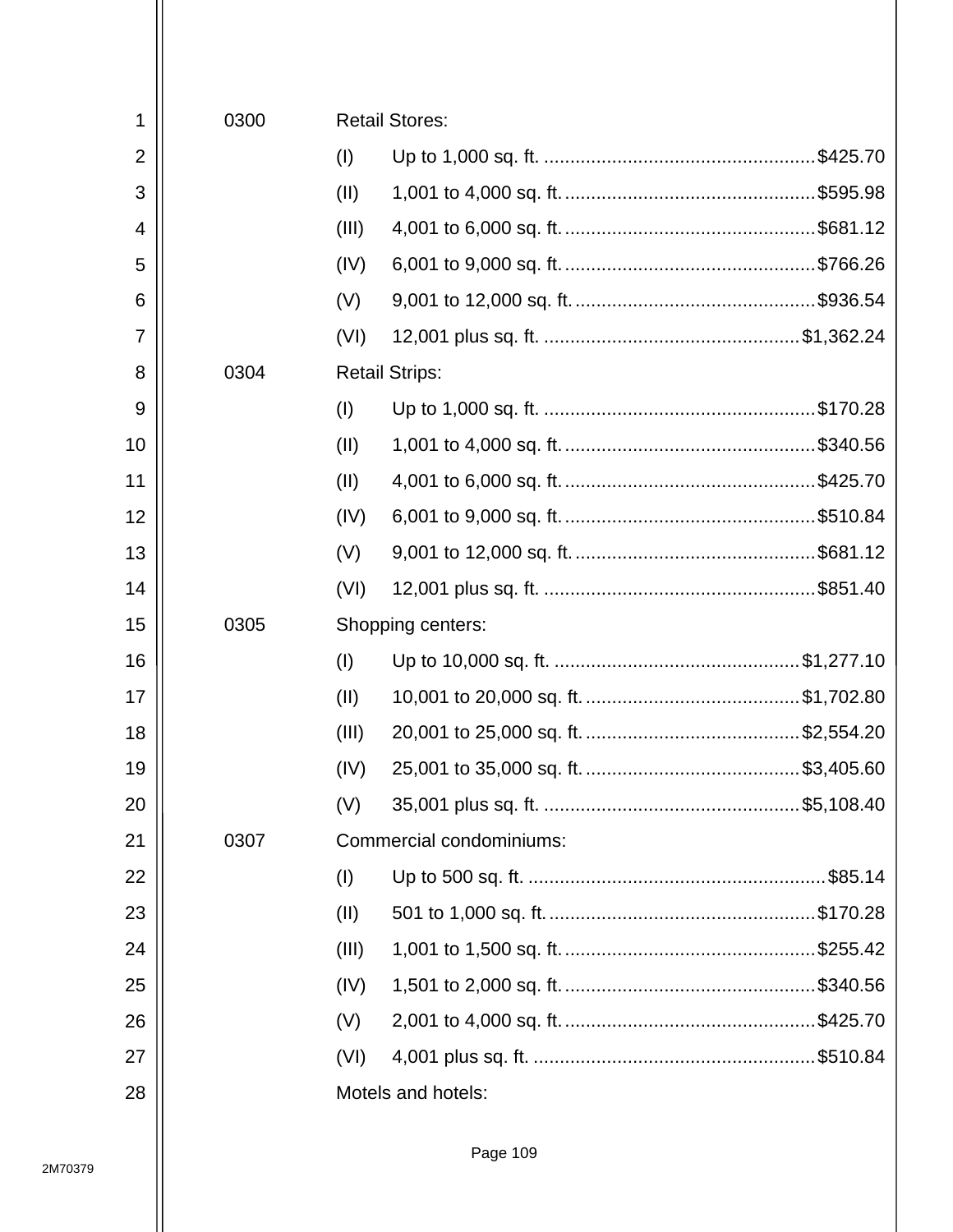0300 Retail Stores:

(I) Up to 1,000 sq. ft. ....................................................$425.70

(II) 1,001 to 4,000 sq. ft. ................................................$595.98

(III) 4,001 to 6,000 sq. ft. ................................................$681.12

(IV) 6,001 to 9,000 sq. ft. ................................................$766.26

(V) 9,001 to 12,000 sq. ft. ..............................................$936.54

(VI) 12,001 plus sq. ft. .................................................$1,362.24

0304 Retail Strips:

(I) Up to 1,000 sq. ft. ....................................................$170.28

(II) 1,001 to 4,000 sq. ft. ................................................$340.56

(II) 4,001 to 6,000 sq. ft. ................................................$425.70

(IV) 6,001 to 9,000 sq. ft. ................................................$510.84

(V) 9,001 to 12,000 sq. ft. ..............................................$681.12

(VI) 12,001 plus sq. ft. ....................................................$851.40

0305 Shopping centers:

(I) Up to 10,000 sq. ft. ...............................................$1,277.10

(II) 10,001 to 20,000 sq. ft. .........................................$1,702.80

(III) 20,001 to 25,000 sq. ft. .........................................$2,554.20

(IV) 25,001 to 35,000 sq. ft. .........................................$3,405.60

(V) 35,001 plus sq. ft. .................................................$5,108.40

0307 Commercial condominiums:

(I) Up to 500 sq. ft. .........................................................$85.14

(II) 501 to 1,000 sq. ft. ...................................................$170.28

(III) 1,001 to 1,500 sq. ft. ................................................$255.42

(IV) 1,501 to 2,000 sq. ft. ................................................$340.56

(V) 2,001 to 4,000 sq. ft. ................................................$425.70

(VI) 4,001 plus sq. ft. ......................................................$510.84

Motels and hotels: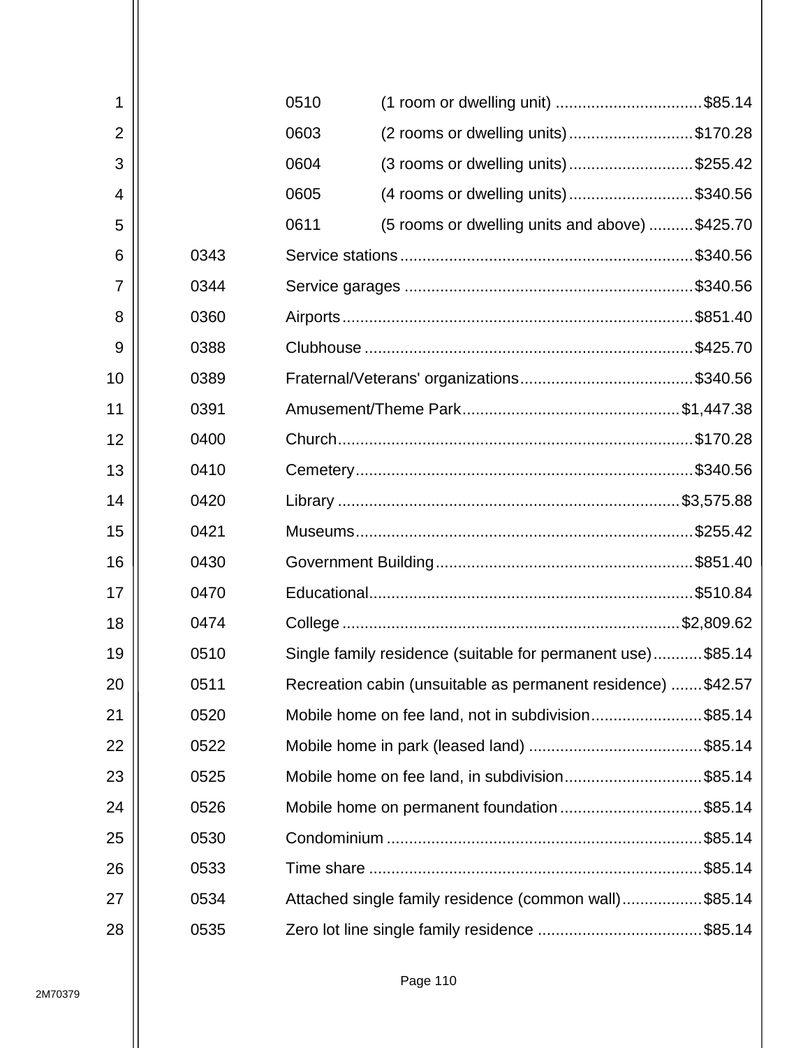| | | | |
|---|---|---|---|
| | 0510 | (1 room or dwelling unit) | $85.14 |
| | 0603 | (2 rooms or dwelling units) | $170.28 |
| | 0604 | (3 rooms or dwelling units) | $255.42 |
| | 0605 | (4 rooms or dwelling units) | $340.56 |
| | 0611 | (5 rooms or dwelling units and above) | $425.70 |
| 0343 | Service stations | | $340.56 |
| 0344 | Service garages | | $340.56 |
| 0360 | Airports | | $851.40 |
| 0388 | Clubhouse | | $425.70 |
| 0389 | Fraternal/Veterans' organizations | | $340.56 |
| 0391 | Amusement/Theme Park | | $1,447.38 |
| 0400 | Church | | $170.28 |
| 0410 | Cemetery | | $340.56 |
| 0420 | Library | | $3,575.88 |
| 0421 | Museums | | $255.42 |
| 0430 | Government Building | | $851.40 |
| 0470 | Educational | | $510.84 |
| 0474 | College | | $2,809.62 |
| 0510 | Single family residence (suitable for permanent use) | | $85.14 |
| 0511 | Recreation cabin (unsuitable as permanent residence) | | $42.57 |
| 0520 | Mobile home on fee land, not in subdivision | | $85.14 |
| 0522 | Mobile home in park (leased land) | | $85.14 |
| 0525 | Mobile home on fee land, in subdivision | | $85.14 |
| 0526 | Mobile home on permanent foundation | | $85.14 |
| 0530 | Condominium | | $85.14 |
| 0533 | Time share | | $85.14 |
| 0534 | Attached single family residence (common wall) | | $85.14 |
| 0535 | Zero lot line single family residence | | $85.14 |

2M70379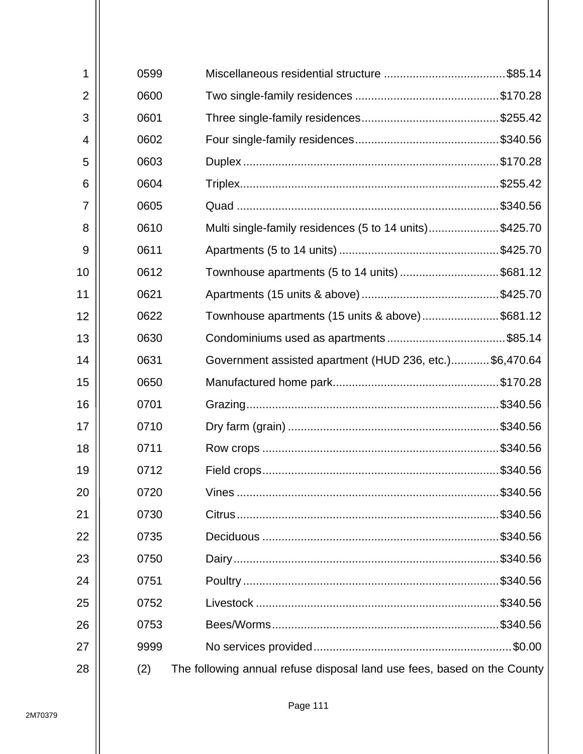| Code | Description | Fee |
|---|---|---|
| 0599 | Miscellaneous residential structure | $85.14 |
| 0600 | Two single-family residences | $170.28 |
| 0601 | Three single-family residences | $255.42 |
| 0602 | Four single-family residences | $340.56 |
| 0603 | Duplex | $170.28 |
| 0604 | Triplex | $255.42 |
| 0605 | Quad | $340.56 |
| 0610 | Multi single-family residences (5 to 14 units) | $425.70 |
| 0611 | Apartments (5 to 14 units) | $425.70 |
| 0612 | Townhouse apartments (5 to 14 units) | $681.12 |
| 0621 | Apartments (15 units & above) | $425.70 |
| 0622 | Townhouse apartments (15 units & above) | $681.12 |
| 0630 | Condominiums used as apartments | $85.14 |
| 0631 | Government assisted apartment (HUD 236, etc.) | $6,470.64 |
| 0650 | Manufactured home park | $170.28 |
| 0701 | Grazing | $340.56 |
| 0710 | Dry farm (grain) | $340.56 |
| 0711 | Row crops | $340.56 |
| 0712 | Field crops | $340.56 |
| 0720 | Vines | $340.56 |
| 0730 | Citrus | $340.56 |
| 0735 | Deciduous | $340.56 |
| 0750 | Dairy | $340.56 |
| 0751 | Poultry | $340.56 |
| 0752 | Livestock | $340.56 |
| 0753 | Bees/Worms | $340.56 |
| 9999 | No services provided | $0.00 |

(2) The following annual refuse disposal land use fees, based on the County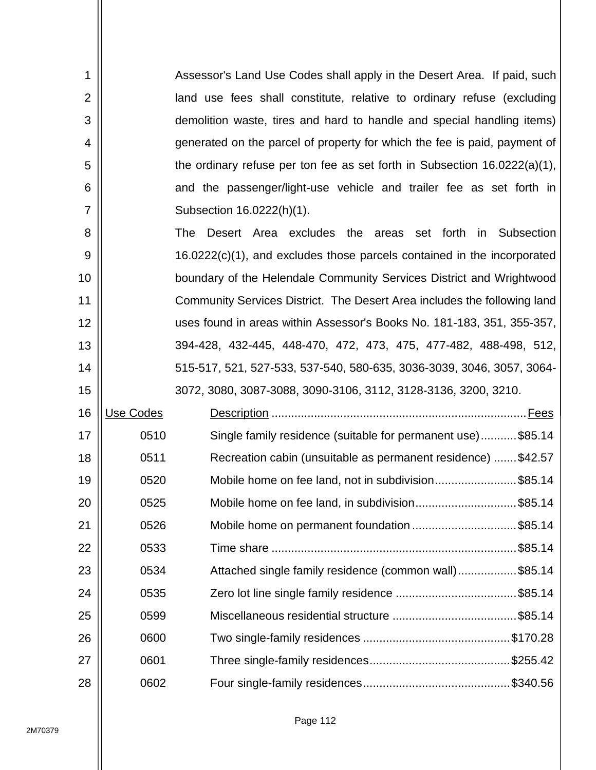Assessor's Land Use Codes shall apply in the Desert Area. If paid, such land use fees shall constitute, relative to ordinary refuse (excluding demolition waste, tires and hard to handle and special handling items) generated on the parcel of property for which the fee is paid, payment of the ordinary refuse per ton fee as set forth in Subsection 16.0222(a)(1), and the passenger/light-use vehicle and trailer fee as set forth in Subsection 16.0222(h)(1).

The Desert Area excludes the areas set forth in Subsection 16.0222(c)(1), and excludes those parcels contained in the incorporated boundary of the Helendale Community Services District and Wrightwood Community Services District. The Desert Area includes the following land uses found in areas within Assessor's Books No. 181-183, 351, 355-357, 394-428, 432-445, 448-470, 472, 473, 475, 477-482, 488-498, 512, 515-517, 521, 527-533, 537-540, 580-635, 3036-3039, 3046, 3057, 3064-3072, 3080, 3087-3088, 3090-3106, 3112, 3128-3136, 3200, 3210.

| Use Codes | Description | Fees |
|---|---|---|
| 0510 | Single family residence (suitable for permanent use) | $85.14 |
| 0511 | Recreation cabin (unsuitable as permanent residence) | $42.57 |
| 0520 | Mobile home on fee land, not in subdivision | $85.14 |
| 0525 | Mobile home on fee land, in subdivision | $85.14 |
| 0526 | Mobile home on permanent foundation | $85.14 |
| 0533 | Time share | $85.14 |
| 0534 | Attached single family residence (common wall) | $85.14 |
| 0535 | Zero lot line single family residence | $85.14 |
| 0599 | Miscellaneous residential structure | $85.14 |
| 0600 | Two single-family residences | $170.28 |
| 0601 | Three single-family residences | $255.42 |
| 0602 | Four single-family residences | $340.56 |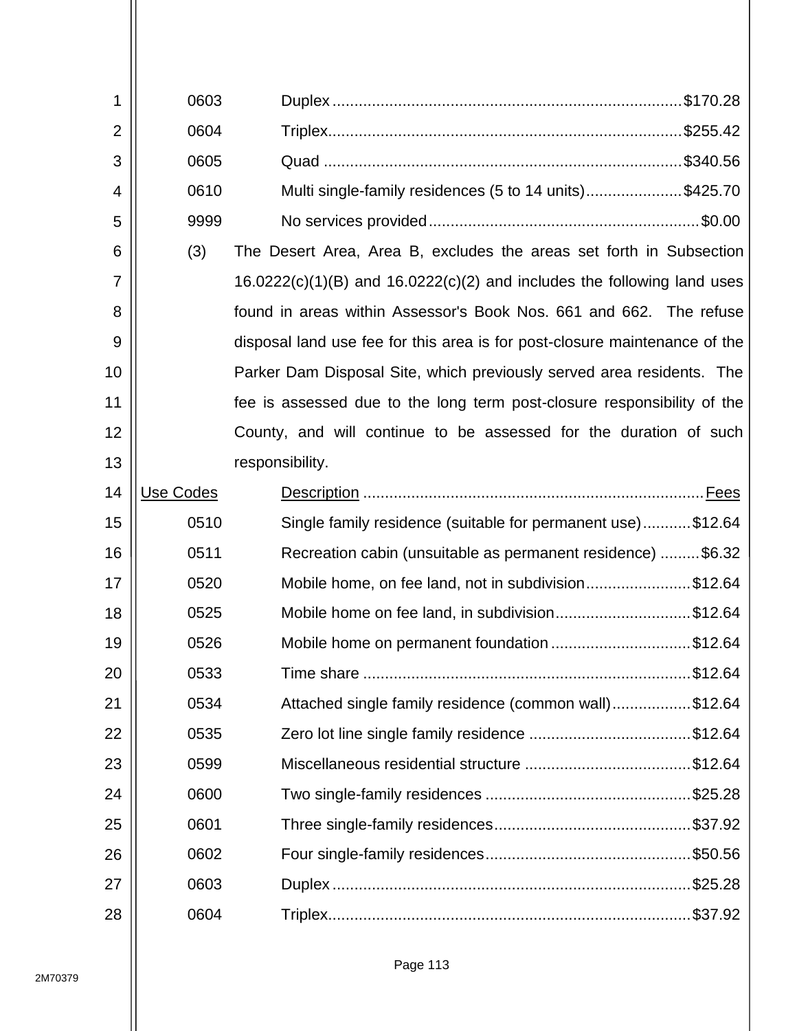| | | |
|---|---|---|
| 0603 | Duplex | $170.28 |
| 0604 | Triplex | $255.42 |
| 0605 | Quad | $340.56 |
| 0610 | Multi single-family residences (5 to 14 units) | $425.70 |
| 9999 | No services provided | $0.00 |

(3) The Desert Area, Area B, excludes the areas set forth in Subsection 16.0222(c)(1)(B) and 16.0222(c)(2) and includes the following land uses found in areas within Assessor's Book Nos. 661 and 662. The refuse disposal land use fee for this area is for post-closure maintenance of the Parker Dam Disposal Site, which previously served area residents. The fee is assessed due to the long term post-closure responsibility of the County, and will continue to be assessed for the duration of such responsibility.

| Use Codes | Description | Fees |
|---|---|---|
| 0510 | Single family residence (suitable for permanent use) | $12.64 |
| 0511 | Recreation cabin (unsuitable as permanent residence) | $6.32 |
| 0520 | Mobile home, on fee land, not in subdivision | $12.64 |
| 0525 | Mobile home on fee land, in subdivision | $12.64 |
| 0526 | Mobile home on permanent foundation | $12.64 |
| 0533 | Time share | $12.64 |
| 0534 | Attached single family residence (common wall) | $12.64 |
| 0535 | Zero lot line single family residence | $12.64 |
| 0599 | Miscellaneous residential structure | $12.64 |
| 0600 | Two single-family residences | $25.28 |
| 0601 | Three single-family residences | $37.92 |
| 0602 | Four single-family residences | $50.56 |
| 0603 | Duplex | $25.28 |
| 0604 | Triplex | $37.92 |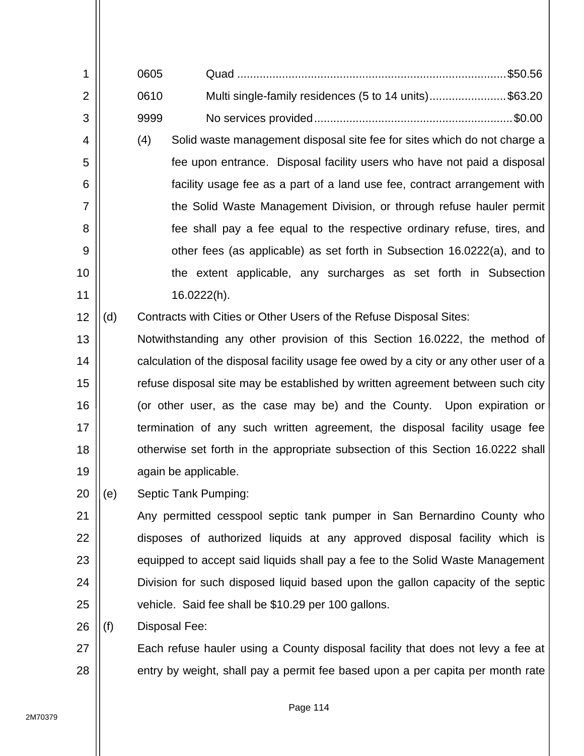| | | |
|---|---|---|
| 0605 | Quad | $50.56 |
| 0610 | Multi single-family residences (5 to 14 units) | $63.20 |
| 9999 | No services provided | $0.00 |

(4) Solid waste management disposal site fee for sites which do not charge a fee upon entrance. Disposal facility users who have not paid a disposal facility usage fee as a part of a land use fee, contract arrangement with the Solid Waste Management Division, or through refuse hauler permit fee shall pay a fee equal to the respective ordinary refuse, tires, and other fees (as applicable) as set forth in Subsection 16.0222(a), and to the extent applicable, any surcharges as set forth in Subsection 16.0222(h).

(d) Contracts with Cities or Other Users of the Refuse Disposal Sites:

Notwithstanding any other provision of this Section 16.0222, the method of calculation of the disposal facility usage fee owed by a city or any other user of a refuse disposal site may be established by written agreement between such city (or other user, as the case may be) and the County. Upon expiration or termination of any such written agreement, the disposal facility usage fee otherwise set forth in the appropriate subsection of this Section 16.0222 shall again be applicable.

(e) Septic Tank Pumping:

Any permitted cesspool septic tank pumper in San Bernardino County who disposes of authorized liquids at any approved disposal facility which is equipped to accept said liquids shall pay a fee to the Solid Waste Management Division for such disposed liquid based upon the gallon capacity of the septic vehicle. Said fee shall be $10.29 per 100 gallons.

(f) Disposal Fee:

Each refuse hauler using a County disposal facility that does not levy a fee at entry by weight, shall pay a permit fee based upon a per capita per month rate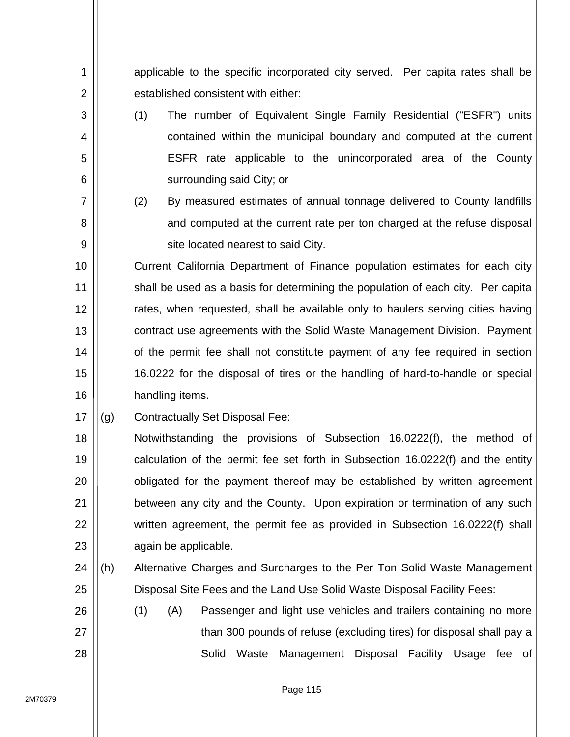applicable to the specific incorporated city served. Per capita rates shall be established consistent with either:

(1) The number of Equivalent Single Family Residential ("ESFR") units contained within the municipal boundary and computed at the current ESFR rate applicable to the unincorporated area of the County surrounding said City; or

(2) By measured estimates of annual tonnage delivered to County landfills and computed at the current rate per ton charged at the refuse disposal site located nearest to said City.

Current California Department of Finance population estimates for each city shall be used as a basis for determining the population of each city. Per capita rates, when requested, shall be available only to haulers serving cities having contract use agreements with the Solid Waste Management Division. Payment of the permit fee shall not constitute payment of any fee required in section 16.0222 for the disposal of tires or the handling of hard-to-handle or special handling items.

(g) Contractually Set Disposal Fee:

Notwithstanding the provisions of Subsection 16.0222(f), the method of calculation of the permit fee set forth in Subsection 16.0222(f) and the entity obligated for the payment thereof may be established by written agreement between any city and the County. Upon expiration or termination of any such written agreement, the permit fee as provided in Subsection 16.0222(f) shall again be applicable.

(h) Alternative Charges and Surcharges to the Per Ton Solid Waste Management Disposal Site Fees and the Land Use Solid Waste Disposal Facility Fees:

(1) (A) Passenger and light use vehicles and trailers containing no more than 300 pounds of refuse (excluding tires) for disposal shall pay a Solid Waste Management Disposal Facility Usage fee of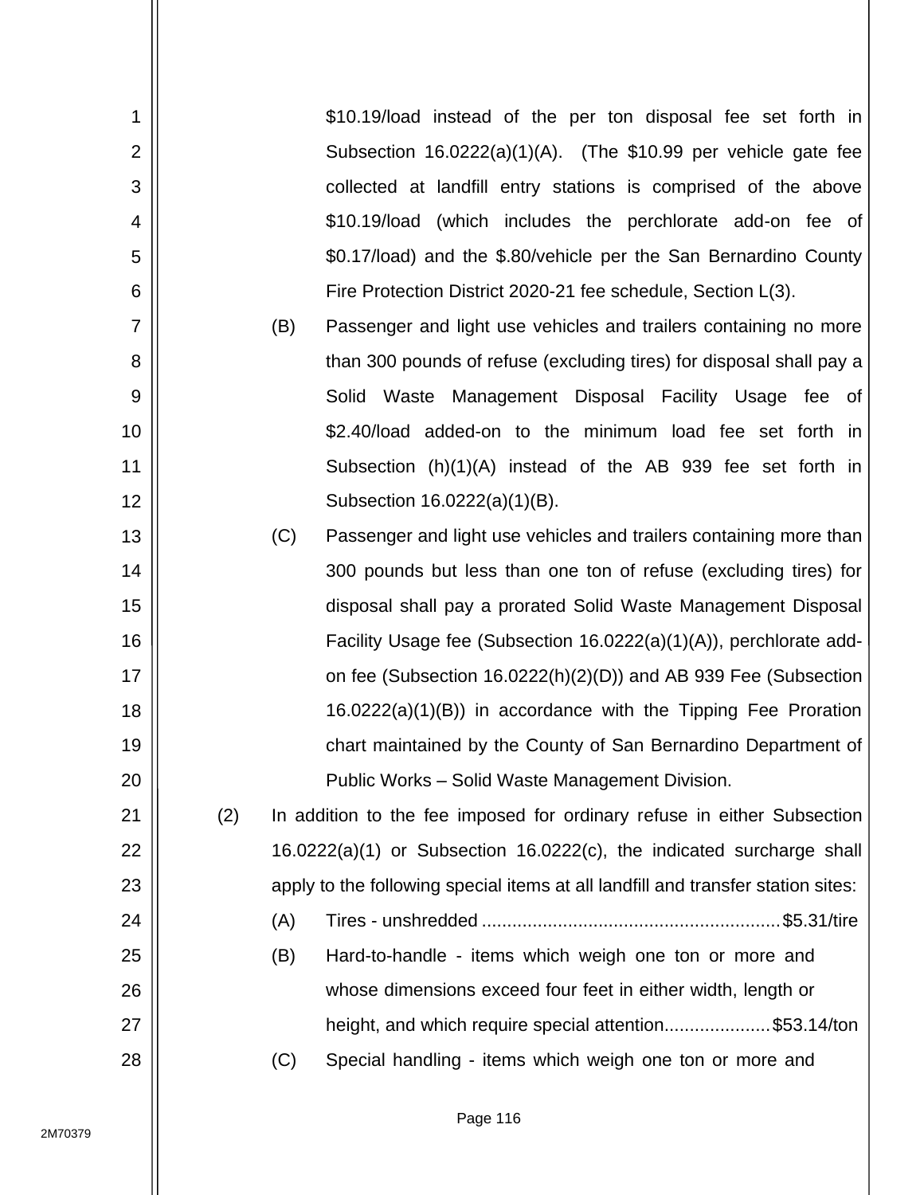$10.19/load instead of the per ton disposal fee set forth in Subsection 16.0222(a)(1)(A). (The $10.99 per vehicle gate fee collected at landfill entry stations is comprised of the above $10.19/load (which includes the perchlorate add-on fee of $0.17/load) and the $.80/vehicle per the San Bernardino County Fire Protection District 2020-21 fee schedule, Section L(3).

(B) Passenger and light use vehicles and trailers containing no more than 300 pounds of refuse (excluding tires) for disposal shall pay a Solid Waste Management Disposal Facility Usage fee of $2.40/load added-on to the minimum load fee set forth in Subsection (h)(1)(A) instead of the AB 939 fee set forth in Subsection 16.0222(a)(1)(B).

(C) Passenger and light use vehicles and trailers containing more than 300 pounds but less than one ton of refuse (excluding tires) for disposal shall pay a prorated Solid Waste Management Disposal Facility Usage fee (Subsection 16.0222(a)(1)(A)), perchlorate add-on fee (Subsection 16.0222(h)(2)(D)) and AB 939 Fee (Subsection 16.0222(a)(1)(B)) in accordance with the Tipping Fee Proration chart maintained by the County of San Bernardino Department of Public Works – Solid Waste Management Division.

(2) In addition to the fee imposed for ordinary refuse in either Subsection 16.0222(a)(1) or Subsection 16.0222(c), the indicated surcharge shall apply to the following special items at all landfill and transfer station sites:

(A) Tires - unshredded .......................................................... $5.31/tire

(B) Hard-to-handle - items which weigh one ton or more and whose dimensions exceed four feet in either width, length or height, and which require special attention..................... $53.14/ton

(C) Special handling - items which weigh one ton or more and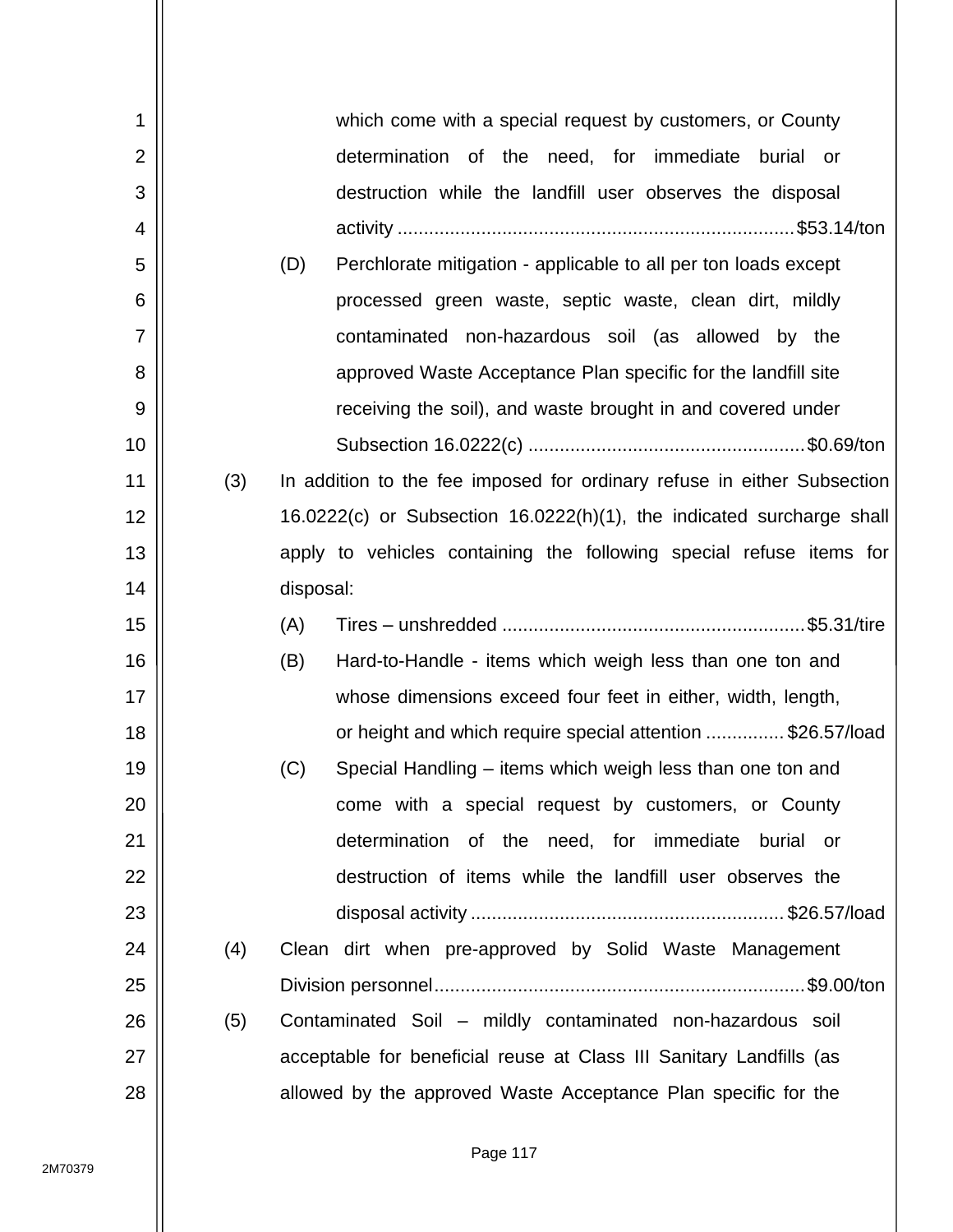which come with a special request by customers, or County determination of the need, for immediate burial or destruction while the landfill user observes the disposal activity ........................................................................... $53.14/ton

(D) Perchlorate mitigation - applicable to all per ton loads except processed green waste, septic waste, clean dirt, mildly contaminated non-hazardous soil (as allowed by the approved Waste Acceptance Plan specific for the landfill site receiving the soil), and waste brought in and covered under Subsection 16.0222(c) .................................................... $0.69/ton

(3) In addition to the fee imposed for ordinary refuse in either Subsection 16.0222(c) or Subsection 16.0222(h)(1), the indicated surcharge shall apply to vehicles containing the following special refuse items for disposal:

(A) Tires – unshredded ......................................................... $5.31/tire

(B) Hard-to-Handle - items which weigh less than one ton and whose dimensions exceed four feet in either, width, length, or height and which require special attention ............... $26.57/load

(C) Special Handling – items which weigh less than one ton and come with a special request by customers, or County determination of the need, for immediate burial or destruction of items while the landfill user observes the disposal activity ........................................................... $26.57/load

(4) Clean dirt when pre-approved by Solid Waste Management Division personnel...................................................................... $9.00/ton

(5) Contaminated Soil – mildly contaminated non-hazardous soil acceptable for beneficial reuse at Class III Sanitary Landfills (as allowed by the approved Waste Acceptance Plan specific for the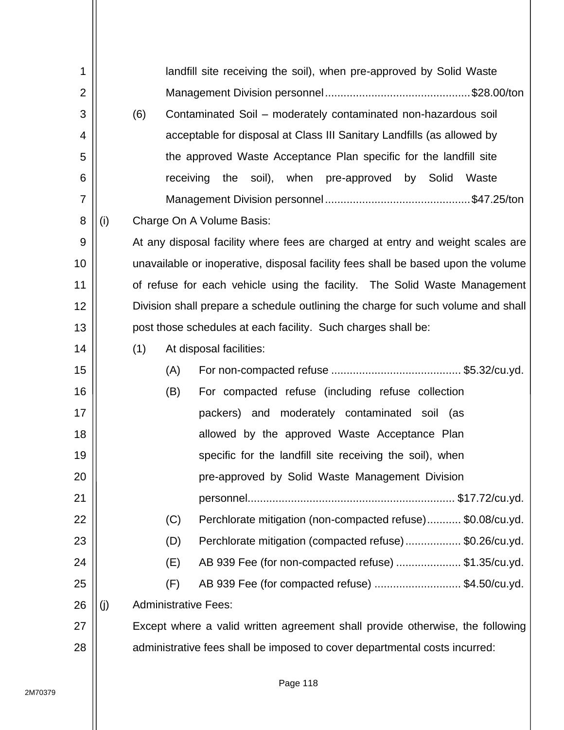landfill site receiving the soil), when pre-approved by Solid Waste Management Division personnel ............................................. $28.00/ton

(6) Contaminated Soil – moderately contaminated non-hazardous soil acceptable for disposal at Class III Sanitary Landfills (as allowed by the approved Waste Acceptance Plan specific for the landfill site receiving the soil), when pre-approved by Solid Waste Management Division personnel ............................................. $47.25/ton

(i) Charge On A Volume Basis:

At any disposal facility where fees are charged at entry and weight scales are unavailable or inoperative, disposal facility fees shall be based upon the volume of refuse for each vehicle using the facility. The Solid Waste Management Division shall prepare a schedule outlining the charge for such volume and shall post those schedules at each facility. Such charges shall be:

(1) At disposal facilities:

(A) For non-compacted refuse ......................................... $5.32/cu.yd.

(B) For compacted refuse (including refuse collection packers) and moderately contaminated soil (as allowed by the approved Waste Acceptance Plan specific for the landfill site receiving the soil), when pre-approved by Solid Waste Management Division personnel.................................................................. $17.72/cu.yd.

(C) Perchlorate mitigation (non-compacted refuse)........... $0.08/cu.yd.

(D) Perchlorate mitigation (compacted refuse).................. $0.26/cu.yd.

(E) AB 939 Fee (for non-compacted refuse) ..................... $1.35/cu.yd.

(F) AB 939 Fee (for compacted refuse) ............................ $4.50/cu.yd.

(j) Administrative Fees:

Except where a valid written agreement shall provide otherwise, the following administrative fees shall be imposed to cover departmental costs incurred: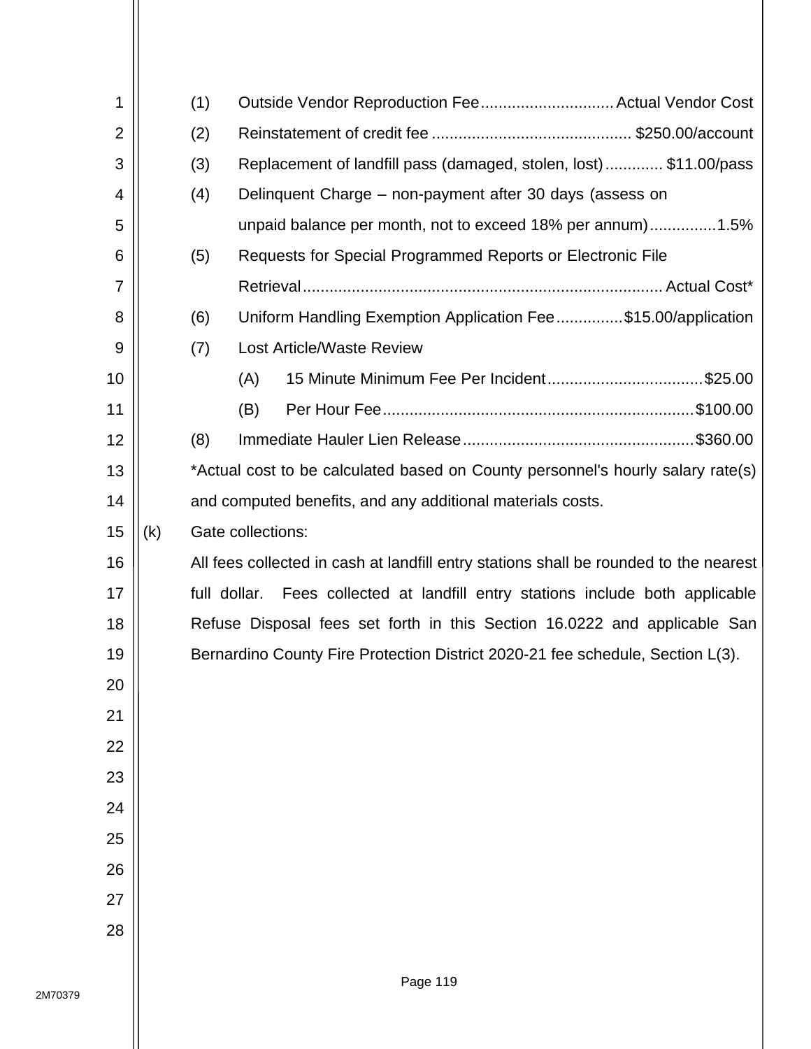(1) Outside Vendor Reproduction Fee .............................. Actual Vendor Cost

(2) Reinstatement of credit fee ............................................ $250.00/account

(3) Replacement of landfill pass (damaged, stolen, lost) ............. $11.00/pass

(4) Delinquent Charge – non-payment after 30 days (assess on unpaid balance per month, not to exceed 18% per annum) ...............1.5%

(5) Requests for Special Programmed Reports or Electronic File Retrieval ................................................................................. Actual Cost*

(6) Uniform Handling Exemption Application Fee ...............$15.00/application

(7) Lost Article/Waste Review

   (A) 15 Minute Minimum Fee Per Incident ..................................$25.00

   (B) Per Hour Fee ....................................................................$100.00

(8) Immediate Hauler Lien Release ...................................................$360.00

*Actual cost to be calculated based on County personnel's hourly salary rate(s) and computed benefits, and any additional materials costs.

(k) Gate collections:

All fees collected in cash at landfill entry stations shall be rounded to the nearest full dollar. Fees collected at landfill entry stations include both applicable Refuse Disposal fees set forth in this Section 16.0222 and applicable San Bernardino County Fire Protection District 2020-21 fee schedule, Section L(3).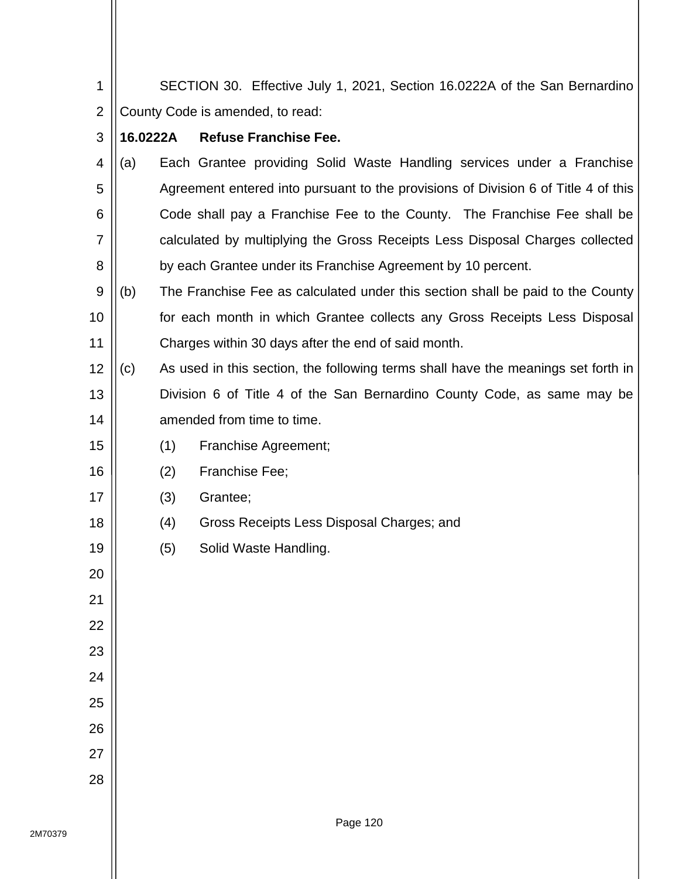SECTION 30. Effective July 1, 2021, Section 16.0222A of the San Bernardino County Code is amended, to read:

**16.0222A Refuse Franchise Fee.**

(a) Each Grantee providing Solid Waste Handling services under a Franchise Agreement entered into pursuant to the provisions of Division 6 of Title 4 of this Code shall pay a Franchise Fee to the County. The Franchise Fee shall be calculated by multiplying the Gross Receipts Less Disposal Charges collected by each Grantee under its Franchise Agreement by 10 percent.

(b) The Franchise Fee as calculated under this section shall be paid to the County for each month in which Grantee collects any Gross Receipts Less Disposal Charges within 30 days after the end of said month.

(c) As used in this section, the following terms shall have the meanings set forth in Division 6 of Title 4 of the San Bernardino County Code, as same may be amended from time to time.

(1) Franchise Agreement;

(2) Franchise Fee;

(3) Grantee;

(4) Gross Receipts Less Disposal Charges; and

(5) Solid Waste Handling.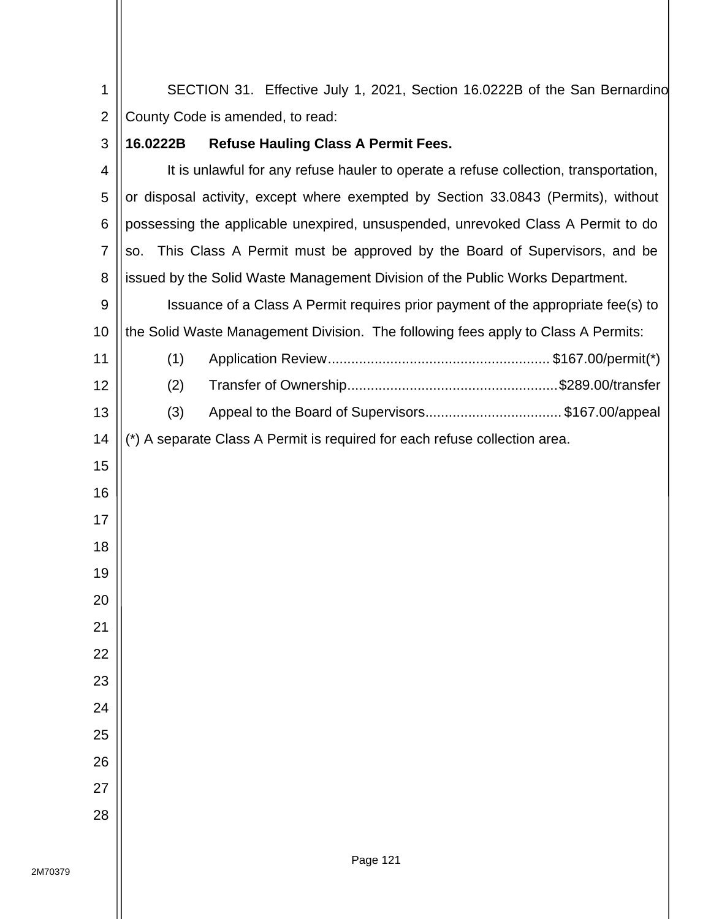SECTION 31. Effective July 1, 2021, Section 16.0222B of the San Bernardino County Code is amended, to read:

**16.0222B Refuse Hauling Class A Permit Fees.**

It is unlawful for any refuse hauler to operate a refuse collection, transportation, or disposal activity, except where exempted by Section 33.0843 (Permits), without possessing the applicable unexpired, unsuspended, unrevoked Class A Permit to do so. This Class A Permit must be approved by the Board of Supervisors, and be issued by the Solid Waste Management Division of the Public Works Department.

Issuance of a Class A Permit requires prior payment of the appropriate fee(s) to the Solid Waste Management Division. The following fees apply to Class A Permits:

(1) Application Review........................................................ $167.00/permit(*)

(2) Transfer of Ownership.....................................................$289.00/transfer

(3) Appeal to the Board of Supervisors.................................. $167.00/appeal

(*) A separate Class A Permit is required for each refuse collection area.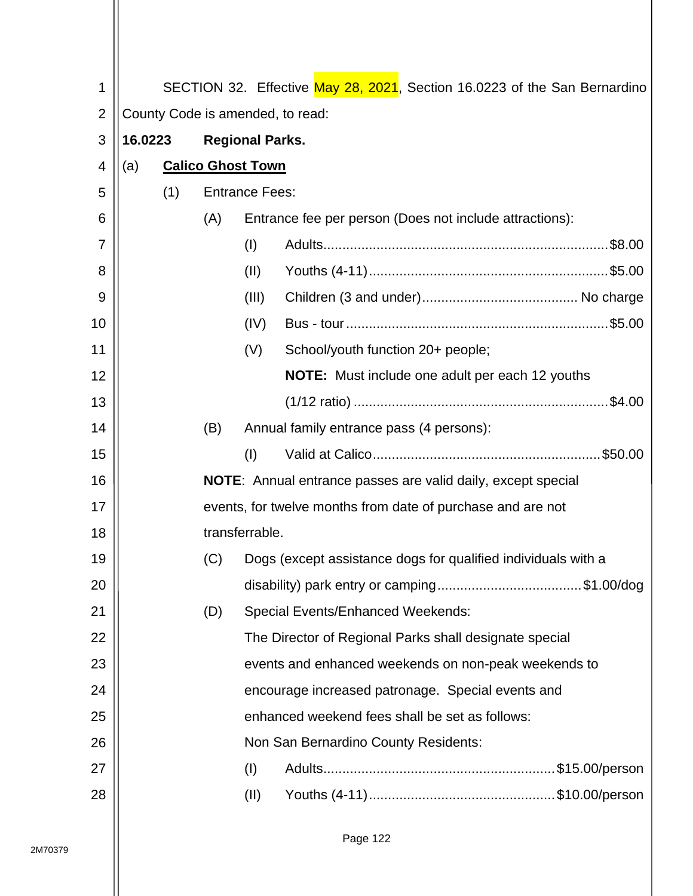SECTION 32. Effective May 28, 2021, Section 16.0223 of the San Bernardino County Code is amended, to read:

**16.0223 Regional Parks.**

(a) **Calico Ghost Town**

(1) Entrance Fees:

(A) Entrance fee per person (Does not include attractions):

(I) Adults.......................................................................... $8.00

(II) Youths (4-11).............................................................. $5.00

(III) Children (3 and under)........................................ No charge

(IV) Bus - tour.................................................................... $5.00

(V) School/youth function 20+ people;

**NOTE:** Must include one adult per each 12 youths (1/12 ratio) .................................................................. $4.00

(B) Annual family entrance pass (4 persons):

(I) Valid at Calico........................................................... $50.00

**NOTE**: Annual entrance passes are valid daily, except special events, for twelve months from date of purchase and are not transferrable.

(C) Dogs (except assistance dogs for qualified individuals with a disability) park entry or camping..................................... $1.00/dog

(D) Special Events/Enhanced Weekends:

The Director of Regional Parks shall designate special events and enhanced weekends on non-peak weekends to encourage increased patronage. Special events and enhanced weekend fees shall be set as follows:

Non San Bernardino County Residents:

(I) Adults............................................................ $15.00/person

(II) Youths (4-11)................................................ $10.00/person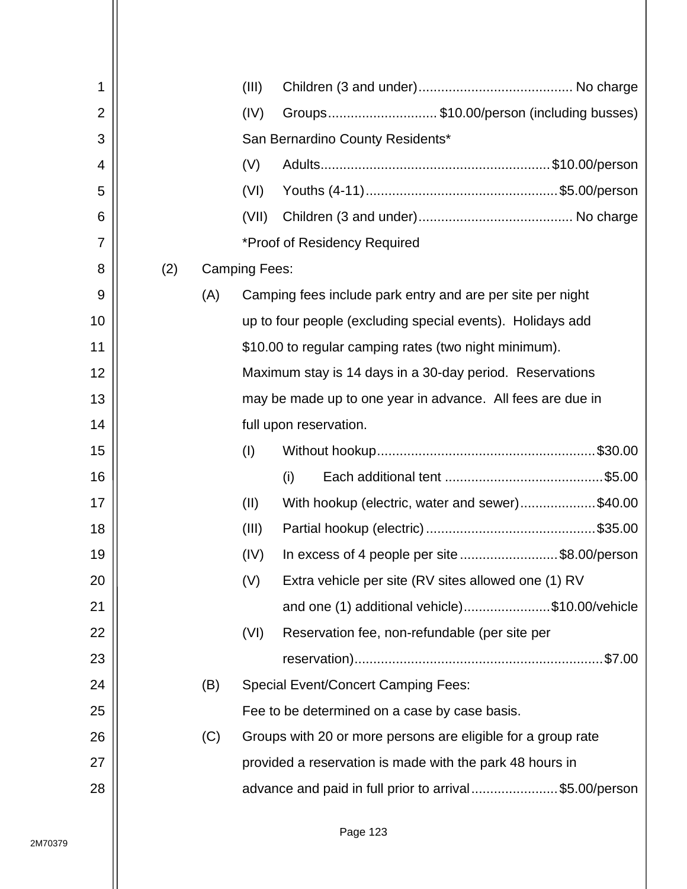(III) Children (3 and under)........................................ No charge

(IV) Groups............................ $10.00/person (including busses)

San Bernardino County Residents*

(V) Adults............................................................ $10.00/person

(VI) Youths (4-11).................................................. $5.00/person

(VII) Children (3 and under)........................................ No charge

*Proof of Residency Required

(2) Camping Fees:

(A) Camping fees include park entry and are per site per night up to four people (excluding special events). Holidays add $10.00 to regular camping rates (two night minimum). Maximum stay is 14 days in a 30-day period. Reservations may be made up to one year in advance. All fees are due in full upon reservation.

(I) Without hookup......................................................... $30.00

(i) Each additional tent .......................................... $5.00

(II) With hookup (electric, water and sewer).................... $40.00

(III) Partial hookup (electric)............................................ $35.00

(IV) In excess of 4 people per site.......................... $8.00/person

(V) Extra vehicle per site (RV sites allowed one (1) RV and one (1) additional vehicle)....................... $10.00/vehicle

(VI) Reservation fee, non-refundable (per site per reservation).................................................................. $7.00

(B) Special Event/Concert Camping Fees:

Fee to be determined on a case by case basis.

(C) Groups with 20 or more persons are eligible for a group rate provided a reservation is made with the park 48 hours in advance and paid in full prior to arrival....................... $5.00/person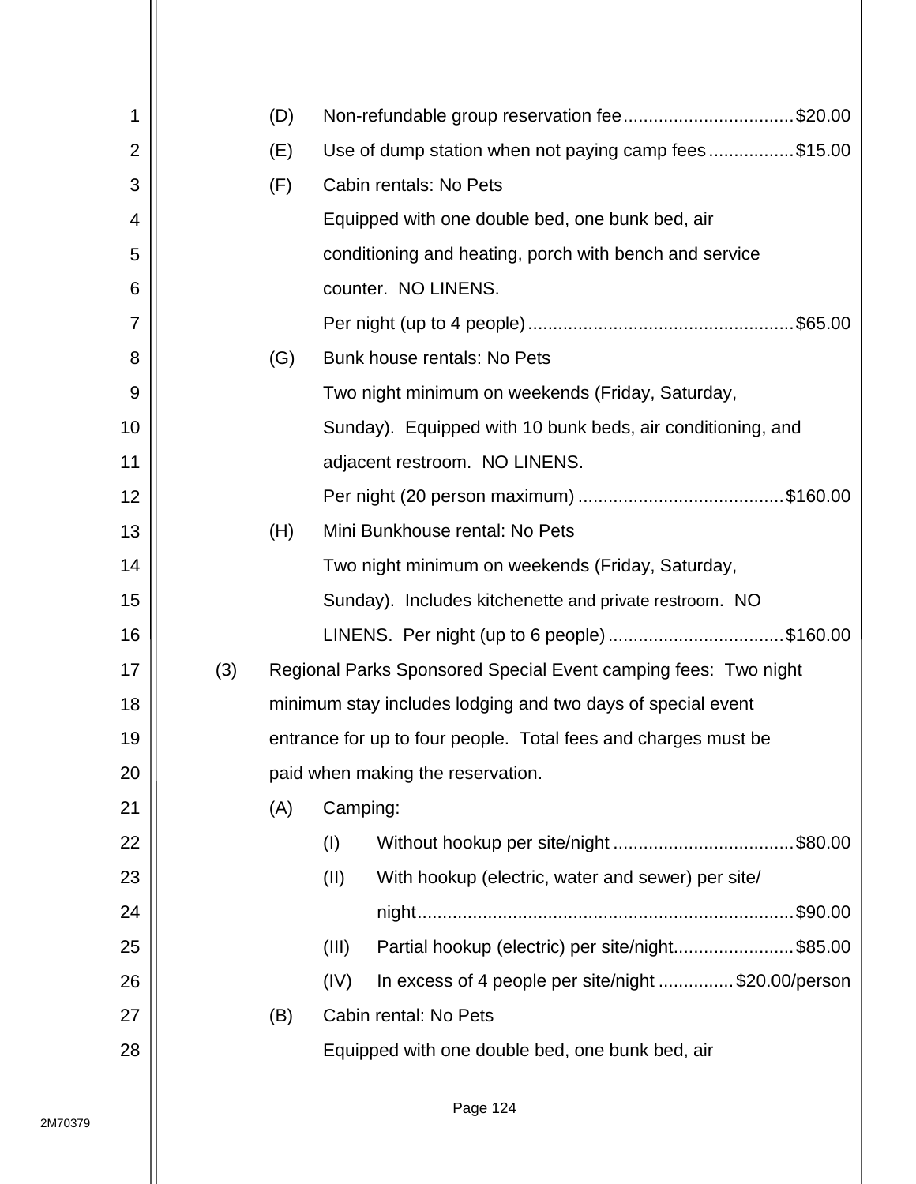(D) Non-refundable group reservation fee....................................$20.00

(E) Use of dump station when not paying camp fees..................$15.00

(F) Cabin rentals: No Pets

Equipped with one double bed, one bunk bed, air conditioning and heating, porch with bench and service counter. NO LINENS.

Per night (up to 4 people)......................................................$65.00

(G) Bunk house rentals: No Pets

Two night minimum on weekends (Friday, Saturday, Sunday). Equipped with 10 bunk beds, air conditioning, and adjacent restroom. NO LINENS.

Per night (20 person maximum)..........................................$160.00

(H) Mini Bunkhouse rental: No Pets

Two night minimum on weekends (Friday, Saturday, Sunday). Includes kitchenette and private restroom. NO LINENS. Per night (up to 6 people)....................................$160.00

(3) Regional Parks Sponsored Special Event camping fees: Two night minimum stay includes lodging and two days of special event entrance for up to four people. Total fees and charges must be paid when making the reservation.

(A) Camping:

(I) Without hookup per site/night.....................................$80.00

(II) With hookup (electric, water and sewer) per site/night...........................................................................$90.00

(III) Partial hookup (electric) per site/night........................$85.00

(IV) In excess of 4 people per site/night...............$20.00/person

(B) Cabin rental: No Pets

Equipped with one double bed, one bunk bed, air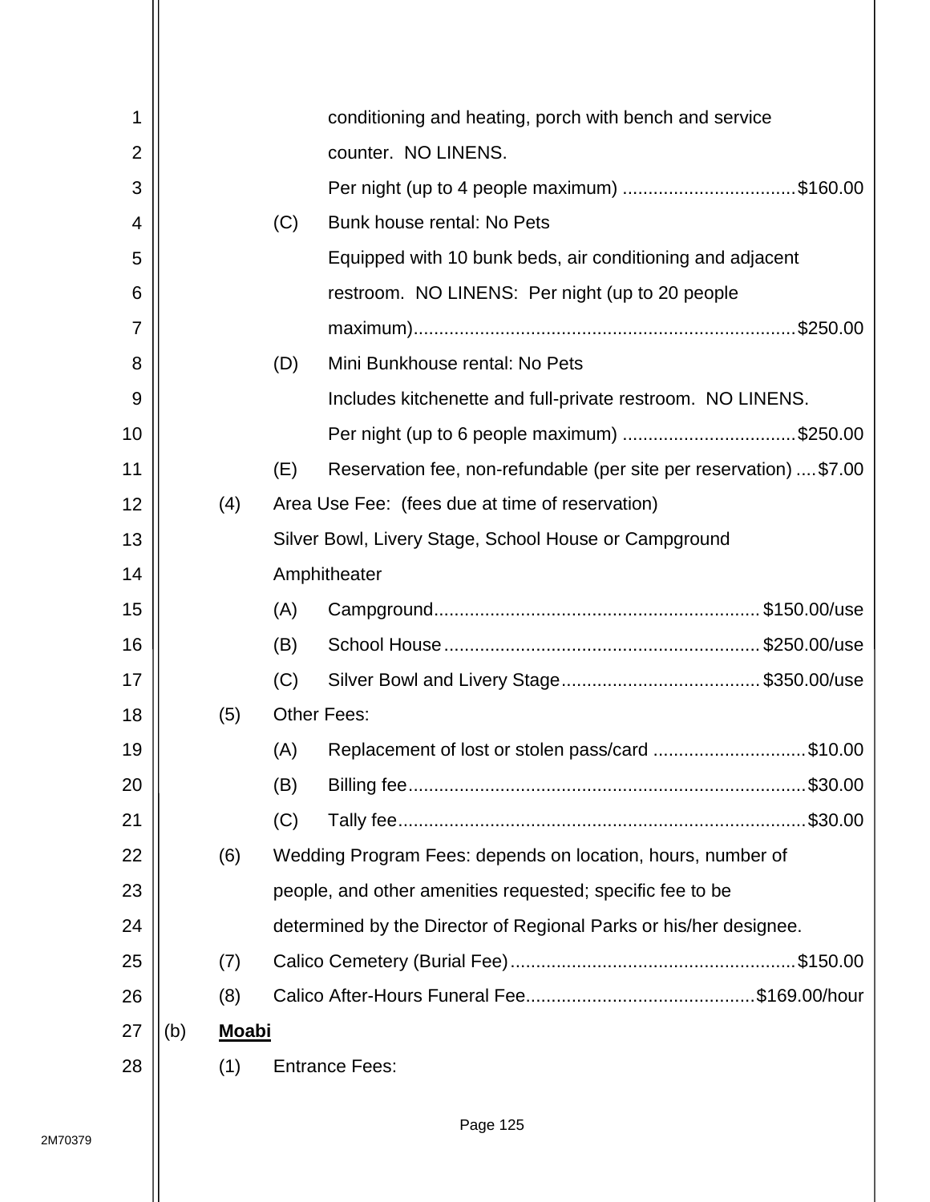conditioning and heating, porch with bench and service counter. NO LINENS.

Per night (up to 4 people maximum) .................................$160.00

(C) Bunk house rental: No Pets

Equipped with 10 bunk beds, air conditioning and adjacent restroom. NO LINENS: Per night (up to 20 people maximum)..........................................................................$250.00

(D) Mini Bunkhouse rental: No Pets

Includes kitchenette and full-private restroom. NO LINENS.

Per night (up to 6 people maximum) .................................$250.00

(E) Reservation fee, non-refundable (per site per reservation) ....$7.00

(4) Area Use Fee: (fees due at time of reservation)

Silver Bowl, Livery Stage, School House or Campground Amphitheater

(A) Campground...............................................................$150.00/use

(B) School House.............................................................$250.00/use

(C) Silver Bowl and Livery Stage......................................$350.00/use

(5) Other Fees:

(A) Replacement of lost or stolen pass/card .............................$10.00

(B) Billing fee.............................................................................$30.00

(C) Tally fee...............................................................................$30.00

(6) Wedding Program Fees: depends on location, hours, number of people, and other amenities requested; specific fee to be determined by the Director of Regional Parks or his/her designee.

(7) Calico Cemetery (Burial Fee).......................................................$150.00

(8) Calico After-Hours Funeral Fee............................................$169.00/hour

(b) **Moabi**

(1) Entrance Fees: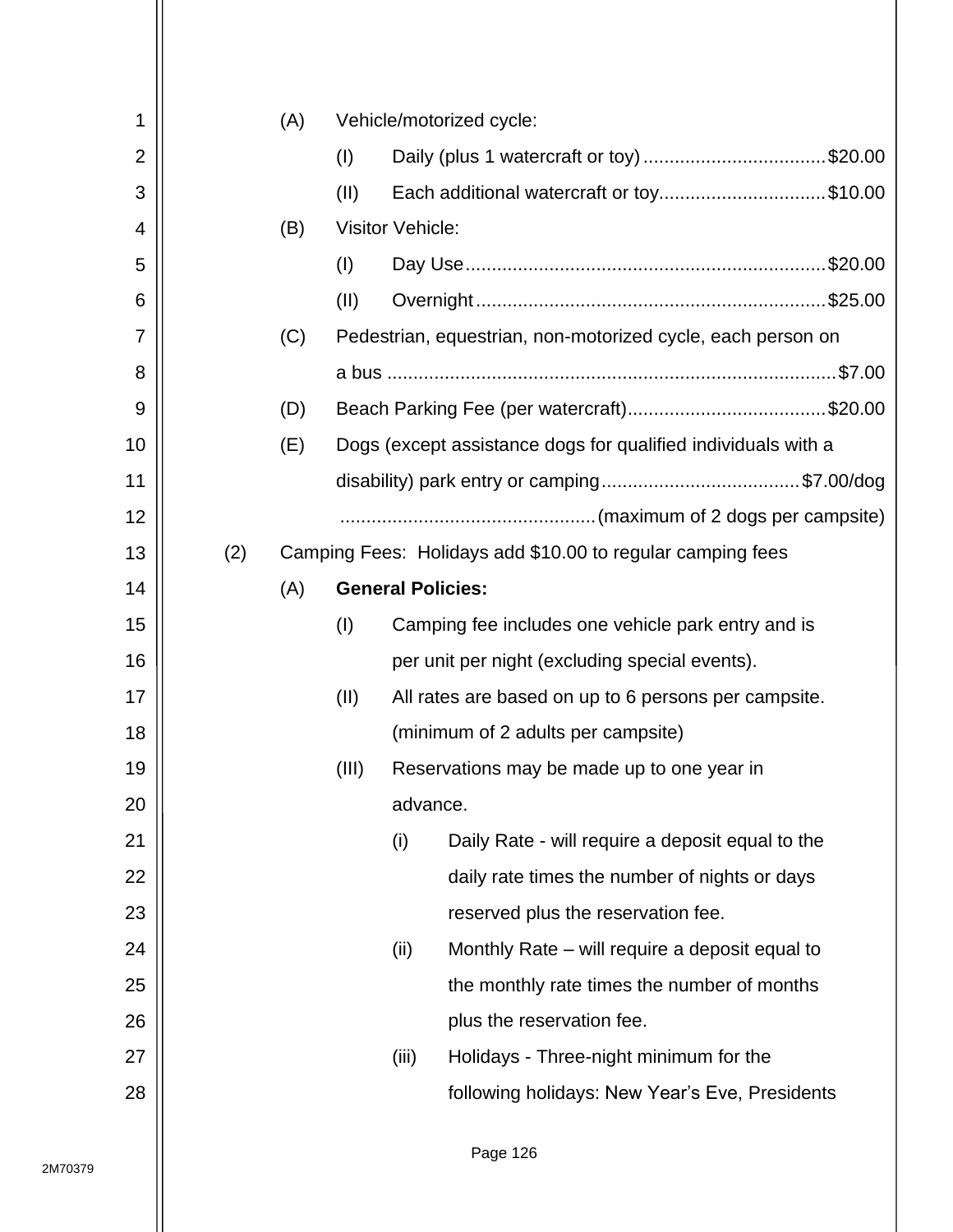(A) Vehicle/motorized cycle:

- (I) Daily (plus 1 watercraft or toy) .................................. $20.00
- (II) Each additional watercraft or toy................................ $10.00

(B) Visitor Vehicle:

- (I) Day Use.................................................................... $20.00
- (II) Overnight.................................................................. $25.00

(C) Pedestrian, equestrian, non-motorized cycle, each person on a bus ...................................................................................... $7.00

(D) Beach Parking Fee (per watercraft)...................................... $20.00

(E) Dogs (except assistance dogs for qualified individuals with a disability) park entry or camping...................................... $7.00/dog ................................................ (maximum of 2 dogs per campsite)

(2) Camping Fees: Holidays add $10.00 to regular camping fees

(A) **General Policies:**

- (I) Camping fee includes one vehicle park entry and is per unit per night (excluding special events).
- (II) All rates are based on up to 6 persons per campsite. (minimum of 2 adults per campsite)
- (III) Reservations may be made up to one year in advance.
  - (i) Daily Rate - will require a deposit equal to the daily rate times the number of nights or days reserved plus the reservation fee.
  - (ii) Monthly Rate – will require a deposit equal to the monthly rate times the number of months plus the reservation fee.
  - (iii) Holidays - Three-night minimum for the following holidays: New Year's Eve, Presidents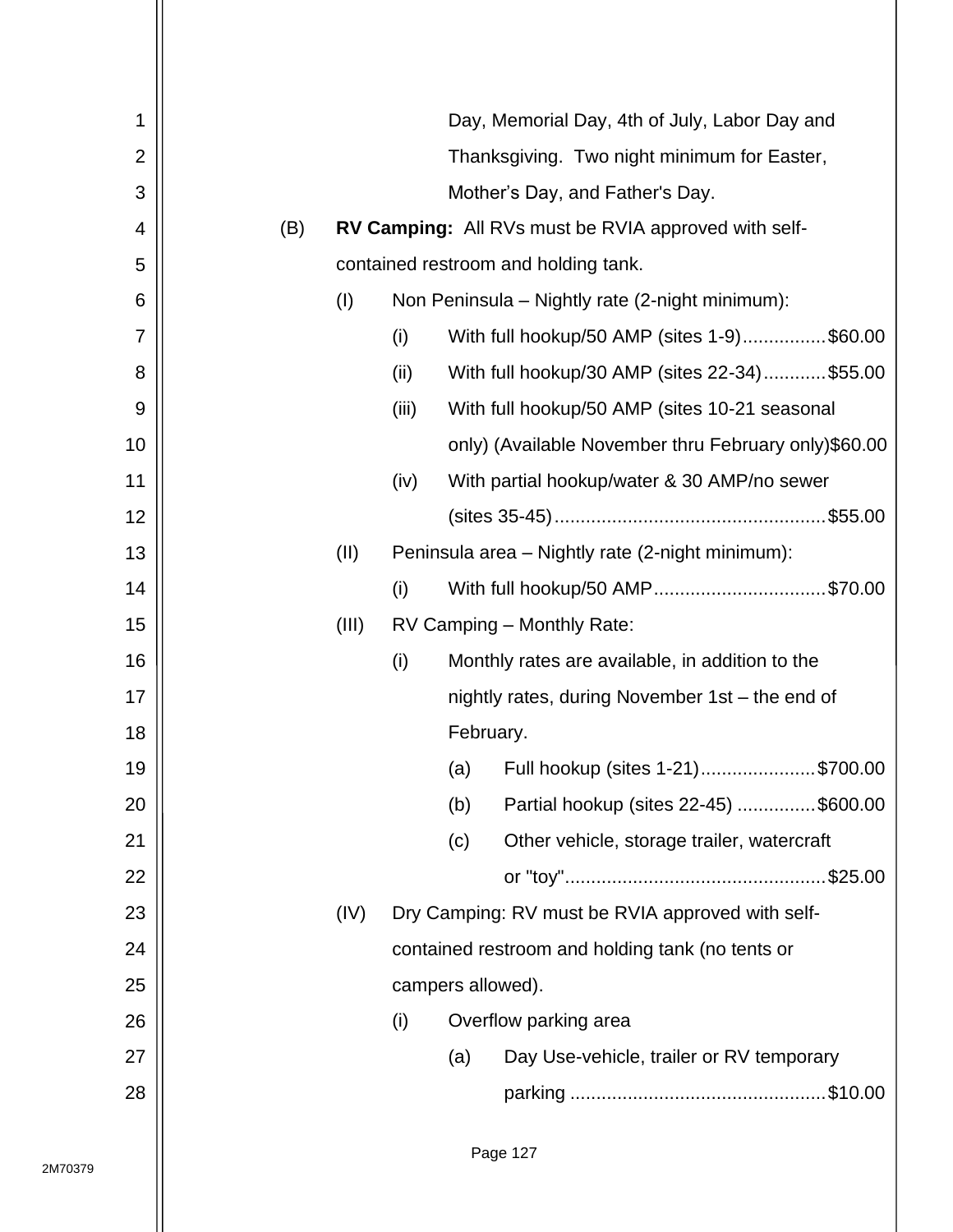Day, Memorial Day, 4th of July, Labor Day and Thanksgiving. Two night minimum for Easter, Mother's Day, and Father's Day.

(B) **RV Camping:** All RVs must be RVIA approved with self-contained restroom and holding tank.

(I) Non Peninsula – Nightly rate (2-night minimum):

(i) With full hookup/50 AMP (sites 1-9)................$60.00

(ii) With full hookup/30 AMP (sites 22-34)............$55.00

(iii) With full hookup/50 AMP (sites 10-21 seasonal only) (Available November thru February only)$60.00

(iv) With partial hookup/water & 30 AMP/no sewer (sites 35-45)...................................................$55.00

(II) Peninsula area – Nightly rate (2-night minimum):

(i) With full hookup/50 AMP.................................$70.00

(III) RV Camping – Monthly Rate:

(i) Monthly rates are available, in addition to the nightly rates, during November 1st – the end of February.

(a) Full hookup (sites 1-21)......................$700.00

(b) Partial hookup (sites 22-45) ...............$600.00

(c) Other vehicle, storage trailer, watercraft or "toy".................................................$25.00

(IV) Dry Camping: RV must be RVIA approved with self-contained restroom and holding tank (no tents or campers allowed).

(i) Overflow parking area

(a) Day Use-vehicle, trailer or RV temporary parking ................................................$10.00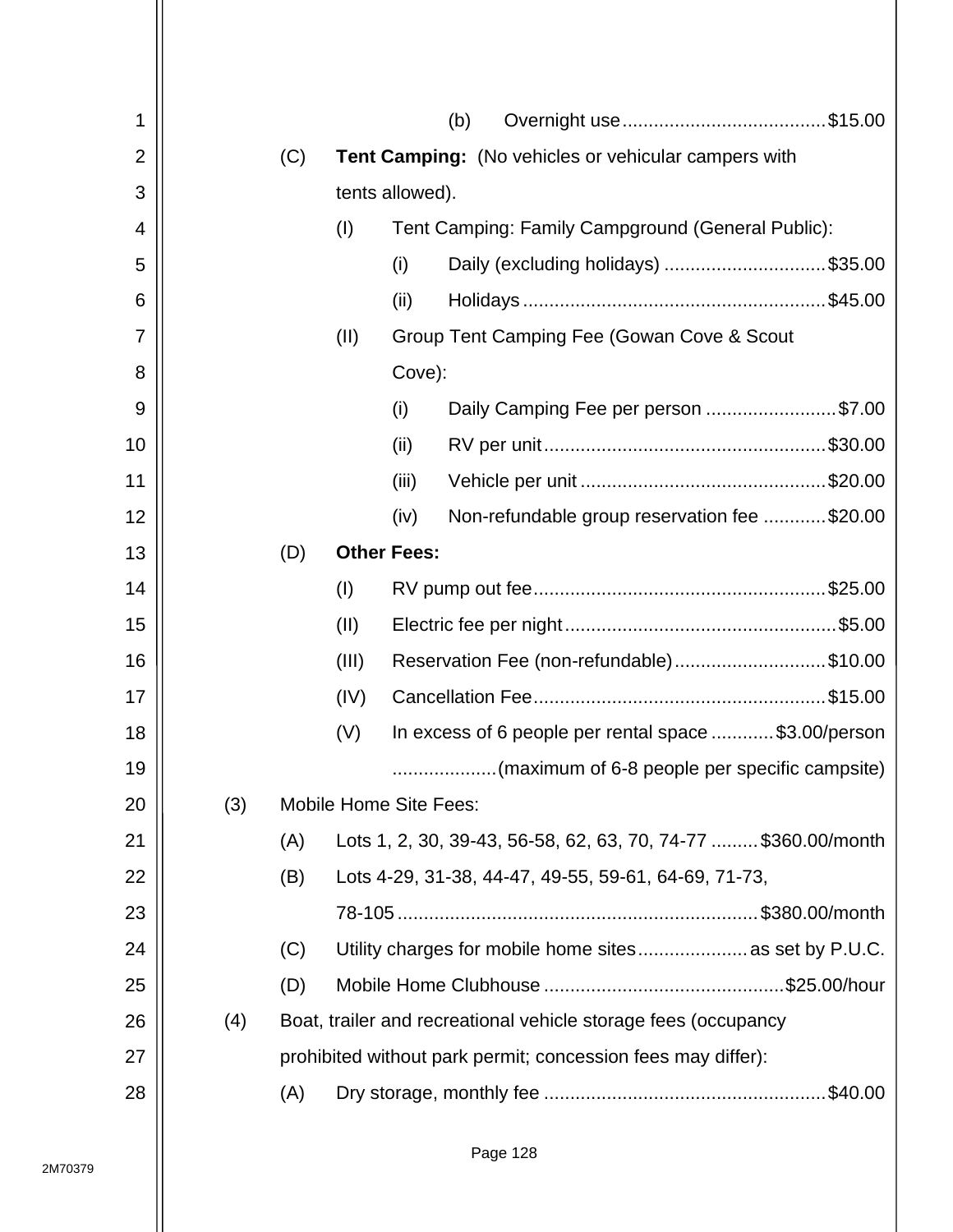(b) Overnight use ...................................... $15.00

(C) **Tent Camping:** (No vehicles or vehicular campers with tents allowed).

(I) Tent Camping: Family Campground (General Public):

(i) Daily (excluding holidays) ............................... $35.00

(ii) Holidays ......................................................... $45.00

(II) Group Tent Camping Fee (Gowan Cove & Scout Cove):

(i) Daily Camping Fee per person ......................... $7.00

(ii) RV per unit ..................................................... $30.00

(iii) Vehicle per unit .............................................. $20.00

(iv) Non-refundable group reservation fee ............ $20.00

(D) **Other Fees:**

(I) RV pump out fee ....................................................... $25.00

(II) Electric fee per night ................................................... $5.00

(III) Reservation Fee (non-refundable) ............................ $10.00

(IV) Cancellation Fee ....................................................... $15.00

(V) In excess of 6 people per rental space ............ $3.00/person .................... (maximum of 6-8 people per specific campsite)

(3) Mobile Home Site Fees:

(A) Lots 1, 2, 30, 39-43, 56-58, 62, 63, 70, 74-77 ......... $360.00/month

(B) Lots 4-29, 31-38, 44-47, 49-55, 59-61, 64-69, 71-73, 78-105 .................................................................... $380.00/month

(C) Utility charges for mobile home sites ..................... as set by P.U.C.

(D) Mobile Home Clubhouse ............................................. $25.00/hour

(4) Boat, trailer and recreational vehicle storage fees (occupancy prohibited without park permit; concession fees may differ):

(A) Dry storage, monthly fee ..................................................... $40.00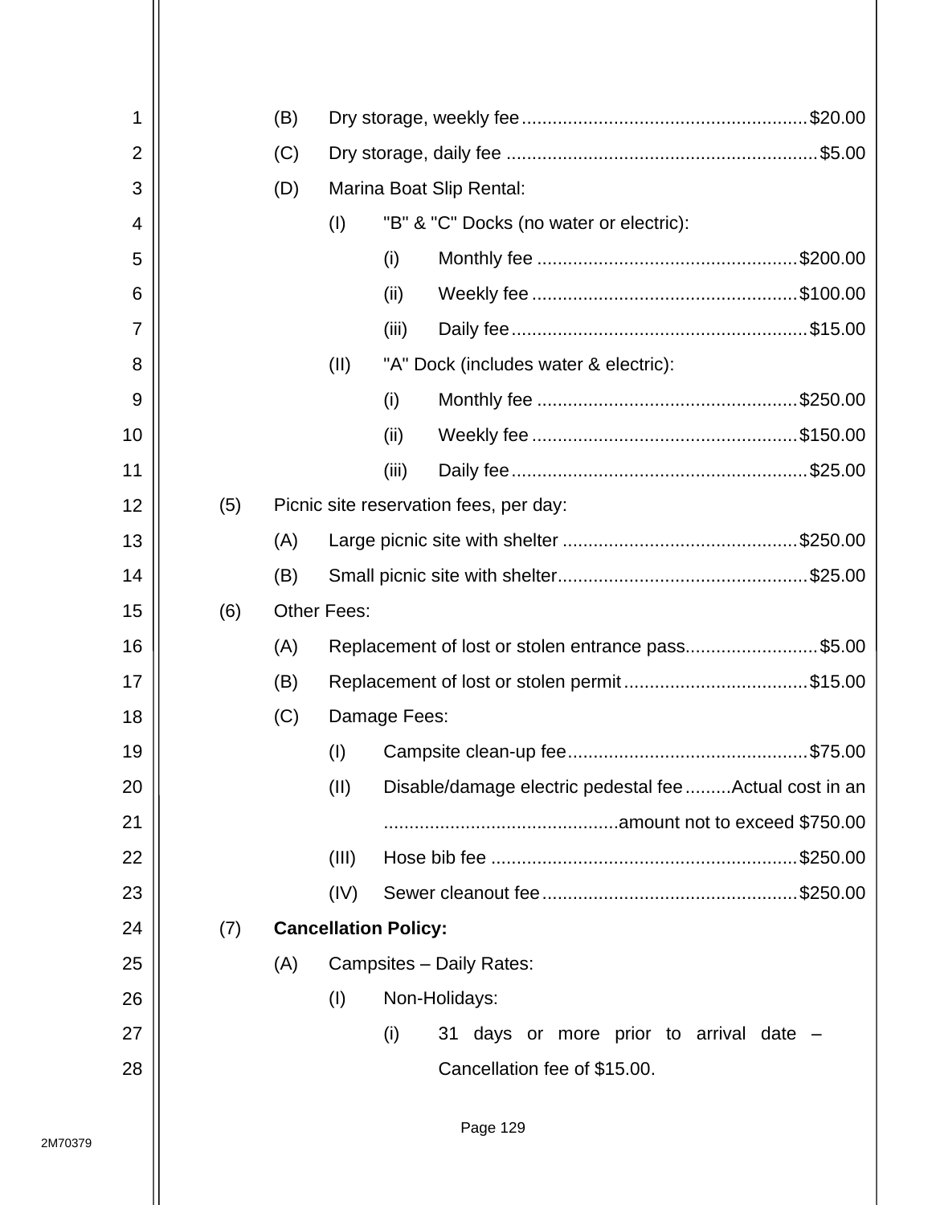(B) Dry storage, weekly fee ........................................................ $20.00

(C) Dry storage, daily fee ............................................................ $5.00

(D) Marina Boat Slip Rental:

(I) "B" & "C" Docks (no water or electric):

(i) Monthly fee .................................................. $200.00

(ii) Weekly fee .................................................. $100.00

(iii) Daily fee ........................................................ $15.00

(II) "A" Dock (includes water & electric):

(i) Monthly fee .................................................. $250.00

(ii) Weekly fee .................................................. $150.00

(iii) Daily fee ........................................................ $25.00

(5) Picnic site reservation fees, per day:

(A) Large picnic site with shelter ............................................ $250.00

(B) Small picnic site with shelter ................................................ $25.00

(6) Other Fees:

(A) Replacement of lost or stolen entrance pass .......................... $5.00

(B) Replacement of lost or stolen permit .................................... $15.00

(C) Damage Fees:

(I) Campsite clean-up fee .............................................. $75.00

(II) Disable/damage electric pedestal fee .........Actual cost in an ............................................amount not to exceed $750.00

(III) Hose bib fee .......................................................... $250.00

(IV) Sewer cleanout fee ................................................ $250.00

(7) **Cancellation Policy:**

(A) Campsites – Daily Rates:

(I) Non-Holidays:

(i) 31 days or more prior to arrival date – Cancellation fee of $15.00.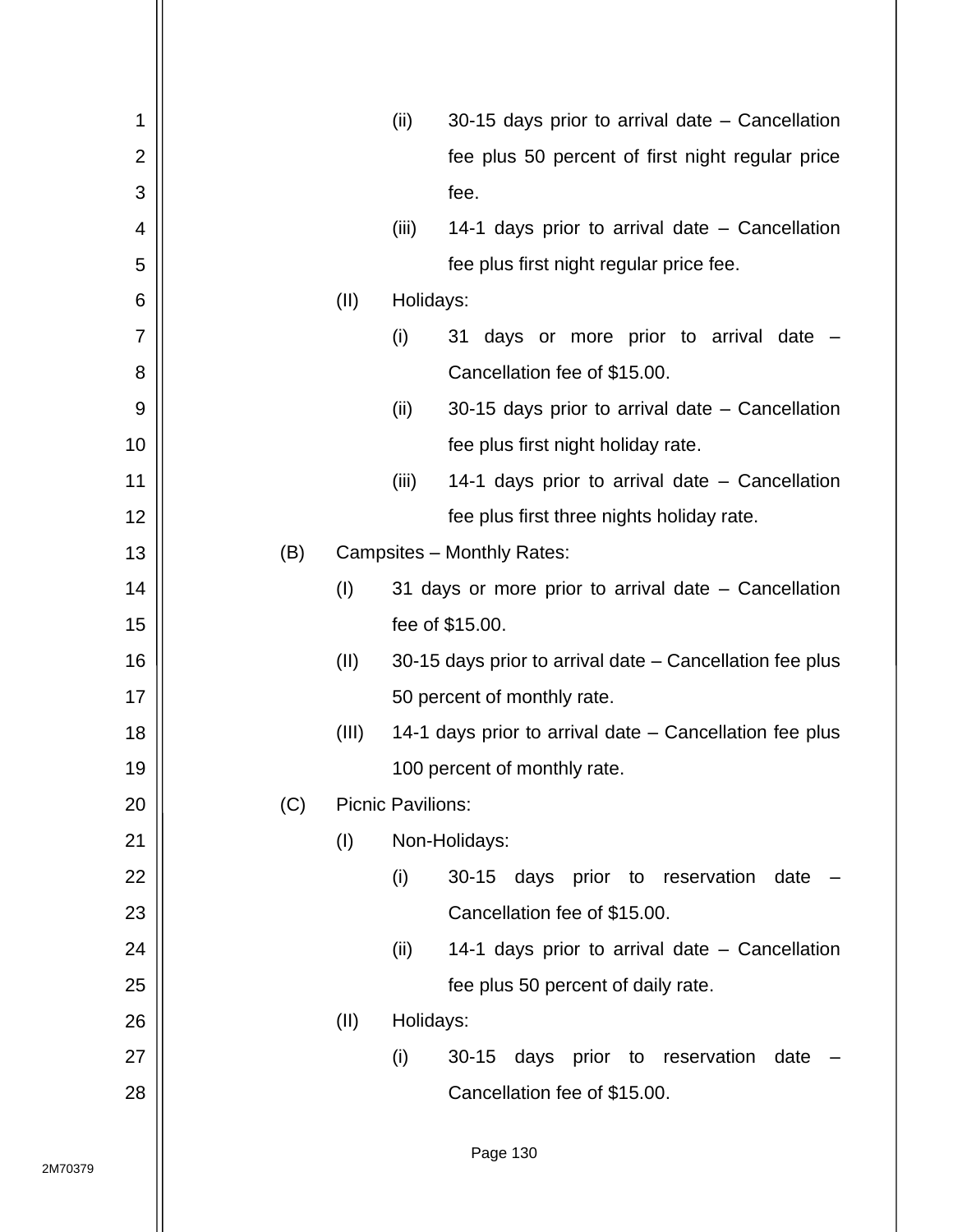(ii) 30-15 days prior to arrival date – Cancellation fee plus 50 percent of first night regular price fee.

(iii) 14-1 days prior to arrival date – Cancellation fee plus first night regular price fee.

(II) Holidays:

(i) 31 days or more prior to arrival date – Cancellation fee of $15.00.

(ii) 30-15 days prior to arrival date – Cancellation fee plus first night holiday rate.

(iii) 14-1 days prior to arrival date – Cancellation fee plus first three nights holiday rate.

(B) Campsites – Monthly Rates:

(I) 31 days or more prior to arrival date – Cancellation fee of $15.00.

(II) 30-15 days prior to arrival date – Cancellation fee plus 50 percent of monthly rate.

(III) 14-1 days prior to arrival date – Cancellation fee plus 100 percent of monthly rate.

(C) Picnic Pavilions:

(I) Non-Holidays:

(i) 30-15 days prior to reservation date – Cancellation fee of $15.00.

(ii) 14-1 days prior to arrival date – Cancellation fee plus 50 percent of daily rate.

(II) Holidays:

(i) 30-15 days prior to reservation date – Cancellation fee of $15.00.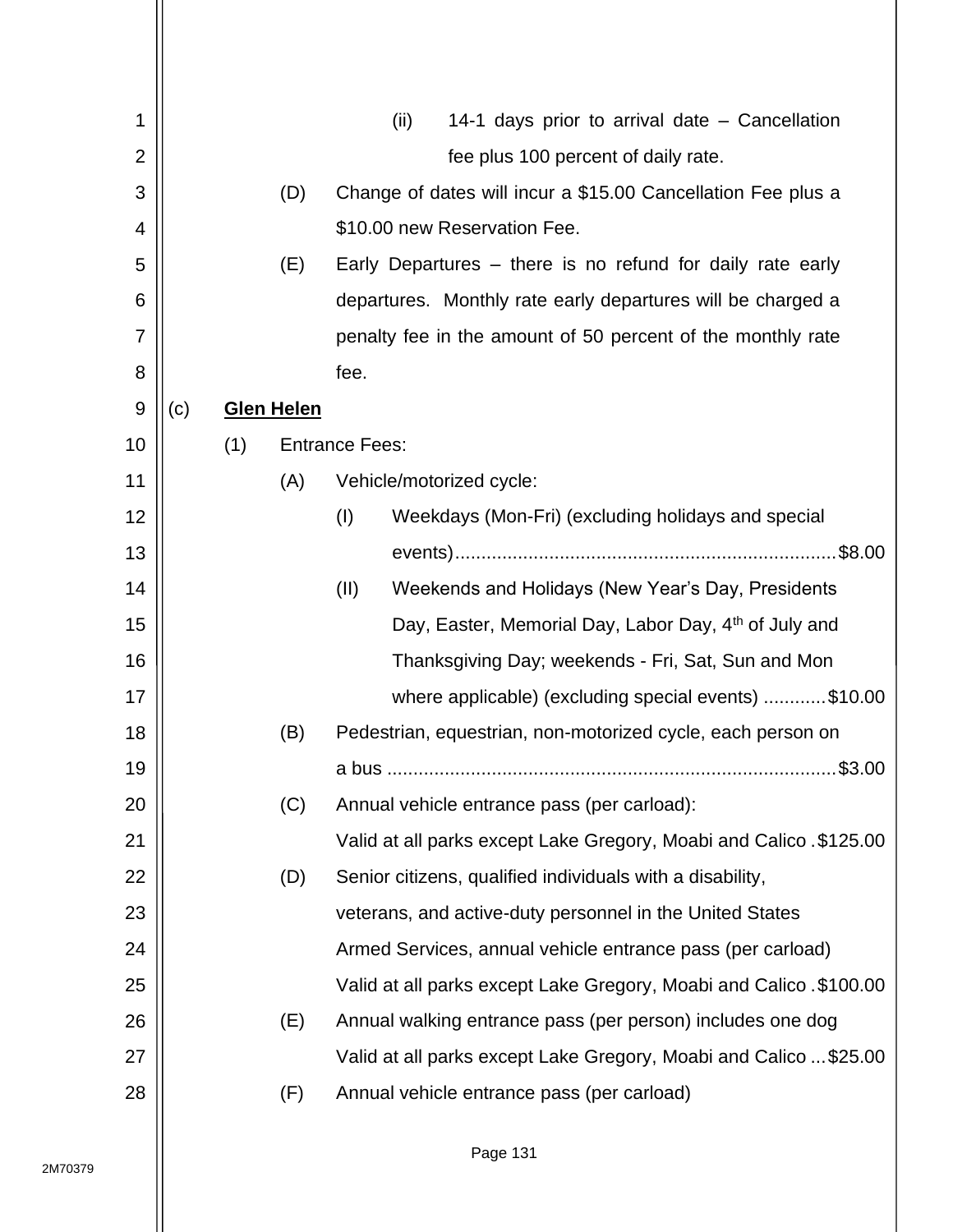(ii) 14-1 days prior to arrival date – Cancellation fee plus 100 percent of daily rate.

(D) Change of dates will incur a $15.00 Cancellation Fee plus a $10.00 new Reservation Fee.

(E) Early Departures – there is no refund for daily rate early departures. Monthly rate early departures will be charged a penalty fee in the amount of 50 percent of the monthly rate fee.

(c) **Glen Helen**

(1) Entrance Fees:

(A) Vehicle/motorized cycle:

(I) Weekdays (Mon-Fri) (excluding holidays and special events).......................................................................$8.00

(II) Weekends and Holidays (New Year's Day, Presidents Day, Easter, Memorial Day, Labor Day, 4th of July and Thanksgiving Day; weekends - Fri, Sat, Sun and Mon where applicable) (excluding special events) ............$10.00

(B) Pedestrian, equestrian, non-motorized cycle, each person on a bus ....................................................................................$3.00

(C) Annual vehicle entrance pass (per carload):
Valid at all parks except Lake Gregory, Moabi and Calico .$125.00

(D) Senior citizens, qualified individuals with a disability, veterans, and active-duty personnel in the United States Armed Services, annual vehicle entrance pass (per carload)
Valid at all parks except Lake Gregory, Moabi and Calico .$100.00

(E) Annual walking entrance pass (per person) includes one dog
Valid at all parks except Lake Gregory, Moabi and Calico ...$25.00

(F) Annual vehicle entrance pass (per carload)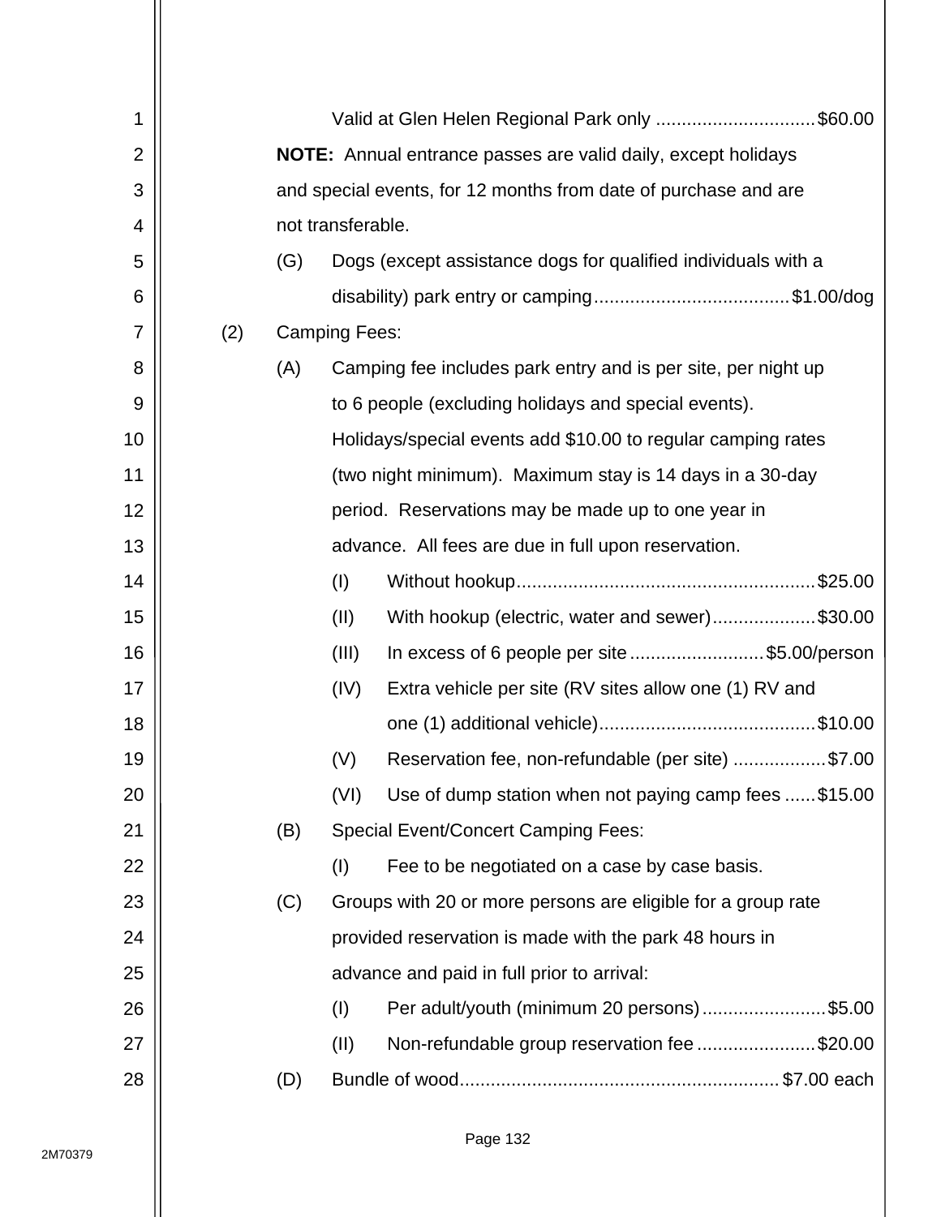Valid at Glen Helen Regional Park only ............................... $60.00

**NOTE:** Annual entrance passes are valid daily, except holidays and special events, for 12 months from date of purchase and are not transferable.

(G) Dogs (except assistance dogs for qualified individuals with a disability) park entry or camping ...................................... $1.00/dog

(2) Camping Fees:

(A) Camping fee includes park entry and is per site, per night up to 6 people (excluding holidays and special events). Holidays/special events add $10.00 to regular camping rates (two night minimum). Maximum stay is 14 days in a 30-day period. Reservations may be made up to one year in advance. All fees are due in full upon reservation.

(I) Without hookup .......................................................... $25.00

(II) With hookup (electric, water and sewer) .................... $30.00

(III) In excess of 6 people per site .......................... $5.00/person

(IV) Extra vehicle per site (RV sites allow one (1) RV and one (1) additional vehicle) .......................................... $10.00

(V) Reservation fee, non-refundable (per site) .................. $7.00

(VI) Use of dump station when not paying camp fees ...... $15.00

(B) Special Event/Concert Camping Fees:

(I) Fee to be negotiated on a case by case basis.

(C) Groups with 20 or more persons are eligible for a group rate provided reservation is made with the park 48 hours in advance and paid in full prior to arrival:

(I) Per adult/youth (minimum 20 persons) ........................ $5.00

(II) Non-refundable group reservation fee ....................... $20.00

(D) Bundle of wood ............................................................. $7.00 each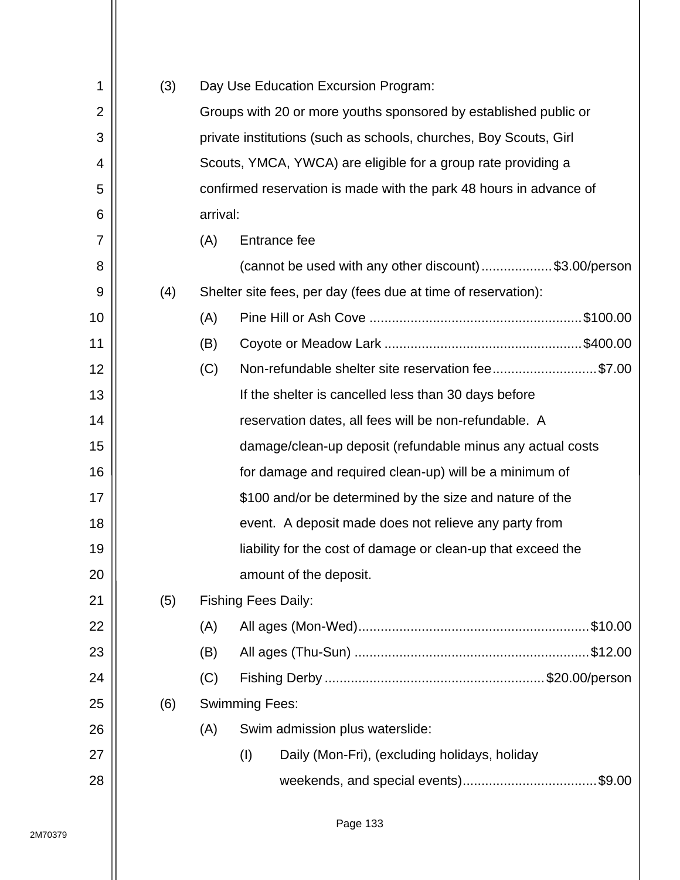(3) Day Use Education Excursion Program:

Groups with 20 or more youths sponsored by established public or private institutions (such as schools, churches, Boy Scouts, Girl Scouts, YMCA, YWCA) are eligible for a group rate providing a confirmed reservation is made with the park 48 hours in advance of arrival:

- (A) Entrance fee (cannot be used with any other discount)...................$3.00/person

(4) Shelter site fees, per day (fees due at time of reservation):

- (A) Pine Hill or Ash Cove ........................................................$100.00
- (B) Coyote or Meadow Lark ....................................................$400.00
- (C) Non-refundable shelter site reservation fee............................$7.00

  If the shelter is cancelled less than 30 days before reservation dates, all fees will be non-refundable. A damage/clean-up deposit (refundable minus any actual costs for damage and required clean-up) will be a minimum of $100 and/or be determined by the size and nature of the event. A deposit made does not relieve any party from liability for the cost of damage or clean-up that exceed the amount of the deposit.

(5) Fishing Fees Daily:

- (A) All ages (Mon-Wed).............................................................$10.00
- (B) All ages (Thu-Sun) ..............................................................$12.00
- (C) Fishing Derby ..........................................................$20.00/person

(6) Swimming Fees:

- (A) Swim admission plus waterslide:
  - (I) Daily (Mon-Fri), (excluding holidays, holiday weekends, and special events)....................................$9.00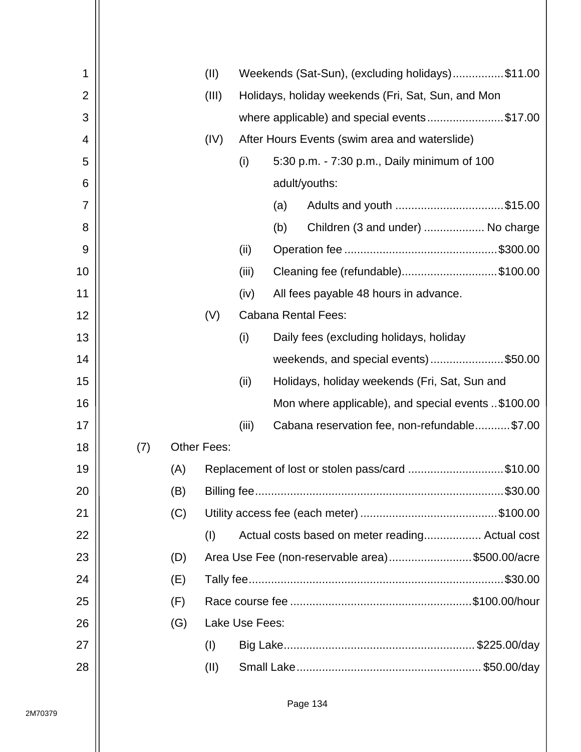(II) Weekends (Sat-Sun), (excluding holidays) ................ $11.00

(III) Holidays, holiday weekends (Fri, Sat, Sun, and Mon where applicable) and special events ........................ $17.00

(IV) After Hours Events (swim area and waterslide)

(i) 5:30 p.m. - 7:30 p.m., Daily minimum of 100 adult/youths:

(a) Adults and youth .................................. $15.00

(b) Children (3 and under) ................... No charge

(ii) Operation fee ................................................ $300.00

(iii) Cleaning fee (refundable).............................. $100.00

(iv) All fees payable 48 hours in advance.

(V) Cabana Rental Fees:

(i) Daily fees (excluding holidays, holiday weekends, and special events) ....................... $50.00

(ii) Holidays, holiday weekends (Fri, Sat, Sun and Mon where applicable), and special events .. $100.00

(iii) Cabana reservation fee, non-refundable........... $7.00

(7) Other Fees:

(A) Replacement of lost or stolen pass/card .............................. $10.00

(B) Billing fee............................................................................. $30.00

(C) Utility access fee (each meter) ........................................... $100.00

(I) Actual costs based on meter reading.................. Actual cost

(D) Area Use Fee (non-reservable area).......................... $500.00/acre

(E) Tally fee................................................................................ $30.00

(F) Race course fee ......................................................... $100.00/hour

(G) Lake Use Fees:

(I) Big Lake............................................................ $225.00/day

(II) Small Lake.......................................................... $50.00/day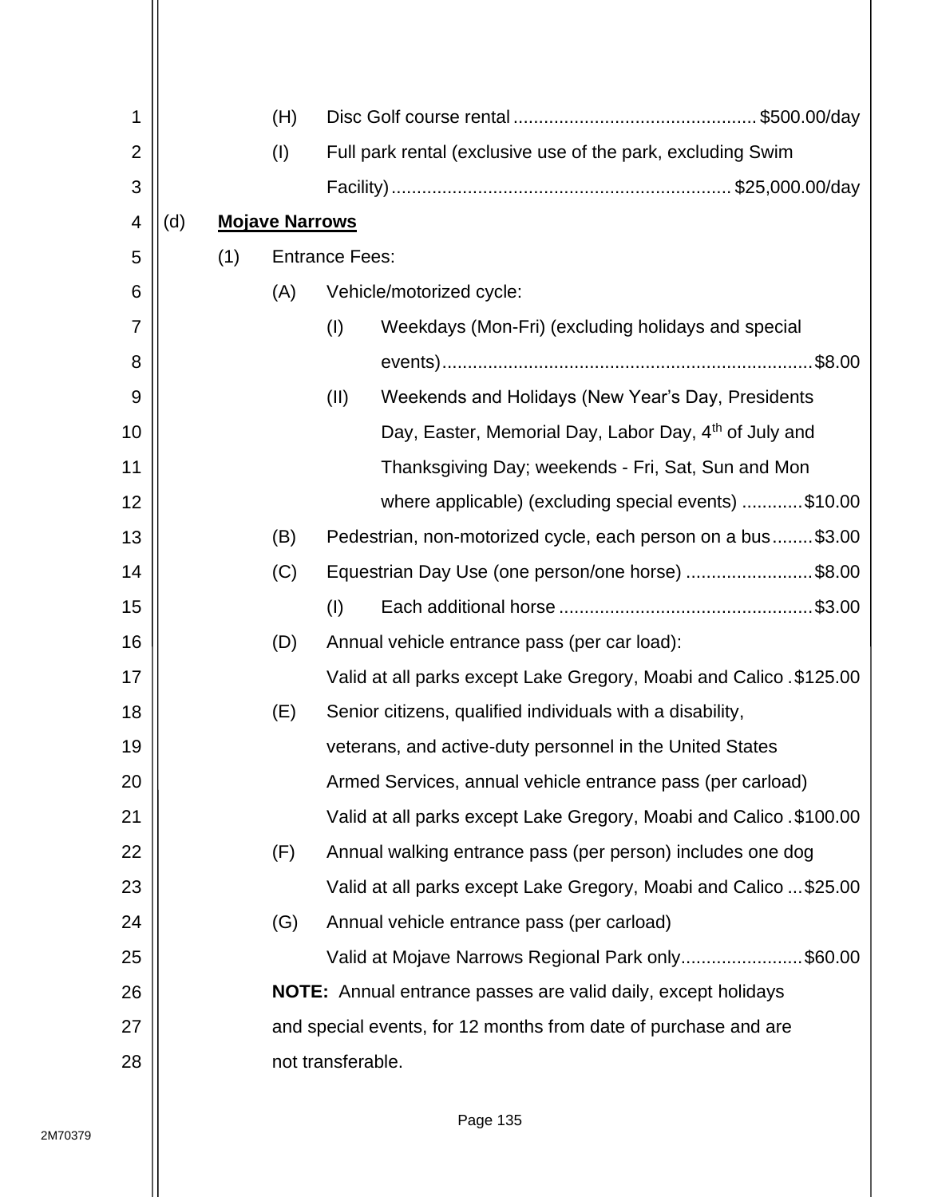(H) Disc Golf course rental ............................................... $500.00/day

(I) Full park rental (exclusive use of the park, excluding Swim Facility) .................................................................. $25,000.00/day

(d) **Mojave Narrows**

(1) Entrance Fees:

(A) Vehicle/motorized cycle:

(I) Weekdays (Mon-Fri) (excluding holidays and special events) ......................................................................... $8.00

(II) Weekends and Holidays (New Year's Day, Presidents Day, Easter, Memorial Day, Labor Day, 4th of July and Thanksgiving Day; weekends - Fri, Sat, Sun and Mon where applicable) (excluding special events) ............ $10.00

(B) Pedestrian, non-motorized cycle, each person on a bus ........ $3.00

(C) Equestrian Day Use (one person/one horse) ......................... $8.00

(I) Each additional horse .................................................. $3.00

(D) Annual vehicle entrance pass (per car load):
Valid at all parks except Lake Gregory, Moabi and Calico . $125.00

(E) Senior citizens, qualified individuals with a disability, veterans, and active-duty personnel in the United States Armed Services, annual vehicle entrance pass (per carload)
Valid at all parks except Lake Gregory, Moabi and Calico . $100.00

(F) Annual walking entrance pass (per person) includes one dog
Valid at all parks except Lake Gregory, Moabi and Calico ... $25.00

(G) Annual vehicle entrance pass (per carload)
Valid at Mojave Narrows Regional Park only........................ $60.00

**NOTE:** Annual entrance passes are valid daily, except holidays and special events, for 12 months from date of purchase and are not transferable.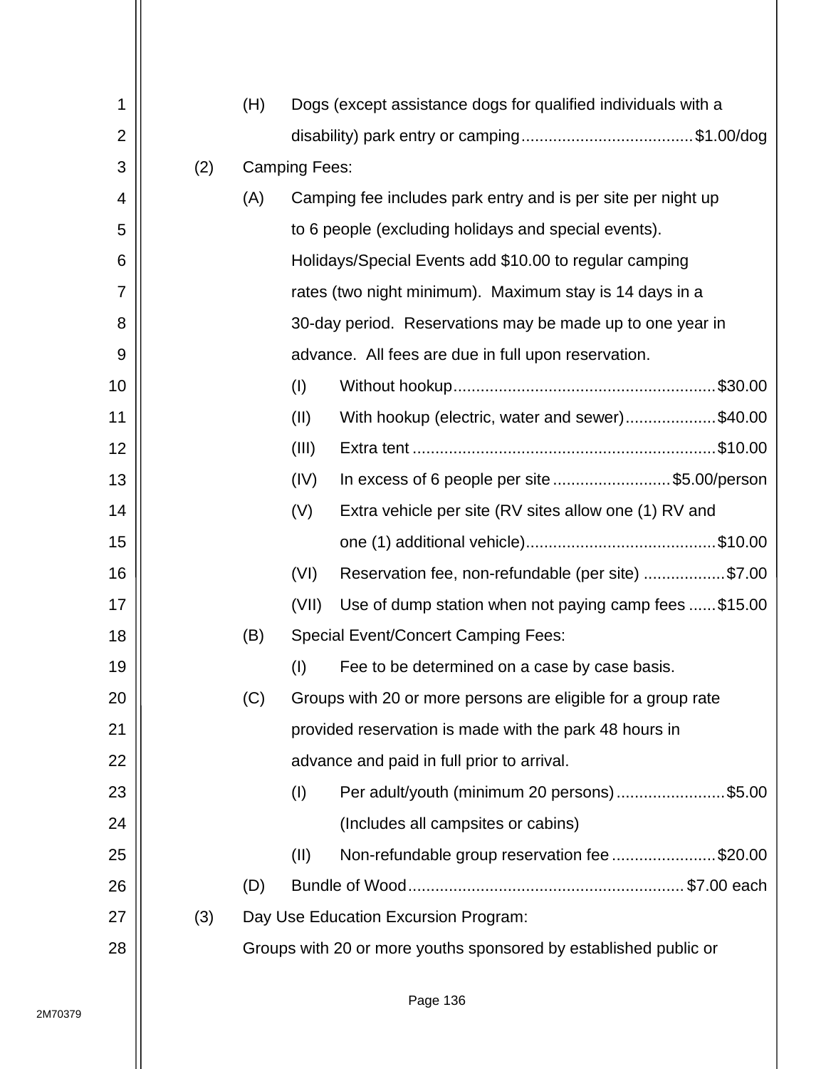(H) Dogs (except assistance dogs for qualified individuals with a disability) park entry or camping.....................................$1.00/dog

(2) Camping Fees:

(A) Camping fee includes park entry and is per site per night up to 6 people (excluding holidays and special events). Holidays/Special Events add $10.00 to regular camping rates (two night minimum). Maximum stay is 14 days in a 30-day period. Reservations may be made up to one year in advance. All fees are due in full upon reservation.

(I) Without hookup.........................................................$30.00

(II) With hookup (electric, water and sewer)....................$40.00

(III) Extra tent ..................................................................$10.00

(IV) In excess of 6 people per site ..........................$5.00/person

(V) Extra vehicle per site (RV sites allow one (1) RV and one (1) additional vehicle).........................................$10.00

(VI) Reservation fee, non-refundable (per site) ..................$7.00

(VII) Use of dump station when not paying camp fees ......$15.00

(B) Special Event/Concert Camping Fees:

(I) Fee to be determined on a case by case basis.

(C) Groups with 20 or more persons are eligible for a group rate provided reservation is made with the park 48 hours in advance and paid in full prior to arrival.

(I) Per adult/youth (minimum 20 persons) ........................$5.00 (Includes all campsites or cabins)

(II) Non-refundable group reservation fee .......................$20.00

(D) Bundle of Wood............................................................$7.00 each

(3) Day Use Education Excursion Program:

Groups with 20 or more youths sponsored by established public or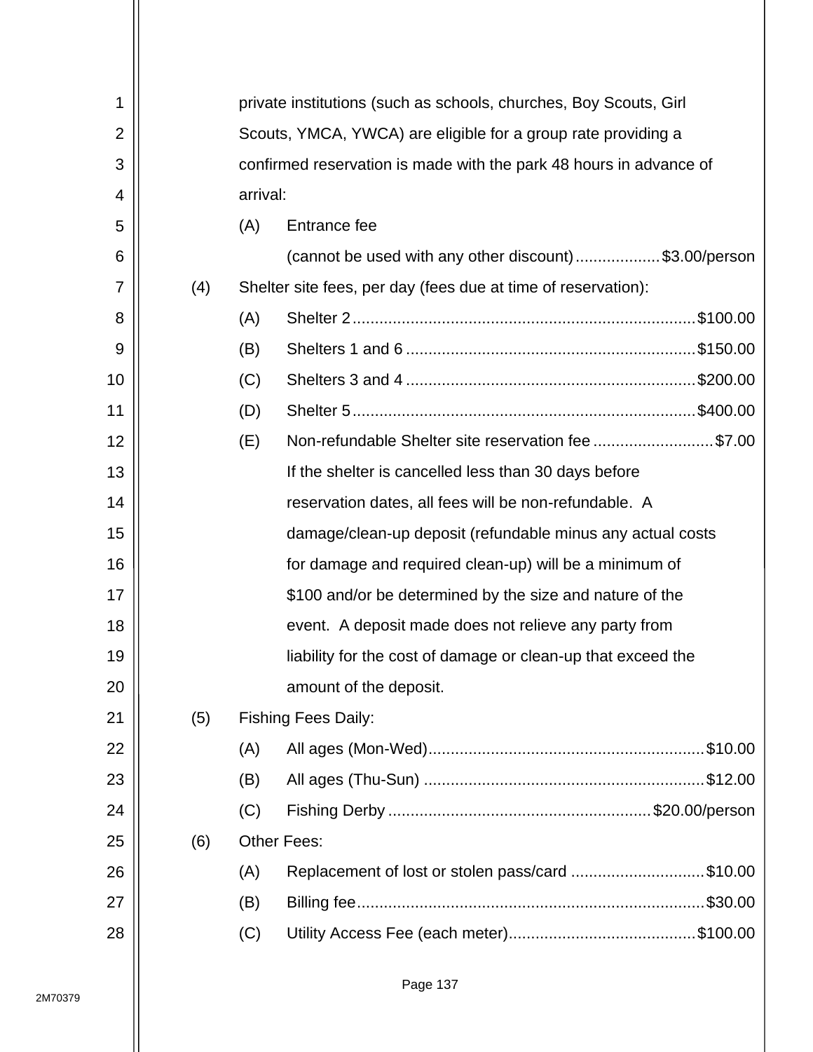private institutions (such as schools, churches, Boy Scouts, Girl Scouts, YMCA, YWCA) are eligible for a group rate providing a confirmed reservation is made with the park 48 hours in advance of arrival:

- (A) Entrance fee (cannot be used with any other discount) ................... $3.00/person

(4) Shelter site fees, per day (fees due at time of reservation):

- (A) Shelter 2 ............................................................ $100.00
- (B) Shelters 1 and 6 ................................................. $150.00
- (C) Shelters 3 and 4 ................................................. $200.00
- (D) Shelter 5 ............................................................ $400.00
- (E) Non-refundable Shelter site reservation fee ........................... $7.00

  If the shelter is cancelled less than 30 days before reservation dates, all fees will be non-refundable. A damage/clean-up deposit (refundable minus any actual costs for damage and required clean-up) will be a minimum of $100 and/or be determined by the size and nature of the event. A deposit made does not relieve any party from liability for the cost of damage or clean-up that exceed the amount of the deposit.

(5) Fishing Fees Daily:

- (A) All ages (Mon-Wed) ............................................... $10.00
- (B) All ages (Thu-Sun) ............................................... $12.00
- (C) Fishing Derby .......................................................... $20.00/person

(6) Other Fees:

- (A) Replacement of lost or stolen pass/card .............................. $10.00
- (B) Billing fee ............................................................. $30.00
- (C) Utility Access Fee (each meter) .......................................... $100.00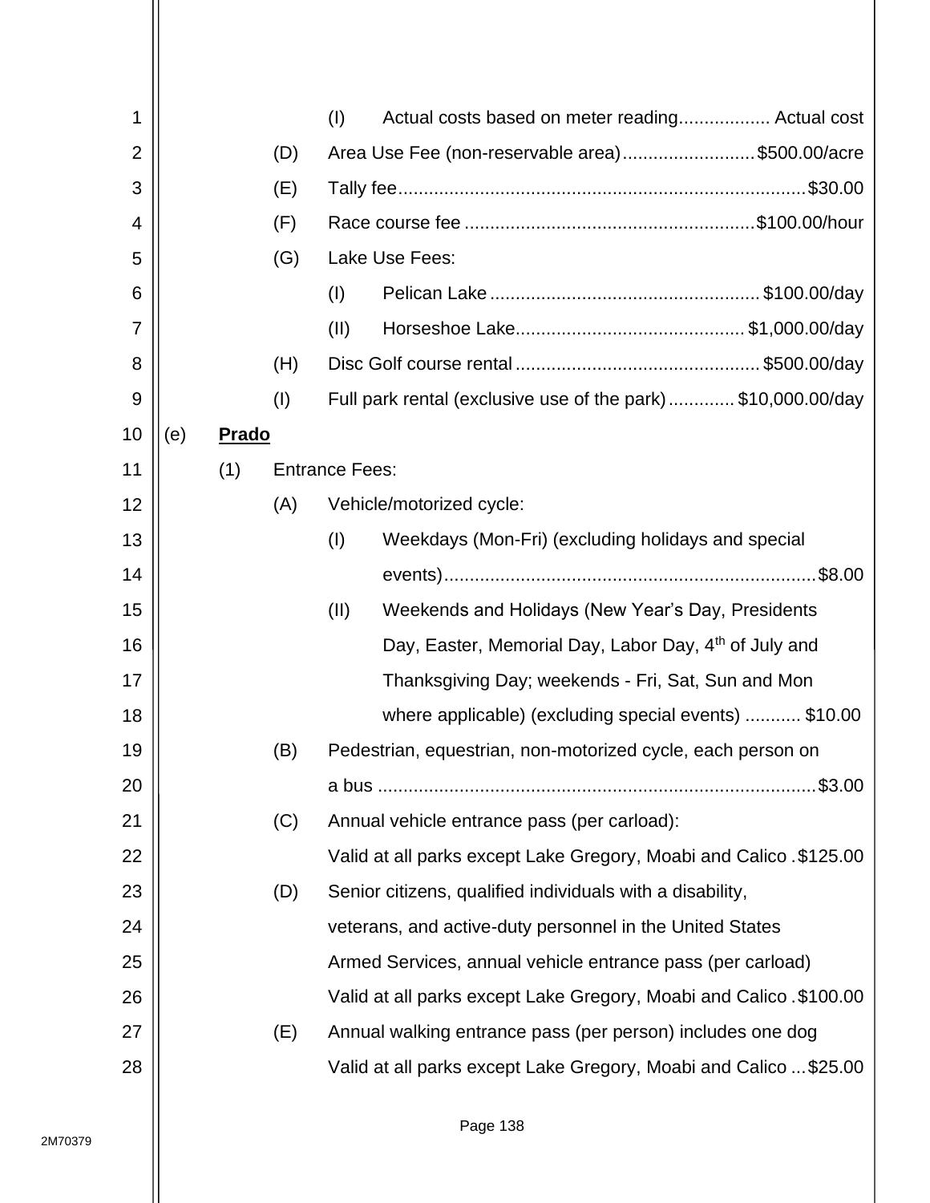(I) Actual costs based on meter reading.................. Actual cost

(D) Area Use Fee (non-reservable area).......................... $500.00/acre

(E) Tally fee.................................................................................. $30.00

(F) Race course fee ........................................................ $100.00/hour

(G) Lake Use Fees:

(I) Pelican Lake ..................................................... $100.00/day

(II) Horseshoe Lake............................................ $1,000.00/day

(H) Disc Golf course rental ................................................ $500.00/day

(I) Full park rental (exclusive use of the park)............. $10,000.00/day

(e) **Prado**

(1) Entrance Fees:

(A) Vehicle/motorized cycle:

(I) Weekdays (Mon-Fri) (excluding holidays and special events)......................................................................... $8.00

(II) Weekends and Holidays (New Year's Day, Presidents Day, Easter, Memorial Day, Labor Day, 4th of July and Thanksgiving Day; weekends - Fri, Sat, Sun and Mon where applicable) (excluding special events) ........... $10.00

(B) Pedestrian, equestrian, non-motorized cycle, each person on a bus ..................................................................................... $3.00

(C) Annual vehicle entrance pass (per carload):
Valid at all parks except Lake Gregory, Moabi and Calico . $125.00

(D) Senior citizens, qualified individuals with a disability, veterans, and active-duty personnel in the United States Armed Services, annual vehicle entrance pass (per carload)
Valid at all parks except Lake Gregory, Moabi and Calico . $100.00

(E) Annual walking entrance pass (per person) includes one dog
Valid at all parks except Lake Gregory, Moabi and Calico ... $25.00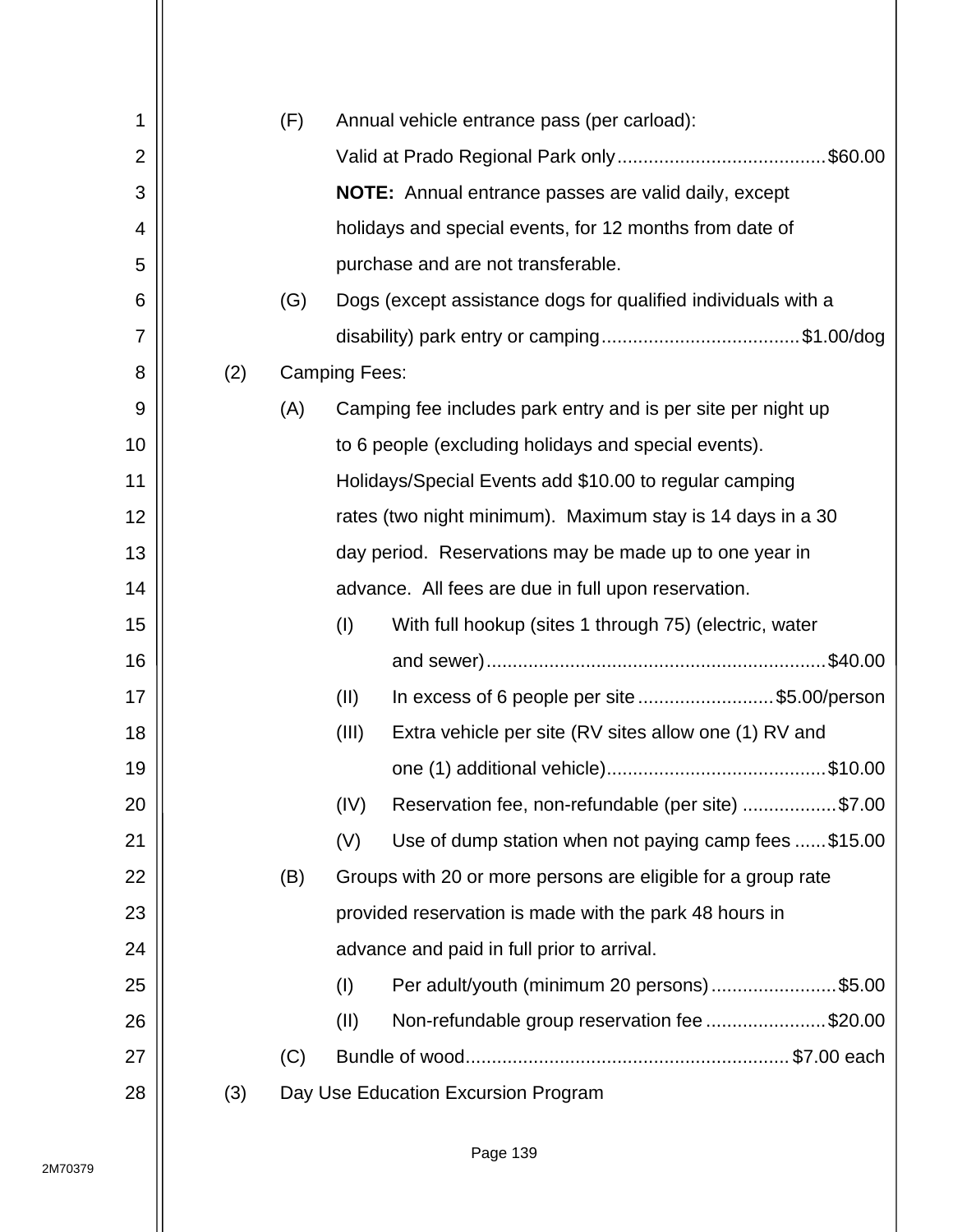(F) Annual vehicle entrance pass (per carload):

Valid at Prado Regional Park only....................................... $60.00

**NOTE:** Annual entrance passes are valid daily, except holidays and special events, for 12 months from date of purchase and are not transferable.

(G) Dogs (except assistance dogs for qualified individuals with a disability) park entry or camping..................................... $1.00/dog

(2) Camping Fees:

(A) Camping fee includes park entry and is per site per night up to 6 people (excluding holidays and special events). Holidays/Special Events add $10.00 to regular camping rates (two night minimum). Maximum stay is 14 days in a 30 day period. Reservations may be made up to one year in advance. All fees are due in full upon reservation.

(I) With full hookup (sites 1 through 75) (electric, water and sewer)................................................................ $40.00

(II) In excess of 6 people per site .......................... $5.00/person

(III) Extra vehicle per site (RV sites allow one (1) RV and one (1) additional vehicle).......................................... $10.00

(IV) Reservation fee, non-refundable (per site) .................. $7.00

(V) Use of dump station when not paying camp fees ...... $15.00

(B) Groups with 20 or more persons are eligible for a group rate provided reservation is made with the park 48 hours in advance and paid in full prior to arrival.

(I) Per adult/youth (minimum 20 persons)........................ $5.00

(II) Non-refundable group reservation fee ....................... $20.00

(C) Bundle of wood............................................................. $7.00 each

(3) Day Use Education Excursion Program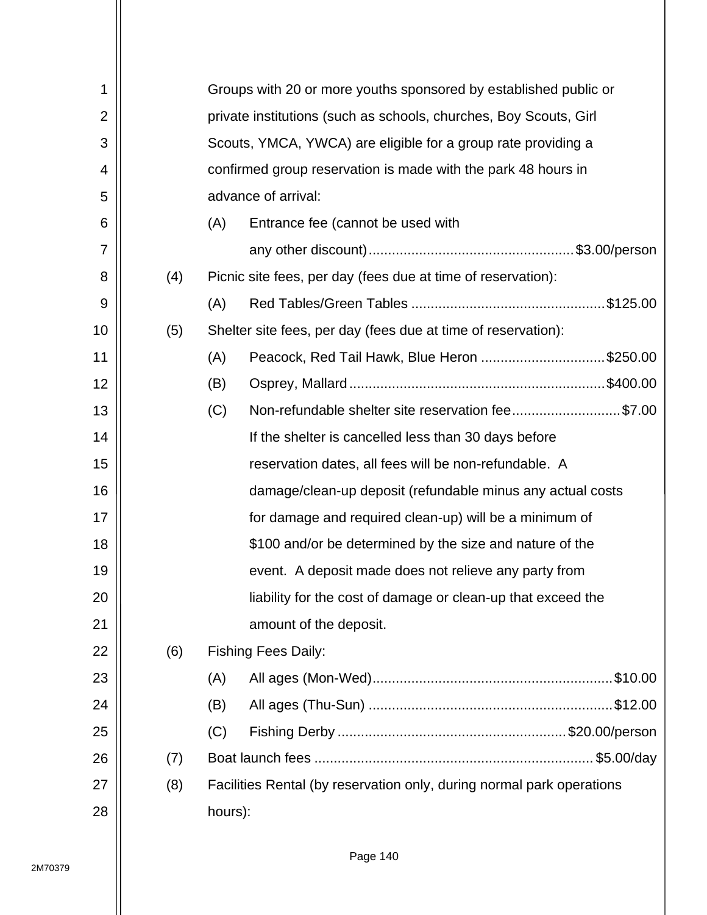Groups with 20 or more youths sponsored by established public or private institutions (such as schools, churches, Boy Scouts, Girl Scouts, YMCA, YWCA) are eligible for a group rate providing a confirmed group reservation is made with the park 48 hours in advance of arrival:

(A) Entrance fee (cannot be used with any other discount) .................................................... $3.00/person

(4) Picnic site fees, per day (fees due at time of reservation):

(A) Red Tables/Green Tables ................................................. $125.00

(5) Shelter site fees, per day (fees due at time of reservation):

(A) Peacock, Red Tail Hawk, Blue Heron ................................ $250.00

(B) Osprey, Mallard ................................................................. $400.00

(C) Non-refundable shelter site reservation fee ............................ $7.00

If the shelter is cancelled less than 30 days before reservation dates, all fees will be non-refundable. A damage/clean-up deposit (refundable minus any actual costs for damage and required clean-up) will be a minimum of $100 and/or be determined by the size and nature of the event. A deposit made does not relieve any party from liability for the cost of damage or clean-up that exceed the amount of the deposit.

(6) Fishing Fees Daily:

(A) All ages (Mon-Wed) ............................................................. $10.00

(B) All ages (Thu-Sun) .............................................................. $12.00

(C) Fishing Derby .......................................................... $20.00/person

(7) Boat launch fees ....................................................................... $5.00/day

(8) Facilities Rental (by reservation only, during normal park operations hours):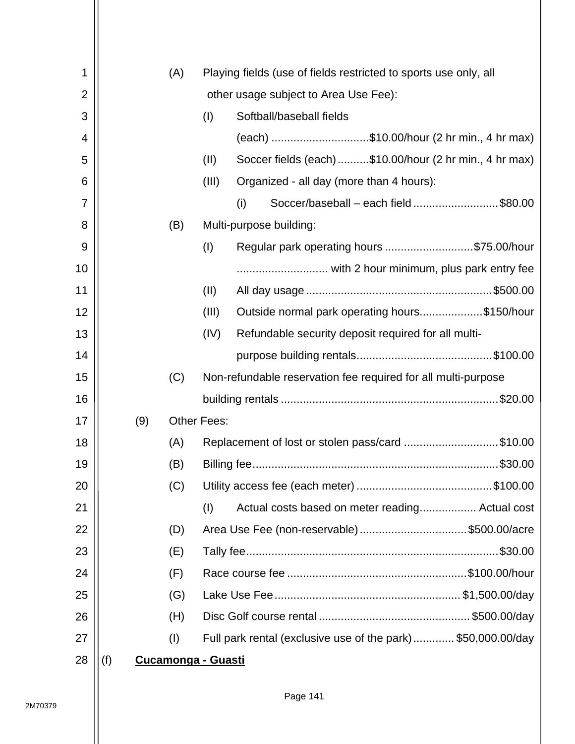(A) Playing fields (use of fields restricted to sports use only, all other usage subject to Area Use Fee):

(I) Softball/baseball fields (each) ..............................$10.00/hour (2 hr min., 4 hr max)

(II) Soccer fields (each)..........$10.00/hour (2 hr min., 4 hr max)

(III) Organized - all day (more than 4 hours):

(i) Soccer/baseball – each field ...........................$80.00

(B) Multi-purpose building:

(I) Regular park operating hours ............................$75.00/hour ............................ with 2 hour minimum, plus park entry fee

(II) All day usage ..........................................................$500.00

(III) Outside normal park operating hours....................$150/hour

(IV) Refundable security deposit required for all multi-purpose building rentals...........................................$100.00

(C) Non-refundable reservation fee required for all multi-purpose building rentals ....................................................................$20.00

(9) Other Fees:

(A) Replacement of lost or stolen pass/card ..............................$10.00

(B) Billing fee.............................................................................$30.00

(C) Utility access fee (each meter) ..........................................$100.00

(I) Actual costs based on meter reading.................. Actual cost

(D) Area Use Fee (non-reservable) ..................................$500.00/acre

(E) Tally fee...............................................................................$30.00

(F) Race course fee .........................................................$100.00/hour

(G) Lake Use Fee ..........................................................$1,500.00/day

(H) Disc Golf course rental ................................................$500.00/day

(I) Full park rental (exclusive use of the park) .............$50,000.00/day

(f) **Cucamonga - Guasti**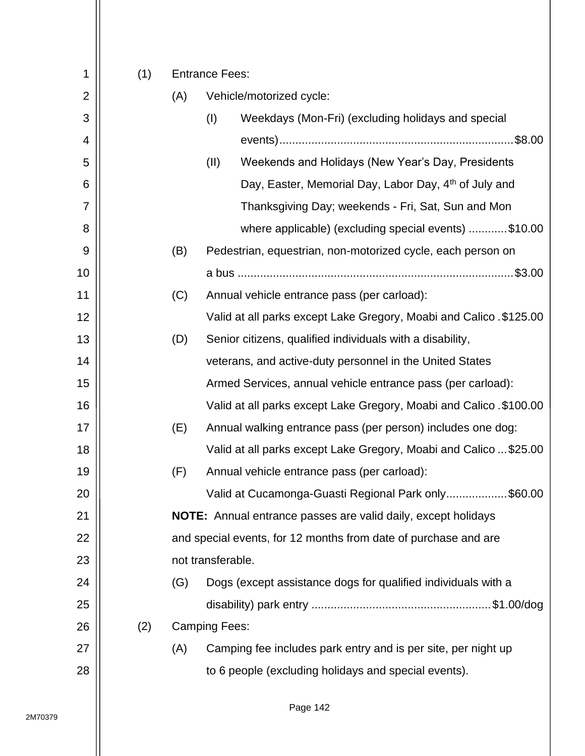(1) Entrance Fees:

(A) Vehicle/motorized cycle:

(I) Weekdays (Mon-Fri) (excluding holidays and special events)........................................................................$8.00

(II) Weekends and Holidays (New Year's Day, Presidents Day, Easter, Memorial Day, Labor Day, 4th of July and Thanksgiving Day; weekends - Fri, Sat, Sun and Mon where applicable) (excluding special events) ............$10.00

(B) Pedestrian, equestrian, non-motorized cycle, each person on a bus .....................................................................................$3.00

(C) Annual vehicle entrance pass (per carload):
Valid at all parks except Lake Gregory, Moabi and Calico .$125.00

(D) Senior citizens, qualified individuals with a disability, veterans, and active-duty personnel in the United States Armed Services, annual vehicle entrance pass (per carload):
Valid at all parks except Lake Gregory, Moabi and Calico .$100.00

(E) Annual walking entrance pass (per person) includes one dog:
Valid at all parks except Lake Gregory, Moabi and Calico ...$25.00

(F) Annual vehicle entrance pass (per carload):
Valid at Cucamonga-Guasti Regional Park only...................$60.00

**NOTE:** Annual entrance passes are valid daily, except holidays and special events, for 12 months from date of purchase and are not transferable.

(G) Dogs (except assistance dogs for qualified individuals with a disability) park entry .......................................................$1.00/dog

(2) Camping Fees:

(A) Camping fee includes park entry and is per site, per night up to 6 people (excluding holidays and special events).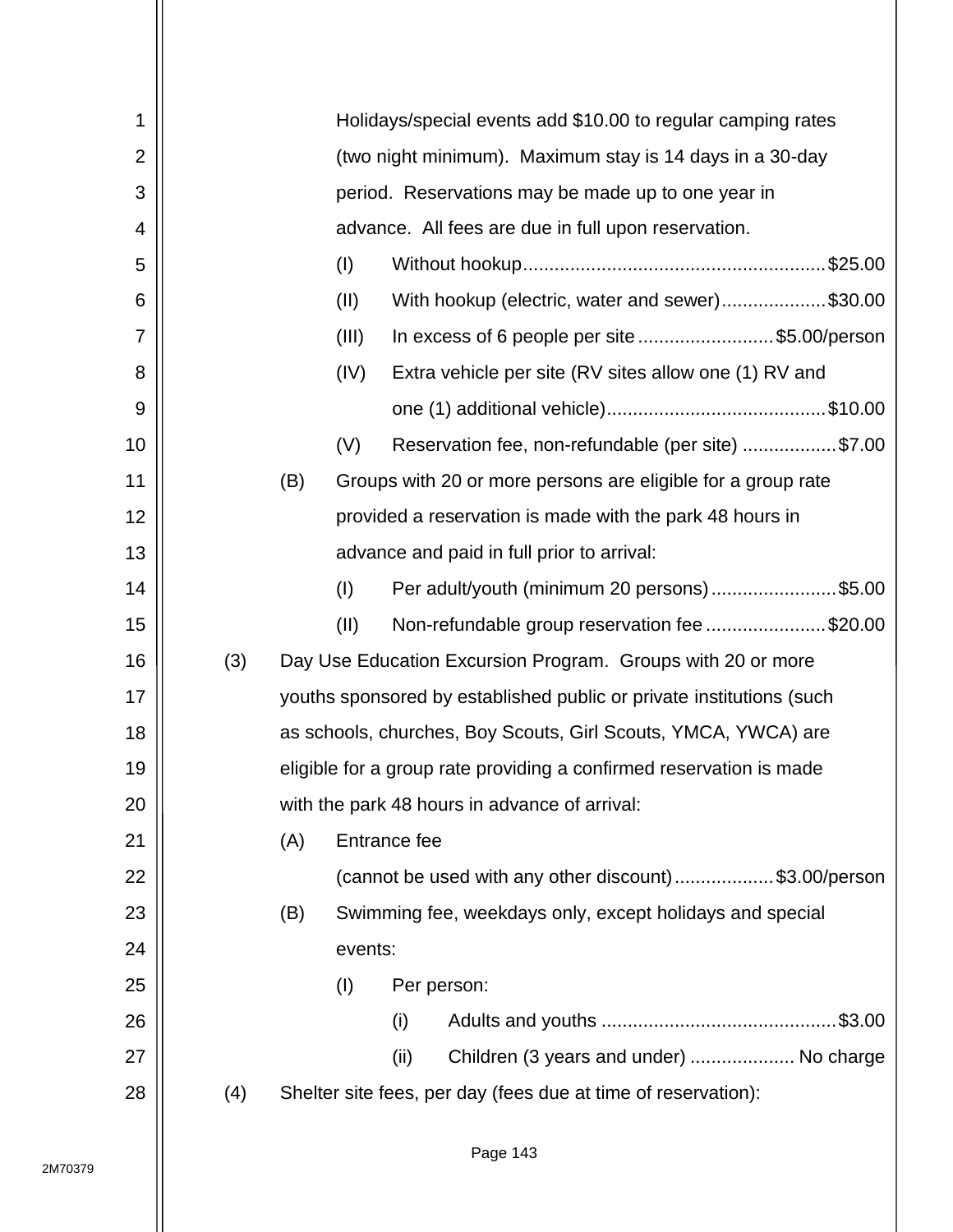Holidays/special events add $10.00 to regular camping rates (two night minimum). Maximum stay is 14 days in a 30-day period. Reservations may be made up to one year in advance. All fees are due in full upon reservation.

(I) Without hookup........................................................$25.00

(II) With hookup (electric, water and sewer)....................$30.00

(III) In excess of 6 people per site..........................$5.00/person

(IV) Extra vehicle per site (RV sites allow one (1) RV and one (1) additional vehicle).........................................$10.00

(V) Reservation fee, non-refundable (per site) ..................$7.00

(B) Groups with 20 or more persons are eligible for a group rate provided a reservation is made with the park 48 hours in advance and paid in full prior to arrival:

(I) Per adult/youth (minimum 20 persons)........................$5.00

(II) Non-refundable group reservation fee.......................$20.00

(3) Day Use Education Excursion Program. Groups with 20 or more youths sponsored by established public or private institutions (such as schools, churches, Boy Scouts, Girl Scouts, YMCA, YWCA) are eligible for a group rate providing a confirmed reservation is made with the park 48 hours in advance of arrival:

(A) Entrance fee (cannot be used with any other discount)...................$3.00/person

(B) Swimming fee, weekdays only, except holidays and special events:

(I) Per person:

(i) Adults and youths .............................................$3.00

(ii) Children (3 years and under) .................... No charge

(4) Shelter site fees, per day (fees due at time of reservation):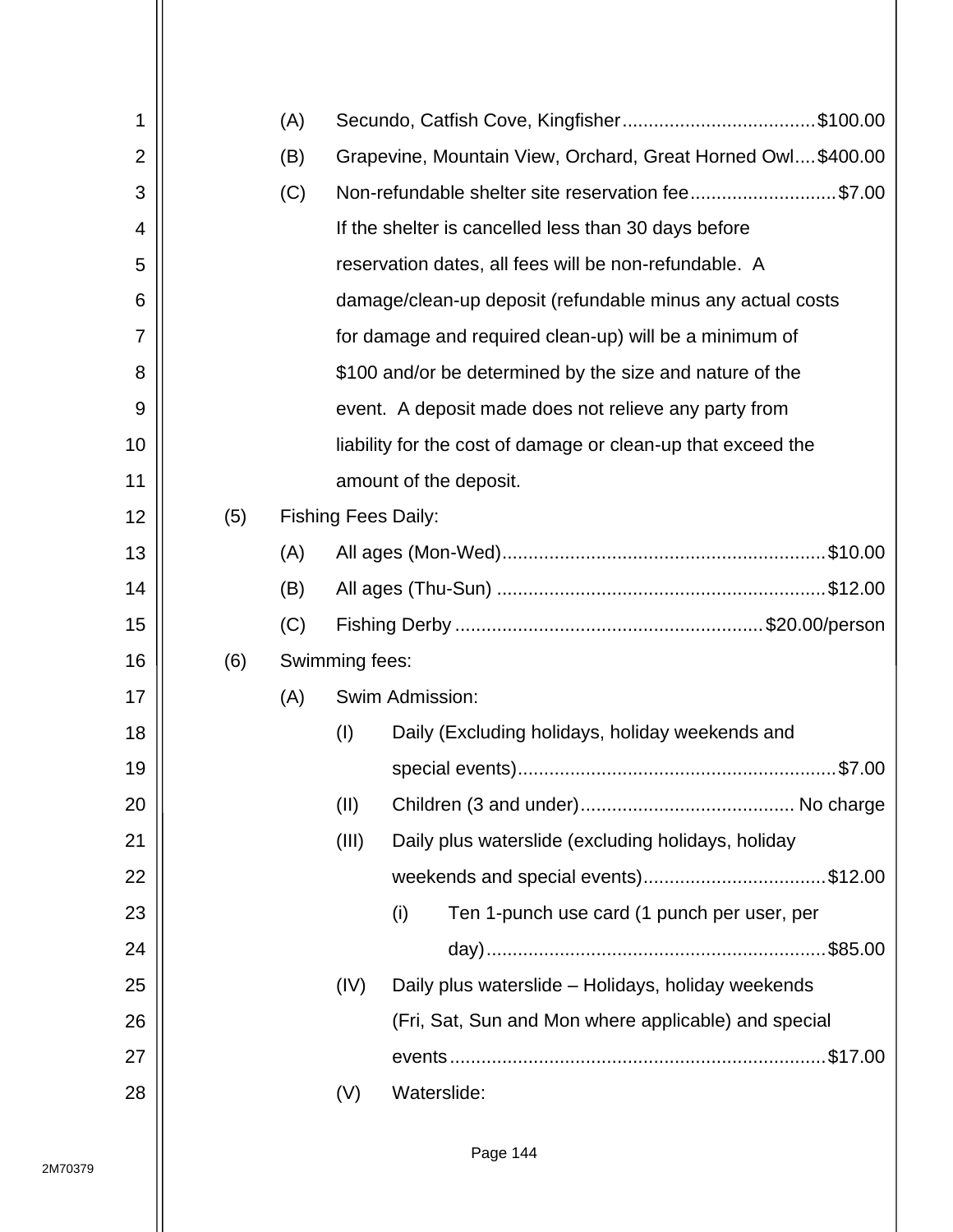(A) Secundo, Catfish Cove, Kingfisher....................................$100.00

(B) Grapevine, Mountain View, Orchard, Great Horned Owl....$400.00

(C) Non-refundable shelter site reservation fee............................$7.00

If the shelter is cancelled less than 30 days before reservation dates, all fees will be non-refundable. A damage/clean-up deposit (refundable minus any actual costs for damage and required clean-up) will be a minimum of $100 and/or be determined by the size and nature of the event. A deposit made does not relieve any party from liability for the cost of damage or clean-up that exceed the amount of the deposit.

(5) Fishing Fees Daily:

(A) All ages (Mon-Wed).............................................................$10.00

(B) All ages (Thu-Sun) ..............................................................$12.00

(C) Fishing Derby ..........................................................$20.00/person

(6) Swimming fees:

(A) Swim Admission:

(I) Daily (Excluding holidays, holiday weekends and special events)............................................................$7.00

(II) Children (3 and under)......................................... No charge

(III) Daily plus waterslide (excluding holidays, holiday weekends and special events)...................................$12.00

(i) Ten 1-punch use card (1 punch per user, per day).................................................................$85.00

(IV) Daily plus waterslide – Holidays, holiday weekends (Fri, Sat, Sun and Mon where applicable) and special events.......................................................................$17.00

(V) Waterslide: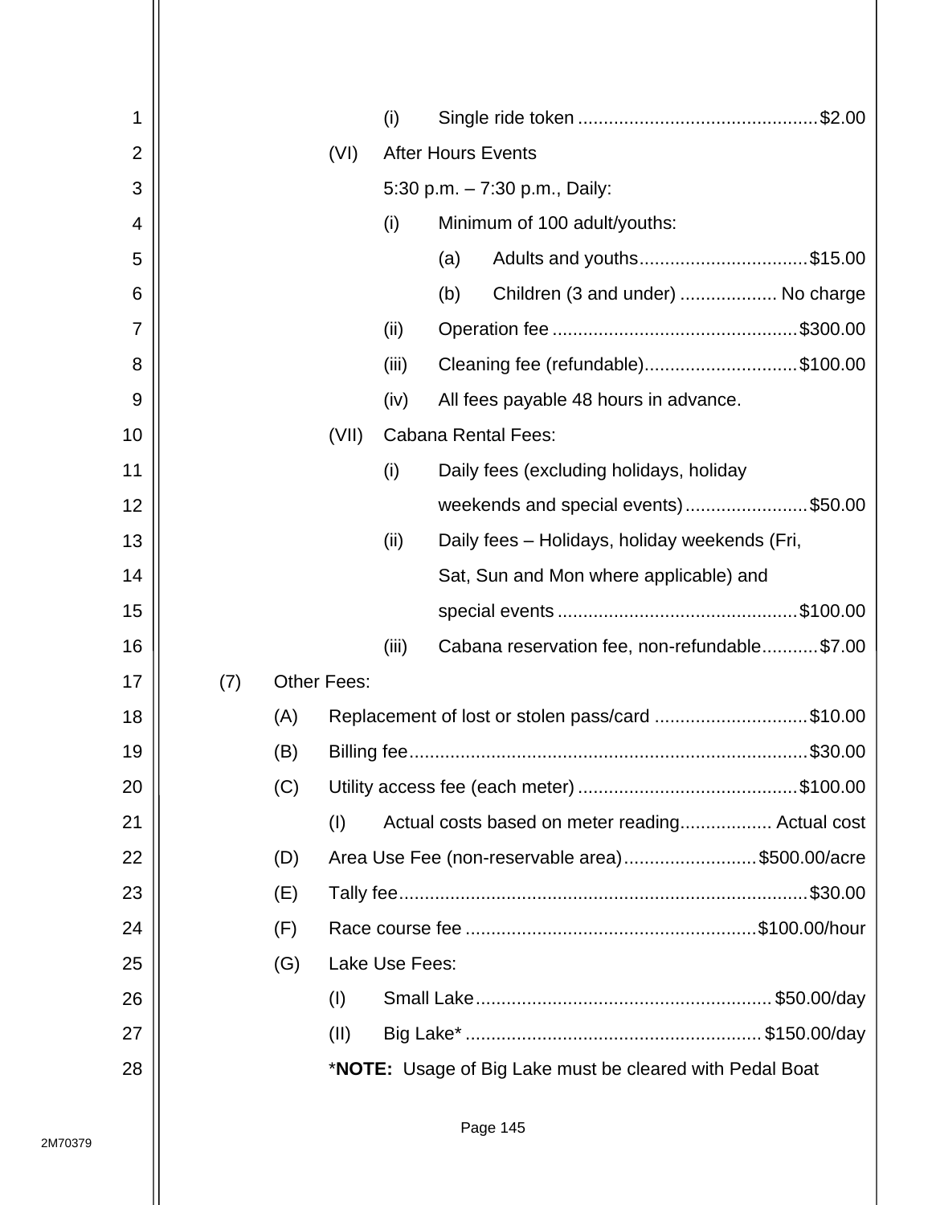(i) Single ride token ............................................... $2.00

(VI) After Hours Events

5:30 p.m. – 7:30 p.m., Daily:

(i) Minimum of 100 adult/youths:

(a) Adults and youths ................................. $15.00

(b) Children (3 and under) ................... No charge

(ii) Operation fee ............................................... $300.00

(iii) Cleaning fee (refundable) ............................. $100.00

(iv) All fees payable 48 hours in advance.

(VII) Cabana Rental Fees:

(i) Daily fees (excluding holidays, holiday weekends and special events) ........................ $50.00

(ii) Daily fees – Holidays, holiday weekends (Fri, Sat, Sun and Mon where applicable) and special events ............................................... $100.00

(iii) Cabana reservation fee, non-refundable ........... $7.00

(7) Other Fees:

(A) Replacement of lost or stolen pass/card ............................. $10.00

(B) Billing fee ............................................................................ $30.00

(C) Utility access fee (each meter) .......................................... $100.00

(I) Actual costs based on meter reading .................. Actual cost

(D) Area Use Fee (non-reservable area) .......................... $500.00/acre

(E) Tally fee ............................................................................... $30.00

(F) Race course fee ......................................................... $100.00/hour

(G) Lake Use Fees:

(I) Small Lake .......................................................... $50.00/day

(II) Big Lake* .......................................................... $150.00/day

*__NOTE:__ Usage of Big Lake must be cleared with Pedal Boat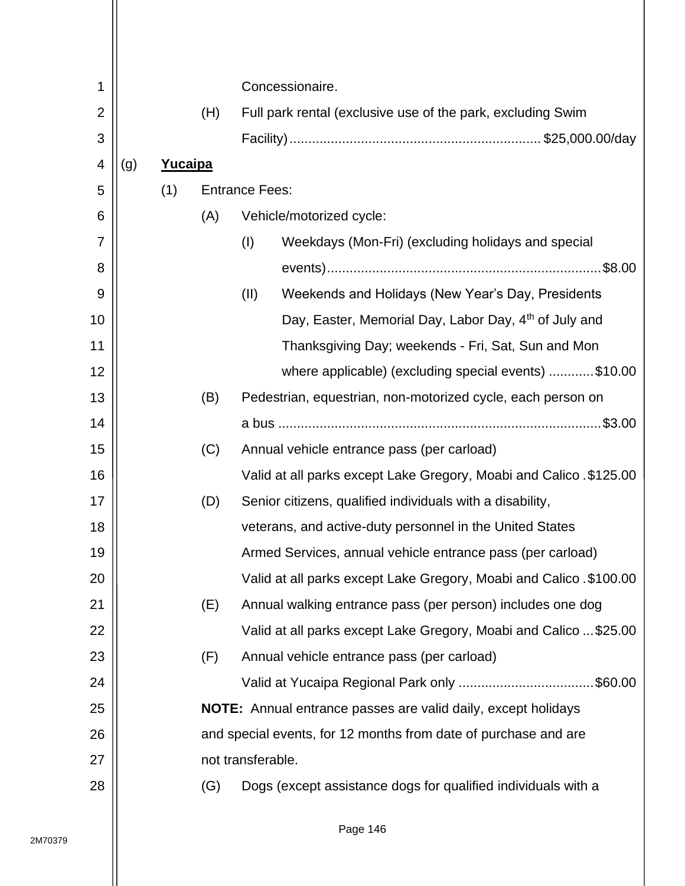Concessionaire.

(H) Full park rental (exclusive use of the park, excluding Swim Facility)........................................................................ $25,000.00/day

(g) **Yucaipa**

(1) Entrance Fees:

(A) Vehicle/motorized cycle:

(I) Weekdays (Mon-Fri) (excluding holidays and special events)........................................................................ $8.00

(II) Weekends and Holidays (New Year's Day, Presidents Day, Easter, Memorial Day, Labor Day, 4th of July and Thanksgiving Day; weekends - Fri, Sat, Sun and Mon where applicable) (excluding special events) ............ $10.00

(B) Pedestrian, equestrian, non-motorized cycle, each person on a bus ........................................................................ $3.00

(C) Annual vehicle entrance pass (per carload)
Valid at all parks except Lake Gregory, Moabi and Calico . $125.00

(D) Senior citizens, qualified individuals with a disability, veterans, and active-duty personnel in the United States Armed Services, annual vehicle entrance pass (per carload)
Valid at all parks except Lake Gregory, Moabi and Calico . $100.00

(E) Annual walking entrance pass (per person) includes one dog
Valid at all parks except Lake Gregory, Moabi and Calico ... $25.00

(F) Annual vehicle entrance pass (per carload)
Valid at Yucaipa Regional Park only .................................... $60.00

**NOTE:** Annual entrance passes are valid daily, except holidays and special events, for 12 months from date of purchase and are not transferable.

(G) Dogs (except assistance dogs for qualified individuals with a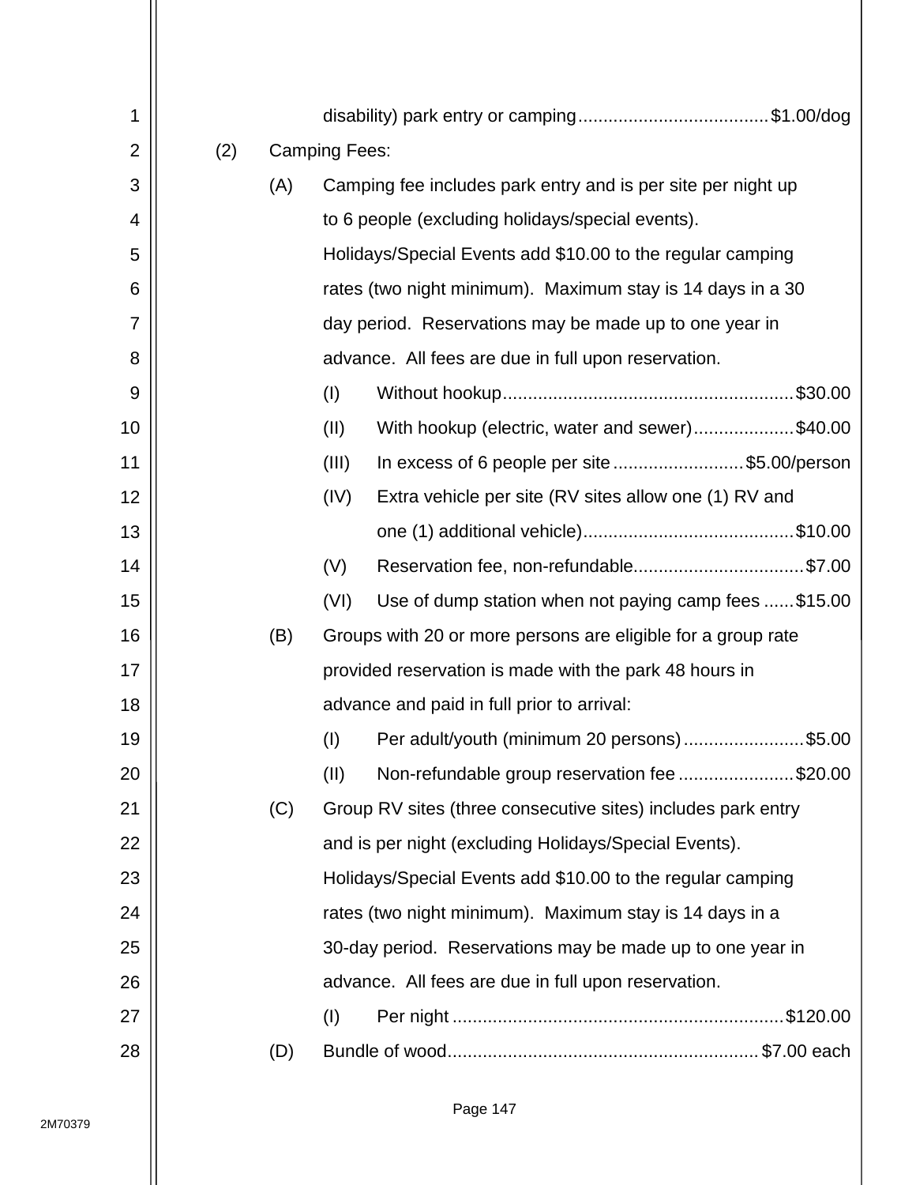disability) park entry or camping......................................$1.00/dog

(2) Camping Fees:

(A) Camping fee includes park entry and is per site per night up to 6 people (excluding holidays/special events). Holidays/Special Events add $10.00 to the regular camping rates (two night minimum). Maximum stay is 14 days in a 30 day period. Reservations may be made up to one year in advance. All fees are due in full upon reservation.

(I) Without hookup..........................................................$30.00

(II) With hookup (electric, water and sewer)....................$40.00

(III) In excess of 6 people per site..........................$5.00/person

(IV) Extra vehicle per site (RV sites allow one (1) RV and one (1) additional vehicle)..........................................$10.00

(V) Reservation fee, non-refundable..................................$7.00

(VI) Use of dump station when not paying camp fees ......$15.00

(B) Groups with 20 or more persons are eligible for a group rate provided reservation is made with the park 48 hours in advance and paid in full prior to arrival:

(I) Per adult/youth (minimum 20 persons)........................$5.00

(II) Non-refundable group reservation fee.......................$20.00

(C) Group RV sites (three consecutive sites) includes park entry and is per night (excluding Holidays/Special Events). Holidays/Special Events add $10.00 to the regular camping rates (two night minimum). Maximum stay is 14 days in a 30-day period. Reservations may be made up to one year in advance. All fees are due in full upon reservation.

(I) Per night .................................................................$120.00

(D) Bundle of wood..............................................................$7.00 each

2M70379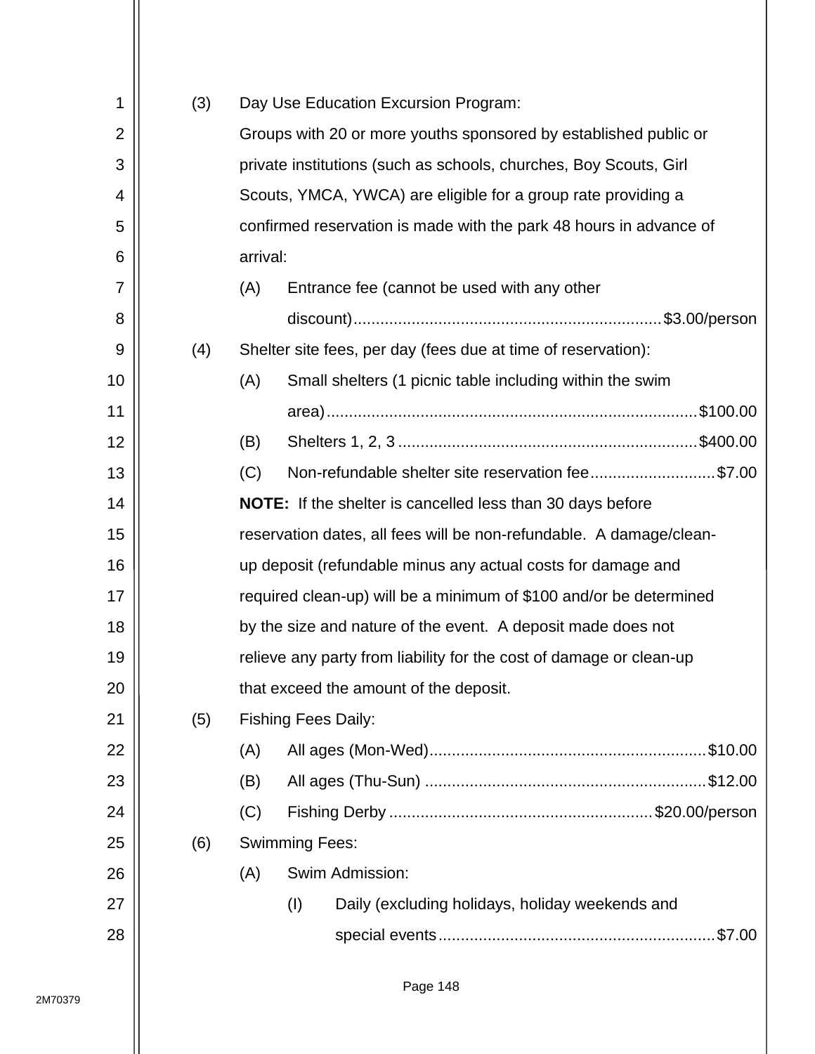(3) Day Use Education Excursion Program:

Groups with 20 or more youths sponsored by established public or private institutions (such as schools, churches, Boy Scouts, Girl Scouts, YMCA, YWCA) are eligible for a group rate providing a confirmed reservation is made with the park 48 hours in advance of arrival:

- (A) Entrance fee (cannot be used with any other discount) .......... $3.00/person

(4) Shelter site fees, per day (fees due at time of reservation):

- (A) Small shelters (1 picnic table including within the swim area) .......... $100.00
- (B) Shelters 1, 2, 3 .......... $400.00
- (C) Non-refundable shelter site reservation fee .......... $7.00

**NOTE:** If the shelter is cancelled less than 30 days before reservation dates, all fees will be non-refundable. A damage/clean-up deposit (refundable minus any actual costs for damage and required clean-up) will be a minimum of $100 and/or be determined by the size and nature of the event. A deposit made does not relieve any party from liability for the cost of damage or clean-up that exceed the amount of the deposit.

(5) Fishing Fees Daily:

- (A) All ages (Mon-Wed) .......... $10.00
- (B) All ages (Thu-Sun) .......... $12.00
- (C) Fishing Derby .......... $20.00/person

(6) Swimming Fees:

- (A) Swim Admission:
  - (I) Daily (excluding holidays, holiday weekends and special events .......... $7.00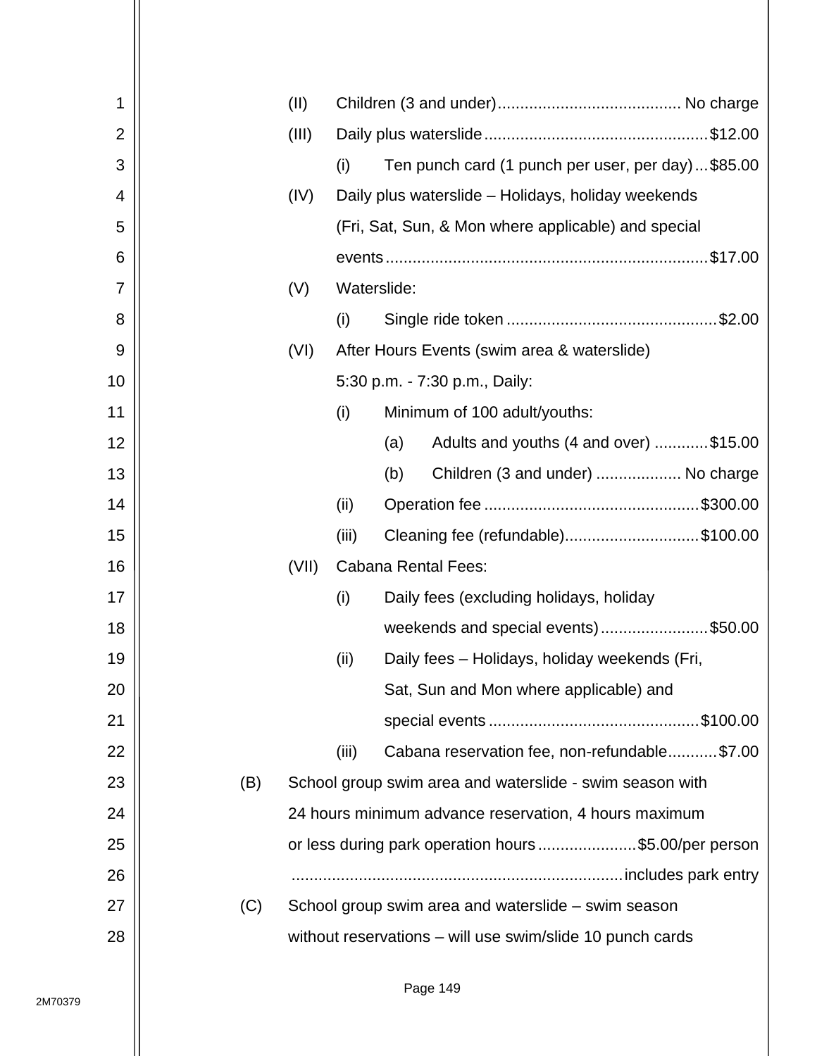(II) Children (3 and under) ........................................ No charge

(III) Daily plus waterslide ................................................. $12.00

(i) Ten punch card (1 punch per user, per day) ... $85.00

(IV) Daily plus waterslide – Holidays, holiday weekends (Fri, Sat, Sun, & Mon where applicable) and special events ....................................................................... $17.00

(V) Waterslide:

(i) Single ride token .............................................. $2.00

(VI) After Hours Events (swim area & waterslide) 5:30 p.m. - 7:30 p.m., Daily:

(i) Minimum of 100 adult/youths:

(a) Adults and youths (4 and over) ............ $15.00

(b) Children (3 and under) ................... No charge

(ii) Operation fee ................................................ $300.00

(iii) Cleaning fee (refundable).............................. $100.00

(VII) Cabana Rental Fees:

(i) Daily fees (excluding holidays, holiday weekends and special events) ........................ $50.00

(ii) Daily fees – Holidays, holiday weekends (Fri, Sat, Sun and Mon where applicable) and special events ............................................... $100.00

(iii) Cabana reservation fee, non-refundable........... $7.00

(B) School group swim area and waterslide - swim season with 24 hours minimum advance reservation, 4 hours maximum or less during park operation hours ...................... $5.00/per person .......................................................................... includes park entry

(C) School group swim area and waterslide – swim season without reservations – will use swim/slide 10 punch cards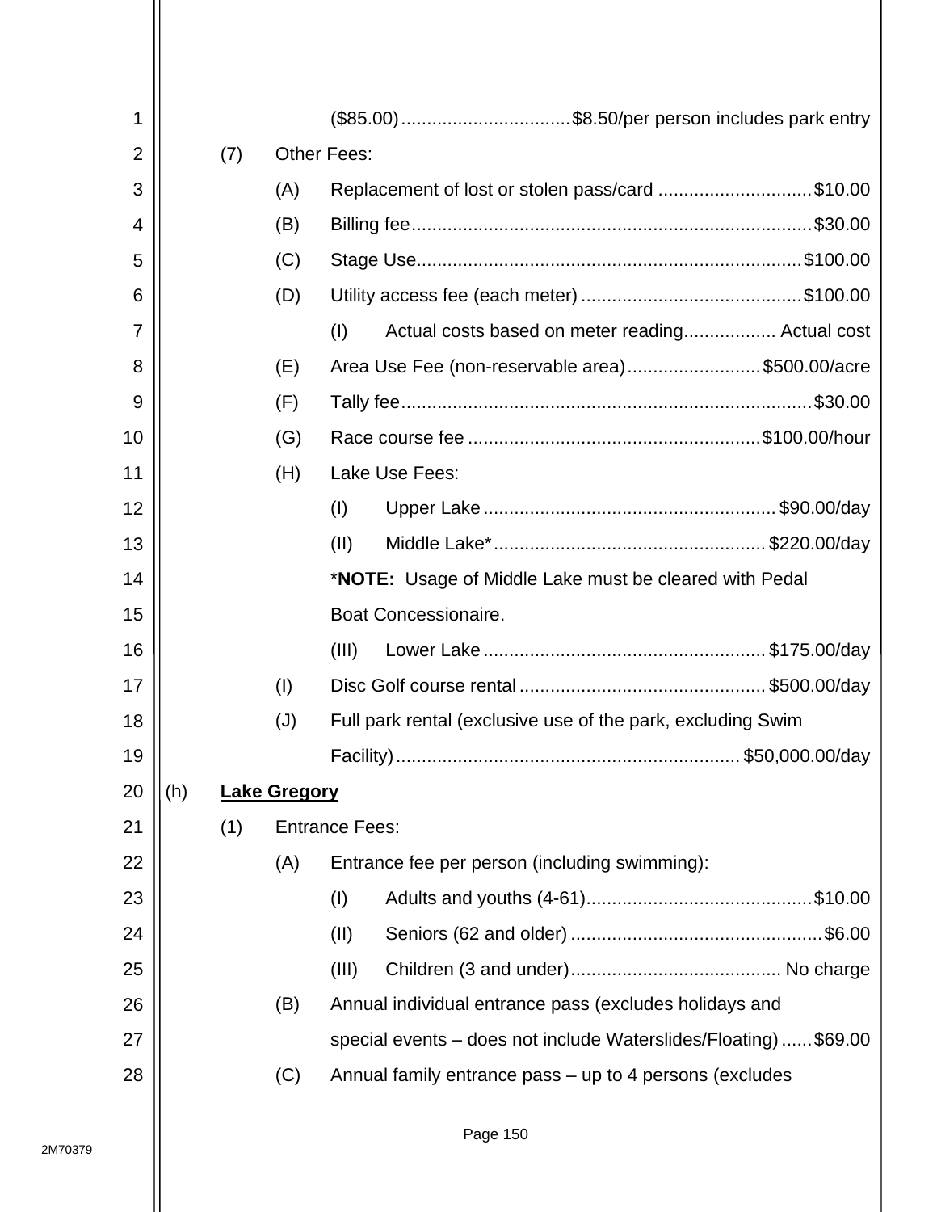($85.00)................................$8.50/per person includes park entry

(7) Other Fees:

(A) Replacement of lost or stolen pass/card .............................$10.00

(B) Billing fee.............................................................................$30.00

(C) Stage Use..........................................................................$100.00

(D) Utility access fee (each meter) ..........................................$100.00

(I) Actual costs based on meter reading.................. Actual cost

(E) Area Use Fee (non-reservable area).........................$500.00/acre

(F) Tally fee...............................................................................$30.00

(G) Race course fee ........................................................$100.00/hour

(H) Lake Use Fees:

(I) Upper Lake ........................................................$90.00/day

(II) Middle Lake*....................................................$220.00/day

***NOTE:** Usage of Middle Lake must be cleared with Pedal Boat Concessionaire.

(III) Lower Lake ......................................................$175.00/day

(I) Disc Golf course rental ...............................................$500.00/day

(J) Full park rental (exclusive use of the park, excluding Swim Facility).................................................................$50,000.00/day

(h) **Lake Gregory**

(1) Entrance Fees:

(A) Entrance fee per person (including swimming):

(I) Adults and youths (4-61)...........................................$10.00

(II) Seniors (62 and older) ................................................$6.00

(III) Children (3 and under)......................................... No charge

(B) Annual individual entrance pass (excludes holidays and special events – does not include Waterslides/Floating)......$69.00

(C) Annual family entrance pass – up to 4 persons (excludes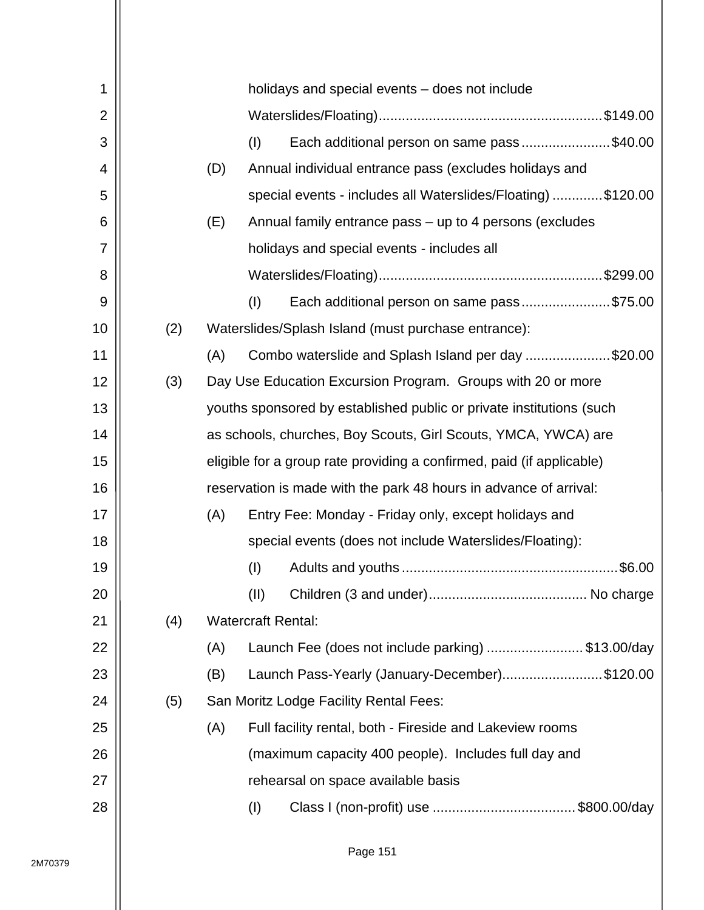holidays and special events – does not include Waterslides/Floating)........................................................$149.00

(I) Each additional person on same pass.......................$40.00

(D) Annual individual entrance pass (excludes holidays and special events - includes all Waterslides/Floating) .............$120.00

(E) Annual family entrance pass – up to 4 persons (excludes holidays and special events - includes all Waterslides/Floating)........................................................$299.00

(I) Each additional person on same pass.......................$75.00

(2) Waterslides/Splash Island (must purchase entrance):

(A) Combo waterslide and Splash Island per day ......................$20.00

(3) Day Use Education Excursion Program. Groups with 20 or more youths sponsored by established public or private institutions (such as schools, churches, Boy Scouts, Girl Scouts, YMCA, YWCA) are eligible for a group rate providing a confirmed, paid (if applicable) reservation is made with the park 48 hours in advance of arrival:

(A) Entry Fee: Monday - Friday only, except holidays and special events (does not include Waterslides/Floating):

(I) Adults and youths........................................................$6.00

(II) Children (3 and under)........................................ No charge

(4) Watercraft Rental:

(A) Launch Fee (does not include parking) .........................$13.00/day

(B) Launch Pass-Yearly (January-December)..........................$120.00

(5) San Moritz Lodge Facility Rental Fees:

(A) Full facility rental, both - Fireside and Lakeview rooms (maximum capacity 400 people). Includes full day and rehearsal on space available basis

(I) Class I (non-profit) use .....................................$800.00/day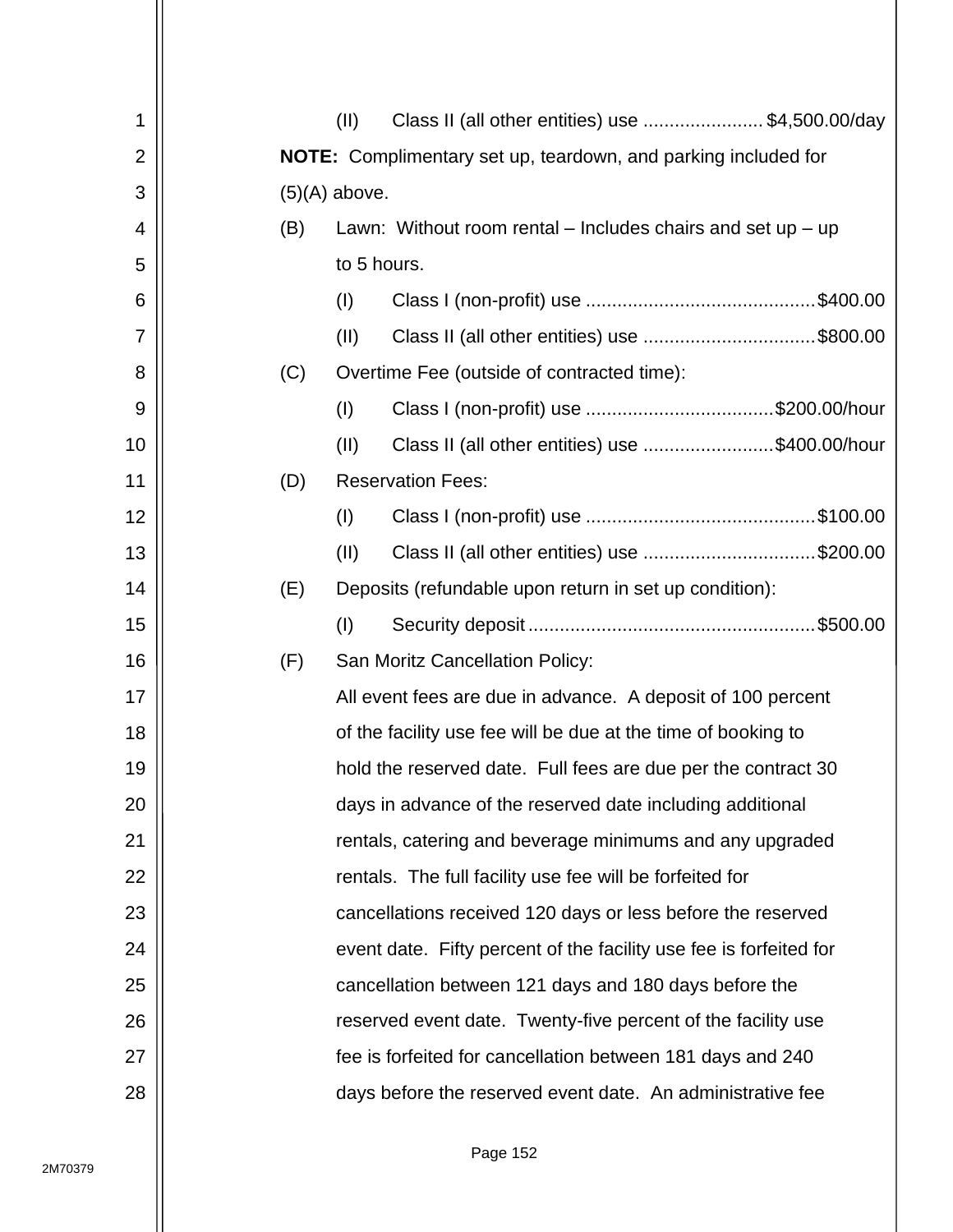(II) Class II (all other entities) use ....................... $4,500.00/day

**NOTE:** Complimentary set up, teardown, and parking included for (5)(A) above.

(B) Lawn: Without room rental – Includes chairs and set up – up to 5 hours.

(I) Class I (non-profit) use ........................................... $400.00

(II) Class II (all other entities) use ................................. $800.00

(C) Overtime Fee (outside of contracted time):

(I) Class I (non-profit) use .................................... $200.00/hour

(II) Class II (all other entities) use ......................... $400.00/hour

(D) Reservation Fees:

(I) Class I (non-profit) use ........................................... $100.00

(II) Class II (all other entities) use ................................. $200.00

(E) Deposits (refundable upon return in set up condition):

(I) Security deposit ...................................................... $500.00

(F) San Moritz Cancellation Policy:

All event fees are due in advance. A deposit of 100 percent of the facility use fee will be due at the time of booking to hold the reserved date. Full fees are due per the contract 30 days in advance of the reserved date including additional rentals, catering and beverage minimums and any upgraded rentals. The full facility use fee will be forfeited for cancellations received 120 days or less before the reserved event date. Fifty percent of the facility use fee is forfeited for cancellation between 121 days and 180 days before the reserved event date. Twenty-five percent of the facility use fee is forfeited for cancellation between 181 days and 240 days before the reserved event date. An administrative fee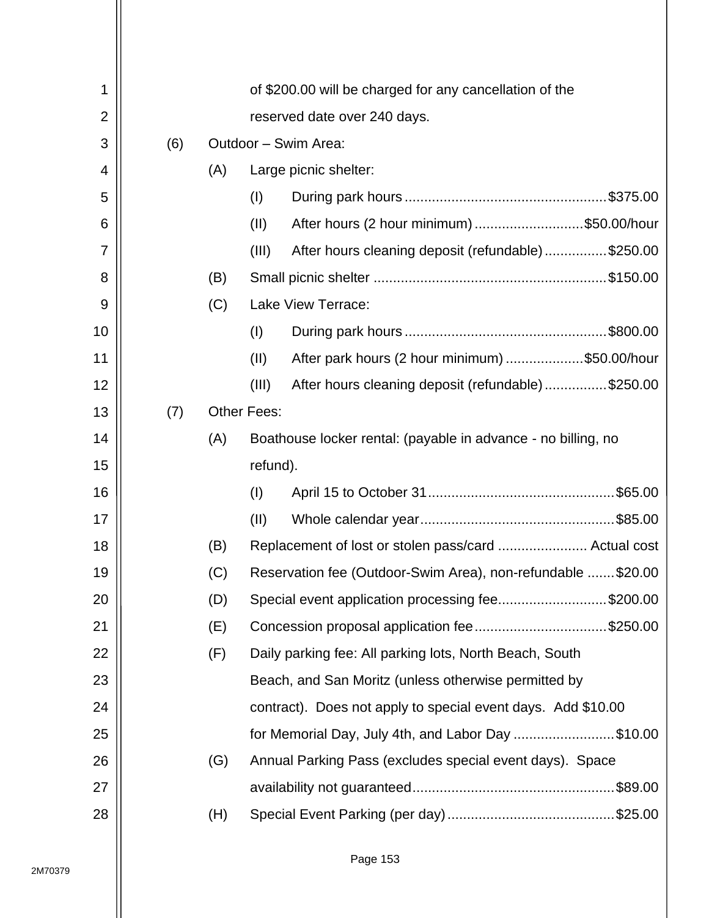of $200.00 will be charged for any cancellation of the reserved date over 240 days.

(6) Outdoor – Swim Area:

(A) Large picnic shelter:

(I) During park hours .................................................. $375.00

(II) After hours (2 hour minimum) ............................ $50.00/hour

(III) After hours cleaning deposit (refundable) ................ $250.00

(B) Small picnic shelter .......................................................... $150.00

(C) Lake View Terrace:

(I) During park hours .................................................. $800.00

(II) After park hours (2 hour minimum) .................... $50.00/hour

(III) After hours cleaning deposit (refundable) ................ $250.00

(7) Other Fees:

(A) Boathouse locker rental: (payable in advance - no billing, no refund).

(I) April 15 to October 31 ............................................... $65.00

(II) Whole calendar year ................................................. $85.00

(B) Replacement of lost or stolen pass/card ....................... Actual cost

(C) Reservation fee (Outdoor-Swim Area), non-refundable ....... $20.00

(D) Special event application processing fee ........................... $200.00

(E) Concession proposal application fee .................................. $250.00

(F) Daily parking fee: All parking lots, North Beach, South Beach, and San Moritz (unless otherwise permitted by contract). Does not apply to special event days. Add $10.00 for Memorial Day, July 4th, and Labor Day .......................... $10.00

(G) Annual Parking Pass (excludes special event days). Space availability not guaranteed ................................................... $89.00

(H) Special Event Parking (per day) ........................................... $25.00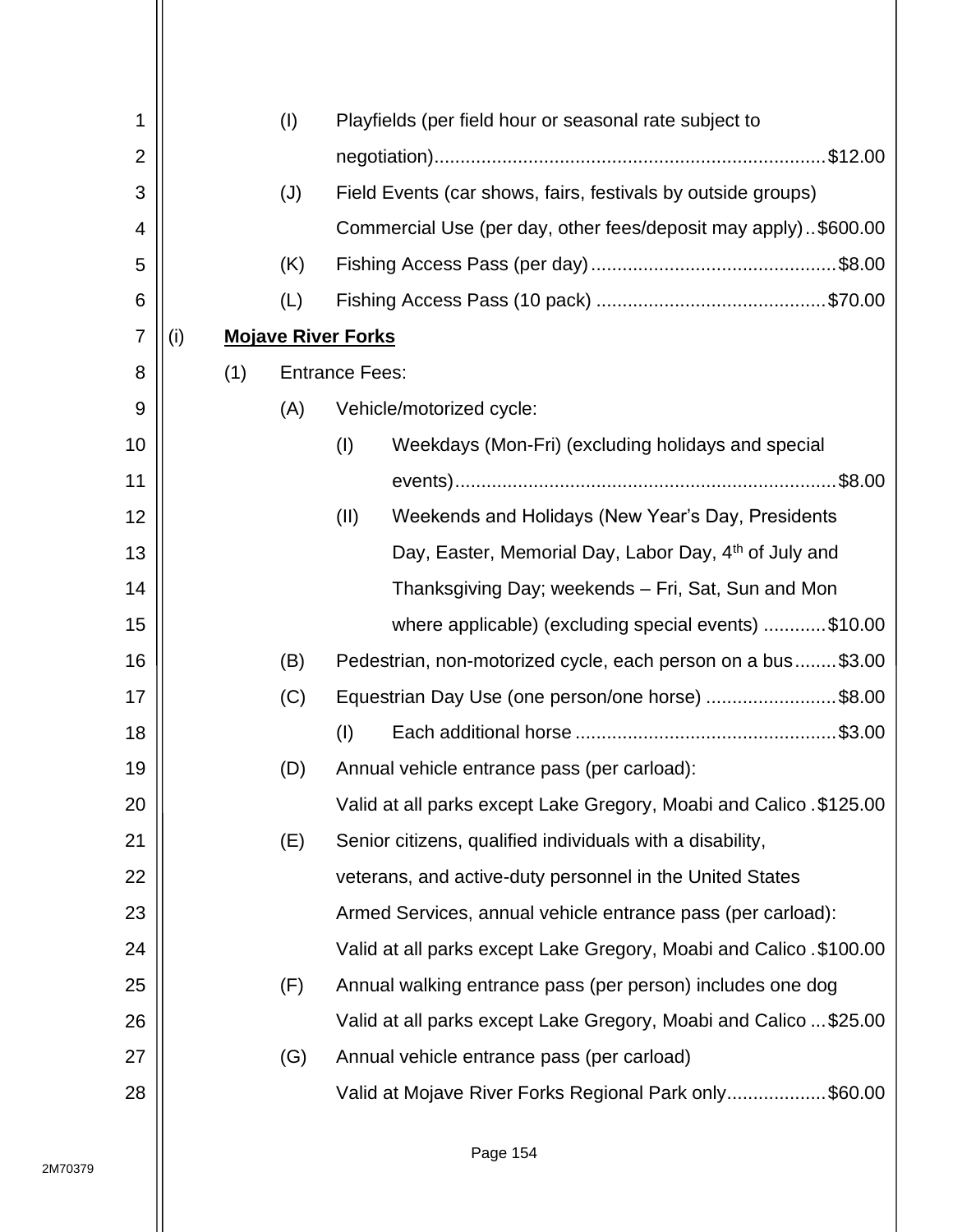(I) Playfields (per field hour or seasonal rate subject to negotiation)..........................................................................$12.00

(J) Field Events (car shows, fairs, festivals by outside groups) Commercial Use (per day, other fees/deposit may apply)..$600.00

(K) Fishing Access Pass (per day)...............................................$8.00

(L) Fishing Access Pass (10 pack) ............................................$70.00

(i) **Mojave River Forks**

(1) Entrance Fees:

(A) Vehicle/motorized cycle:

(I) Weekdays (Mon-Fri) (excluding holidays and special events).........................................................................$8.00

(II) Weekends and Holidays (New Year's Day, Presidents Day, Easter, Memorial Day, Labor Day, 4th of July and Thanksgiving Day; weekends – Fri, Sat, Sun and Mon where applicable) (excluding special events) ............$10.00

(B) Pedestrian, non-motorized cycle, each person on a bus........$3.00

(C) Equestrian Day Use (one person/one horse) .........................$8.00

(I) Each additional horse .................................................$3.00

(D) Annual vehicle entrance pass (per carload): Valid at all parks except Lake Gregory, Moabi and Calico .$125.00

(E) Senior citizens, qualified individuals with a disability, veterans, and active-duty personnel in the United States Armed Services, annual vehicle entrance pass (per carload): Valid at all parks except Lake Gregory, Moabi and Calico .$100.00

(F) Annual walking entrance pass (per person) includes one dog Valid at all parks except Lake Gregory, Moabi and Calico ...$25.00

(G) Annual vehicle entrance pass (per carload) Valid at Mojave River Forks Regional Park only...................$60.00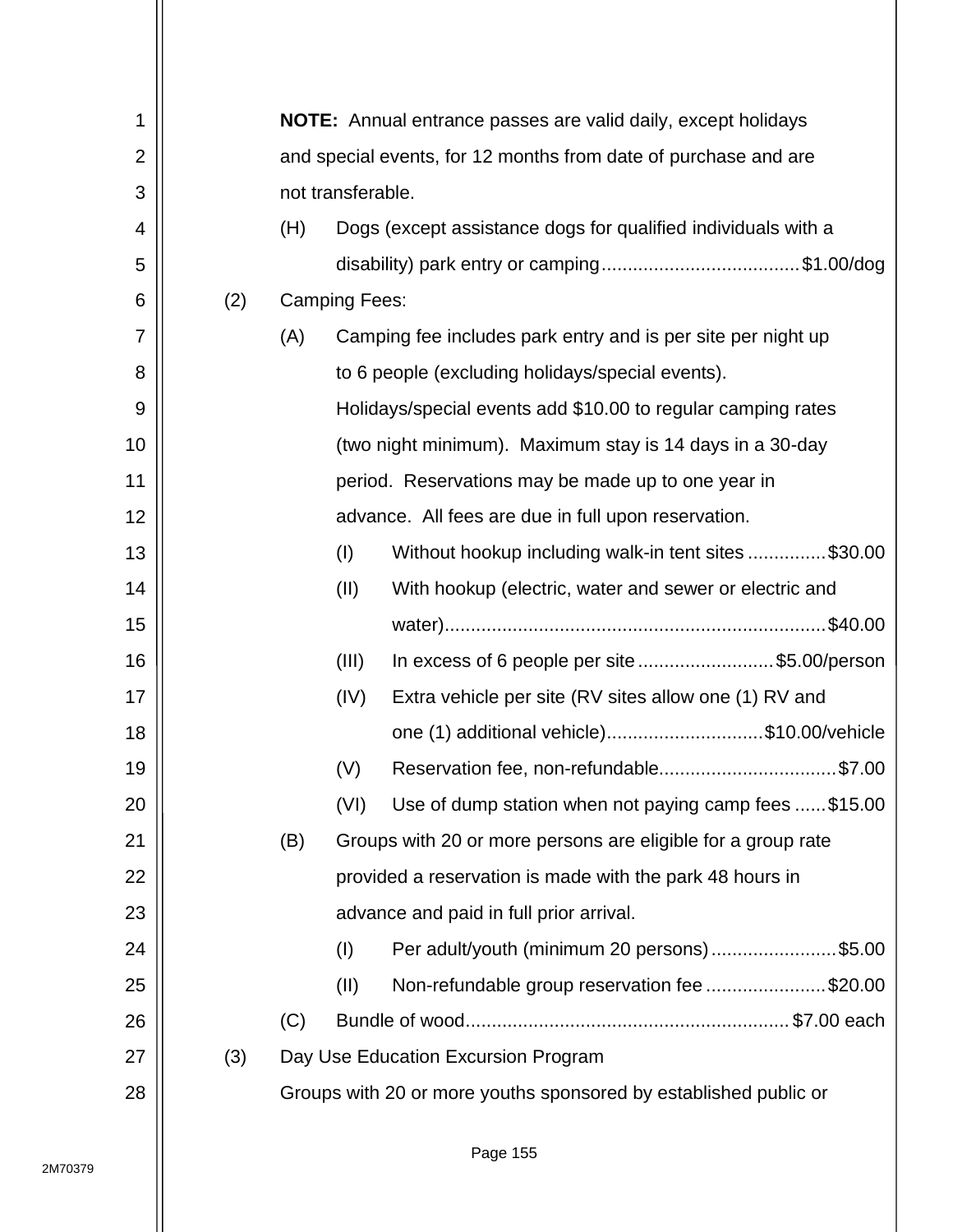**NOTE:** Annual entrance passes are valid daily, except holidays and special events, for 12 months from date of purchase and are not transferable.

(H) Dogs (except assistance dogs for qualified individuals with a disability) park entry or camping ..................................... $1.00/dog

(2) Camping Fees:

(A) Camping fee includes park entry and is per site per night up to 6 people (excluding holidays/special events). Holidays/special events add $10.00 to regular camping rates (two night minimum). Maximum stay is 14 days in a 30-day period. Reservations may be made up to one year in advance. All fees are due in full upon reservation.

(I) Without hookup including walk-in tent sites ............... $30.00

(II) With hookup (electric, water and sewer or electric and water) ........................................................................ $40.00

(III) In excess of 6 people per site .......................... $5.00/person

(IV) Extra vehicle per site (RV sites allow one (1) RV and one (1) additional vehicle) .............................. $10.00/vehicle

(V) Reservation fee, non-refundable.................................. $7.00

(VI) Use of dump station when not paying camp fees ...... $15.00

(B) Groups with 20 or more persons are eligible for a group rate provided a reservation is made with the park 48 hours in advance and paid in full prior arrival.

(I) Per adult/youth (minimum 20 persons) ........................ $5.00

(II) Non-refundable group reservation fee ....................... $20.00

(C) Bundle of wood.............................................................. $7.00 each

(3) Day Use Education Excursion Program

Groups with 20 or more youths sponsored by established public or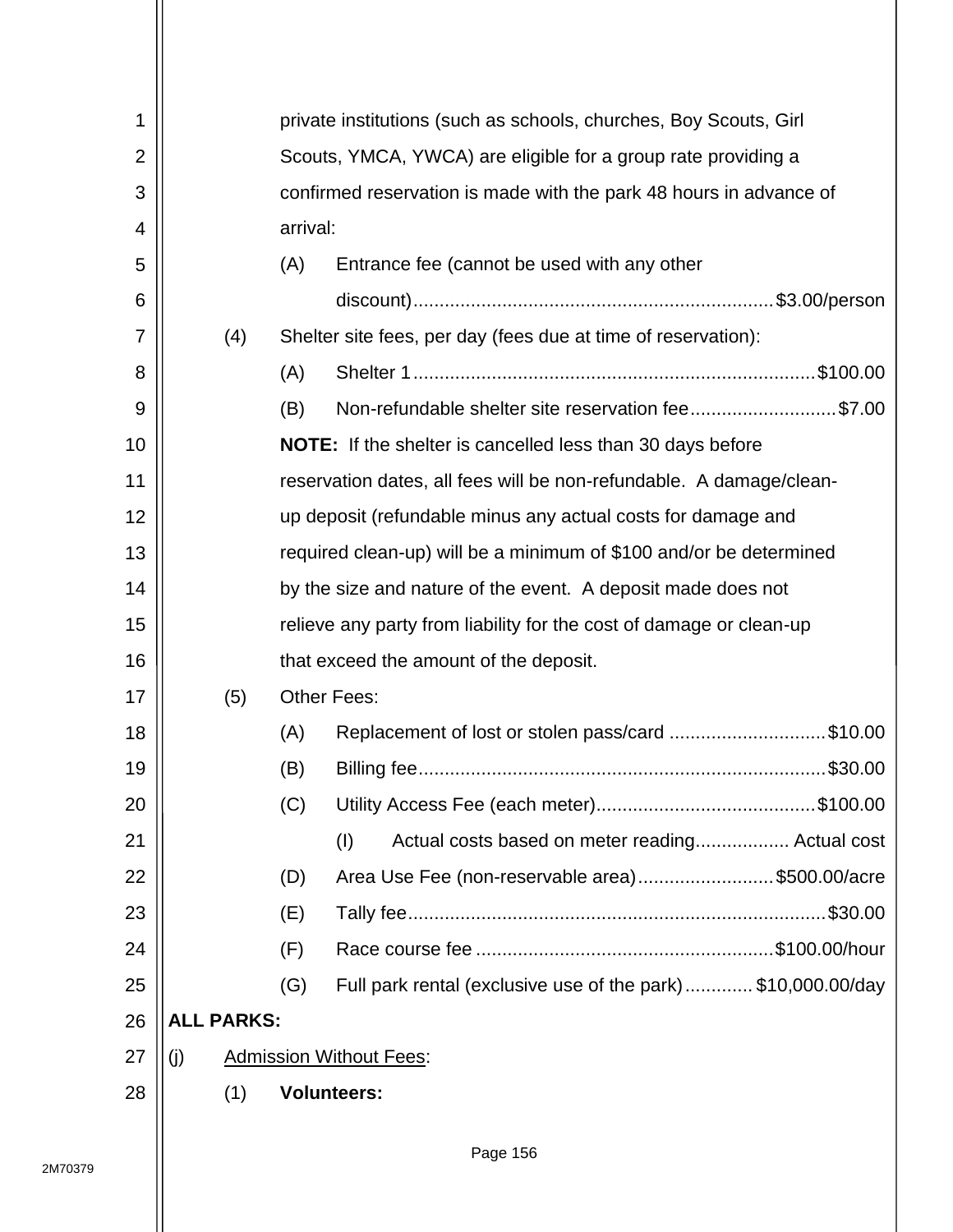private institutions (such as schools, churches, Boy Scouts, Girl Scouts, YMCA, YWCA) are eligible for a group rate providing a confirmed reservation is made with the park 48 hours in advance of arrival:

(A) Entrance fee (cannot be used with any other discount) .......... $3.00/person

(4) Shelter site fees, per day (fees due at time of reservation):

(A) Shelter 1 .......... $100.00

(B) Non-refundable shelter site reservation fee .......... $7.00

**NOTE:** If the shelter is cancelled less than 30 days before reservation dates, all fees will be non-refundable. A damage/clean-up deposit (refundable minus any actual costs for damage and required clean-up) will be a minimum of $100 and/or be determined by the size and nature of the event. A deposit made does not relieve any party from liability for the cost of damage or clean-up that exceed the amount of the deposit.

(5) Other Fees:

(A) Replacement of lost or stolen pass/card .......... $10.00

(B) Billing fee .......... $30.00

(C) Utility Access Fee (each meter) .......... $100.00

(I) Actual costs based on meter reading .......... Actual cost

(D) Area Use Fee (non-reservable area) .......... $500.00/acre

(E) Tally fee .......... $30.00

(F) Race course fee .......... $100.00/hour

(G) Full park rental (exclusive use of the park) .......... $10,000.00/day

**ALL PARKS:**

(j) Admission Without Fees:

(1) **Volunteers:**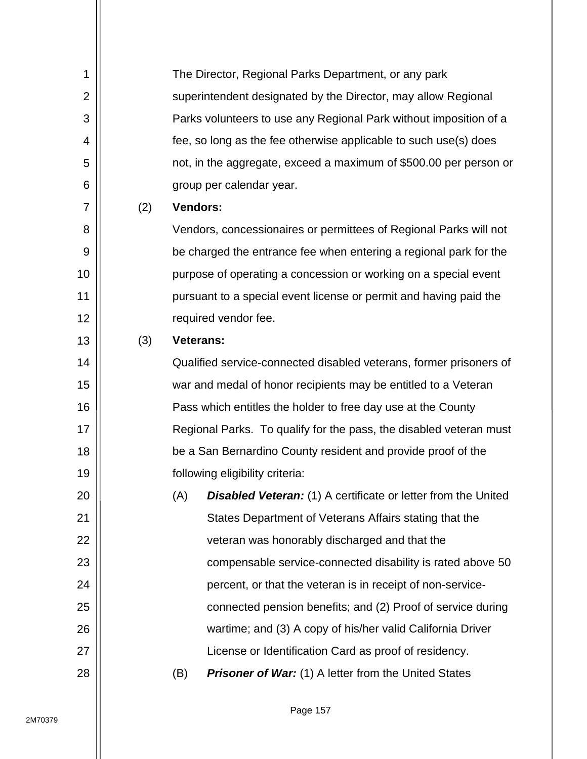The Director, Regional Parks Department, or any park superintendent designated by the Director, may allow Regional Parks volunteers to use any Regional Park without imposition of a fee, so long as the fee otherwise applicable to such use(s) does not, in the aggregate, exceed a maximum of $500.00 per person or group per calendar year.

(2) **Vendors:**

Vendors, concessionaires or permittees of Regional Parks will not be charged the entrance fee when entering a regional park for the purpose of operating a concession or working on a special event pursuant to a special event license or permit and having paid the required vendor fee.

(3) **Veterans:**

Qualified service-connected disabled veterans, former prisoners of war and medal of honor recipients may be entitled to a Veteran Pass which entitles the holder to free day use at the County Regional Parks. To qualify for the pass, the disabled veteran must be a San Bernardino County resident and provide proof of the following eligibility criteria:

(A) ***Disabled Veteran:*** (1) A certificate or letter from the United States Department of Veterans Affairs stating that the veteran was honorably discharged and that the compensable service-connected disability is rated above 50 percent, or that the veteran is in receipt of non-service-connected pension benefits; and (2) Proof of service during wartime; and (3) A copy of his/her valid California Driver License or Identification Card as proof of residency.

(B) ***Prisoner of War:*** (1) A letter from the United States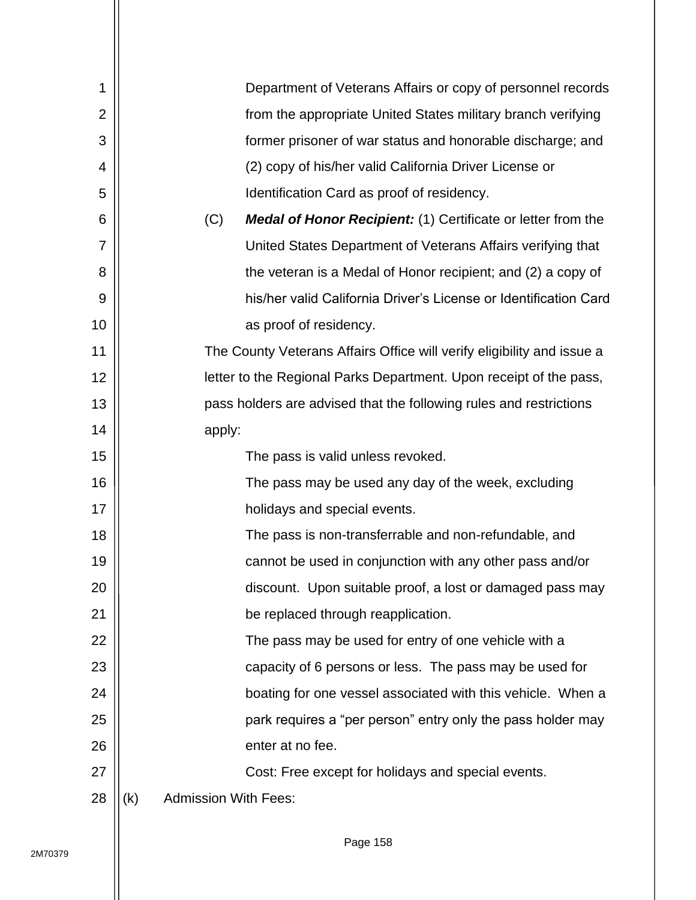Department of Veterans Affairs or copy of personnel records from the appropriate United States military branch verifying former prisoner of war status and honorable discharge; and (2) copy of his/her valid California Driver License or Identification Card as proof of residency.

(C) ***Medal of Honor Recipient:*** (1) Certificate or letter from the United States Department of Veterans Affairs verifying that the veteran is a Medal of Honor recipient; and (2) a copy of his/her valid California Driver's License or Identification Card as proof of residency.

The County Veterans Affairs Office will verify eligibility and issue a letter to the Regional Parks Department. Upon receipt of the pass, pass holders are advised that the following rules and restrictions apply:

The pass is valid unless revoked.

The pass may be used any day of the week, excluding holidays and special events.

The pass is non-transferrable and non-refundable, and cannot be used in conjunction with any other pass and/or discount. Upon suitable proof, a lost or damaged pass may be replaced through reapplication.

The pass may be used for entry of one vehicle with a capacity of 6 persons or less. The pass may be used for boating for one vessel associated with this vehicle. When a park requires a "per person" entry only the pass holder may enter at no fee.

Cost: Free except for holidays and special events.

(k) Admission With Fees: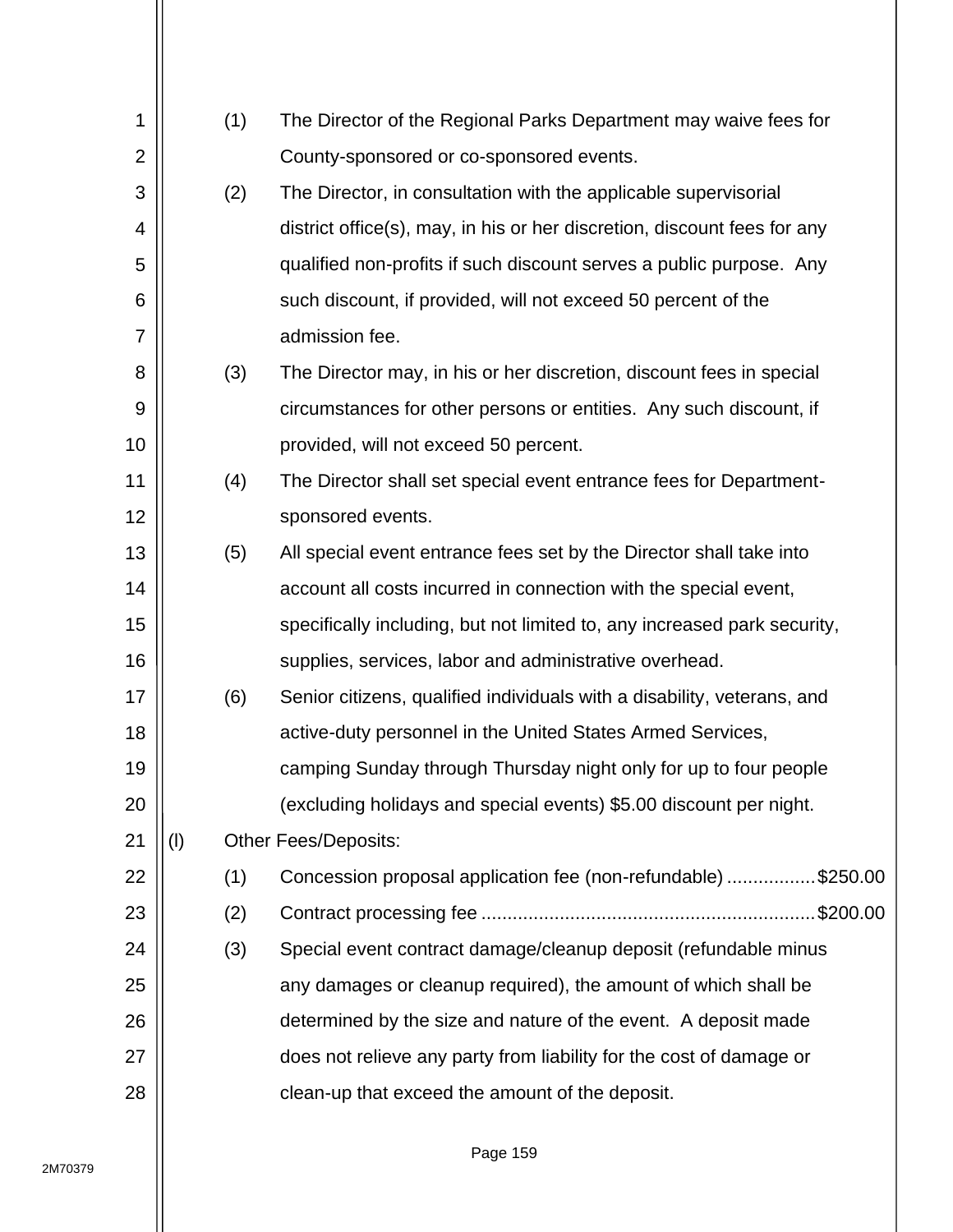(1) The Director of the Regional Parks Department may waive fees for County-sponsored or co-sponsored events.

(2) The Director, in consultation with the applicable supervisorial district office(s), may, in his or her discretion, discount fees for any qualified non-profits if such discount serves a public purpose. Any such discount, if provided, will not exceed 50 percent of the admission fee.

(3) The Director may, in his or her discretion, discount fees in special circumstances for other persons or entities. Any such discount, if provided, will not exceed 50 percent.

(4) The Director shall set special event entrance fees for Department-sponsored events.

(5) All special event entrance fees set by the Director shall take into account all costs incurred in connection with the special event, specifically including, but not limited to, any increased park security, supplies, services, labor and administrative overhead.

(6) Senior citizens, qualified individuals with a disability, veterans, and active-duty personnel in the United States Armed Services, camping Sunday through Thursday night only for up to four people (excluding holidays and special events) $5.00 discount per night.

(l) Other Fees/Deposits:

(1) Concession proposal application fee (non-refundable) ................. $250.00

(2) Contract processing fee ................................................................ $200.00

(3) Special event contract damage/cleanup deposit (refundable minus any damages or cleanup required), the amount of which shall be determined by the size and nature of the event. A deposit made does not relieve any party from liability for the cost of damage or clean-up that exceed the amount of the deposit.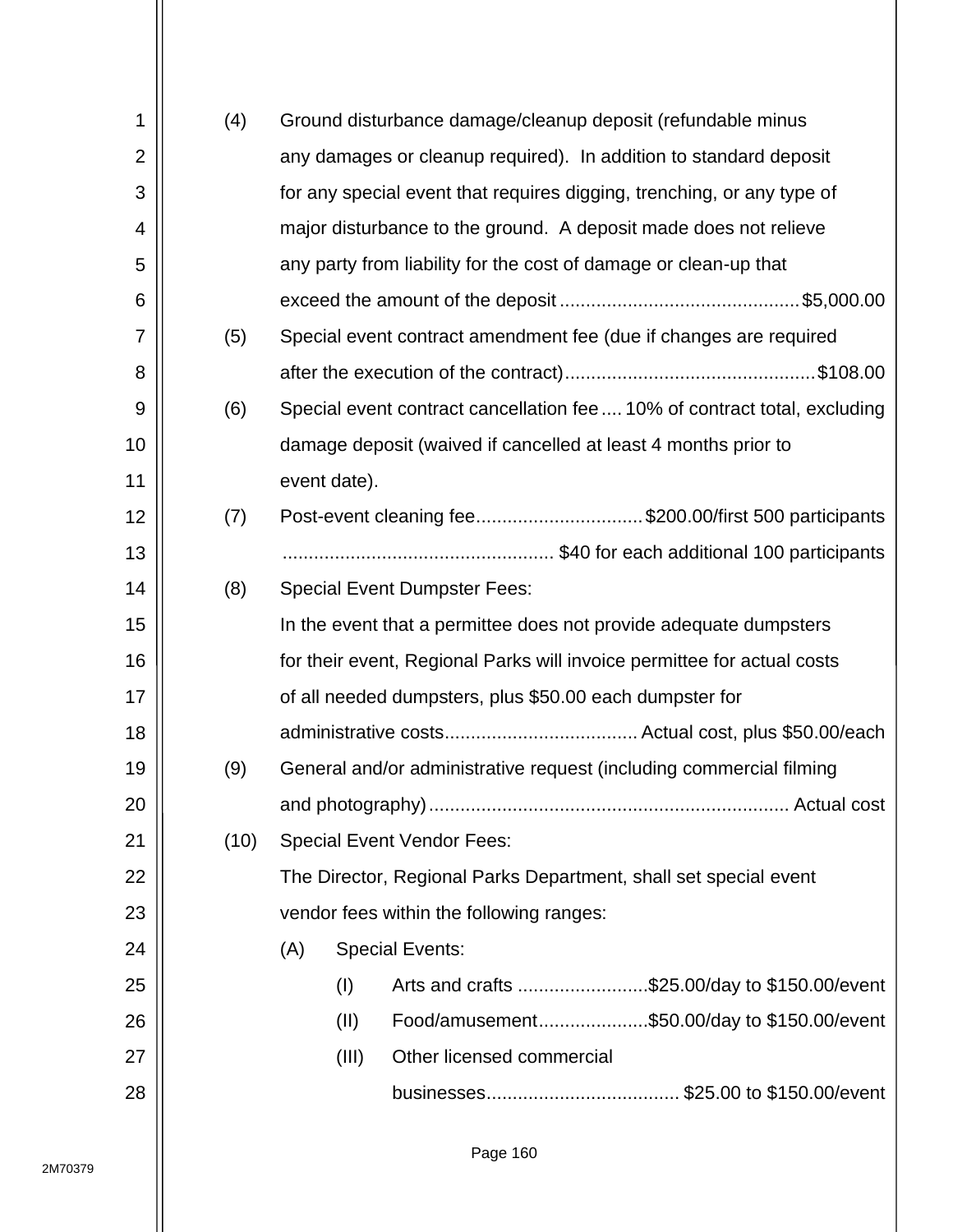(4) Ground disturbance damage/cleanup deposit (refundable minus any damages or cleanup required). In addition to standard deposit for any special event that requires digging, trenching, or any type of major disturbance to the ground. A deposit made does not relieve any party from liability for the cost of damage or clean-up that exceed the amount of the deposit ............................................. $5,000.00

(5) Special event contract amendment fee (due if changes are required after the execution of the contract) ............................................... $108.00

(6) Special event contract cancellation fee .... 10% of contract total, excluding damage deposit (waived if cancelled at least 4 months prior to event date).

(7) Post-event cleaning fee ................................ $200.00/first 500 participants
................................................... $40 for each additional 100 participants

(8) Special Event Dumpster Fees:
In the event that a permittee does not provide adequate dumpsters for their event, Regional Parks will invoice permittee for actual costs of all needed dumpsters, plus $50.00 each dumpster for administrative costs .................................... Actual cost, plus $50.00/each

(9) General and/or administrative request (including commercial filming and photography) ..................................................................... Actual cost

(10) Special Event Vendor Fees:
The Director, Regional Parks Department, shall set special event vendor fees within the following ranges:

- (A) Special Events:
  - (I) Arts and crafts ......................... $25.00/day to $150.00/event
  - (II) Food/amusement ..................... $50.00/day to $150.00/event
  - (III) Other licensed commercial businesses ..................................... $25.00 to $150.00/event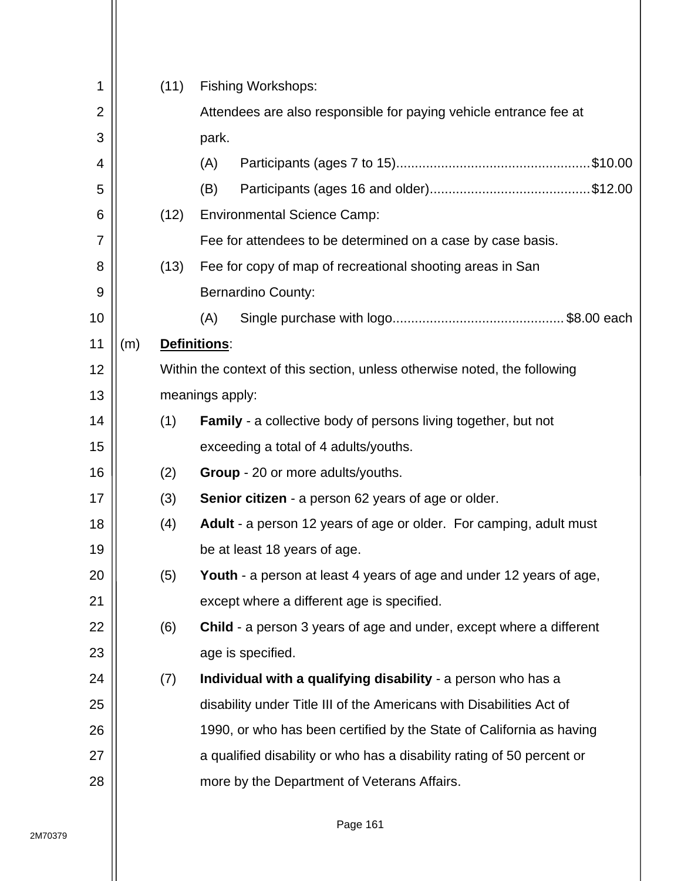(11) Fishing Workshops:

Attendees are also responsible for paying vehicle entrance fee at park.

(A) Participants (ages 7 to 15)....................................................$10.00

(B) Participants (ages 16 and older)...........................................$12.00

(12) Environmental Science Camp:

Fee for attendees to be determined on a case by case basis.

(13) Fee for copy of map of recreational shooting areas in San Bernardino County:

(A) Single purchase with logo.............................................$8.00 each

(m) **Definitions**:

Within the context of this section, unless otherwise noted, the following meanings apply:

(1) **Family** - a collective body of persons living together, but not exceeding a total of 4 adults/youths.

(2) **Group** - 20 or more adults/youths.

(3) **Senior citizen** - a person 62 years of age or older.

(4) **Adult** - a person 12 years of age or older. For camping, adult must be at least 18 years of age.

(5) **Youth** - a person at least 4 years of age and under 12 years of age, except where a different age is specified.

(6) **Child** - a person 3 years of age and under, except where a different age is specified.

(7) **Individual with a qualifying disability** - a person who has a disability under Title III of the Americans with Disabilities Act of 1990, or who has been certified by the State of California as having a qualified disability or who has a disability rating of 50 percent or more by the Department of Veterans Affairs.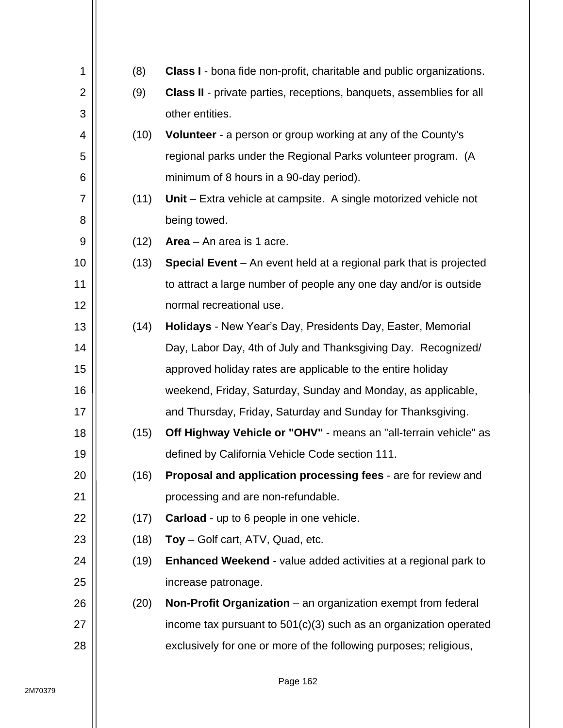(8) **Class I** - bona fide non-profit, charitable and public organizations.

(9) **Class II** - private parties, receptions, banquets, assemblies for all other entities.

(10) **Volunteer** - a person or group working at any of the County's regional parks under the Regional Parks volunteer program. (A minimum of 8 hours in a 90-day period).

(11) **Unit** – Extra vehicle at campsite. A single motorized vehicle not being towed.

(12) **Area** – An area is 1 acre.

(13) **Special Event** – An event held at a regional park that is projected to attract a large number of people any one day and/or is outside normal recreational use.

(14) **Holidays** - New Year's Day, Presidents Day, Easter, Memorial Day, Labor Day, 4th of July and Thanksgiving Day. Recognized/ approved holiday rates are applicable to the entire holiday weekend, Friday, Saturday, Sunday and Monday, as applicable, and Thursday, Friday, Saturday and Sunday for Thanksgiving.

(15) **Off Highway Vehicle or "OHV"** - means an "all-terrain vehicle" as defined by California Vehicle Code section 111.

(16) **Proposal and application processing fees** - are for review and processing and are non-refundable.

(17) **Carload** - up to 6 people in one vehicle.

(18) **Toy** – Golf cart, ATV, Quad, etc.

(19) **Enhanced Weekend** - value added activities at a regional park to increase patronage.

(20) **Non-Profit Organization** – an organization exempt from federal income tax pursuant to 501(c)(3) such as an organization operated exclusively for one or more of the following purposes; religious,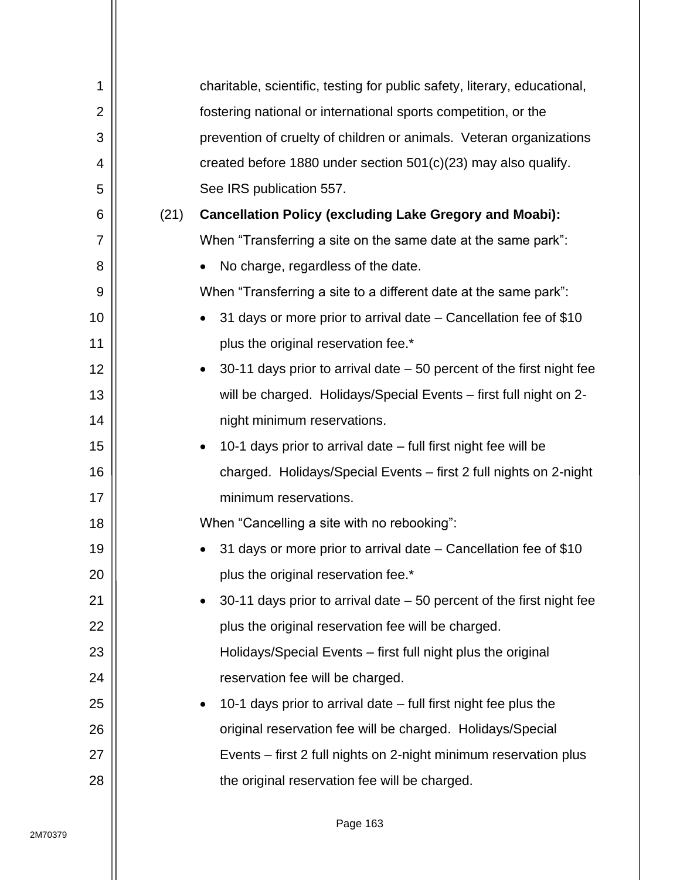charitable, scientific, testing for public safety, literary, educational, fostering national or international sports competition, or the prevention of cruelty of children or animals. Veteran organizations created before 1880 under section 501(c)(23) may also qualify. See IRS publication 557.

(21) **Cancellation Policy (excluding Lake Gregory and Moabi):**

When "Transferring a site on the same date at the same park":

- No charge, regardless of the date.

When "Transferring a site to a different date at the same park":

- 31 days or more prior to arrival date – Cancellation fee of $10 plus the original reservation fee.*
- 30-11 days prior to arrival date – 50 percent of the first night fee will be charged. Holidays/Special Events – first full night on 2-night minimum reservations.
- 10-1 days prior to arrival date – full first night fee will be charged. Holidays/Special Events – first 2 full nights on 2-night minimum reservations.

When "Cancelling a site with no rebooking":

- 31 days or more prior to arrival date – Cancellation fee of $10 plus the original reservation fee.*
- 30-11 days prior to arrival date – 50 percent of the first night fee plus the original reservation fee will be charged. Holidays/Special Events – first full night plus the original reservation fee will be charged.
- 10-1 days prior to arrival date – full first night fee plus the original reservation fee will be charged. Holidays/Special Events – first 2 full nights on 2-night minimum reservation plus the original reservation fee will be charged.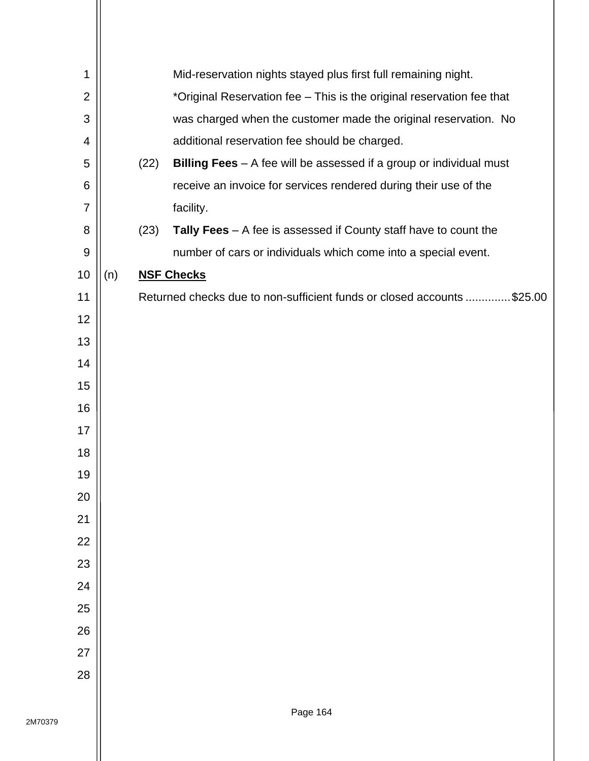Mid-reservation nights stayed plus first full remaining night.

*Original Reservation fee – This is the original reservation fee that was charged when the customer made the original reservation. No additional reservation fee should be charged.

(22) **Billing Fees** – A fee will be assessed if a group or individual must receive an invoice for services rendered during their use of the facility.

(23) **Tally Fees** – A fee is assessed if County staff have to count the number of cars or individuals which come into a special event.

(n) **NSF Checks**

Returned checks due to non-sufficient funds or closed accounts .............$25.00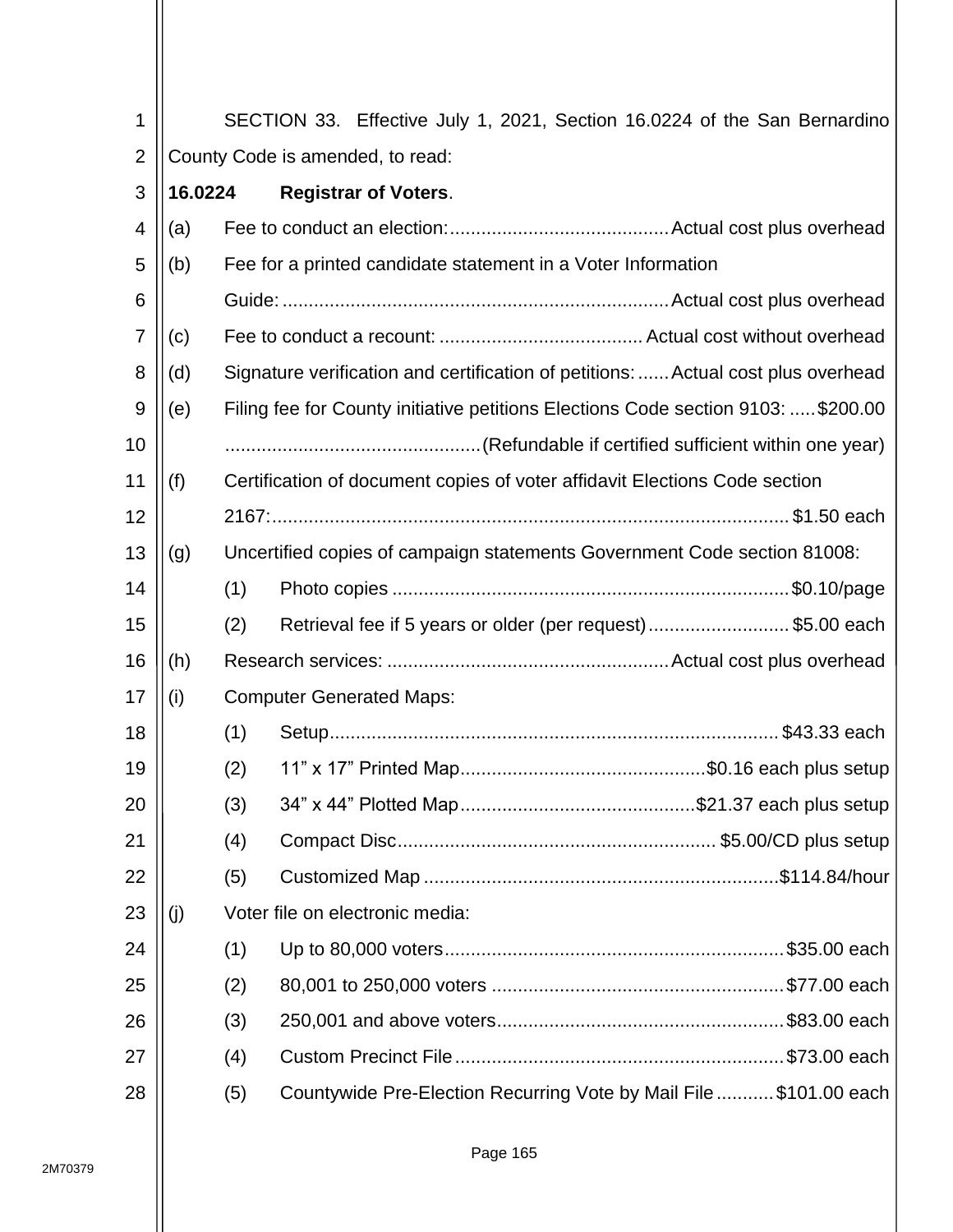SECTION 33. Effective July 1, 2021, Section 16.0224 of the San Bernardino County Code is amended, to read:

**16.0224 Registrar of Voters**.

(a) Fee to conduct an election: .......................................... Actual cost plus overhead

(b) Fee for a printed candidate statement in a Voter Information Guide: .......................................... Actual cost plus overhead

(c) Fee to conduct a recount: .......................................... Actual cost without overhead

(d) Signature verification and certification of petitions: ...... Actual cost plus overhead

(e) Filing fee for County initiative petitions Elections Code section 9103: ..... $200.00 .......................................... (Refundable if certified sufficient within one year)

(f) Certification of document copies of voter affidavit Elections Code section 2167: .......................................... $1.50 each

(g) Uncertified copies of campaign statements Government Code section 81008:

- (1) Photo copies .......................................... $0.10/page
- (2) Retrieval fee if 5 years or older (per request) .......................................... $5.00 each

(h) Research services: .......................................... Actual cost plus overhead

(i) Computer Generated Maps:

- (1) Setup .......................................... $43.33 each
- (2) 11" x 17" Printed Map .......................................... $0.16 each plus setup
- (3) 34" x 44" Plotted Map .......................................... $21.37 each plus setup
- (4) Compact Disc .......................................... $5.00/CD plus setup
- (5) Customized Map .......................................... $114.84/hour

(j) Voter file on electronic media:

- (1) Up to 80,000 voters .......................................... $35.00 each
- (2) 80,001 to 250,000 voters .......................................... $77.00 each
- (3) 250,001 and above voters .......................................... $83.00 each
- (4) Custom Precinct File .......................................... $73.00 each
- (5) Countywide Pre-Election Recurring Vote by Mail File ........... $101.00 each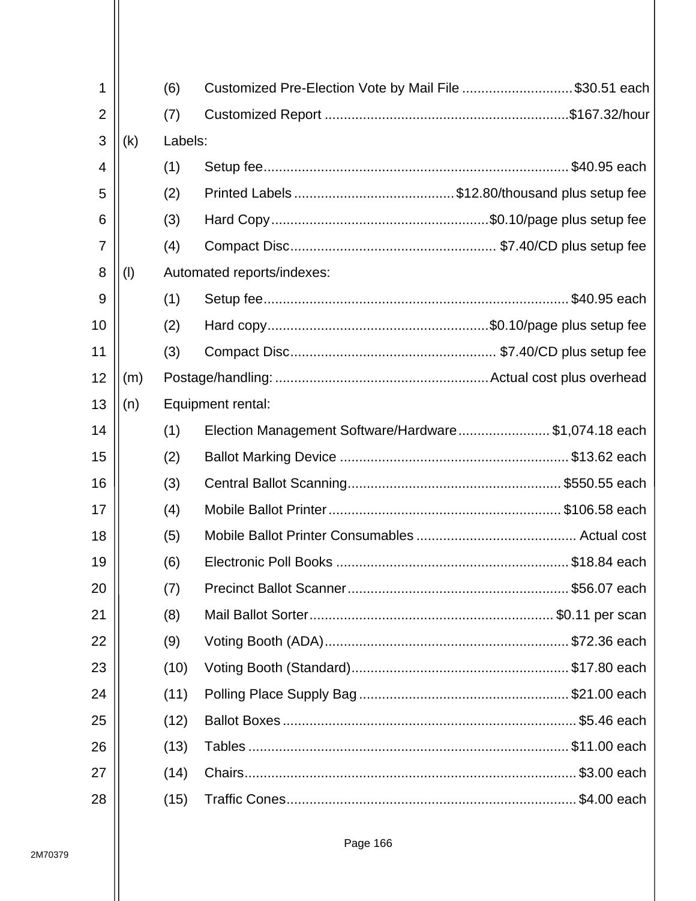(6) Customized Pre-Election Vote by Mail File ............................ $30.51 each

(7) Customized Report ................................................................ $167.32/hour

(k) Labels:

(1) Setup fee ................................................................................ $40.95 each

(2) Printed Labels ........................................ $12.80/thousand plus setup fee

(3) Hard Copy ......................................................... $0.10/page plus setup fee

(4) Compact Disc ..................................................... $7.40/CD plus setup fee

(l) Automated reports/indexes:

(1) Setup fee ................................................................................ $40.95 each

(2) Hard copy .......................................................... $0.10/page plus setup fee

(3) Compact Disc ..................................................... $7.40/CD plus setup fee

(m) Postage/handling: ........................................................ Actual cost plus overhead

(n) Equipment rental:

(1) Election Management Software/Hardware ........................ $1,074.18 each

(2) Ballot Marking Device ............................................................ $13.62 each

(3) Central Ballot Scanning ........................................................ $550.55 each

(4) Mobile Ballot Printer ............................................................. $106.58 each

(5) Mobile Ballot Printer Consumables .......................................... Actual cost

(6) Electronic Poll Books ............................................................. $18.84 each

(7) Precinct Ballot Scanner .......................................................... $56.07 each

(8) Mail Ballot Sorter ................................................................ $0.11 per scan

(9) Voting Booth (ADA) ................................................................ $72.36 each

(10) Voting Booth (Standard) ......................................................... $17.80 each

(11) Polling Place Supply Bag ....................................................... $21.00 each

(12) Ballot Boxes ............................................................................. $5.46 each

(13) Tables .................................................................................... $11.00 each

(14) Chairs ...................................................................................... $3.00 each

(15) Traffic Cones ........................................................................... $4.00 each

2M70379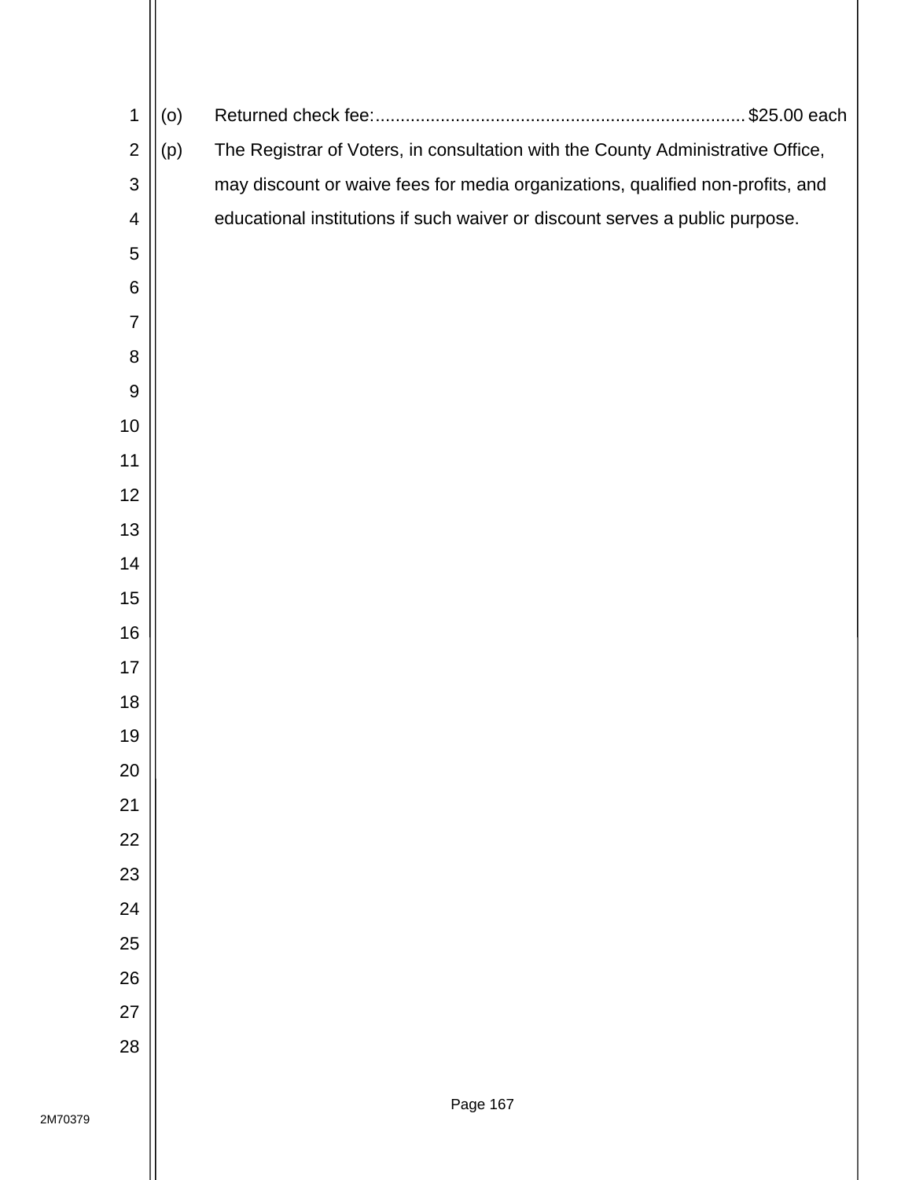(o) Returned check fee:......................................................................... $25.00 each

(p) The Registrar of Voters, in consultation with the County Administrative Office, may discount or waive fees for media organizations, qualified non-profits, and educational institutions if such waiver or discount serves a public purpose.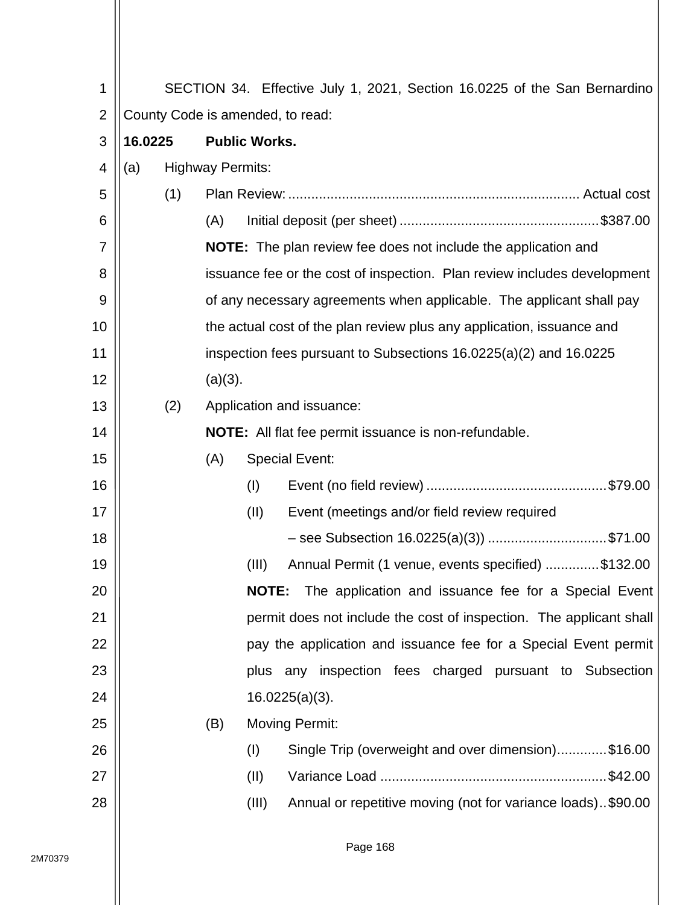SECTION 34. Effective July 1, 2021, Section 16.0225 of the San Bernardino County Code is amended, to read:

**16.0225 Public Works.**

(a) Highway Permits:

(1) Plan Review: ........................................................................... Actual cost

(A) Initial deposit (per sheet) ................................................... $387.00

**NOTE:** The plan review fee does not include the application and issuance fee or the cost of inspection. Plan review includes development of any necessary agreements when applicable. The applicant shall pay the actual cost of the plan review plus any application, issuance and inspection fees pursuant to Subsections 16.0225(a)(2) and 16.0225 (a)(3).

(2) Application and issuance:

**NOTE:** All flat fee permit issuance is non-refundable.

(A) Special Event:

(I) Event (no field review) .............................................. $79.00

(II) Event (meetings and/or field review required – see Subsection 16.0225(a)(3)) ............................... $71.00

(III) Annual Permit (1 venue, events specified) ............. $132.00

**NOTE:** The application and issuance fee for a Special Event permit does not include the cost of inspection. The applicant shall pay the application and issuance fee for a Special Event permit plus any inspection fees charged pursuant to Subsection 16.0225(a)(3).

(B) Moving Permit:

(I) Single Trip (overweight and over dimension)............ $16.00

(II) Variance Load .......................................................... $42.00

(III) Annual or repetitive moving (not for variance loads).. $90.00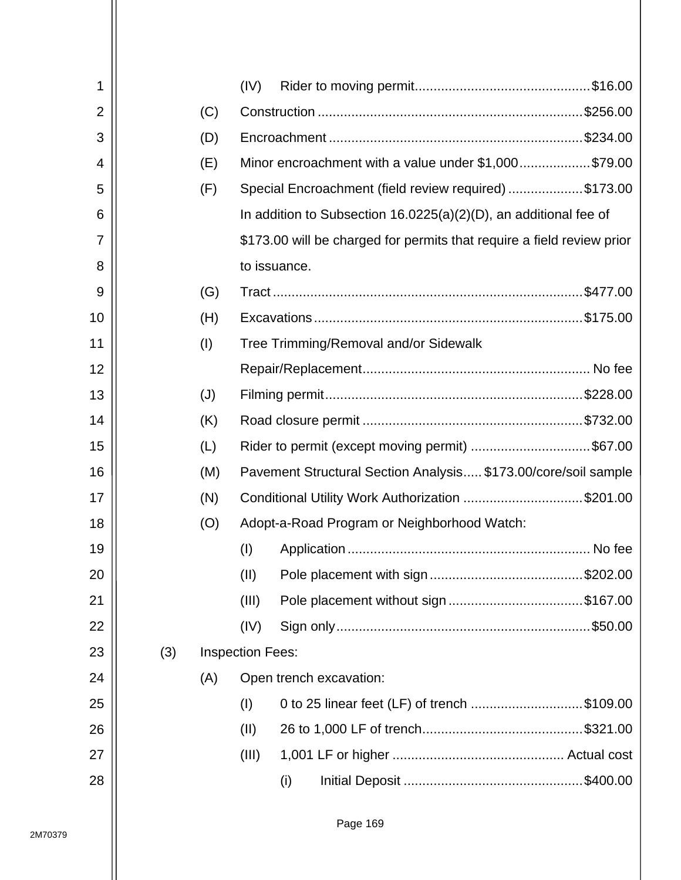(IV) Rider to moving permit.............................................$16.00

(C) Construction .....................................................................$256.00

(D) Encroachment ..................................................................$234.00

(E) Minor encroachment with a value under $1,000..................$79.00

(F) Special Encroachment (field review required) ....................$173.00

In addition to Subsection 16.0225(a)(2)(D), an additional fee of $173.00 will be charged for permits that require a field review prior to issuance.

(G) Tract ...................................................................................$477.00

(H) Excavations .......................................................................$175.00

(I) Tree Trimming/Removal and/or Sidewalk Repair/Replacement............................................................ No fee

(J) Filming permit....................................................................$228.00

(K) Road closure permit ..........................................................$732.00

(L) Rider to permit (except moving permit) ................................$67.00

(M) Pavement Structural Section Analysis..... $173.00/core/soil sample

(N) Conditional Utility Work Authorization ................................$201.00

(O) Adopt-a-Road Program or Neighborhood Watch:

(I) Application ................................................................ No fee

(II) Pole placement with sign ........................................$202.00

(III) Pole placement without sign ....................................$167.00

(IV) Sign only...................................................................$50.00

(3) Inspection Fees:

(A) Open trench excavation:

(I) 0 to 25 linear feet (LF) of trench .............................$109.00

(II) 26 to 1,000 LF of trench..........................................$321.00

(III) 1,001 LF or higher .............................................. Actual cost

(i) Initial Deposit ...............................................$400.00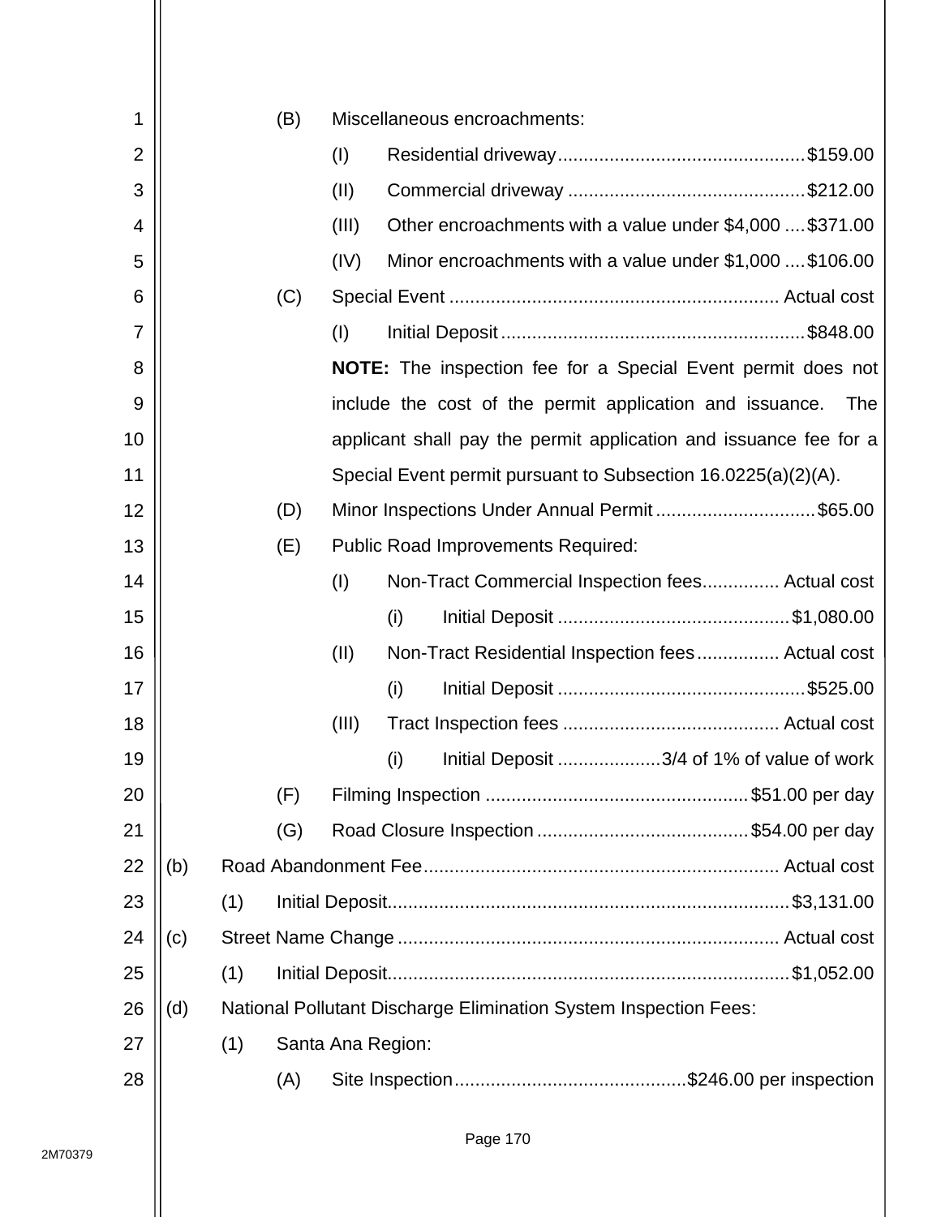(B) Miscellaneous encroachments:

(I) Residential driveway ............................................... $159.00

(II) Commercial driveway ............................................. $212.00

(III) Other encroachments with a value under $4,000 .... $371.00

(IV) Minor encroachments with a value under $1,000 .... $106.00

(C) Special Event ................................................................ Actual cost

(I) Initial Deposit .......................................................... $848.00

**NOTE:** The inspection fee for a Special Event permit does not include the cost of the permit application and issuance. The applicant shall pay the permit application and issuance fee for a Special Event permit pursuant to Subsection 16.0225(a)(2)(A).

(D) Minor Inspections Under Annual Permit ............................... $65.00

(E) Public Road Improvements Required:

(I) Non-Tract Commercial Inspection fees ............... Actual cost

(i) Initial Deposit ............................................ $1,080.00

(II) Non-Tract Residential Inspection fees ................ Actual cost

(i) Initial Deposit ............................................... $525.00

(III) Tract Inspection fees .......................................... Actual cost

(i) Initial Deposit .................... 3/4 of 1% of value of work

(F) Filming Inspection .................................................. $51.00 per day

(G) Road Closure Inspection ......................................... $54.00 per day

(b) Road Abandonment Fee ..................................................................... Actual cost

(1) Initial Deposit ............................................................................ $3,131.00

(c) Street Name Change ........................................................................... Actual cost

(1) Initial Deposit ............................................................................ $1,052.00

(d) National Pollutant Discharge Elimination System Inspection Fees:

(1) Santa Ana Region:

(A) Site Inspection ............................................ $246.00 per inspection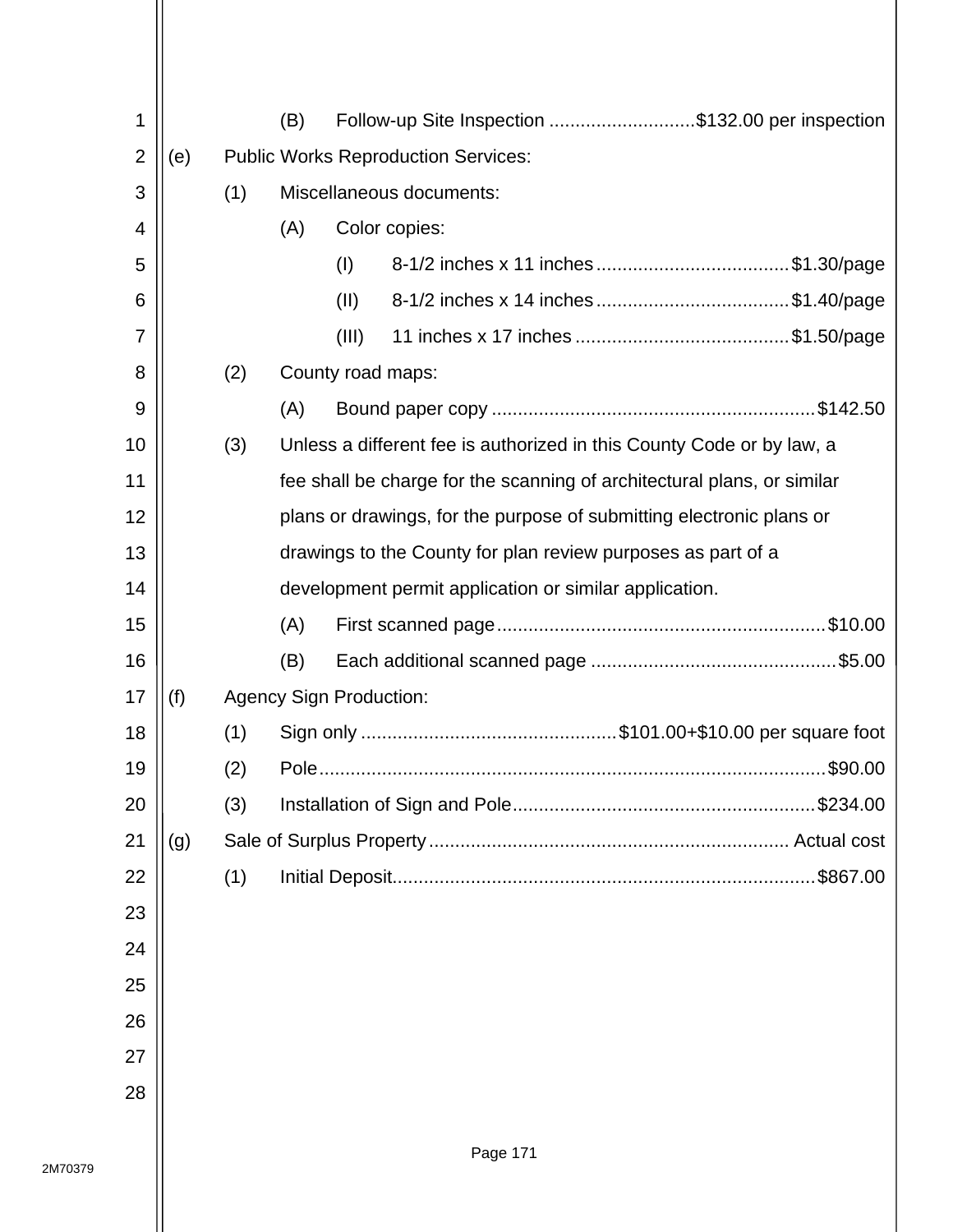(B) Follow-up Site Inspection ............................$132.00 per inspection

(e) Public Works Reproduction Services:

(1) Miscellaneous documents:

(A) Color copies:

(I) 8-1/2 inches x 11 inches.....................................$1.30/page

(II) 8-1/2 inches x 14 inches.....................................$1.40/page

(III) 11 inches x 17 inches.........................................$1.50/page

(2) County road maps:

(A) Bound paper copy..............................................................$142.50

(3) Unless a different fee is authorized in this County Code or by law, a fee shall be charge for the scanning of architectural plans, or similar plans or drawings, for the purpose of submitting electronic plans or drawings to the County for plan review purposes as part of a development permit application or similar application.

(A) First scanned page..............................................................$10.00

(B) Each additional scanned page ...............................................$5.00

(f) Agency Sign Production:

(1) Sign only .................................................$101.00+$10.00 per square foot

(2) Pole.................................................................................................$90.00

(3) Installation of Sign and Pole..........................................................$234.00

(g) Sale of Surplus Property..................................................................... Actual cost

(1) Initial Deposit.................................................................................$867.00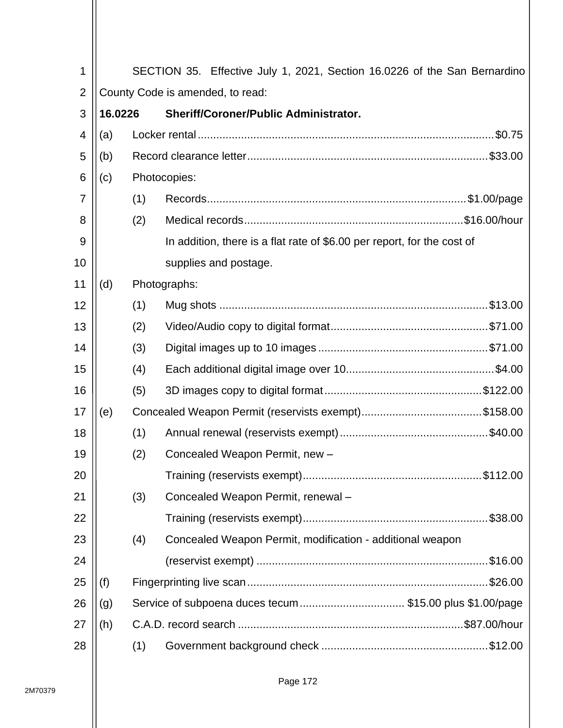SECTION 35. Effective July 1, 2021, Section 16.0226 of the San Bernardino County Code is amended, to read:

**16.0226 Sheriff/Coroner/Public Administrator.**

(a) Locker rental ............................................................ $0.75

(b) Record clearance letter ............................................................ $33.00

(c) Photocopies:

(1) Records ............................................................ $1.00/page

(2) Medical records ............................................................ $16.00/hour

In addition, there is a flat rate of $6.00 per report, for the cost of supplies and postage.

(d) Photographs:

(1) Mug shots ............................................................ $13.00

(2) Video/Audio copy to digital format ............................................................ $71.00

(3) Digital images up to 10 images ............................................................ $71.00

(4) Each additional digital image over 10 ............................................................ $4.00

(5) 3D images copy to digital format ............................................................ $122.00

(e) Concealed Weapon Permit (reservists exempt) ............................................................ $158.00

(1) Annual renewal (reservists exempt) ............................................................ $40.00

(2) Concealed Weapon Permit, new – Training (reservists exempt) ............................................................ $112.00

(3) Concealed Weapon Permit, renewal – Training (reservists exempt) ............................................................ $38.00

(4) Concealed Weapon Permit, modification - additional weapon (reservist exempt) ............................................................ $16.00

(f) Fingerprinting live scan ............................................................ $26.00

(g) Service of subpoena duces tecum ............................................................ $15.00 plus $1.00/page

(h) C.A.D. record search ............................................................ $87.00/hour

(1) Government background check ............................................................ $12.00

2M70379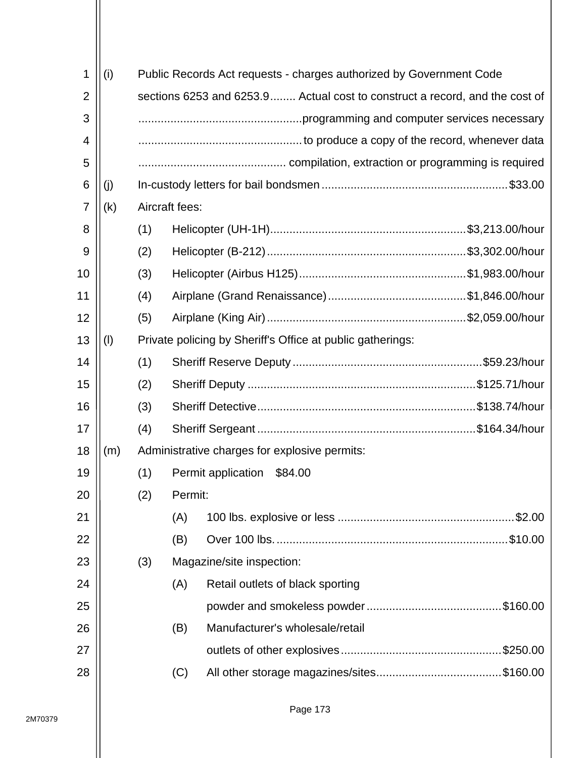(i) Public Records Act requests - charges authorized by Government Code sections 6253 and 6253.9........ Actual cost to construct a record, and the cost of programming and computer services necessary to produce a copy of the record, whenever data compilation, extraction or programming is required

(j) In-custody letters for bail bondsmen ........................................................ $33.00

(k) Aircraft fees:

- (1) Helicopter (UH-1H) ........................................................... $3,213.00/hour
- (2) Helicopter (B-212) ............................................................ $3,302.00/hour
- (3) Helicopter (Airbus H125) .................................................. $1,983.00/hour
- (4) Airplane (Grand Renaissance) .......................................... $1,846.00/hour
- (5) Airplane (King Air) ............................................................ $2,059.00/hour

(l) Private policing by Sheriff's Office at public gatherings:

- (1) Sheriff Reserve Deputy .......................................................... $59.23/hour
- (2) Sheriff Deputy ...................................................................... $125.71/hour
- (3) Sheriff Detective .................................................................. $138.74/hour
- (4) Sheriff Sergeant ................................................................... $164.34/hour

(m) Administrative charges for explosive permits:

- (1) Permit application $84.00
- (2) Permit:
  - (A) 100 lbs. explosive or less ...................................................... $2.00
  - (B) Over 100 lbs. ....................................................................... $10.00
- (3) Magazine/site inspection:
  - (A) Retail outlets of black sporting powder and smokeless powder ......................................... $160.00
  - (B) Manufacturer's wholesale/retail outlets of other explosives ................................................. $250.00
  - (C) All other storage magazines/sites ...................................... $160.00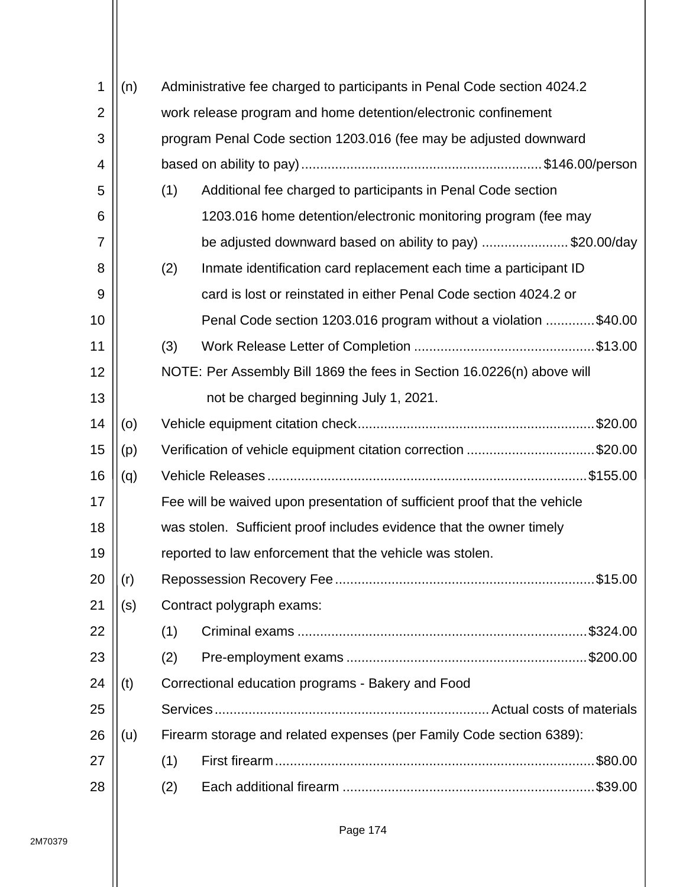(n) Administrative fee charged to participants in Penal Code section 4024.2 work release program and home detention/electronic confinement program Penal Code section 1203.016 (fee may be adjusted downward based on ability to pay) ............................................................ $146.00/person

  (1) Additional fee charged to participants in Penal Code section 1203.016 home detention/electronic monitoring program (fee may be adjusted downward based on ability to pay) ....................... $20.00/day

  (2) Inmate identification card replacement each time a participant ID card is lost or reinstated in either Penal Code section 4024.2 or Penal Code section 1203.016 program without a violation ............. $40.00

  (3) Work Release Letter of Completion ................................................ $13.00

  NOTE: Per Assembly Bill 1869 the fees in Section 16.0226(n) above will not be charged beginning July 1, 2021.

(o) Vehicle equipment citation check.............................................................. $20.00

(p) Verification of vehicle equipment citation correction .................................. $20.00

(q) Vehicle Releases .................................................................................... $155.00

  Fee will be waived upon presentation of sufficient proof that the vehicle was stolen. Sufficient proof includes evidence that the owner timely reported to law enforcement that the vehicle was stolen.

(r) Repossession Recovery Fee ..................................................................... $15.00

(s) Contract polygraph exams:

  (1) Criminal exams ............................................................................ $324.00

  (2) Pre-employment exams ................................................................ $200.00

(t) Correctional education programs - Bakery and Food Services........................................................................ Actual costs of materials

(u) Firearm storage and related expenses (per Family Code section 6389):

  (1) First firearm..................................................................................... $80.00

  (2) Each additional firearm ................................................................... $39.00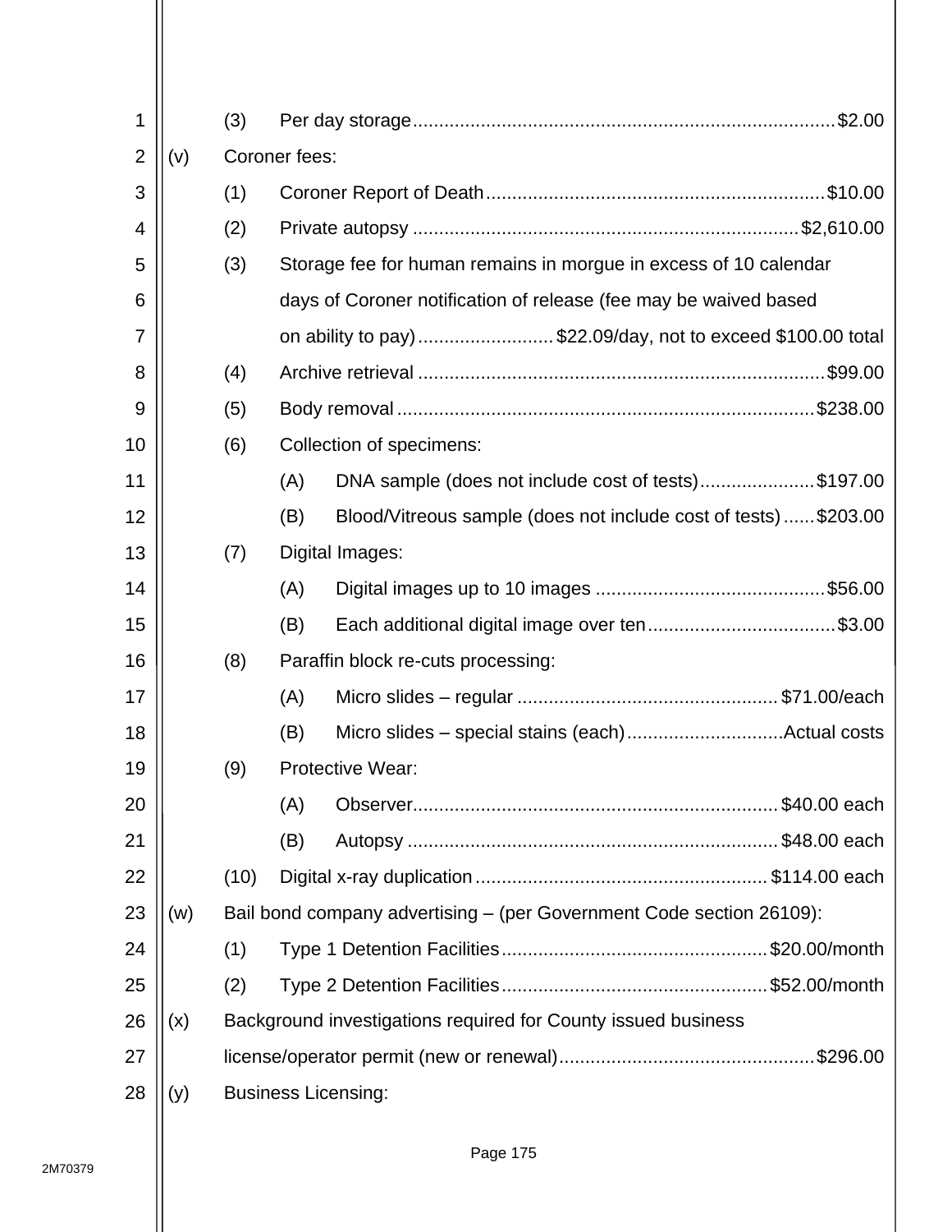(3) Per day storage................................................................................$2.00

(v) Coroner fees:

(1) Coroner Report of Death................................................................$10.00

(2) Private autopsy ........................................................................$2,610.00

(3) Storage fee for human remains in morgue in excess of 10 calendar days of Coroner notification of release (fee may be waived based on ability to pay)..........................$22.09/day, not to exceed $100.00 total

(4) Archive retrieval ............................................................................$99.00

(5) Body removal ...............................................................................$238.00

(6) Collection of specimens:

(A) DNA sample (does not include cost of tests).....................$197.00

(B) Blood/Vitreous sample (does not include cost of tests)......$203.00

(7) Digital Images:

(A) Digital images up to 10 images ...........................................$56.00

(B) Each additional digital image over ten...................................$3.00

(8) Paraffin block re-cuts processing:

(A) Micro slides – regular .................................................$71.00/each

(B) Micro slides – special stains (each).............................Actual costs

(9) Protective Wear:

(A) Observer.....................................................................$40.00 each

(B) Autopsy .....................................................................$48.00 each

(10) Digital x-ray duplication .......................................................$114.00 each

(w) Bail bond company advertising – (per Government Code section 26109):

(1) Type 1 Detention Facilities..................................................$20.00/month

(2) Type 2 Detention Facilities..................................................$52.00/month

(x) Background investigations required for County issued business license/operator permit (new or renewal).................................................$296.00

(y) Business Licensing: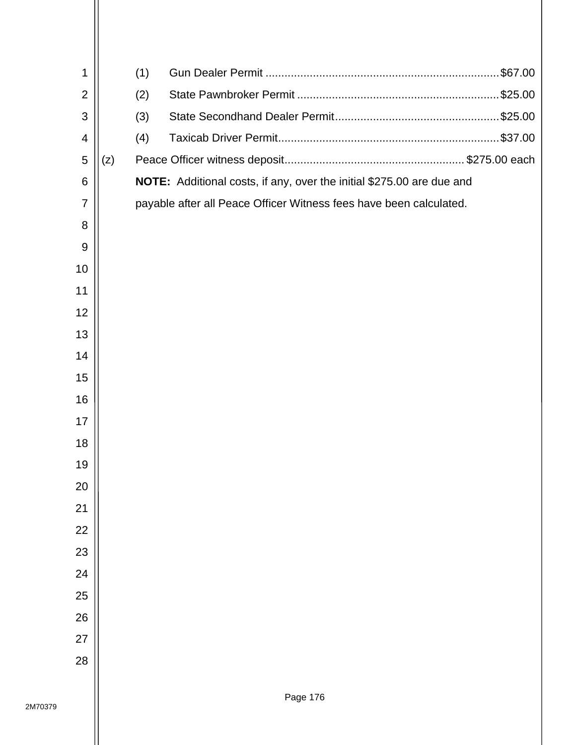(1) Gun Dealer Permit ........................................................................ $67.00

(2) State Pawnbroker Permit ............................................................... $25.00

(3) State Secondhand Dealer Permit ................................................... $25.00

(4) Taxicab Driver Permit ..................................................................... $37.00

(z) Peace Officer witness deposit ........................................................ $275.00 each

**NOTE:** Additional costs, if any, over the initial $275.00 are due and payable after all Peace Officer Witness fees have been calculated.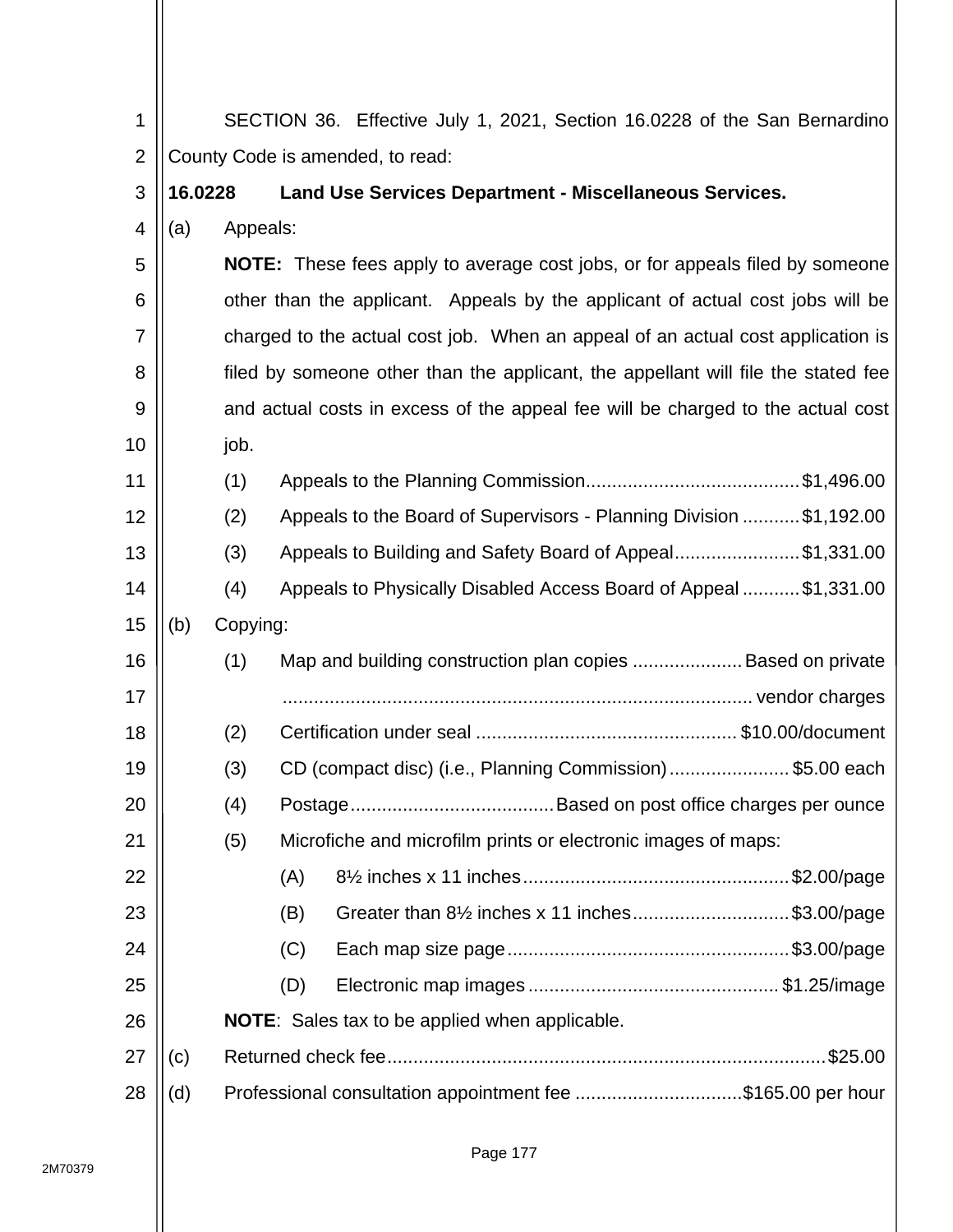SECTION 36. Effective July 1, 2021, Section 16.0228 of the San Bernardino County Code is amended, to read:

**16.0228 Land Use Services Department - Miscellaneous Services.**

(a) Appeals:

**NOTE:** These fees apply to average cost jobs, or for appeals filed by someone other than the applicant. Appeals by the applicant of actual cost jobs will be charged to the actual cost job. When an appeal of an actual cost application is filed by someone other than the applicant, the appellant will file the stated fee and actual costs in excess of the appeal fee will be charged to the actual cost job.

(1) Appeals to the Planning Commission........................................$1,496.00

(2) Appeals to the Board of Supervisors - Planning Division ...........$1,192.00

(3) Appeals to Building and Safety Board of Appeal........................$1,331.00

(4) Appeals to Physically Disabled Access Board of Appeal ...........$1,331.00

(b) Copying:

(1) Map and building construction plan copies .....................Based on private ........................................................................................... vendor charges

(2) Certification under seal .................................................$10.00/document

(3) CD (compact disc) (i.e., Planning Commission).......................$5.00 each

(4) Postage.......................................Based on post office charges per ounce

(5) Microfiche and microfilm prints or electronic images of maps:

(A) 8½ inches x 11 inches..................................................$2.00/page

(B) Greater than 8½ inches x 11 inches..............................$3.00/page

(C) Each map size page.....................................................$3.00/page

(D) Electronic map images ...............................................$1.25/image

**NOTE**: Sales tax to be applied when applicable.

(c) Returned check fee...................................................................................$25.00

(d) Professional consultation appointment fee ................................$165.00 per hour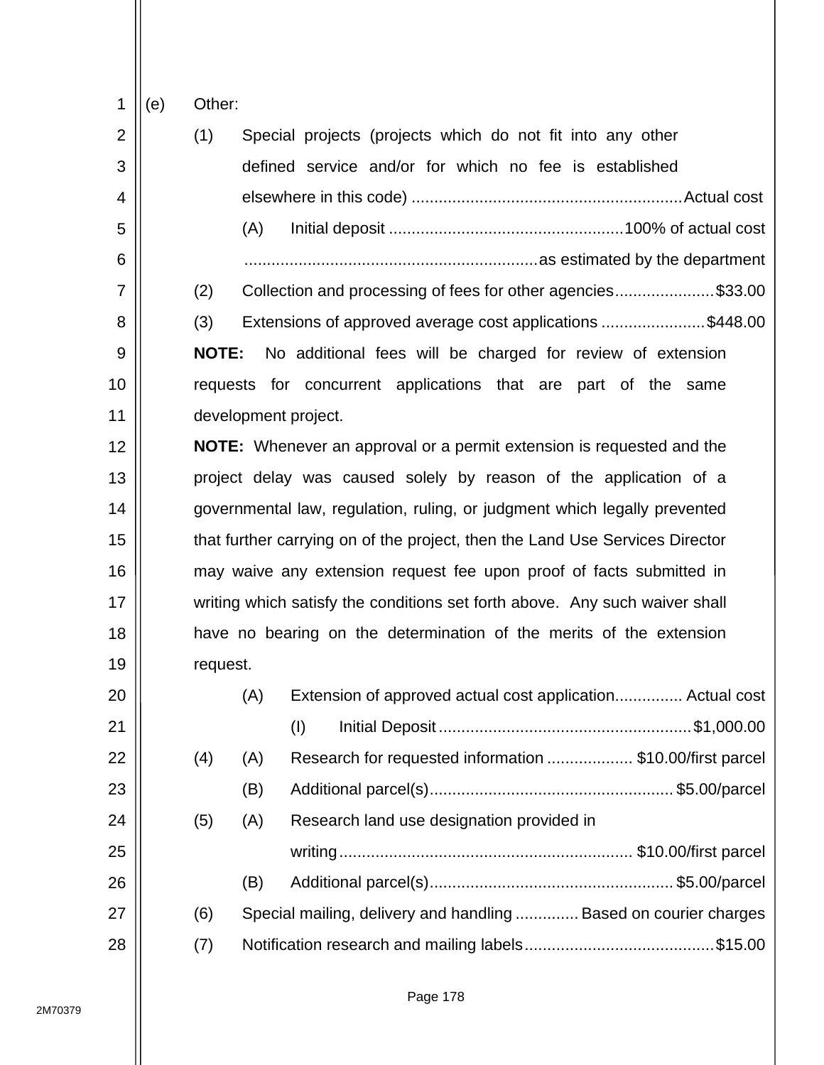(e) Other:

(1) Special projects (projects which do not fit into any other defined service and/or for which no fee is established elsewhere in this code) ............................................................Actual cost

(A) Initial deposit ....................................................100% of actual cost ................................................................as estimated by the department

(2) Collection and processing of fees for other agencies......................$33.00

(3) Extensions of approved average cost applications .......................$448.00

**NOTE:** No additional fees will be charged for review of extension requests for concurrent applications that are part of the same development project.

**NOTE:** Whenever an approval or a permit extension is requested and the project delay was caused solely by reason of the application of a governmental law, regulation, ruling, or judgment which legally prevented that further carrying on of the project, then the Land Use Services Director may waive any extension request fee upon proof of facts submitted in writing which satisfy the conditions set forth above. Any such waiver shall have no bearing on the determination of the merits of the extension request.

(A) Extension of approved actual cost application............... Actual cost

(I) Initial Deposit ........................................................$1,000.00

(4) (A) Research for requested information ................... $10.00/first parcel

(B) Additional parcel(s)......................................................$5.00/parcel

(5) (A) Research land use designation provided in writing................................................................. $10.00/first parcel

(B) Additional parcel(s)......................................................$5.00/parcel

(6) Special mailing, delivery and handling .............. Based on courier charges

(7) Notification research and mailing labels..........................................$15.00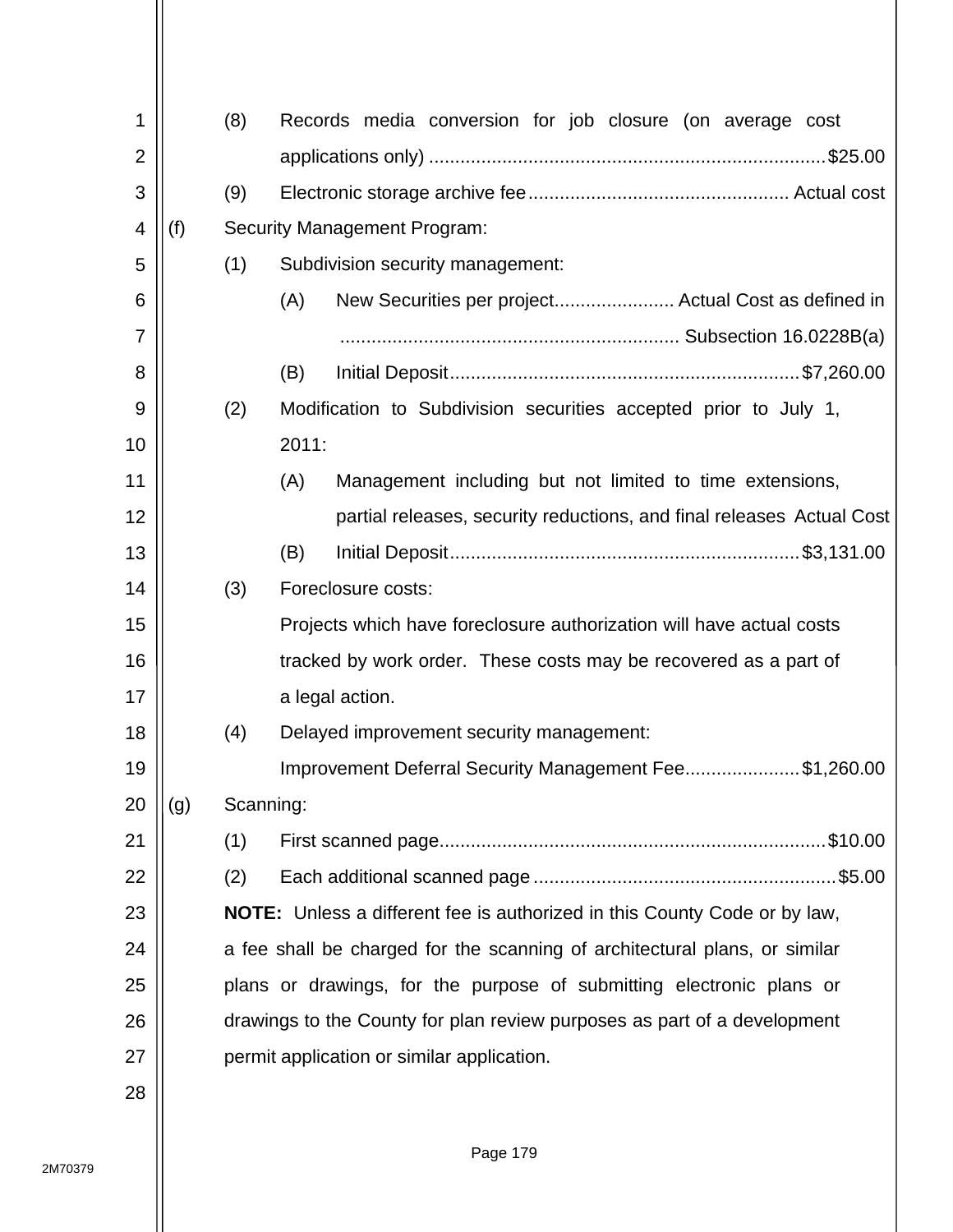(8) Records media conversion for job closure (on average cost applications only) ........................................................................... $25.00

(9) Electronic storage archive fee ................................................. Actual cost

(f) Security Management Program:

(1) Subdivision security management:

(A) New Securities per project ...................... Actual Cost as defined in ................................................................ Subsection 16.0228B(a)

(B) Initial Deposit .................................................................. $7,260.00

(2) Modification to Subdivision securities accepted prior to July 1, 2011:

(A) Management including but not limited to time extensions, partial releases, security reductions, and final releases Actual Cost

(B) Initial Deposit .................................................................. $3,131.00

(3) Foreclosure costs:

Projects which have foreclosure authorization will have actual costs tracked by work order. These costs may be recovered as a part of a legal action.

(4) Delayed improvement security management:

Improvement Deferral Security Management Fee ..................... $1,260.00

(g) Scanning:

(1) First scanned page ........................................................................ $10.00

(2) Each additional scanned page ......................................................... $5.00

**NOTE:** Unless a different fee is authorized in this County Code or by law, a fee shall be charged for the scanning of architectural plans, or similar plans or drawings, for the purpose of submitting electronic plans or drawings to the County for plan review purposes as part of a development permit application or similar application.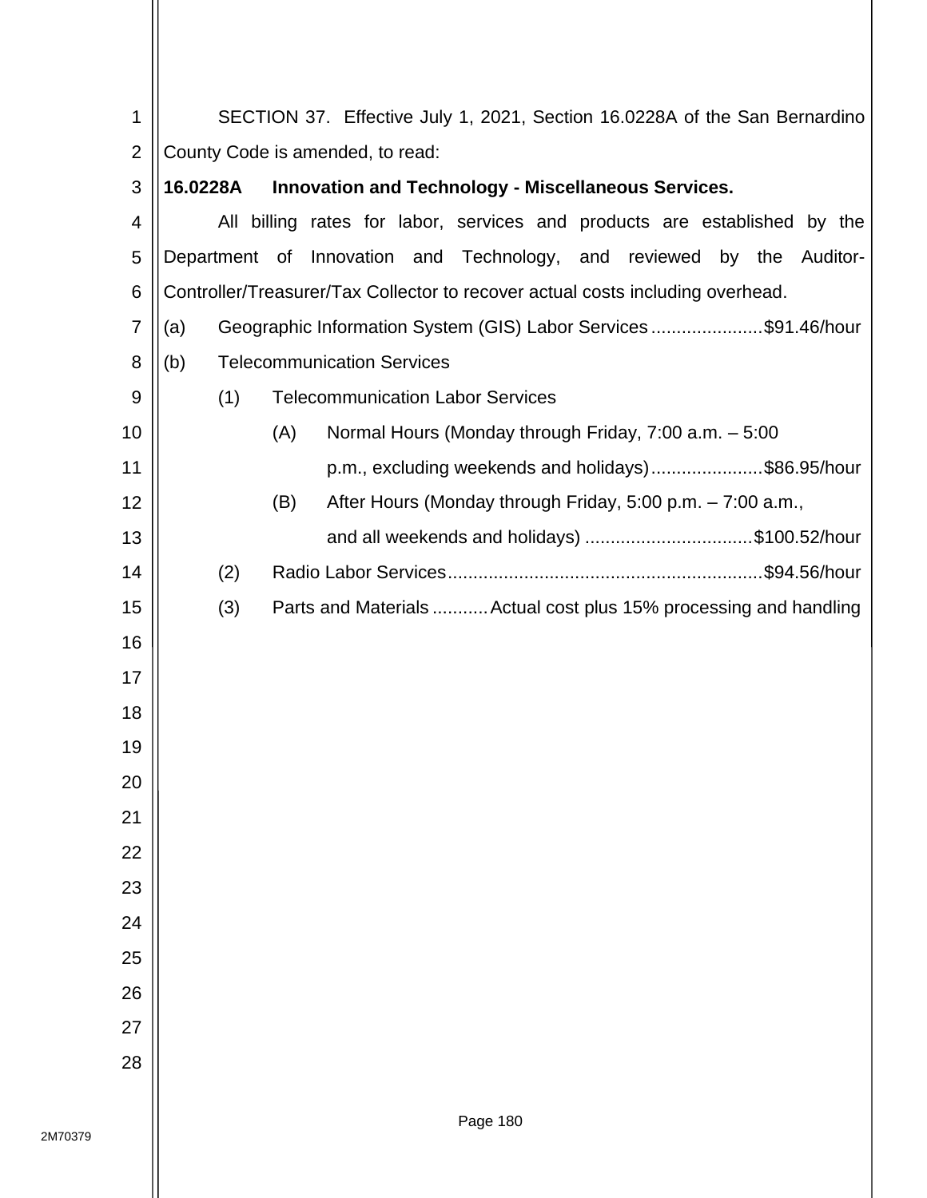SECTION 37. Effective July 1, 2021, Section 16.0228A of the San Bernardino County Code is amended, to read:

**16.0228A Innovation and Technology - Miscellaneous Services.**

All billing rates for labor, services and products are established by the Department of Innovation and Technology, and reviewed by the Auditor-Controller/Treasurer/Tax Collector to recover actual costs including overhead.

(a) Geographic Information System (GIS) Labor Services ......................$91.46/hour

(b) Telecommunication Services

(1) Telecommunication Labor Services

(A) Normal Hours (Monday through Friday, 7:00 a.m. – 5:00 p.m., excluding weekends and holidays)......................$86.95/hour

(B) After Hours (Monday through Friday, 5:00 p.m. – 7:00 a.m., and all weekends and holidays) .................................$100.52/hour

(2) Radio Labor Services..............................................................$94.56/hour

(3) Parts and Materials ...........Actual cost plus 15% processing and handling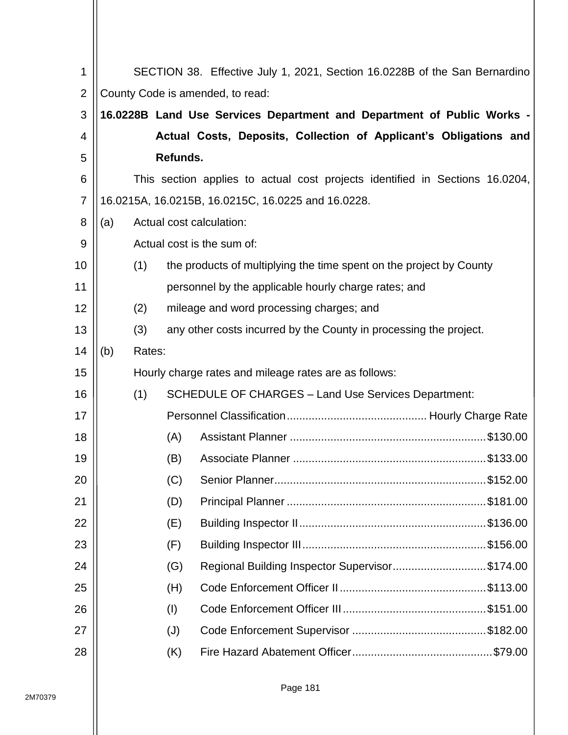SECTION 38. Effective July 1, 2021, Section 16.0228B of the San Bernardino County Code is amended, to read:

**16.0228B Land Use Services Department and Department of Public Works - Actual Costs, Deposits, Collection of Applicant's Obligations and Refunds.**

This section applies to actual cost projects identified in Sections 16.0204, 16.0215A, 16.0215B, 16.0215C, 16.0225 and 16.0228.

(a) Actual cost calculation:

Actual cost is the sum of:

(1) the products of multiplying the time spent on the project by County personnel by the applicable hourly charge rates; and

(2) mileage and word processing charges; and

(3) any other costs incurred by the County in processing the project.

(b) Rates:

Hourly charge rates and mileage rates are as follows:

(1) SCHEDULE OF CHARGES – Land Use Services Department:

| Personnel Classification | Hourly Charge Rate |
|---|---|
| (A) Assistant Planner | $130.00 |
| (B) Associate Planner | $133.00 |
| (C) Senior Planner | $152.00 |
| (D) Principal Planner | $181.00 |
| (E) Building Inspector II | $136.00 |
| (F) Building Inspector III | $156.00 |
| (G) Regional Building Inspector Supervisor | $174.00 |
| (H) Code Enforcement Officer II | $113.00 |
| (I) Code Enforcement Officer III | $151.00 |
| (J) Code Enforcement Supervisor | $182.00 |
| (K) Fire Hazard Abatement Officer | $79.00 |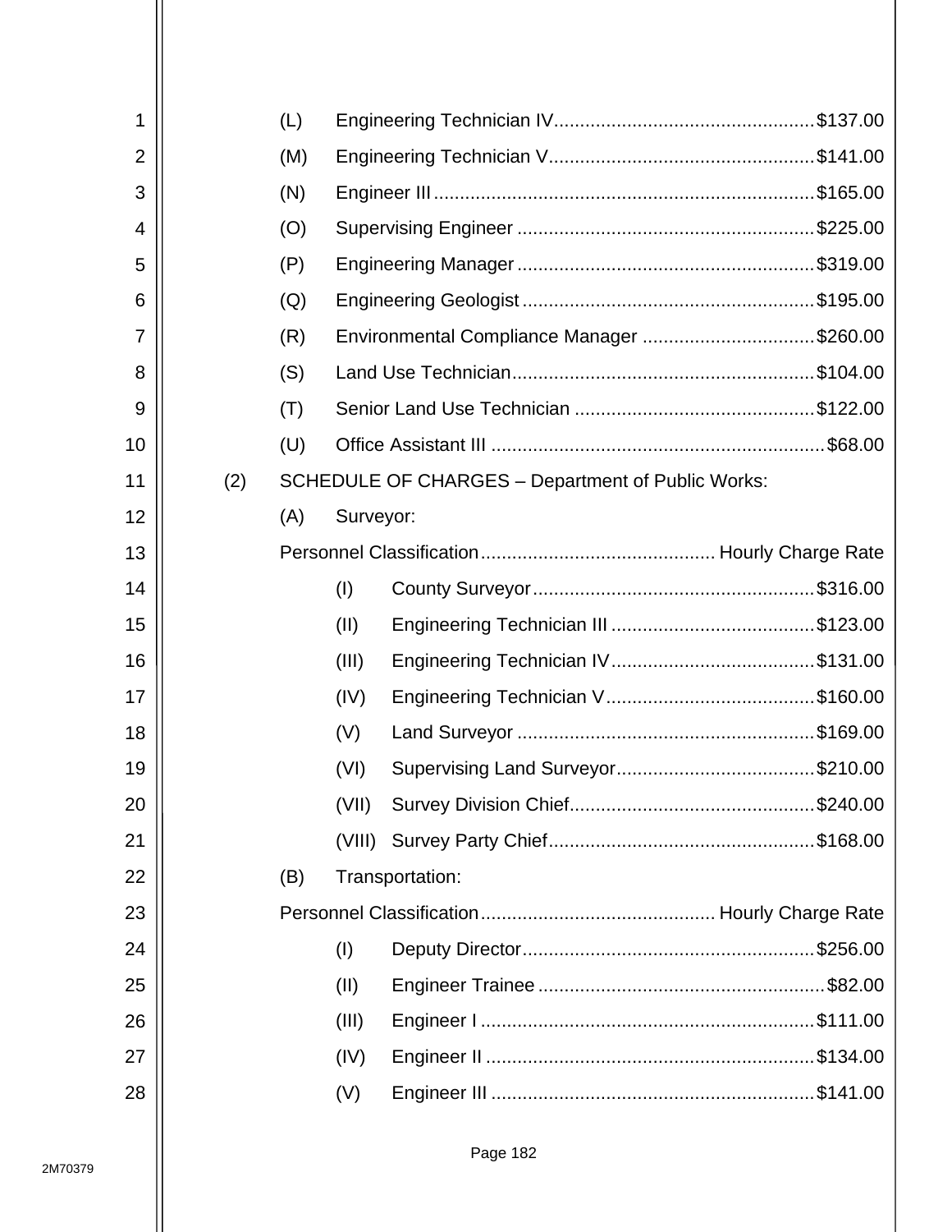(L) Engineering Technician IV.................................................$137.00

(M) Engineering Technician V..................................................$141.00

(N) Engineer III.......................................................................$165.00

(O) Supervising Engineer ........................................................$225.00

(P) Engineering Manager ........................................................$319.00

(Q) Engineering Geologist .......................................................$195.00

(R) Environmental Compliance Manager .................................$260.00

(S) Land Use Technician.........................................................$104.00

(T) Senior Land Use Technician .............................................$122.00

(U) Office Assistant III ...............................................................$68.00

(2) SCHEDULE OF CHARGES – Department of Public Works:

(A) Surveyor:

Personnel Classification............................................ Hourly Charge Rate

(I) County Surveyor.....................................................$316.00

(II) Engineering Technician III ......................................$123.00

(III) Engineering Technician IV......................................$131.00

(IV) Engineering Technician V.......................................$160.00

(V) Land Surveyor ........................................................$169.00

(VI) Supervising Land Surveyor.....................................$210.00

(VII) Survey Division Chief..............................................$240.00

(VIII) Survey Party Chief..................................................$168.00

(B) Transportation:

Personnel Classification............................................ Hourly Charge Rate

(I) Deputy Director.......................................................$256.00

(II) Engineer Trainee ......................................................$82.00

(III) Engineer I ...............................................................$111.00

(IV) Engineer II ..............................................................$134.00

(V) Engineer III .............................................................$141.00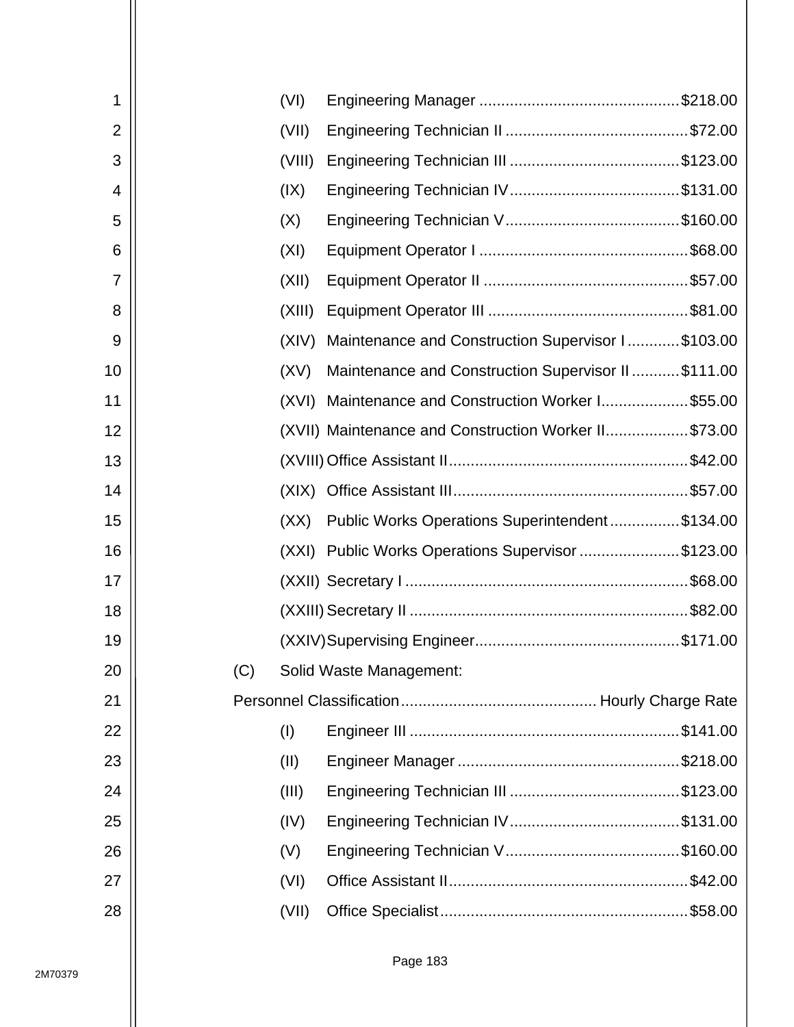(VI) Engineering Manager ............................................ $218.00

(VII) Engineering Technician II ......................................... $72.00

(VIII) Engineering Technician III ...................................... $123.00

(IX) Engineering Technician IV ...................................... $131.00

(X) Engineering Technician V ....................................... $160.00

(XI) Equipment Operator I ............................................... $68.00

(XII) Equipment Operator II .............................................. $57.00

(XIII) Equipment Operator III ............................................. $81.00

(XIV) Maintenance and Construction Supervisor I ............ $103.00

(XV) Maintenance and Construction Supervisor II ........... $111.00

(XVI) Maintenance and Construction Worker I .................... $55.00

(XVII) Maintenance and Construction Worker II ................... $73.00

(XVIII) Office Assistant II ...................................................... $42.00

(XIX) Office Assistant III ..................................................... $57.00

(XX) Public Works Operations Superintendent ................ $134.00

(XXI) Public Works Operations Supervisor ....................... $123.00

(XXII) Secretary I ................................................................ $68.00

(XXIII) Secretary II ............................................................... $82.00

(XXIV) Supervising Engineer .............................................. $171.00

(C) Solid Waste Management:

Personnel Classification ............................................ Hourly Charge Rate

(I) Engineer III ............................................................. $141.00

(II) Engineer Manager .................................................. $218.00

(III) Engineering Technician III ...................................... $123.00

(IV) Engineering Technician IV ...................................... $131.00

(V) Engineering Technician V ....................................... $160.00

(VI) Office Assistant II ...................................................... $42.00

(VII) Office Specialist ........................................................ $58.00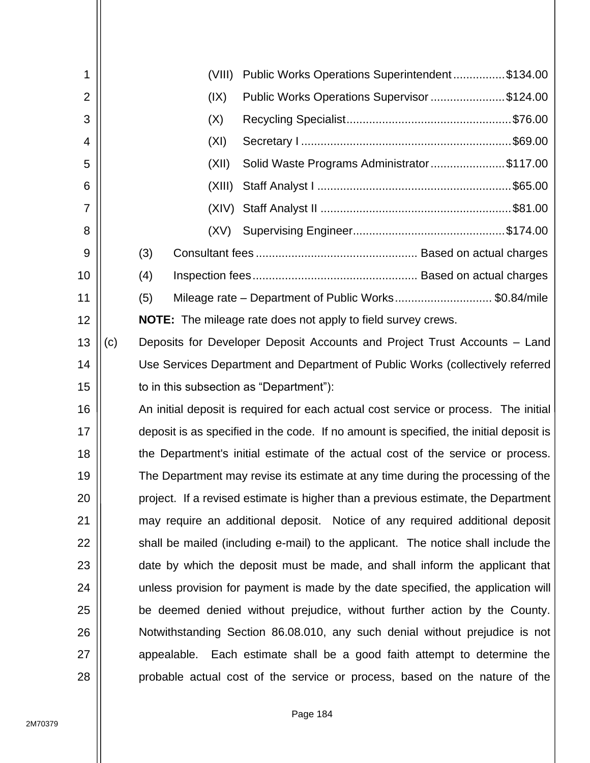(VIII) Public Works Operations Superintendent ................ $134.00

(IX) Public Works Operations Supervisor ....................... $124.00

(X) Recycling Specialist .................................................. $76.00

(XI) Secretary I ................................................................ $69.00

(XII) Solid Waste Programs Administrator ....................... $117.00

(XIII) Staff Analyst I ........................................................... $65.00

(XIV) Staff Analyst II .......................................................... $81.00

(XV) Supervising Engineer ............................................... $174.00

(3) Consultant fees ................................................. Based on actual charges

(4) Inspection fees .................................................. Based on actual charges

(5) Mileage rate – Department of Public Works ............................. $0.84/mile

**NOTE:** The mileage rate does not apply to field survey crews.

(c) Deposits for Developer Deposit Accounts and Project Trust Accounts – Land Use Services Department and Department of Public Works (collectively referred to in this subsection as "Department"):

An initial deposit is required for each actual cost service or process. The initial deposit is as specified in the code. If no amount is specified, the initial deposit is the Department's initial estimate of the actual cost of the service or process. The Department may revise its estimate at any time during the processing of the project. If a revised estimate is higher than a previous estimate, the Department may require an additional deposit. Notice of any required additional deposit shall be mailed (including e-mail) to the applicant. The notice shall include the date by which the deposit must be made, and shall inform the applicant that unless provision for payment is made by the date specified, the application will be deemed denied without prejudice, without further action by the County. Notwithstanding Section 86.08.010, any such denial without prejudice is not appealable. Each estimate shall be a good faith attempt to determine the probable actual cost of the service or process, based on the nature of the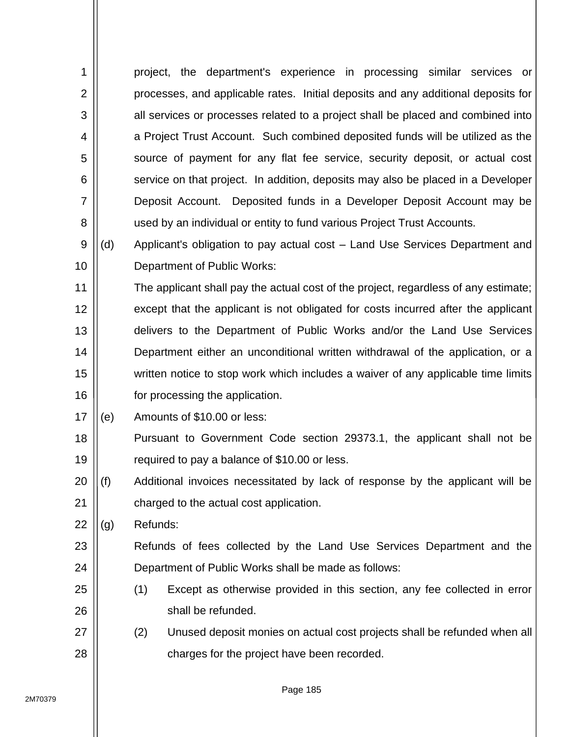project, the department's experience in processing similar services or processes, and applicable rates. Initial deposits and any additional deposits for all services or processes related to a project shall be placed and combined into a Project Trust Account. Such combined deposited funds will be utilized as the source of payment for any flat fee service, security deposit, or actual cost service on that project. In addition, deposits may also be placed in a Developer Deposit Account. Deposited funds in a Developer Deposit Account may be used by an individual or entity to fund various Project Trust Accounts.

(d) Applicant's obligation to pay actual cost – Land Use Services Department and Department of Public Works:

The applicant shall pay the actual cost of the project, regardless of any estimate; except that the applicant is not obligated for costs incurred after the applicant delivers to the Department of Public Works and/or the Land Use Services Department either an unconditional written withdrawal of the application, or a written notice to stop work which includes a waiver of any applicable time limits for processing the application.

(e) Amounts of $10.00 or less:

Pursuant to Government Code section 29373.1, the applicant shall not be required to pay a balance of $10.00 or less.

(f) Additional invoices necessitated by lack of response by the applicant will be charged to the actual cost application.

(g) Refunds:

Refunds of fees collected by the Land Use Services Department and the Department of Public Works shall be made as follows:

(1) Except as otherwise provided in this section, any fee collected in error shall be refunded.

(2) Unused deposit monies on actual cost projects shall be refunded when all charges for the project have been recorded.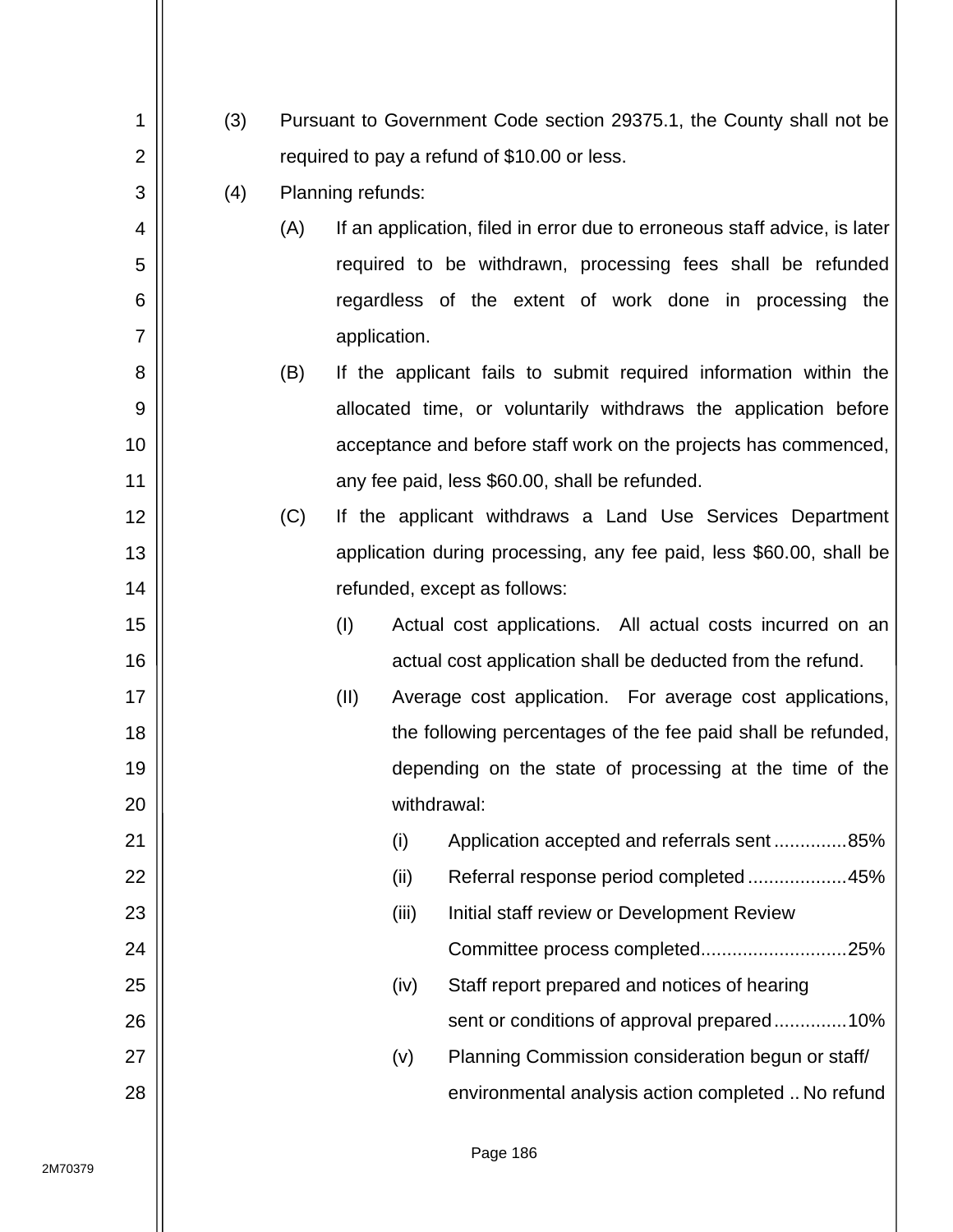(3) Pursuant to Government Code section 29375.1, the County shall not be required to pay a refund of $10.00 or less.

(4) Planning refunds:

   (A) If an application, filed in error due to erroneous staff advice, is later required to be withdrawn, processing fees shall be refunded regardless of the extent of work done in processing the application.

   (B) If the applicant fails to submit required information within the allocated time, or voluntarily withdraws the application before acceptance and before staff work on the projects has commenced, any fee paid, less $60.00, shall be refunded.

   (C) If the applicant withdraws a Land Use Services Department application during processing, any fee paid, less $60.00, shall be refunded, except as follows:

      (I) Actual cost applications. All actual costs incurred on an actual cost application shall be deducted from the refund.

      (II) Average cost application. For average cost applications, the following percentages of the fee paid shall be refunded, depending on the state of processing at the time of the withdrawal:

         (i) Application accepted and referrals sent ..............85%

         (ii) Referral response period completed ...................45%

         (iii) Initial staff review or Development Review Committee process completed............................25%

         (iv) Staff report prepared and notices of hearing sent or conditions of approval prepared..............10%

         (v) Planning Commission consideration begun or staff/ environmental analysis action completed .. No refund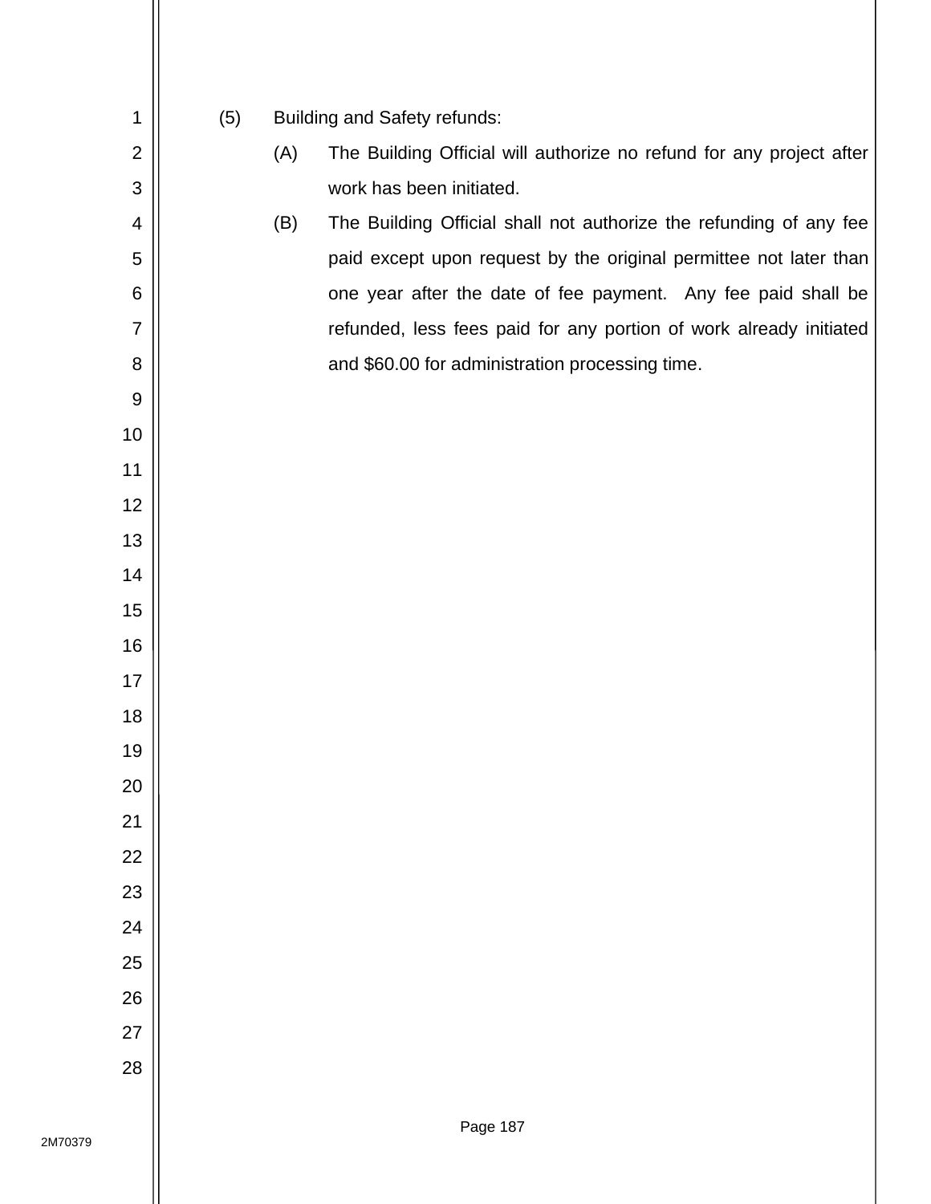(5) Building and Safety refunds:

(A) The Building Official will authorize no refund for any project after work has been initiated.

(B) The Building Official shall not authorize the refunding of any fee paid except upon request by the original permittee not later than one year after the date of fee payment. Any fee paid shall be refunded, less fees paid for any portion of work already initiated and $60.00 for administration processing time.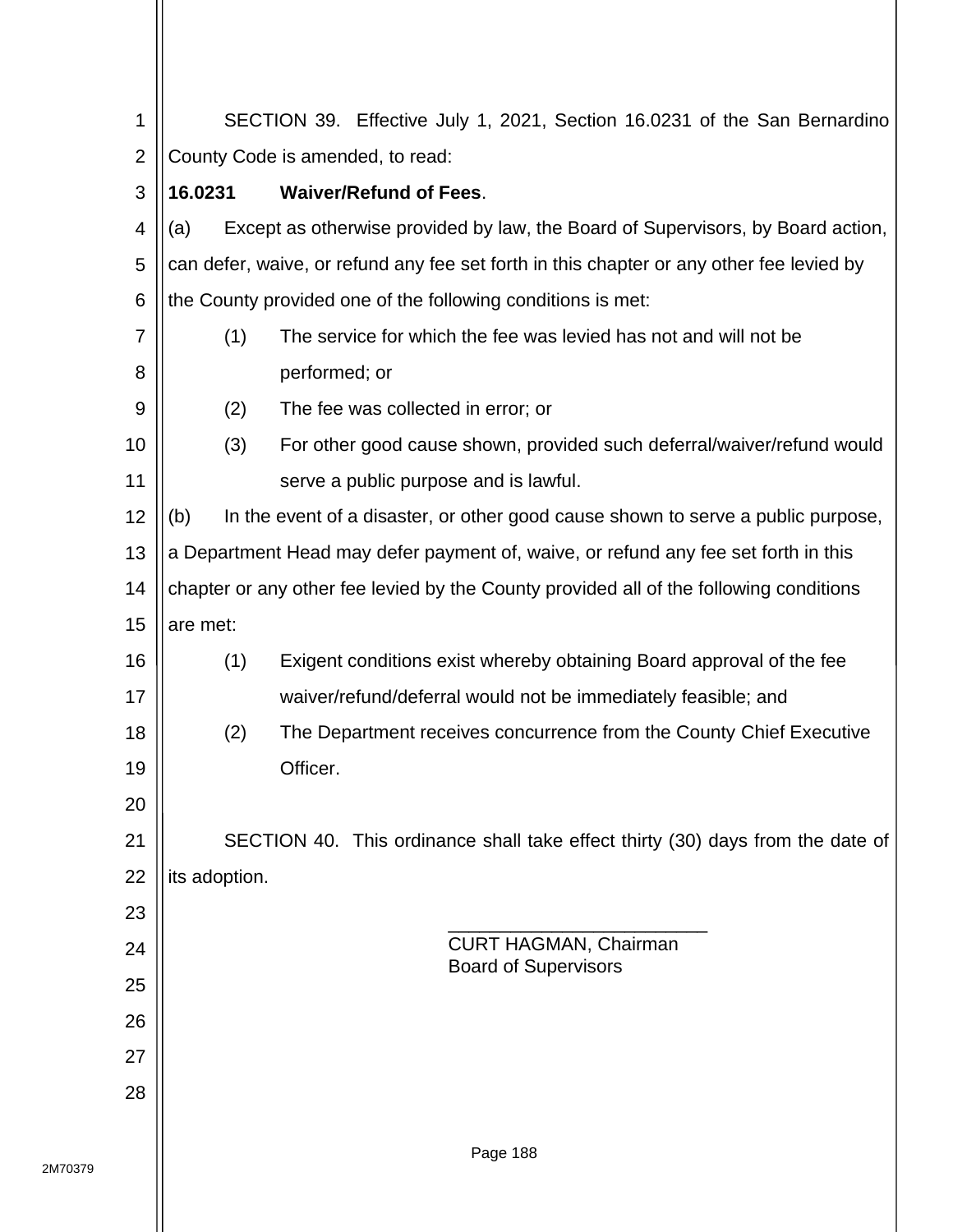SECTION 39. Effective July 1, 2021, Section 16.0231 of the San Bernardino County Code is amended, to read:

**16.0231 Waiver/Refund of Fees**.

(a) Except as otherwise provided by law, the Board of Supervisors, by Board action, can defer, waive, or refund any fee set forth in this chapter or any other fee levied by the County provided one of the following conditions is met:

(1) The service for which the fee was levied has not and will not be performed; or

(2) The fee was collected in error; or

(3) For other good cause shown, provided such deferral/waiver/refund would serve a public purpose and is lawful.

(b) In the event of a disaster, or other good cause shown to serve a public purpose, a Department Head may defer payment of, waive, or refund any fee set forth in this chapter or any other fee levied by the County provided all of the following conditions are met:

(1) Exigent conditions exist whereby obtaining Board approval of the fee waiver/refund/deferral would not be immediately feasible; and

(2) The Department receives concurrence from the County Chief Executive Officer.

SECTION 40. This ordinance shall take effect thirty (30) days from the date of its adoption.

\_\_\_\_\_\_\_\_\_\_\_\_\_\_\_\_\_\_\_\_\_\_\_\_\_\_

CURT HAGMAN, Chairman
Board of Supervisors

2M70379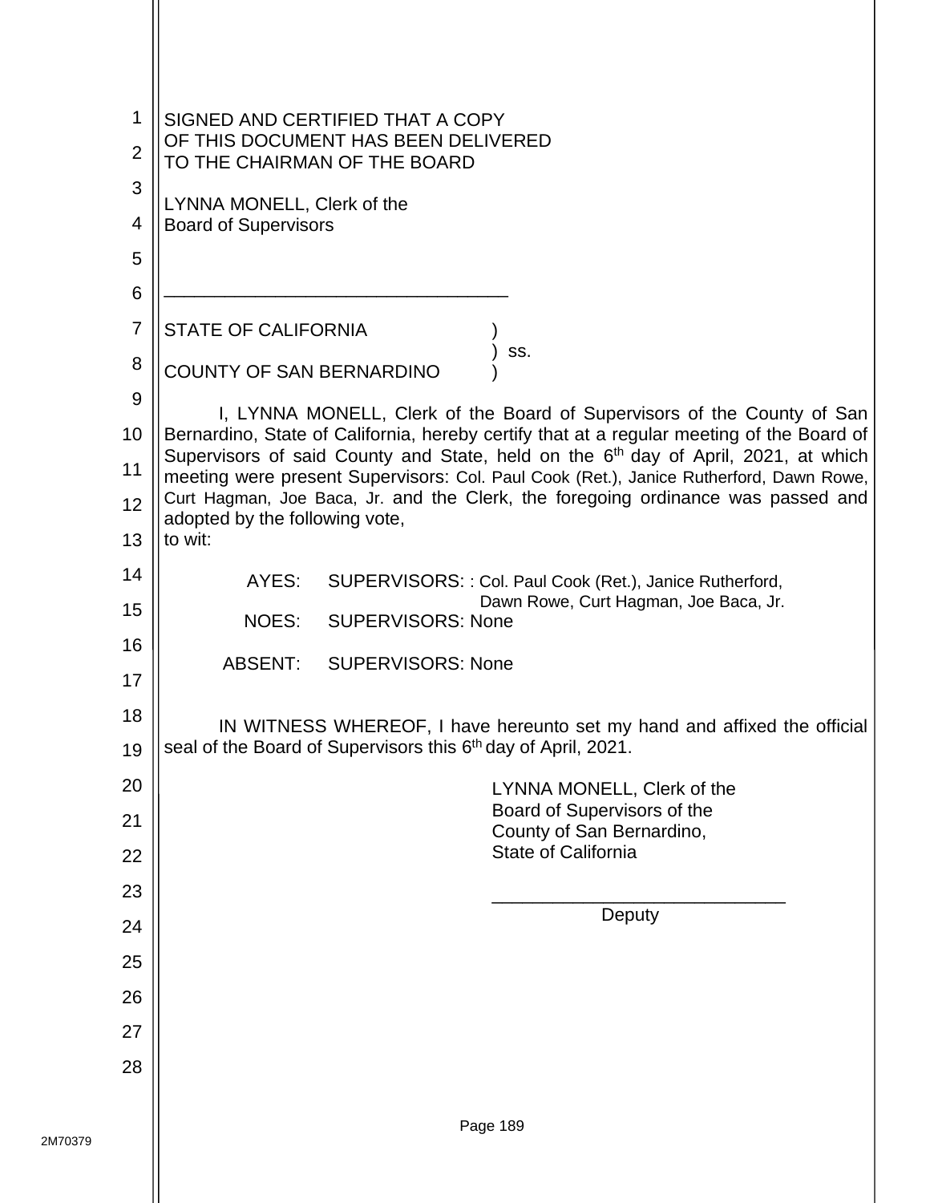SIGNED AND CERTIFIED THAT A COPY
OF THIS DOCUMENT HAS BEEN DELIVERED
TO THE CHAIRMAN OF THE BOARD

LYNNA MONELL, Clerk of the
Board of Supervisors

\_\_\_\_\_\_\_\_\_\_\_\_\_\_\_\_\_\_\_\_\_\_\_\_\_\_\_\_\_\_\_\_\_\_

STATE OF CALIFORNIA )
) ss.
COUNTY OF SAN BERNARDINO )

I, LYNNA MONELL, Clerk of the Board of Supervisors of the County of San Bernardino, State of California, hereby certify that at a regular meeting of the Board of Supervisors of said County and State, held on the 6th day of April, 2021, at which meeting were present Supervisors: Col. Paul Cook (Ret.), Janice Rutherford, Dawn Rowe, Curt Hagman, Joe Baca, Jr. and the Clerk, the foregoing ordinance was passed and adopted by the following vote,
to wit:

AYES: SUPERVISORS: : Col. Paul Cook (Ret.), Janice Rutherford, Dawn Rowe, Curt Hagman, Joe Baca, Jr.

NOES: SUPERVISORS: None

ABSENT: SUPERVISORS: None

IN WITNESS WHEREOF, I have hereunto set my hand and affixed the official seal of the Board of Supervisors this 6th day of April, 2021.

LYNNA MONELL, Clerk of the
Board of Supervisors of the
County of San Bernardino,
State of California

\_\_\_\_\_\_\_\_\_\_\_\_\_\_\_\_\_\_\_\_\_\_\_\_\_\_\_\_\_\_
Deputy

2M70379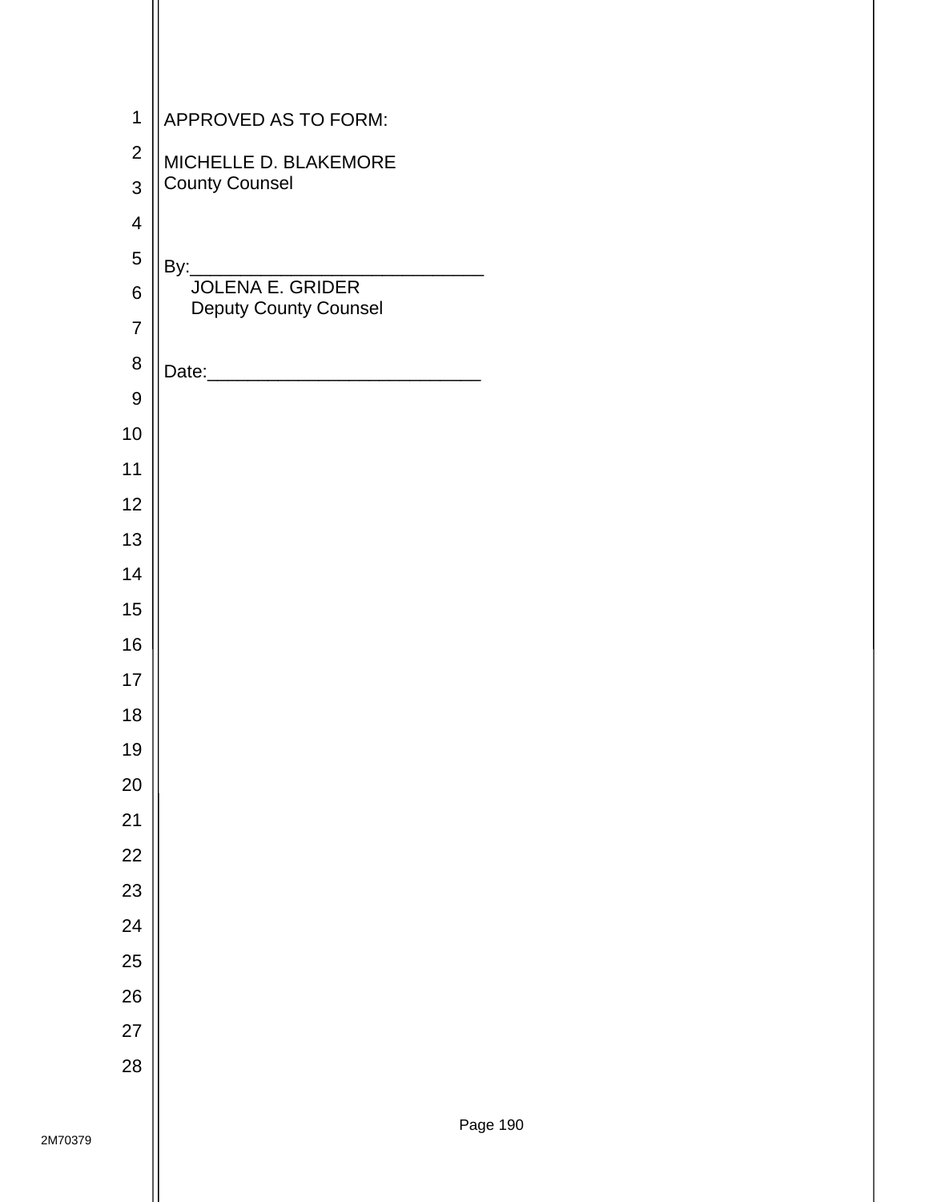APPROVED AS TO FORM:

MICHELLE D. BLAKEMORE
County Counsel

By:_____________________________
JOLENA E. GRIDER
Deputy County Counsel

Date:___________________________

2M70379